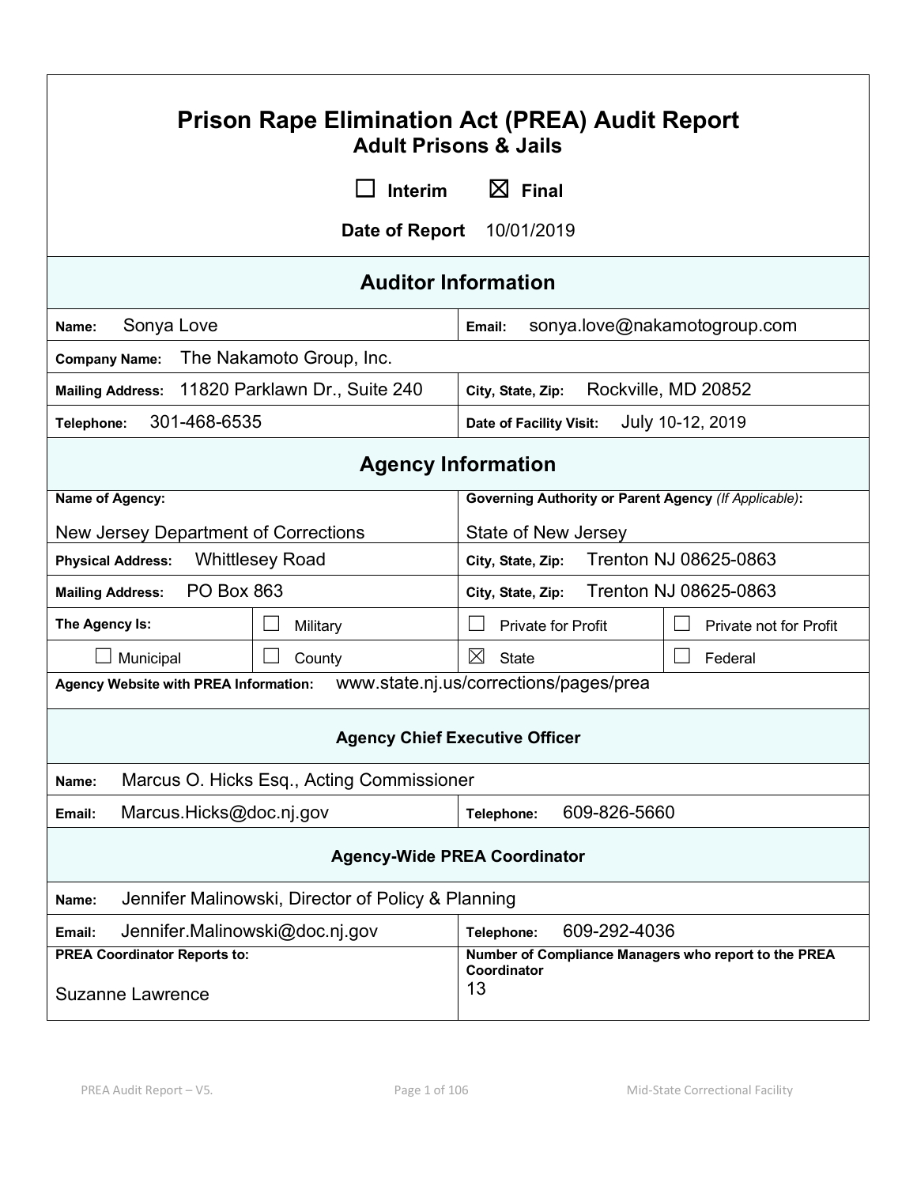# Prison Rape Elimination Act (PREA) Audit Report

## Adult Prisons & Jails

☐ Interim ☒ Final

**Date of Report** 10/01/2019

## Auditor Information

| | |
|---|---|
| **Name:** Sonya Love | **Email:** sonya.love@nakamotogroup.com |
| **Company Name:** The Nakamoto Group, Inc. | |
| **Mailing Address:** 11820 Parklawn Dr., Suite 240 | **City, State, Zip:** Rockville, MD 20852 |
| **Telephone:** 301-468-6535 | **Date of Facility Visit:** July 10-12, 2019 |

## Agency Information

| | | | |
|---|---|---|---|
| **Name of Agency:** New Jersey Department of Corrections | | **Governing Authority or Parent Agency** *(If Applicable)*: State of New Jersey | |
| **Physical Address:** Whittlesey Road | | **City, State, Zip:** Trenton NJ 08625-0863 | |
| **Mailing Address:** PO Box 863 | | **City, State, Zip:** Trenton NJ 08625-0863 | |
| **The Agency Is:** | ☐ Military | ☐ Private for Profit | ☐ Private not for Profit |
| ☐ Municipal | ☐ County | ☒ State | ☐ Federal |
| **Agency Website with PREA Information:** www.state.nj.us/corrections/pages/prea | | | |

### Agency Chief Executive Officer

| | |
|---|---|
| **Name:** Marcus O. Hicks Esq., Acting Commissioner | |
| **Email:** Marcus.Hicks@doc.nj.gov | **Telephone:** 609-826-5660 |

### Agency-Wide PREA Coordinator

| | |
|---|---|
| **Name:** Jennifer Malinowski, Director of Policy & Planning | |
| **Email:** Jennifer.Malinowski@doc.nj.gov | **Telephone:** 609-292-4036 |
| **PREA Coordinator Reports to:** Suzanne Lawrence | **Number of Compliance Managers who report to the PREA Coordinator** 13 |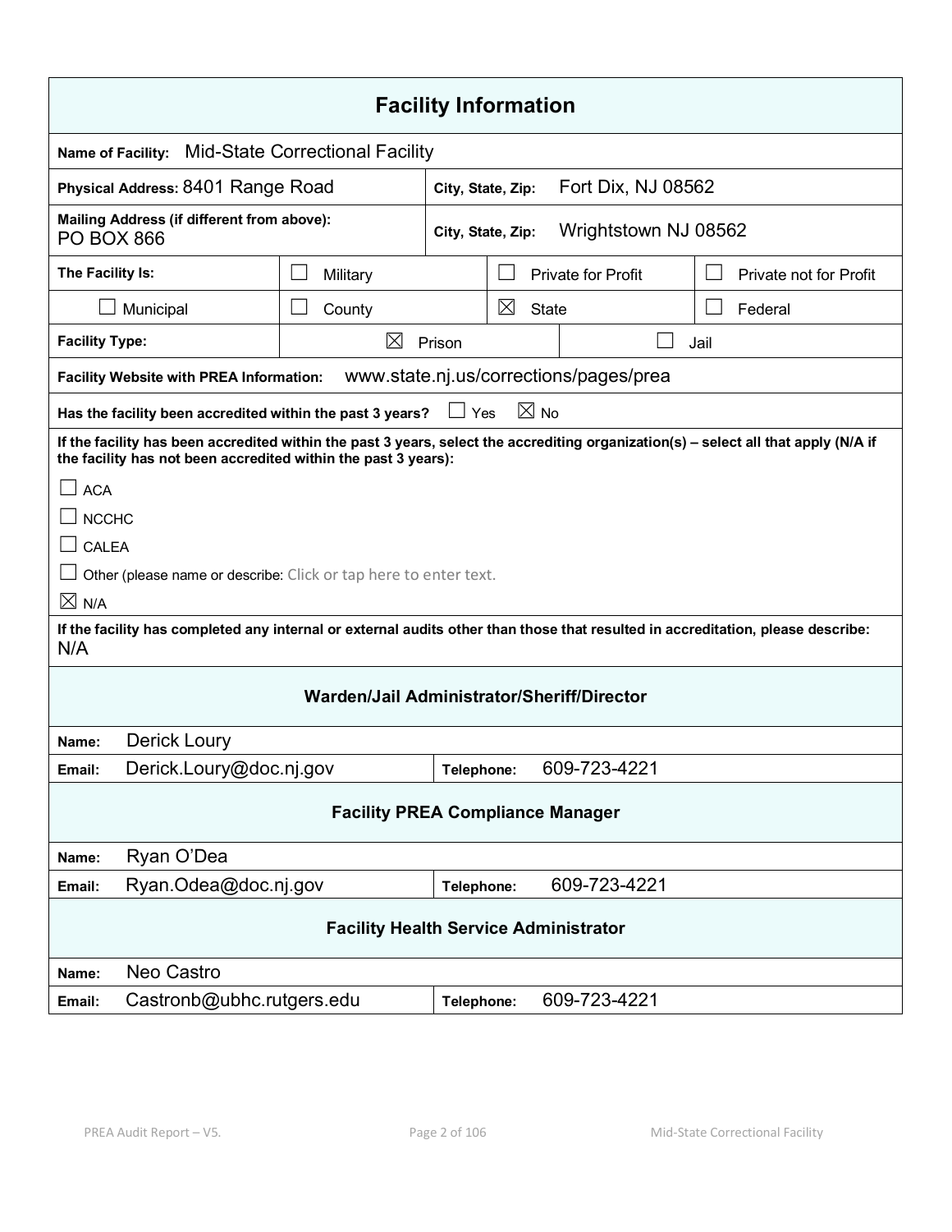## Facility Information

**Name of Facility:** Mid-State Correctional Facility

| | |
|---|---|
| **Physical Address:** 8401 Range Road | **City, State, Zip:** Fort Dix, NJ 08562 |
| **Mailing Address (if different from above):** PO BOX 866 | **City, State, Zip:** Wrightstown NJ 08562 |

| **The Facility Is:** | ☐ Military | ☐ Private for Profit | ☐ Private not for Profit |
|---|---|---|---|
| ☐ Municipal | ☐ County | ☒ State | ☐ Federal |

| **Facility Type:** | ☒ Prison | ☐ Jail |
|---|---|---|

**Facility Website with PREA Information:** www.state.nj.us/corrections/pages/prea

**Has the facility been accredited within the past 3 years?** ☐ Yes ☒ No

**If the facility has been accredited within the past 3 years, select the accrediting organization(s) – select all that apply (N/A if the facility has not been accredited within the past 3 years):**

☐ ACA

☐ NCCHC

☐ CALEA

☐ Other (please name or describe: Click or tap here to enter text.

☒ N/A

**If the facility has completed any internal or external audits other than those that resulted in accreditation, please describe:**
N/A

### Warden/Jail Administrator/Sheriff/Director

| | | | |
|---|---|---|---|
| **Name:** | Derick Loury | | |
| **Email:** | Derick.Loury@doc.nj.gov | **Telephone:** | 609-723-4221 |

### Facility PREA Compliance Manager

| | | | |
|---|---|---|---|
| **Name:** | Ryan O'Dea | | |
| **Email:** | Ryan.Odea@doc.nj.gov | **Telephone:** | 609-723-4221 |

### Facility Health Service Administrator

| | | | |
|---|---|---|---|
| **Name:** | Neo Castro | | |
| **Email:** | Castronb@ubhc.rutgers.edu | **Telephone:** | 609-723-4221 |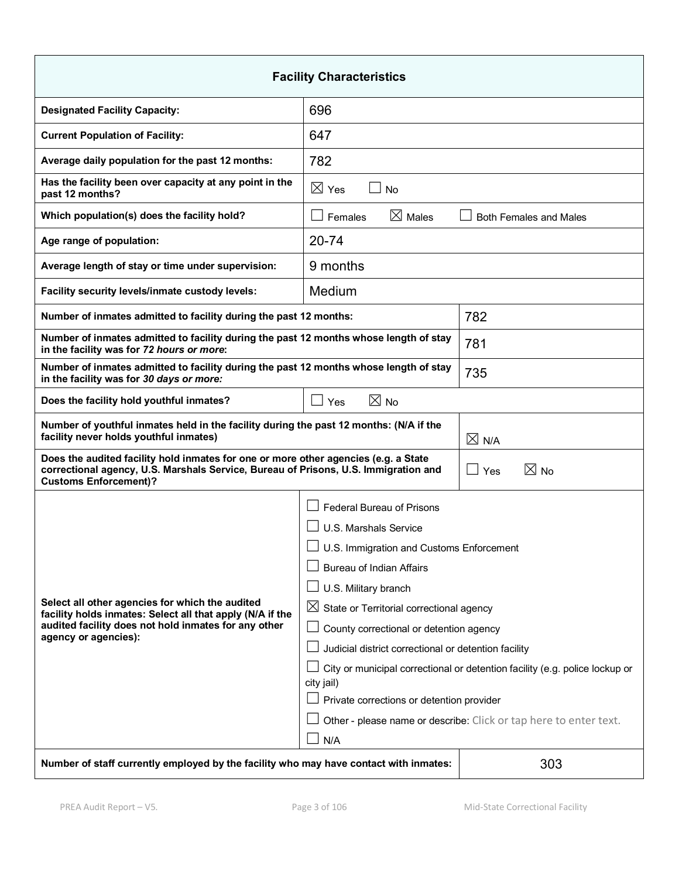| Facility Characteristics | | |
|---|---|---|
| **Designated Facility Capacity:** | 696 | |
| **Current Population of Facility:** | 647 | |
| **Average daily population for the past 12 months:** | 782 | |
| **Has the facility been over capacity at any point in the past 12 months?** | ☒ Yes ☐ No | |
| **Which population(s) does the facility hold?** | ☐ Females ☒ Males ☐ Both Females and Males | |
| **Age range of population:** | 20-74 | |
| **Average length of stay or time under supervision:** | 9 months | |
| **Facility security levels/inmate custody levels:** | Medium | |
| **Number of inmates admitted to facility during the past 12 months:** | | 782 |
| **Number of inmates admitted to facility during the past 12 months whose length of stay in the facility was for *72 hours or more*:** | | 781 |
| **Number of inmates admitted to facility during the past 12 months whose length of stay in the facility was for *30 days or more:*** | | 735 |
| **Does the facility hold youthful inmates?** | ☐ Yes ☒ No | |
| **Number of youthful inmates held in the facility during the past 12 months: (N/A if the facility never holds youthful inmates)** | | ☒ N/A |
| **Does the audited facility hold inmates for one or more other agencies (e.g. a State correctional agency, U.S. Marshals Service, Bureau of Prisons, U.S. Immigration and Customs Enforcement)?** | | ☐ Yes ☒ No |
| **Select all other agencies for which the audited facility holds inmates: Select all that apply (N/A if the audited facility does not hold inmates for any other agency or agencies):** | ☐ Federal Bureau of Prisons<br>☐ U.S. Marshals Service<br>☐ U.S. Immigration and Customs Enforcement<br>☐ Bureau of Indian Affairs<br>☐ U.S. Military branch<br>☒ State or Territorial correctional agency<br>☐ County correctional or detention agency<br>☐ Judicial district correctional or detention facility<br>☐ City or municipal correctional or detention facility (e.g. police lockup or city jail)<br>☐ Private corrections or detention provider<br>☐ Other - please name or describe: Click or tap here to enter text.<br>☐ N/A | |
| **Number of staff currently employed by the facility who may have contact with inmates:** | | 303 |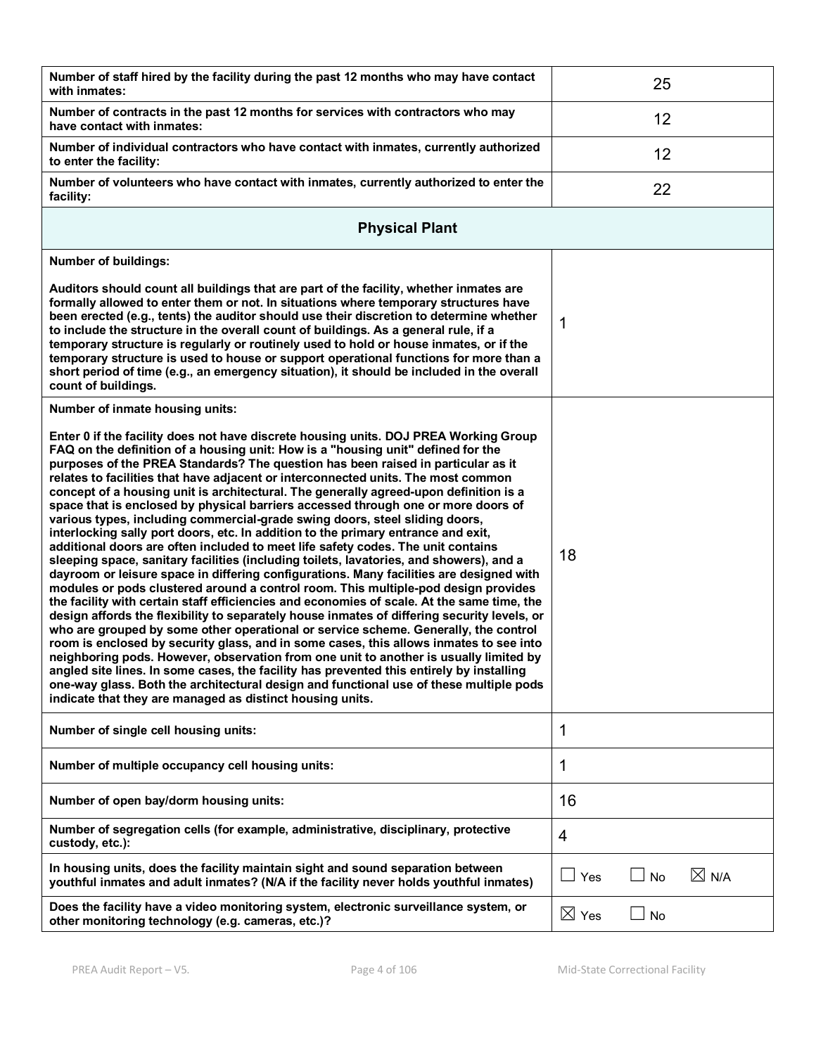| | |
|---|---|
| **Number of staff hired by the facility during the past 12 months who may have contact with inmates:** | 25 |
| **Number of contracts in the past 12 months for services with contractors who may have contact with inmates:** | 12 |
| **Number of individual contractors who have contact with inmates, currently authorized to enter the facility:** | 12 |
| **Number of volunteers who have contact with inmates, currently authorized to enter the facility:** | 22 |

## Physical Plant

| | |
|---|---|
| **Number of buildings:**<br><br>**Auditors should count all buildings that are part of the facility, whether inmates are formally allowed to enter them or not. In situations where temporary structures have been erected (e.g., tents) the auditor should use their discretion to determine whether to include the structure in the overall count of buildings. As a general rule, if a temporary structure is regularly or routinely used to hold or house inmates, or if the temporary structure is used to house or support operational functions for more than a short period of time (e.g., an emergency situation), it should be included in the overall count of buildings.** | 1 |
| **Number of inmate housing units:**<br><br>**Enter 0 if the facility does not have discrete housing units. DOJ PREA Working Group FAQ on the definition of a housing unit: How is a "housing unit" defined for the purposes of the PREA Standards? The question has been raised in particular as it relates to facilities that have adjacent or interconnected units. The most common concept of a housing unit is architectural. The generally agreed-upon definition is a space that is enclosed by physical barriers accessed through one or more doors of various types, including commercial-grade swing doors, steel sliding doors, interlocking sally port doors, etc. In addition to the primary entrance and exit, additional doors are often included to meet life safety codes. The unit contains sleeping space, sanitary facilities (including toilets, lavatories, and showers), and a dayroom or leisure space in differing configurations. Many facilities are designed with modules or pods clustered around a control room. This multiple-pod design provides the facility with certain staff efficiencies and economies of scale. At the same time, the design affords the flexibility to separately house inmates of differing security levels, or who are grouped by some other operational or service scheme. Generally, the control room is enclosed by security glass, and in some cases, this allows inmates to see into neighboring pods. However, observation from one unit to another is usually limited by angled site lines. In some cases, the facility has prevented this entirely by installing one-way glass. Both the architectural design and functional use of these multiple pods indicate that they are managed as distinct housing units.** | 18 |
| **Number of single cell housing units:** | 1 |
| **Number of multiple occupancy cell housing units:** | 1 |
| **Number of open bay/dorm housing units:** | 16 |
| **Number of segregation cells (for example, administrative, disciplinary, protective custody, etc.):** | 4 |
| **In housing units, does the facility maintain sight and sound separation between youthful inmates and adult inmates? (N/A if the facility never holds youthful inmates)** | ☐ Yes ☐ No ☒ N/A |
| **Does the facility have a video monitoring system, electronic surveillance system, or other monitoring technology (e.g. cameras, etc.)?** | ☒ Yes ☐ No |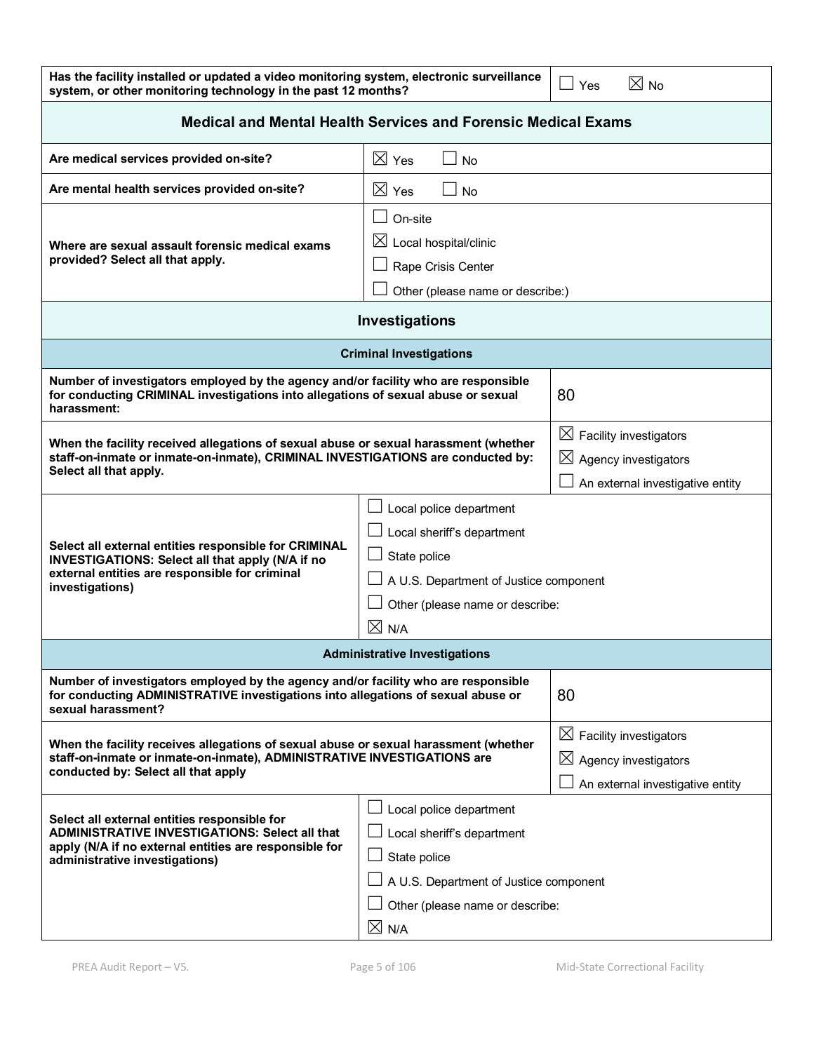| Has the facility installed or updated a video monitoring system, electronic surveillance system, or other monitoring technology in the past 12 months? | ☐ Yes ☒ No |
| --- | --- |

## Medical and Mental Health Services and Forensic Medical Exams

| | |
| --- | --- |
| **Are medical services provided on-site?** | ☒ Yes ☐ No |
| **Are mental health services provided on-site?** | ☒ Yes ☐ No |
| **Where are sexual assault forensic medical exams provided? Select all that apply.** | ☐ On-site<br>☒ Local hospital/clinic<br>☐ Rape Crisis Center<br>☐ Other (please name or describe:) |

## Investigations

### Criminal Investigations

| | |
| --- | --- |
| **Number of investigators employed by the agency and/or facility who are responsible for conducting CRIMINAL investigations into allegations of sexual abuse or sexual harassment:** | 80 |
| **When the facility received allegations of sexual abuse or sexual harassment (whether staff-on-inmate or inmate-on-inmate), CRIMINAL INVESTIGATIONS are conducted by: Select all that apply.** | ☒ Facility investigators<br>☒ Agency investigators<br>☐ An external investigative entity |
| **Select all external entities responsible for CRIMINAL INVESTIGATIONS: Select all that apply (N/A if no external entities are responsible for criminal investigations)** | ☐ Local police department<br>☐ Local sheriff's department<br>☐ State police<br>☐ A U.S. Department of Justice component<br>☐ Other (please name or describe:<br>☒ N/A |

### Administrative Investigations

| | |
| --- | --- |
| **Number of investigators employed by the agency and/or facility who are responsible for conducting ADMINISTRATIVE investigations into allegations of sexual abuse or sexual harassment?** | 80 |
| **When the facility receives allegations of sexual abuse or sexual harassment (whether staff-on-inmate or inmate-on-inmate), ADMINISTRATIVE INVESTIGATIONS are conducted by: Select all that apply** | ☒ Facility investigators<br>☒ Agency investigators<br>☐ An external investigative entity |
| **Select all external entities responsible for ADMINISTRATIVE INVESTIGATIONS: Select all that apply (N/A if no external entities are responsible for administrative investigations)** | ☐ Local police department<br>☐ Local sheriff's department<br>☐ State police<br>☐ A U.S. Department of Justice component<br>☐ Other (please name or describe:<br>☒ N/A |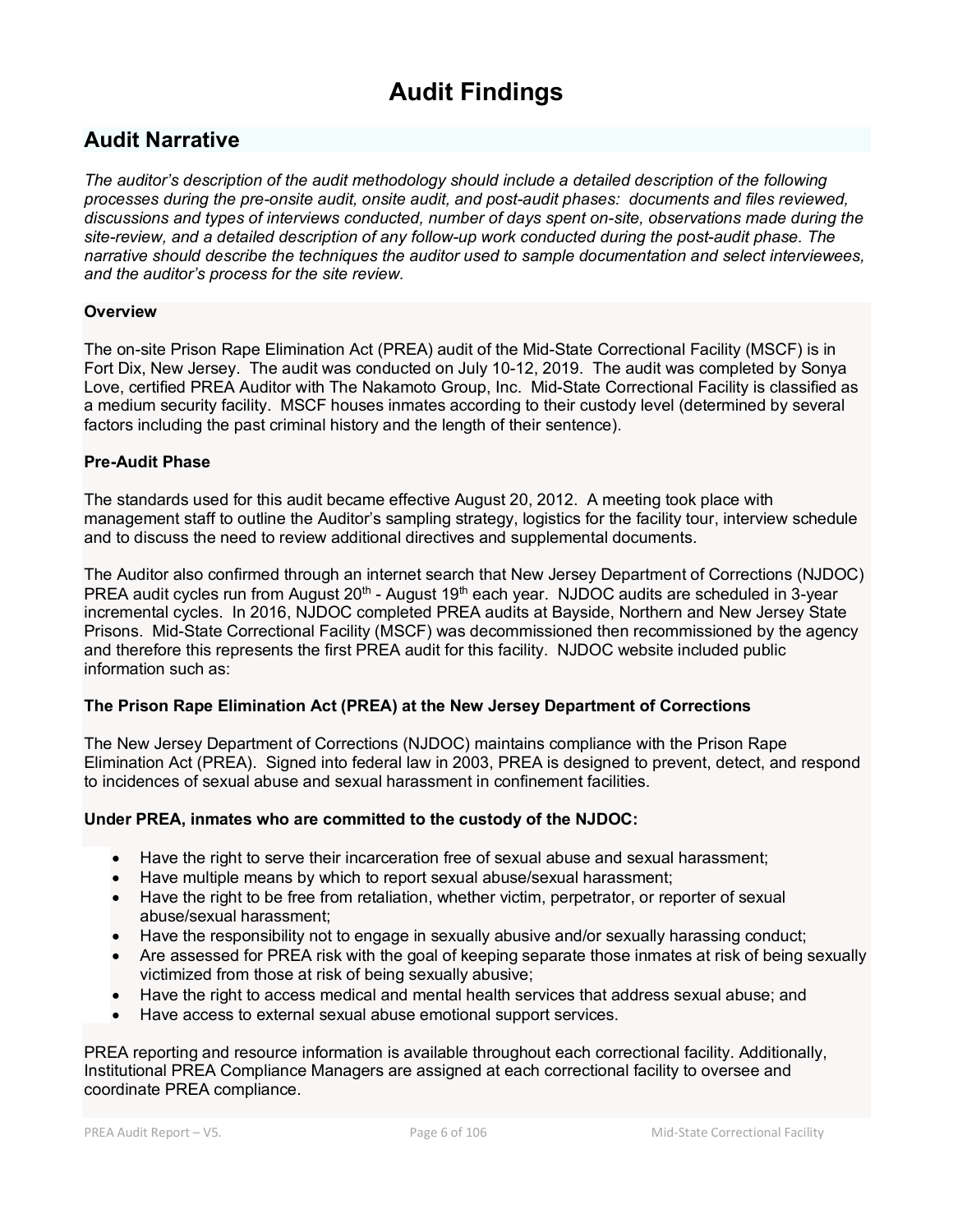# Audit Findings

## Audit Narrative

*The auditor's description of the audit methodology should include a detailed description of the following processes during the pre-onsite audit, onsite audit, and post-audit phases: documents and files reviewed, discussions and types of interviews conducted, number of days spent on-site, observations made during the site-review, and a detailed description of any follow-up work conducted during the post-audit phase. The narrative should describe the techniques the auditor used to sample documentation and select interviewees, and the auditor's process for the site review.*

**Overview**

The on-site Prison Rape Elimination Act (PREA) audit of the Mid-State Correctional Facility (MSCF) is in Fort Dix, New Jersey. The audit was conducted on July 10-12, 2019. The audit was completed by Sonya Love, certified PREA Auditor with The Nakamoto Group, Inc. Mid-State Correctional Facility is classified as a medium security facility. MSCF houses inmates according to their custody level (determined by several factors including the past criminal history and the length of their sentence).

**Pre-Audit Phase**

The standards used for this audit became effective August 20, 2012. A meeting took place with management staff to outline the Auditor's sampling strategy, logistics for the facility tour, interview schedule and to discuss the need to review additional directives and supplemental documents.

The Auditor also confirmed through an internet search that New Jersey Department of Corrections (NJDOC) PREA audit cycles run from August 20th - August 19th each year. NJDOC audits are scheduled in 3-year incremental cycles. In 2016, NJDOC completed PREA audits at Bayside, Northern and New Jersey State Prisons. Mid-State Correctional Facility (MSCF) was decommissioned then recommissioned by the agency and therefore this represents the first PREA audit for this facility. NJDOC website included public information such as:

**The Prison Rape Elimination Act (PREA) at the New Jersey Department of Corrections**

The New Jersey Department of Corrections (NJDOC) maintains compliance with the Prison Rape Elimination Act (PREA). Signed into federal law in 2003, PREA is designed to prevent, detect, and respond to incidences of sexual abuse and sexual harassment in confinement facilities.

**Under PREA, inmates who are committed to the custody of the NJDOC:**

- Have the right to serve their incarceration free of sexual abuse and sexual harassment;
- Have multiple means by which to report sexual abuse/sexual harassment;
- Have the right to be free from retaliation, whether victim, perpetrator, or reporter of sexual abuse/sexual harassment;
- Have the responsibility not to engage in sexually abusive and/or sexually harassing conduct;
- Are assessed for PREA risk with the goal of keeping separate those inmates at risk of being sexually victimized from those at risk of being sexually abusive;
- Have the right to access medical and mental health services that address sexual abuse; and
- Have access to external sexual abuse emotional support services.

PREA reporting and resource information is available throughout each correctional facility. Additionally, Institutional PREA Compliance Managers are assigned at each correctional facility to oversee and coordinate PREA compliance.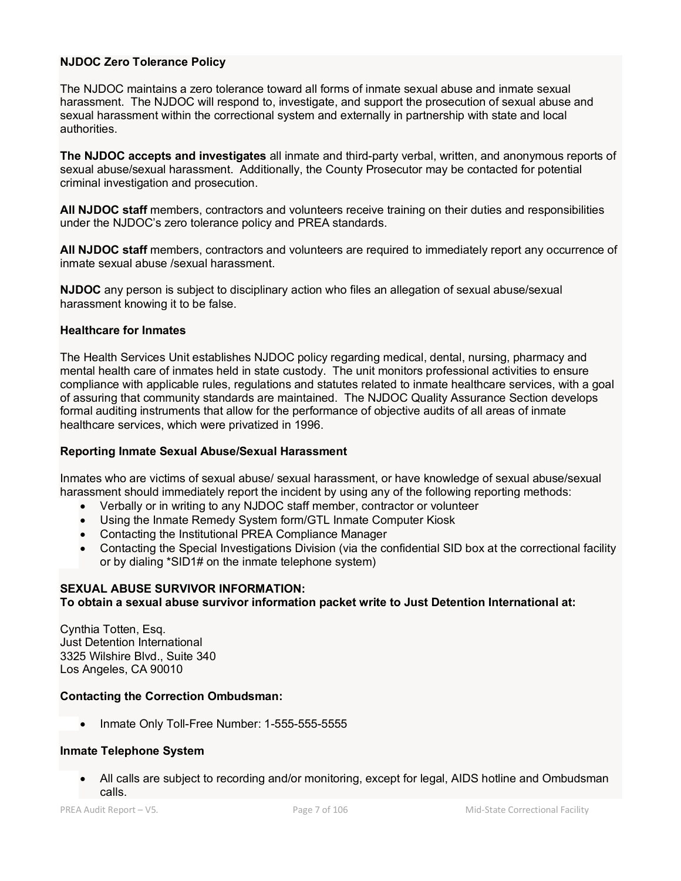**NJDOC Zero Tolerance Policy**

The NJDOC maintains a zero tolerance toward all forms of inmate sexual abuse and inmate sexual harassment. The NJDOC will respond to, investigate, and support the prosecution of sexual abuse and sexual harassment within the correctional system and externally in partnership with state and local authorities.

**The NJDOC accepts and investigates** all inmate and third-party verbal, written, and anonymous reports of sexual abuse/sexual harassment. Additionally, the County Prosecutor may be contacted for potential criminal investigation and prosecution.

**All NJDOC staff** members, contractors and volunteers receive training on their duties and responsibilities under the NJDOC's zero tolerance policy and PREA standards.

**All NJDOC staff** members, contractors and volunteers are required to immediately report any occurrence of inmate sexual abuse /sexual harassment.

**NJDOC** any person is subject to disciplinary action who files an allegation of sexual abuse/sexual harassment knowing it to be false.

**Healthcare for Inmates**

The Health Services Unit establishes NJDOC policy regarding medical, dental, nursing, pharmacy and mental health care of inmates held in state custody. The unit monitors professional activities to ensure compliance with applicable rules, regulations and statutes related to inmate healthcare services, with a goal of assuring that community standards are maintained. The NJDOC Quality Assurance Section develops formal auditing instruments that allow for the performance of objective audits of all areas of inmate healthcare services, which were privatized in 1996.

**Reporting Inmate Sexual Abuse/Sexual Harassment**

Inmates who are victims of sexual abuse/ sexual harassment, or have knowledge of sexual abuse/sexual harassment should immediately report the incident by using any of the following reporting methods:

- Verbally or in writing to any NJDOC staff member, contractor or volunteer
- Using the Inmate Remedy System form/GTL Inmate Computer Kiosk
- Contacting the Institutional PREA Compliance Manager
- Contacting the Special Investigations Division (via the confidential SID box at the correctional facility or by dialing *SID1# on the inmate telephone system)

**SEXUAL ABUSE SURVIVOR INFORMATION:**
**To obtain a sexual abuse survivor information packet write to Just Detention International at:**

Cynthia Totten, Esq.
Just Detention International
3325 Wilshire Blvd., Suite 340
Los Angeles, CA 90010

**Contacting the Correction Ombudsman:**

- Inmate Only Toll-Free Number: 1-555-555-5555

**Inmate Telephone System**

- All calls are subject to recording and/or monitoring, except for legal, AIDS hotline and Ombudsman calls.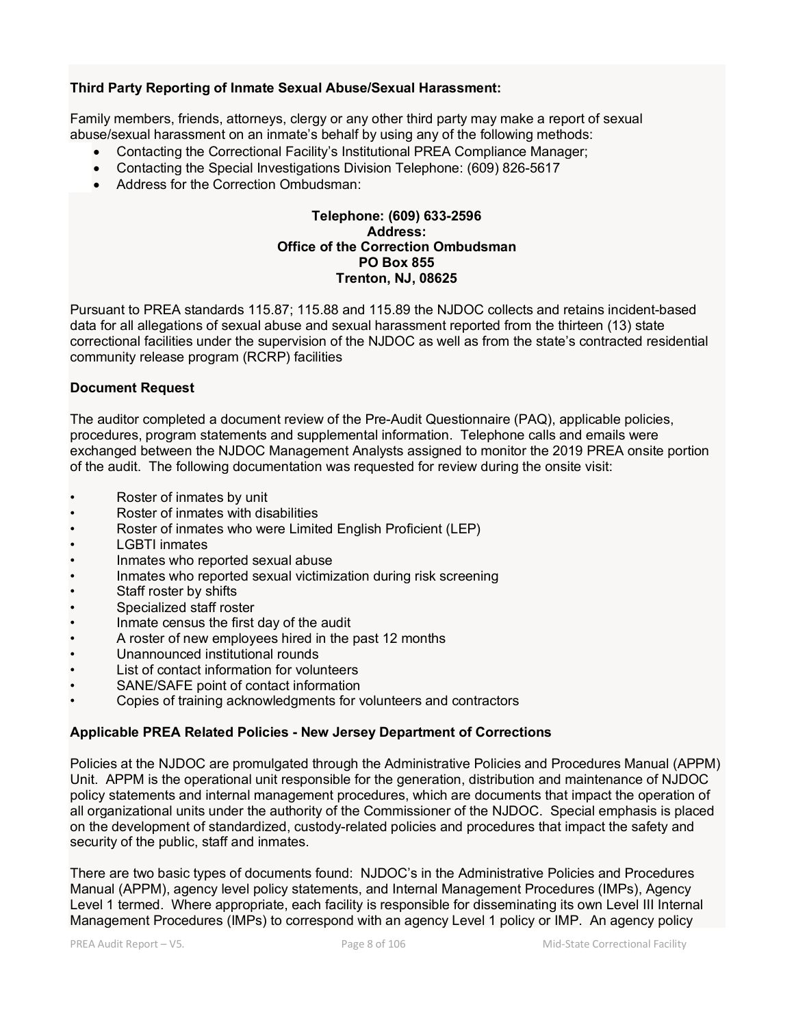**Third Party Reporting of Inmate Sexual Abuse/Sexual Harassment:**

Family members, friends, attorneys, clergy or any other third party may make a report of sexual abuse/sexual harassment on an inmate's behalf by using any of the following methods:

- Contacting the Correctional Facility's Institutional PREA Compliance Manager;
- Contacting the Special Investigations Division Telephone: (609) 826-5617
- Address for the Correction Ombudsman:

**Telephone: (609) 633-2596**
**Address:**
**Office of the Correction Ombudsman**
**PO Box 855**
**Trenton, NJ, 08625**

Pursuant to PREA standards 115.87; 115.88 and 115.89 the NJDOC collects and retains incident-based data for all allegations of sexual abuse and sexual harassment reported from the thirteen (13) state correctional facilities under the supervision of the NJDOC as well as from the state's contracted residential community release program (RCRP) facilities

**Document Request**

The auditor completed a document review of the Pre-Audit Questionnaire (PAQ), applicable policies, procedures, program statements and supplemental information. Telephone calls and emails were exchanged between the NJDOC Management Analysts assigned to monitor the 2019 PREA onsite portion of the audit. The following documentation was requested for review during the onsite visit:

- Roster of inmates by unit
- Roster of inmates with disabilities
- Roster of inmates who were Limited English Proficient (LEP)
- LGBTI inmates
- Inmates who reported sexual abuse
- Inmates who reported sexual victimization during risk screening
- Staff roster by shifts
- Specialized staff roster
- Inmate census the first day of the audit
- A roster of new employees hired in the past 12 months
- Unannounced institutional rounds
- List of contact information for volunteers
- SANE/SAFE point of contact information
- Copies of training acknowledgments for volunteers and contractors

**Applicable PREA Related Policies - New Jersey Department of Corrections**

Policies at the NJDOC are promulgated through the Administrative Policies and Procedures Manual (APPM) Unit. APPM is the operational unit responsible for the generation, distribution and maintenance of NJDOC policy statements and internal management procedures, which are documents that impact the operation of all organizational units under the authority of the Commissioner of the NJDOC. Special emphasis is placed on the development of standardized, custody-related policies and procedures that impact the safety and security of the public, staff and inmates.

There are two basic types of documents found: NJDOC's in the Administrative Policies and Procedures Manual (APPM), agency level policy statements, and Internal Management Procedures (IMPs), Agency Level 1 termed. Where appropriate, each facility is responsible for disseminating its own Level III Internal Management Procedures (IMPs) to correspond with an agency Level 1 policy or IMP. An agency policy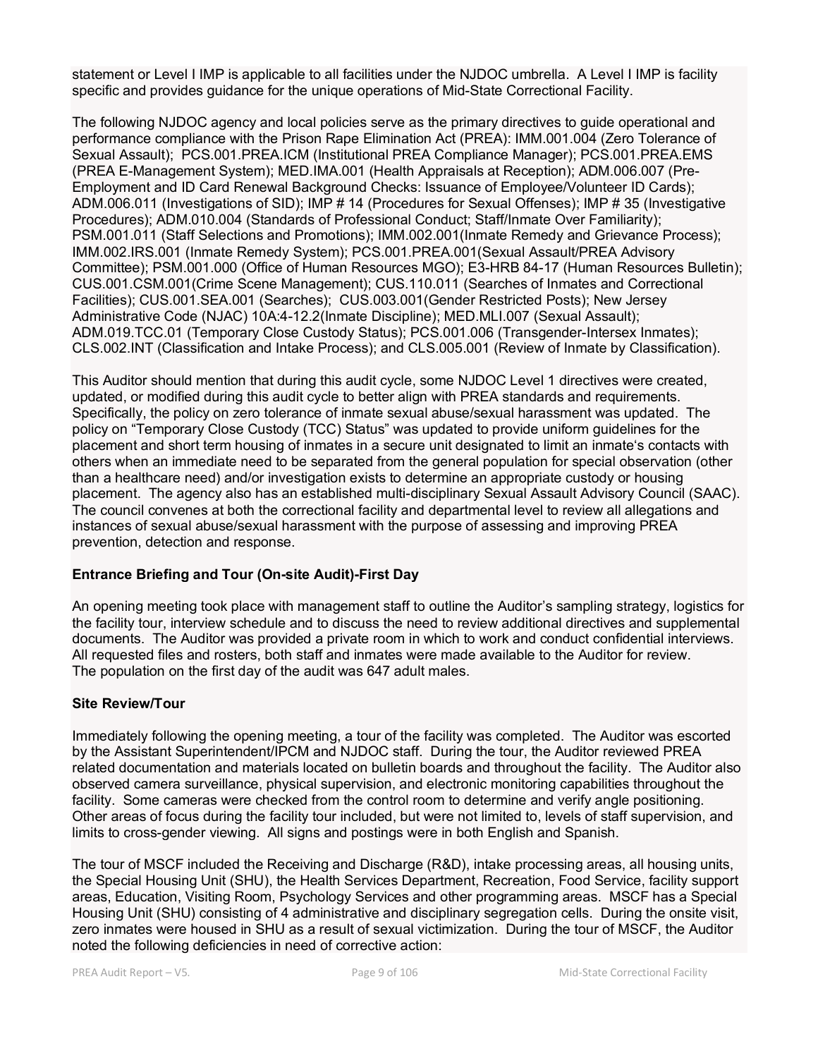statement or Level I IMP is applicable to all facilities under the NJDOC umbrella. A Level I IMP is facility specific and provides guidance for the unique operations of Mid-State Correctional Facility.

The following NJDOC agency and local policies serve as the primary directives to guide operational and performance compliance with the Prison Rape Elimination Act (PREA): IMM.001.004 (Zero Tolerance of Sexual Assault); PCS.001.PREA.ICM (Institutional PREA Compliance Manager); PCS.001.PREA.EMS (PREA E-Management System); MED.IMA.001 (Health Appraisals at Reception); ADM.006.007 (Pre-Employment and ID Card Renewal Background Checks: Issuance of Employee/Volunteer ID Cards); ADM.006.011 (Investigations of SID); IMP # 14 (Procedures for Sexual Offenses); IMP # 35 (Investigative Procedures); ADM.010.004 (Standards of Professional Conduct; Staff/Inmate Over Familiarity); PSM.001.011 (Staff Selections and Promotions); IMM.002.001(Inmate Remedy and Grievance Process); IMM.002.IRS.001 (Inmate Remedy System); PCS.001.PREA.001(Sexual Assault/PREA Advisory Committee); PSM.001.000 (Office of Human Resources MGO); E3-HRB 84-17 (Human Resources Bulletin); CUS.001.CSM.001(Crime Scene Management); CUS.110.011 (Searches of Inmates and Correctional Facilities); CUS.001.SEA.001 (Searches); CUS.003.001(Gender Restricted Posts); New Jersey Administrative Code (NJAC) 10A:4-12.2(Inmate Discipline); MED.MLI.007 (Sexual Assault); ADM.019.TCC.01 (Temporary Close Custody Status); PCS.001.006 (Transgender-Intersex Inmates); CLS.002.INT (Classification and Intake Process); and CLS.005.001 (Review of Inmate by Classification).

This Auditor should mention that during this audit cycle, some NJDOC Level 1 directives were created, updated, or modified during this audit cycle to better align with PREA standards and requirements. Specifically, the policy on zero tolerance of inmate sexual abuse/sexual harassment was updated. The policy on "Temporary Close Custody (TCC) Status" was updated to provide uniform guidelines for the placement and short term housing of inmates in a secure unit designated to limit an inmate's contacts with others when an immediate need to be separated from the general population for special observation (other than a healthcare need) and/or investigation exists to determine an appropriate custody or housing placement. The agency also has an established multi-disciplinary Sexual Assault Advisory Council (SAAC). The council convenes at both the correctional facility and departmental level to review all allegations and instances of sexual abuse/sexual harassment with the purpose of assessing and improving PREA prevention, detection and response.

**Entrance Briefing and Tour (On-site Audit)-First Day**

An opening meeting took place with management staff to outline the Auditor's sampling strategy, logistics for the facility tour, interview schedule and to discuss the need to review additional directives and supplemental documents. The Auditor was provided a private room in which to work and conduct confidential interviews. All requested files and rosters, both staff and inmates were made available to the Auditor for review. The population on the first day of the audit was 647 adult males.

**Site Review/Tour**

Immediately following the opening meeting, a tour of the facility was completed. The Auditor was escorted by the Assistant Superintendent/IPCM and NJDOC staff. During the tour, the Auditor reviewed PREA related documentation and materials located on bulletin boards and throughout the facility. The Auditor also observed camera surveillance, physical supervision, and electronic monitoring capabilities throughout the facility. Some cameras were checked from the control room to determine and verify angle positioning. Other areas of focus during the facility tour included, but were not limited to, levels of staff supervision, and limits to cross-gender viewing. All signs and postings were in both English and Spanish.

The tour of MSCF included the Receiving and Discharge (R&D), intake processing areas, all housing units, the Special Housing Unit (SHU), the Health Services Department, Recreation, Food Service, facility support areas, Education, Visiting Room, Psychology Services and other programming areas. MSCF has a Special Housing Unit (SHU) consisting of 4 administrative and disciplinary segregation cells. During the onsite visit, zero inmates were housed in SHU as a result of sexual victimization. During the tour of MSCF, the Auditor noted the following deficiencies in need of corrective action: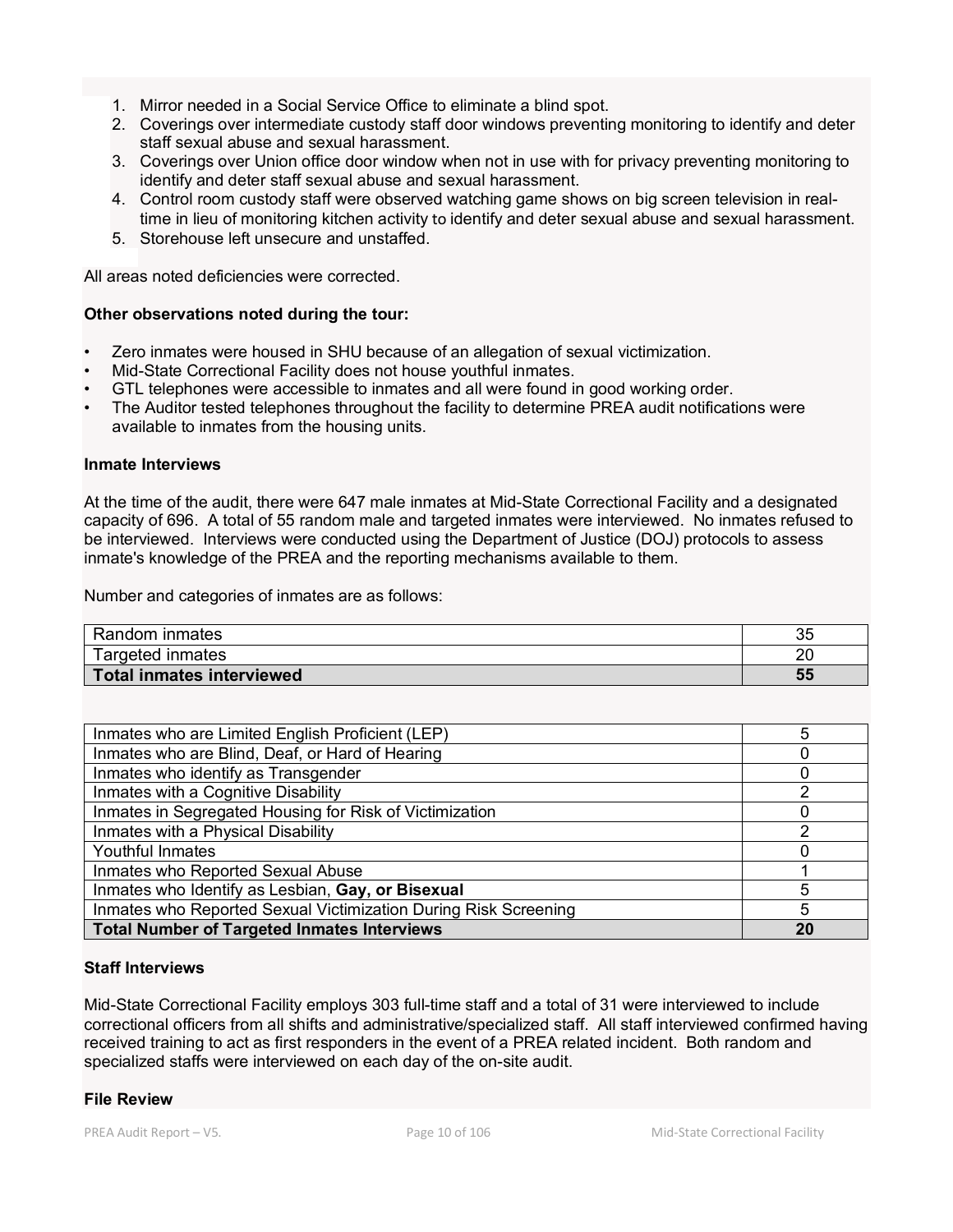1. Mirror needed in a Social Service Office to eliminate a blind spot.
2. Coverings over intermediate custody staff door windows preventing monitoring to identify and deter staff sexual abuse and sexual harassment.
3. Coverings over Union office door window when not in use with for privacy preventing monitoring to identify and deter staff sexual abuse and sexual harassment.
4. Control room custody staff were observed watching game shows on big screen television in real-time in lieu of monitoring kitchen activity to identify and deter sexual abuse and sexual harassment.
5. Storehouse left unsecure and unstaffed.

All areas noted deficiencies were corrected.

**Other observations noted during the tour:**

- Zero inmates were housed in SHU because of an allegation of sexual victimization.
- Mid-State Correctional Facility does not house youthful inmates.
- GTL telephones were accessible to inmates and all were found in good working order.
- The Auditor tested telephones throughout the facility to determine PREA audit notifications were available to inmates from the housing units.

**Inmate Interviews**

At the time of the audit, there were 647 male inmates at Mid-State Correctional Facility and a designated capacity of 696. A total of 55 random male and targeted inmates were interviewed. No inmates refused to be interviewed. Interviews were conducted using the Department of Justice (DOJ) protocols to assess inmate's knowledge of the PREA and the reporting mechanisms available to them.

Number and categories of inmates are as follows:

| Category | Number |
|---|---|
| Random inmates | 35 |
| Targeted inmates | 20 |
| **Total inmates interviewed** | **55** |

| Category | Number |
|---|---|
| Inmates who are Limited English Proficient (LEP) | 5 |
| Inmates who are Blind, Deaf, or Hard of Hearing | 0 |
| Inmates who identify as Transgender | 0 |
| Inmates with a Cognitive Disability | 2 |
| Inmates in Segregated Housing for Risk of Victimization | 0 |
| Inmates with a Physical Disability | 2 |
| Youthful Inmates | 0 |
| Inmates who Reported Sexual Abuse | 1 |
| Inmates who Identify as Lesbian, **Gay, or Bisexual** | 5 |
| Inmates who Reported Sexual Victimization During Risk Screening | 5 |
| **Total Number of Targeted Inmates Interviews** | **20** |

**Staff Interviews**

Mid-State Correctional Facility employs 303 full-time staff and a total of 31 were interviewed to include correctional officers from all shifts and administrative/specialized staff. All staff interviewed confirmed having received training to act as first responders in the event of a PREA related incident. Both random and specialized staffs were interviewed on each day of the on-site audit.

**File Review**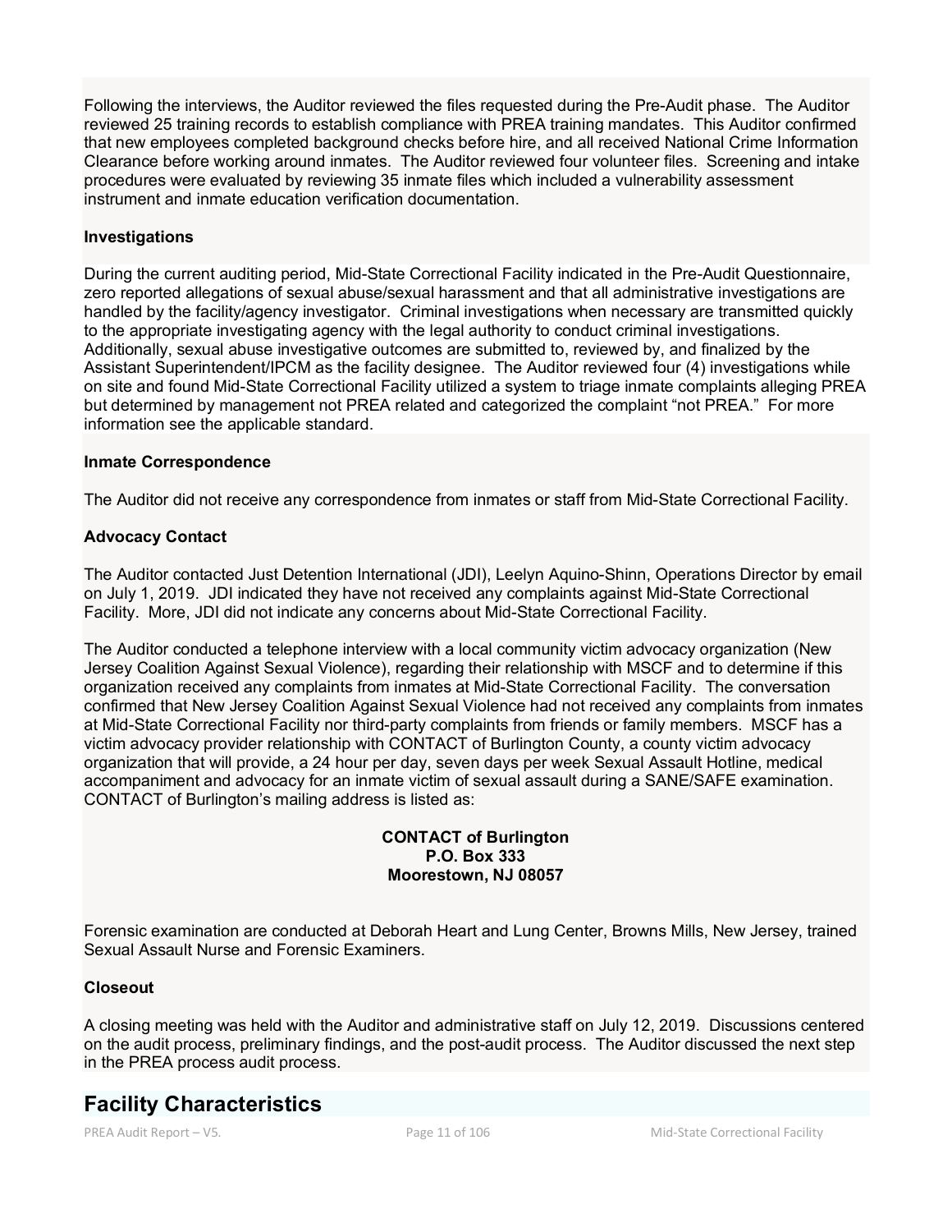Following the interviews, the Auditor reviewed the files requested during the Pre-Audit phase. The Auditor reviewed 25 training records to establish compliance with PREA training mandates. This Auditor confirmed that new employees completed background checks before hire, and all received National Crime Information Clearance before working around inmates. The Auditor reviewed four volunteer files. Screening and intake procedures were evaluated by reviewing 35 inmate files which included a vulnerability assessment instrument and inmate education verification documentation.

**Investigations**

During the current auditing period, Mid-State Correctional Facility indicated in the Pre-Audit Questionnaire, zero reported allegations of sexual abuse/sexual harassment and that all administrative investigations are handled by the facility/agency investigator. Criminal investigations when necessary are transmitted quickly to the appropriate investigating agency with the legal authority to conduct criminal investigations. Additionally, sexual abuse investigative outcomes are submitted to, reviewed by, and finalized by the Assistant Superintendent/IPCM as the facility designee. The Auditor reviewed four (4) investigations while on site and found Mid-State Correctional Facility utilized a system to triage inmate complaints alleging PREA but determined by management not PREA related and categorized the complaint "not PREA." For more information see the applicable standard.

**Inmate Correspondence**

The Auditor did not receive any correspondence from inmates or staff from Mid-State Correctional Facility.

**Advocacy Contact**

The Auditor contacted Just Detention International (JDI), Leelyn Aquino-Shinn, Operations Director by email on July 1, 2019. JDI indicated they have not received any complaints against Mid-State Correctional Facility. More, JDI did not indicate any concerns about Mid-State Correctional Facility.

The Auditor conducted a telephone interview with a local community victim advocacy organization (New Jersey Coalition Against Sexual Violence), regarding their relationship with MSCF and to determine if this organization received any complaints from inmates at Mid-State Correctional Facility. The conversation confirmed that New Jersey Coalition Against Sexual Violence had not received any complaints from inmates at Mid-State Correctional Facility nor third-party complaints from friends or family members. MSCF has a victim advocacy provider relationship with CONTACT of Burlington County, a county victim advocacy organization that will provide, a 24 hour per day, seven days per week Sexual Assault Hotline, medical accompaniment and advocacy for an inmate victim of sexual assault during a SANE/SAFE examination. CONTACT of Burlington's mailing address is listed as:

**CONTACT of Burlington**
**P.O. Box 333**
**Moorestown, NJ 08057**

Forensic examination are conducted at Deborah Heart and Lung Center, Browns Mills, New Jersey, trained Sexual Assault Nurse and Forensic Examiners.

**Closeout**

A closing meeting was held with the Auditor and administrative staff on July 12, 2019. Discussions centered on the audit process, preliminary findings, and the post-audit process. The Auditor discussed the next step in the PREA process audit process.

## Facility Characteristics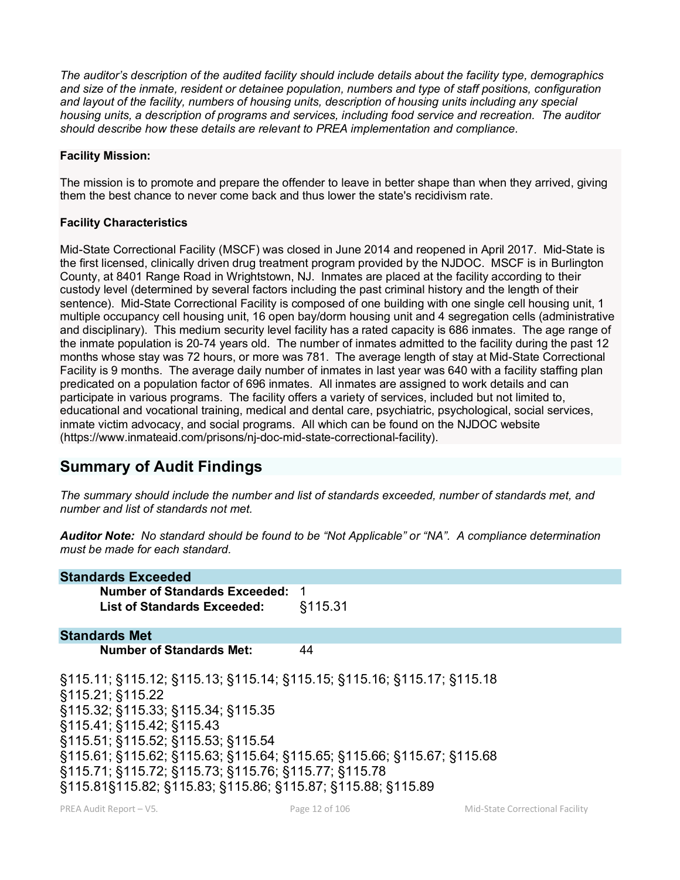*The auditor's description of the audited facility should include details about the facility type, demographics and size of the inmate, resident or detainee population, numbers and type of staff positions, configuration and layout of the facility, numbers of housing units, description of housing units including any special housing units, a description of programs and services, including food service and recreation. The auditor should describe how these details are relevant to PREA implementation and compliance.*

**Facility Mission:**

The mission is to promote and prepare the offender to leave in better shape than when they arrived, giving them the best chance to never come back and thus lower the state's recidivism rate.

**Facility Characteristics**

Mid-State Correctional Facility (MSCF) was closed in June 2014 and reopened in April 2017. Mid-State is the first licensed, clinically driven drug treatment program provided by the NJDOC. MSCF is in Burlington County, at 8401 Range Road in Wrightstown, NJ. Inmates are placed at the facility according to their custody level (determined by several factors including the past criminal history and the length of their sentence). Mid-State Correctional Facility is composed of one building with one single cell housing unit, 1 multiple occupancy cell housing unit, 16 open bay/dorm housing unit and 4 segregation cells (administrative and disciplinary). This medium security level facility has a rated capacity is 686 inmates. The age range of the inmate population is 20-74 years old. The number of inmates admitted to the facility during the past 12 months whose stay was 72 hours, or more was 781. The average length of stay at Mid-State Correctional Facility is 9 months. The average daily number of inmates in last year was 640 with a facility staffing plan predicated on a population factor of 696 inmates. All inmates are assigned to work details and can participate in various programs. The facility offers a variety of services, included but not limited to, educational and vocational training, medical and dental care, psychiatric, psychological, social services, inmate victim advocacy, and social programs. All which can be found on the NJDOC website (https://www.inmateaid.com/prisons/nj-doc-mid-state-correctional-facility).

## Summary of Audit Findings

*The summary should include the number and list of standards exceeded, number of standards met, and number and list of standards not met.*

***Auditor Note:** No standard should be found to be "Not Applicable" or "NA". A compliance determination must be made for each standard.*

### Standards Exceeded

**Number of Standards Exceeded:** 1
**List of Standards Exceeded:** §115.31

### Standards Met

**Number of Standards Met:** 44

§115.11; §115.12; §115.13; §115.14; §115.15; §115.16; §115.17; §115.18
§115.21; §115.22
§115.32; §115.33; §115.34; §115.35
§115.41; §115.42; §115.43
§115.51; §115.52; §115.53; §115.54
§115.61; §115.62; §115.63; §115.64; §115.65; §115.66; §115.67; §115.68
§115.71; §115.72; §115.73; §115.76; §115.77; §115.78
§115.81§115.82; §115.83; §115.86; §115.87; §115.88; §115.89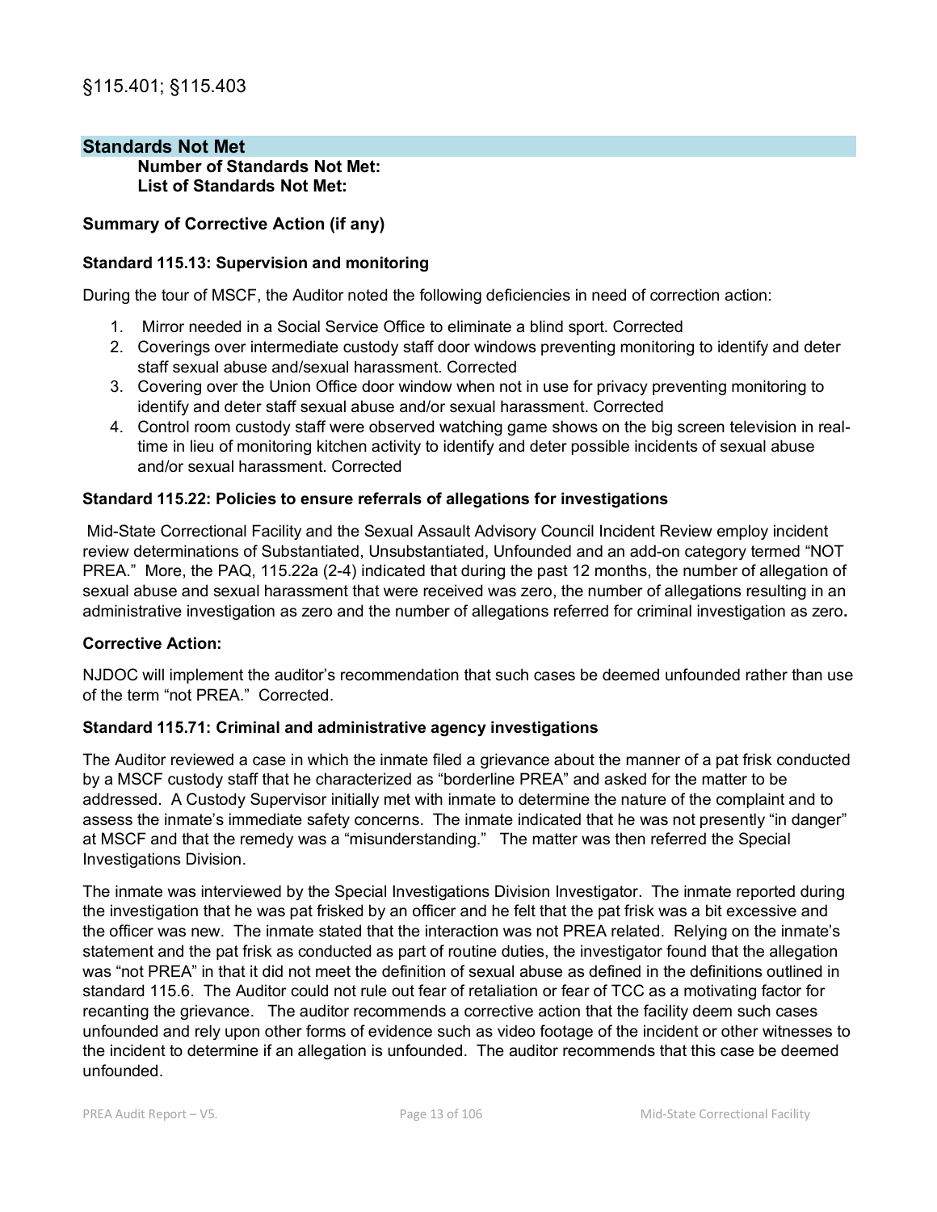§115.401; §115.403

## Standards Not Met

**Number of Standards Not Met:**
**List of Standards Not Met:**

**Summary of Corrective Action (if any)**

**Standard 115.13: Supervision and monitoring**

During the tour of MSCF, the Auditor noted the following deficiencies in need of correction action:

1. Mirror needed in a Social Service Office to eliminate a blind sport. Corrected
2. Coverings over intermediate custody staff door windows preventing monitoring to identify and deter staff sexual abuse and/sexual harassment. Corrected
3. Covering over the Union Office door window when not in use for privacy preventing monitoring to identify and deter staff sexual abuse and/or sexual harassment. Corrected
4. Control room custody staff were observed watching game shows on the big screen television in real-time in lieu of monitoring kitchen activity to identify and deter possible incidents of sexual abuse and/or sexual harassment. Corrected

**Standard 115.22: Policies to ensure referrals of allegations for investigations**

Mid-State Correctional Facility and the Sexual Assault Advisory Council Incident Review employ incident review determinations of Substantiated, Unsubstantiated, Unfounded and an add-on category termed "NOT PREA." More, the PAQ, 115.22a (2-4) indicated that during the past 12 months, the number of allegation of sexual abuse and sexual harassment that were received was zero, the number of allegations resulting in an administrative investigation as zero and the number of allegations referred for criminal investigation as zero**.**

**Corrective Action:**

NJDOC will implement the auditor's recommendation that such cases be deemed unfounded rather than use of the term "not PREA." Corrected.

**Standard 115.71: Criminal and administrative agency investigations**

The Auditor reviewed a case in which the inmate filed a grievance about the manner of a pat frisk conducted by a MSCF custody staff that he characterized as "borderline PREA" and asked for the matter to be addressed. A Custody Supervisor initially met with inmate to determine the nature of the complaint and to assess the inmate's immediate safety concerns. The inmate indicated that he was not presently "in danger" at MSCF and that the remedy was a "misunderstanding." The matter was then referred the Special Investigations Division.

The inmate was interviewed by the Special Investigations Division Investigator. The inmate reported during the investigation that he was pat frisked by an officer and he felt that the pat frisk was a bit excessive and the officer was new. The inmate stated that the interaction was not PREA related. Relying on the inmate's statement and the pat frisk as conducted as part of routine duties, the investigator found that the allegation was "not PREA" in that it did not meet the definition of sexual abuse as defined in the definitions outlined in standard 115.6. The Auditor could not rule out fear of retaliation or fear of TCC as a motivating factor for recanting the grievance. The auditor recommends a corrective action that the facility deem such cases unfounded and rely upon other forms of evidence such as video footage of the incident or other witnesses to the incident to determine if an allegation is unfounded. The auditor recommends that this case be deemed unfounded.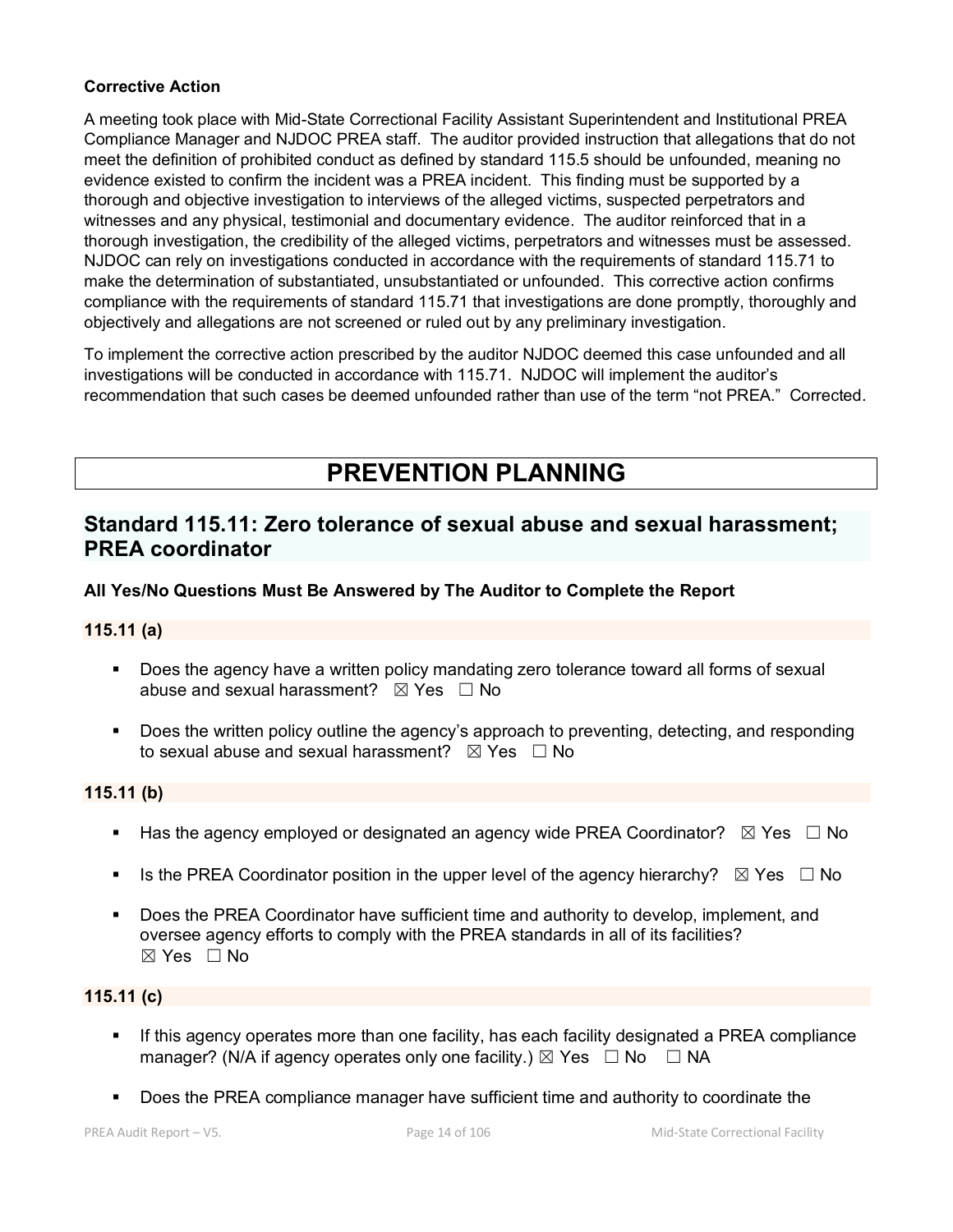**Corrective Action**

A meeting took place with Mid-State Correctional Facility Assistant Superintendent and Institutional PREA Compliance Manager and NJDOC PREA staff. The auditor provided instruction that allegations that do not meet the definition of prohibited conduct as defined by standard 115.5 should be unfounded, meaning no evidence existed to confirm the incident was a PREA incident. This finding must be supported by a thorough and objective investigation to interviews of the alleged victims, suspected perpetrators and witnesses and any physical, testimonial and documentary evidence. The auditor reinforced that in a thorough investigation, the credibility of the alleged victims, perpetrators and witnesses must be assessed. NJDOC can rely on investigations conducted in accordance with the requirements of standard 115.71 to make the determination of substantiated, unsubstantiated or unfounded. This corrective action confirms compliance with the requirements of standard 115.71 that investigations are done promptly, thoroughly and objectively and allegations are not screened or ruled out by any preliminary investigation.

To implement the corrective action prescribed by the auditor NJDOC deemed this case unfounded and all investigations will be conducted in accordance with 115.71. NJDOC will implement the auditor's recommendation that such cases be deemed unfounded rather than use of the term "not PREA." Corrected.

# PREVENTION PLANNING

## Standard 115.11: Zero tolerance of sexual abuse and sexual harassment; PREA coordinator

**All Yes/No Questions Must Be Answered by The Auditor to Complete the Report**

### 115.11 (a)

- Does the agency have a written policy mandating zero tolerance toward all forms of sexual abuse and sexual harassment? ☒ Yes ☐ No
- Does the written policy outline the agency's approach to preventing, detecting, and responding to sexual abuse and sexual harassment? ☒ Yes ☐ No

### 115.11 (b)

- Has the agency employed or designated an agency wide PREA Coordinator? ☒ Yes ☐ No
- Is the PREA Coordinator position in the upper level of the agency hierarchy? ☒ Yes ☐ No
- Does the PREA Coordinator have sufficient time and authority to develop, implement, and oversee agency efforts to comply with the PREA standards in all of its facilities? ☒ Yes ☐ No

### 115.11 (c)

- If this agency operates more than one facility, has each facility designated a PREA compliance manager? (N/A if agency operates only one facility.) ☒ Yes ☐ No ☐ NA
- Does the PREA compliance manager have sufficient time and authority to coordinate the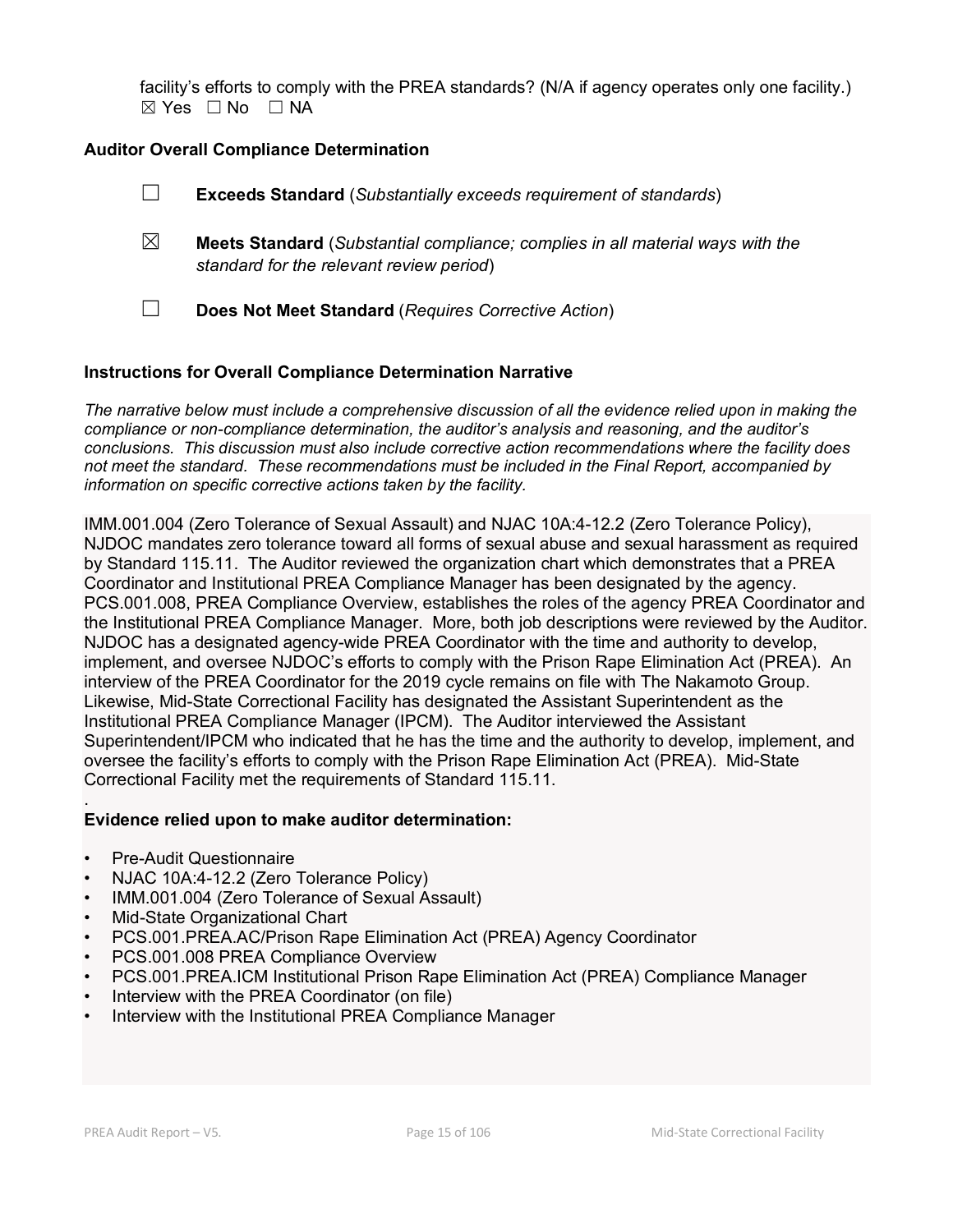facility's efforts to comply with the PREA standards? (N/A if agency operates only one facility.)
☒ Yes ☐ No ☐ NA

**Auditor Overall Compliance Determination**

☐ **Exceeds Standard** (*Substantially exceeds requirement of standards*)

☒ **Meets Standard** (*Substantial compliance; complies in all material ways with the standard for the relevant review period*)

☐ **Does Not Meet Standard** (*Requires Corrective Action*)

**Instructions for Overall Compliance Determination Narrative**

*The narrative below must include a comprehensive discussion of all the evidence relied upon in making the compliance or non-compliance determination, the auditor's analysis and reasoning, and the auditor's conclusions. This discussion must also include corrective action recommendations where the facility does not meet the standard. These recommendations must be included in the Final Report, accompanied by information on specific corrective actions taken by the facility.*

IMM.001.004 (Zero Tolerance of Sexual Assault) and NJAC 10A:4-12.2 (Zero Tolerance Policy), NJDOC mandates zero tolerance toward all forms of sexual abuse and sexual harassment as required by Standard 115.11. The Auditor reviewed the organization chart which demonstrates that a PREA Coordinator and Institutional PREA Compliance Manager has been designated by the agency. PCS.001.008, PREA Compliance Overview, establishes the roles of the agency PREA Coordinator and the Institutional PREA Compliance Manager. More, both job descriptions were reviewed by the Auditor. NJDOC has a designated agency-wide PREA Coordinator with the time and authority to develop, implement, and oversee NJDOC's efforts to comply with the Prison Rape Elimination Act (PREA). An interview of the PREA Coordinator for the 2019 cycle remains on file with The Nakamoto Group. Likewise, Mid-State Correctional Facility has designated the Assistant Superintendent as the Institutional PREA Compliance Manager (IPCM). The Auditor interviewed the Assistant Superintendent/IPCM who indicated that he has the time and the authority to develop, implement, and oversee the facility's efforts to comply with the Prison Rape Elimination Act (PREA). Mid-State Correctional Facility met the requirements of Standard 115.11.

.

**Evidence relied upon to make auditor determination:**

- Pre-Audit Questionnaire
- NJAC 10A:4-12.2 (Zero Tolerance Policy)
- IMM.001.004 (Zero Tolerance of Sexual Assault)
- Mid-State Organizational Chart
- PCS.001.PREA.AC/Prison Rape Elimination Act (PREA) Agency Coordinator
- PCS.001.008 PREA Compliance Overview
- PCS.001.PREA.ICM Institutional Prison Rape Elimination Act (PREA) Compliance Manager
- Interview with the PREA Coordinator (on file)
- Interview with the Institutional PREA Compliance Manager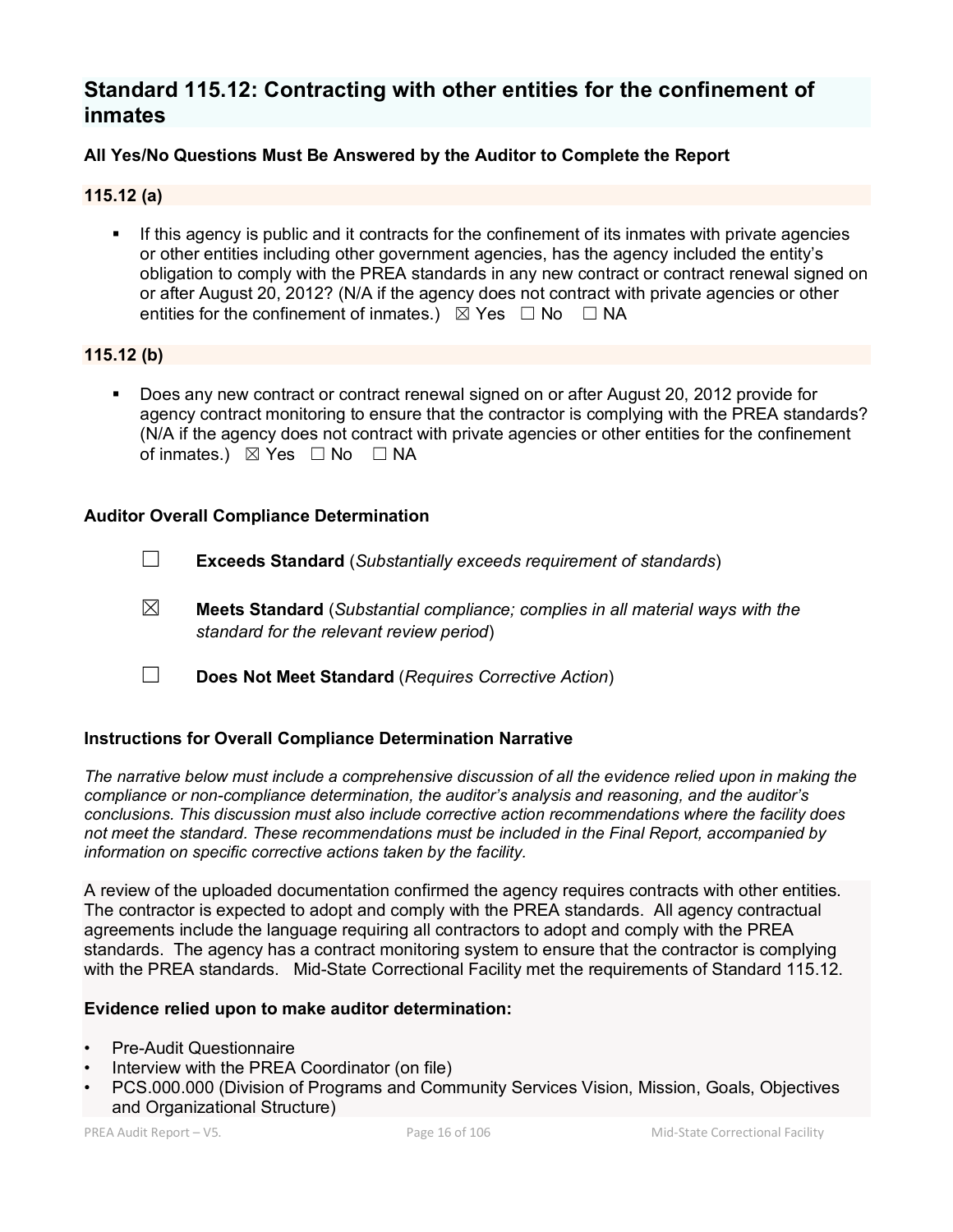## Standard 115.12: Contracting with other entities for the confinement of inmates

**All Yes/No Questions Must Be Answered by the Auditor to Complete the Report**

**115.12 (a)**

- If this agency is public and it contracts for the confinement of its inmates with private agencies or other entities including other government agencies, has the agency included the entity's obligation to comply with the PREA standards in any new contract or contract renewal signed on or after August 20, 2012? (N/A if the agency does not contract with private agencies or other entities for the confinement of inmates.) ☒ Yes ☐ No ☐ NA

**115.12 (b)**

- Does any new contract or contract renewal signed on or after August 20, 2012 provide for agency contract monitoring to ensure that the contractor is complying with the PREA standards? (N/A if the agency does not contract with private agencies or other entities for the confinement of inmates.) ☒ Yes ☐ No ☐ NA

**Auditor Overall Compliance Determination**

☐ **Exceeds Standard** (*Substantially exceeds requirement of standards*)

☒ **Meets Standard** (*Substantial compliance; complies in all material ways with the standard for the relevant review period*)

☐ **Does Not Meet Standard** (*Requires Corrective Action*)

**Instructions for Overall Compliance Determination Narrative**

*The narrative below must include a comprehensive discussion of all the evidence relied upon in making the compliance or non-compliance determination, the auditor's analysis and reasoning, and the auditor's conclusions. This discussion must also include corrective action recommendations where the facility does not meet the standard. These recommendations must be included in the Final Report, accompanied by information on specific corrective actions taken by the facility.*

A review of the uploaded documentation confirmed the agency requires contracts with other entities. The contractor is expected to adopt and comply with the PREA standards. All agency contractual agreements include the language requiring all contractors to adopt and comply with the PREA standards. The agency has a contract monitoring system to ensure that the contractor is complying with the PREA standards. Mid-State Correctional Facility met the requirements of Standard 115.12.

**Evidence relied upon to make auditor determination:**

- Pre-Audit Questionnaire
- Interview with the PREA Coordinator (on file)
- PCS.000.000 (Division of Programs and Community Services Vision, Mission, Goals, Objectives and Organizational Structure)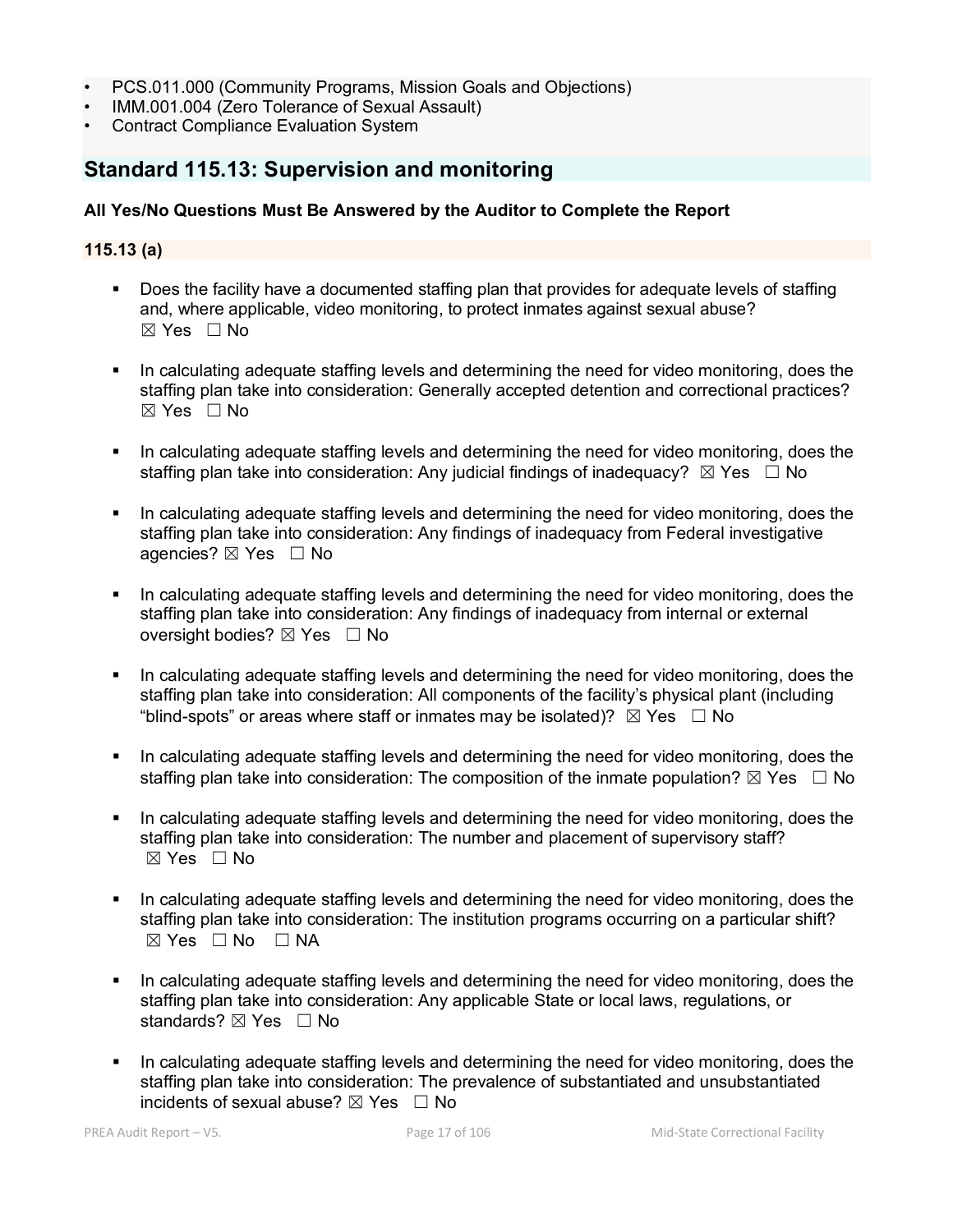- PCS.011.000 (Community Programs, Mission Goals and Objections)
- IMM.001.004 (Zero Tolerance of Sexual Assault)
- Contract Compliance Evaluation System

## Standard 115.13: Supervision and monitoring

**All Yes/No Questions Must Be Answered by the Auditor to Complete the Report**

### 115.13 (a)

- Does the facility have a documented staffing plan that provides for adequate levels of staffing and, where applicable, video monitoring, to protect inmates against sexual abuse? ☒ Yes ☐ No
- In calculating adequate staffing levels and determining the need for video monitoring, does the staffing plan take into consideration: Generally accepted detention and correctional practices? ☒ Yes ☐ No
- In calculating adequate staffing levels and determining the need for video monitoring, does the staffing plan take into consideration: Any judicial findings of inadequacy? ☒ Yes ☐ No
- In calculating adequate staffing levels and determining the need for video monitoring, does the staffing plan take into consideration: Any findings of inadequacy from Federal investigative agencies? ☒ Yes ☐ No
- In calculating adequate staffing levels and determining the need for video monitoring, does the staffing plan take into consideration: Any findings of inadequacy from internal or external oversight bodies? ☒ Yes ☐ No
- In calculating adequate staffing levels and determining the need for video monitoring, does the staffing plan take into consideration: All components of the facility's physical plant (including "blind-spots" or areas where staff or inmates may be isolated)? ☒ Yes ☐ No
- In calculating adequate staffing levels and determining the need for video monitoring, does the staffing plan take into consideration: The composition of the inmate population? ☒ Yes ☐ No
- In calculating adequate staffing levels and determining the need for video monitoring, does the staffing plan take into consideration: The number and placement of supervisory staff? ☒ Yes ☐ No
- In calculating adequate staffing levels and determining the need for video monitoring, does the staffing plan take into consideration: The institution programs occurring on a particular shift? ☒ Yes ☐ No ☐ NA
- In calculating adequate staffing levels and determining the need for video monitoring, does the staffing plan take into consideration: Any applicable State or local laws, regulations, or standards? ☒ Yes ☐ No
- In calculating adequate staffing levels and determining the need for video monitoring, does the staffing plan take into consideration: The prevalence of substantiated and unsubstantiated incidents of sexual abuse? ☒ Yes ☐ No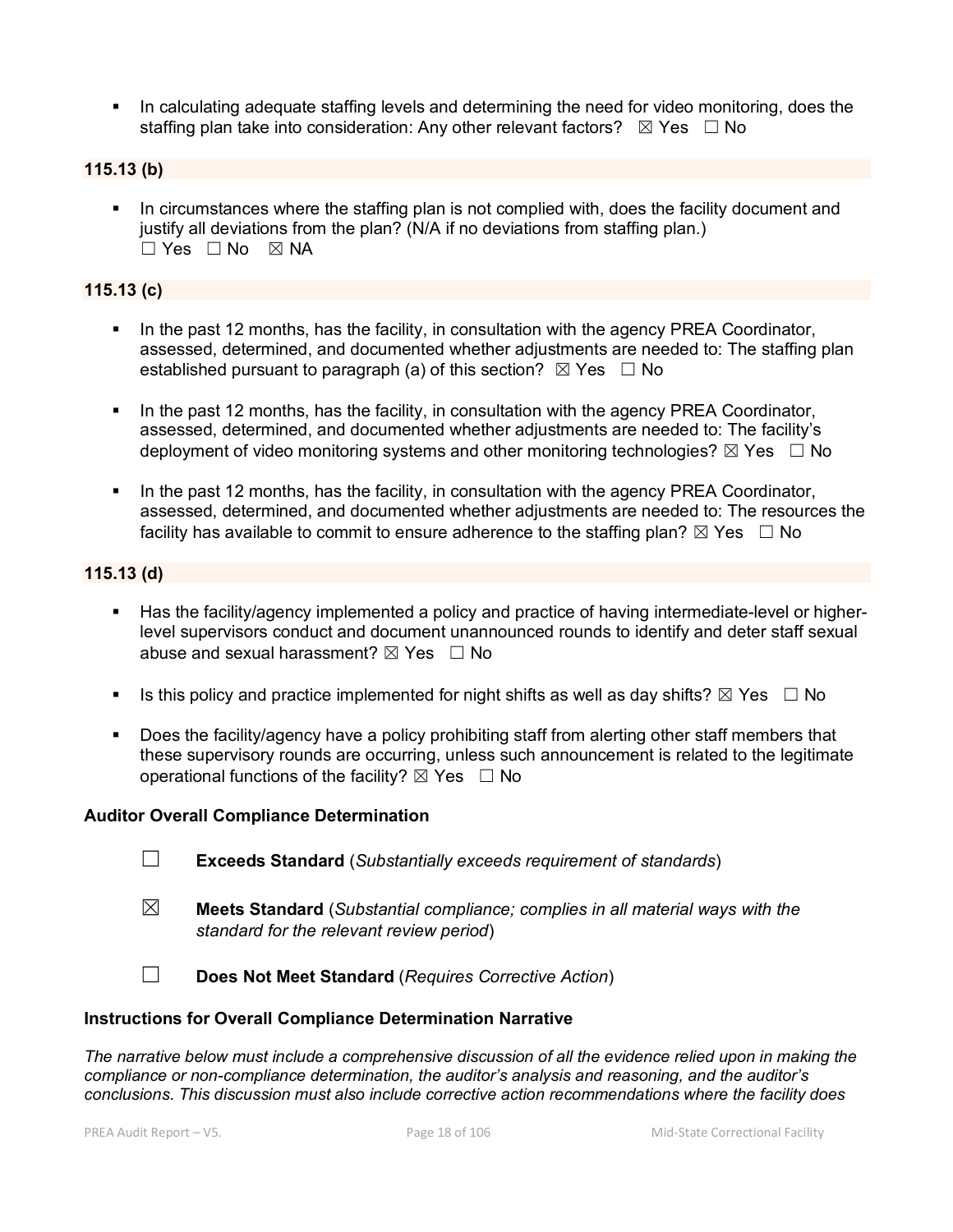- In calculating adequate staffing levels and determining the need for video monitoring, does the staffing plan take into consideration: Any other relevant factors? ☒ Yes ☐ No

**115.13 (b)**

- In circumstances where the staffing plan is not complied with, does the facility document and justify all deviations from the plan? (N/A if no deviations from staffing plan.)
☐ Yes ☐ No ☒ NA

**115.13 (c)**

- In the past 12 months, has the facility, in consultation with the agency PREA Coordinator, assessed, determined, and documented whether adjustments are needed to: The staffing plan established pursuant to paragraph (a) of this section? ☒ Yes ☐ No

- In the past 12 months, has the facility, in consultation with the agency PREA Coordinator, assessed, determined, and documented whether adjustments are needed to: The facility's deployment of video monitoring systems and other monitoring technologies? ☒ Yes ☐ No

- In the past 12 months, has the facility, in consultation with the agency PREA Coordinator, assessed, determined, and documented whether adjustments are needed to: The resources the facility has available to commit to ensure adherence to the staffing plan? ☒ Yes ☐ No

**115.13 (d)**

- Has the facility/agency implemented a policy and practice of having intermediate-level or higher-level supervisors conduct and document unannounced rounds to identify and deter staff sexual abuse and sexual harassment? ☒ Yes ☐ No

- Is this policy and practice implemented for night shifts as well as day shifts? ☒ Yes ☐ No

- Does the facility/agency have a policy prohibiting staff from alerting other staff members that these supervisory rounds are occurring, unless such announcement is related to the legitimate operational functions of the facility? ☒ Yes ☐ No

**Auditor Overall Compliance Determination**

☐ **Exceeds Standard** (*Substantially exceeds requirement of standards*)

☒ **Meets Standard** (*Substantial compliance; complies in all material ways with the standard for the relevant review period*)

☐ **Does Not Meet Standard** (*Requires Corrective Action*)

**Instructions for Overall Compliance Determination Narrative**

*The narrative below must include a comprehensive discussion of all the evidence relied upon in making the compliance or non-compliance determination, the auditor's analysis and reasoning, and the auditor's conclusions. This discussion must also include corrective action recommendations where the facility does*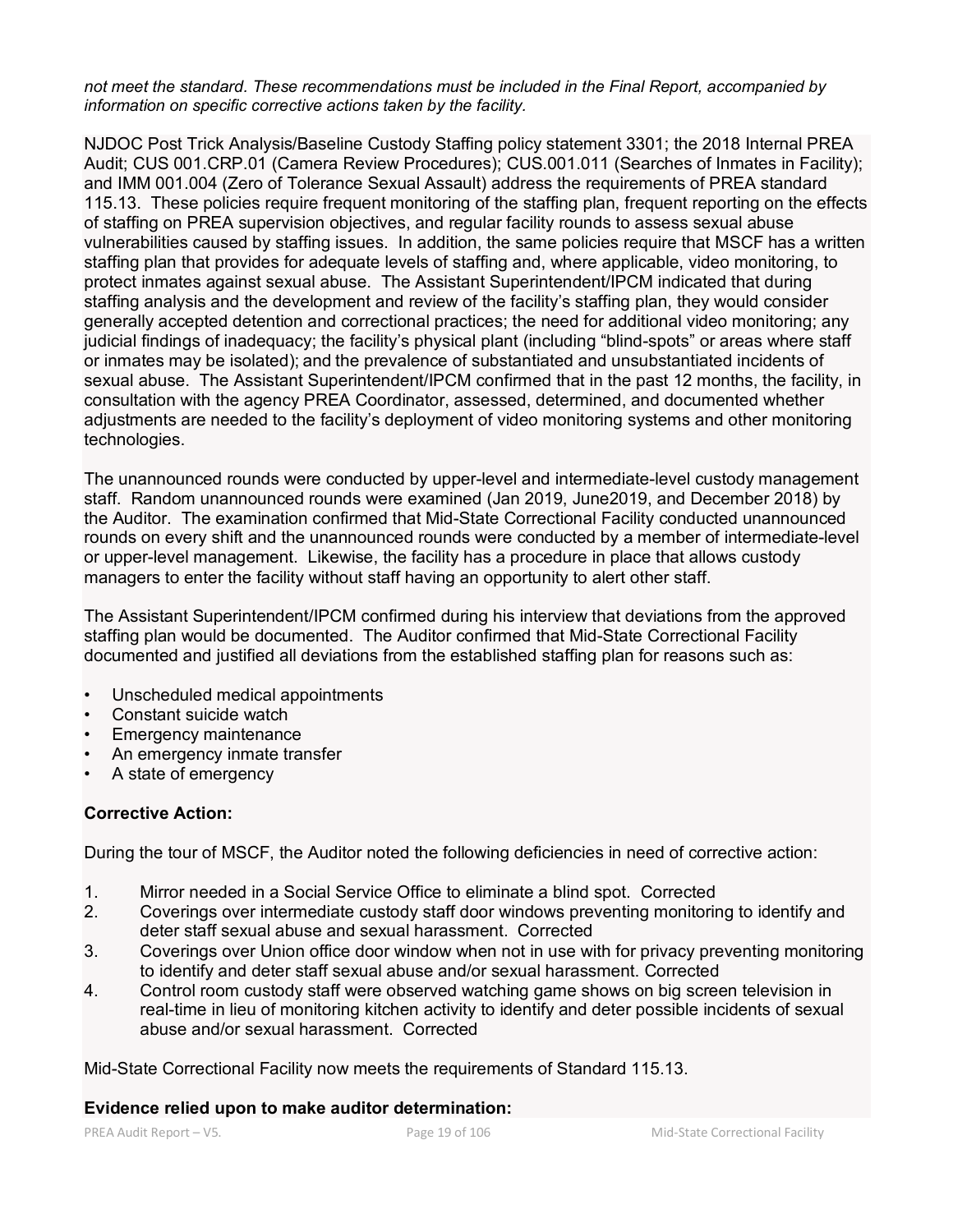*not meet the standard. These recommendations must be included in the Final Report, accompanied by information on specific corrective actions taken by the facility.*

NJDOC Post Trick Analysis/Baseline Custody Staffing policy statement 3301; the 2018 Internal PREA Audit; CUS 001.CRP.01 (Camera Review Procedures); CUS.001.011 (Searches of Inmates in Facility); and IMM 001.004 (Zero of Tolerance Sexual Assault) address the requirements of PREA standard 115.13. These policies require frequent monitoring of the staffing plan, frequent reporting on the effects of staffing on PREA supervision objectives, and regular facility rounds to assess sexual abuse vulnerabilities caused by staffing issues. In addition, the same policies require that MSCF has a written staffing plan that provides for adequate levels of staffing and, where applicable, video monitoring, to protect inmates against sexual abuse. The Assistant Superintendent/IPCM indicated that during staffing analysis and the development and review of the facility's staffing plan, they would consider generally accepted detention and correctional practices; the need for additional video monitoring; any judicial findings of inadequacy; the facility's physical plant (including "blind-spots" or areas where staff or inmates may be isolated); and the prevalence of substantiated and unsubstantiated incidents of sexual abuse. The Assistant Superintendent/IPCM confirmed that in the past 12 months, the facility, in consultation with the agency PREA Coordinator, assessed, determined, and documented whether adjustments are needed to the facility's deployment of video monitoring systems and other monitoring technologies.

The unannounced rounds were conducted by upper-level and intermediate-level custody management staff. Random unannounced rounds were examined (Jan 2019, June2019, and December 2018) by the Auditor. The examination confirmed that Mid-State Correctional Facility conducted unannounced rounds on every shift and the unannounced rounds were conducted by a member of intermediate-level or upper-level management. Likewise, the facility has a procedure in place that allows custody managers to enter the facility without staff having an opportunity to alert other staff.

The Assistant Superintendent/IPCM confirmed during his interview that deviations from the approved staffing plan would be documented. The Auditor confirmed that Mid-State Correctional Facility documented and justified all deviations from the established staffing plan for reasons such as:

- Unscheduled medical appointments
- Constant suicide watch
- Emergency maintenance
- An emergency inmate transfer
- A state of emergency

**Corrective Action:**

During the tour of MSCF, the Auditor noted the following deficiencies in need of corrective action:

1. Mirror needed in a Social Service Office to eliminate a blind spot. Corrected
2. Coverings over intermediate custody staff door windows preventing monitoring to identify and deter staff sexual abuse and sexual harassment. Corrected
3. Coverings over Union office door window when not in use with for privacy preventing monitoring to identify and deter staff sexual abuse and/or sexual harassment. Corrected
4. Control room custody staff were observed watching game shows on big screen television in real-time in lieu of monitoring kitchen activity to identify and deter possible incidents of sexual abuse and/or sexual harassment. Corrected

Mid-State Correctional Facility now meets the requirements of Standard 115.13.

**Evidence relied upon to make auditor determination:**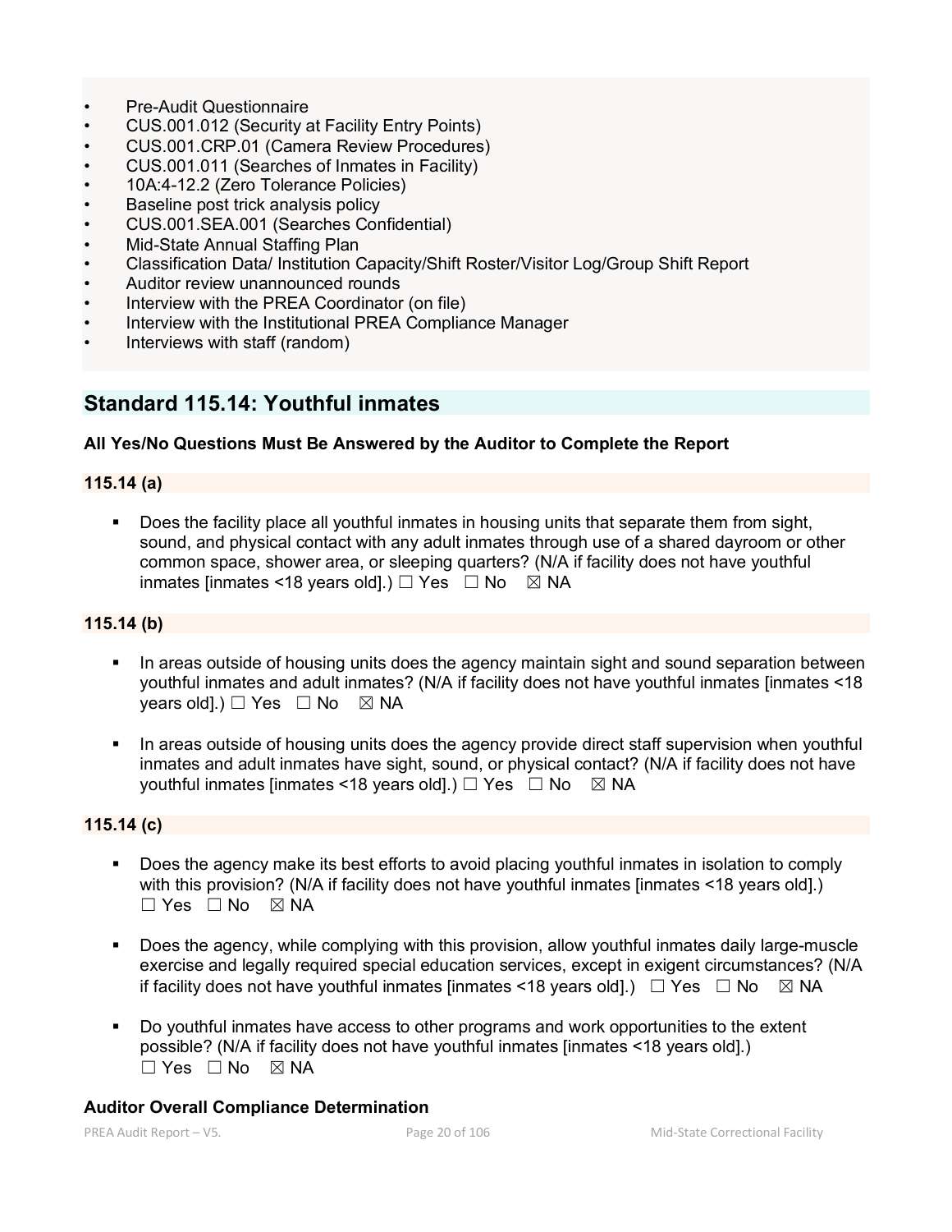- Pre-Audit Questionnaire
- CUS.001.012 (Security at Facility Entry Points)
- CUS.001.CRP.01 (Camera Review Procedures)
- CUS.001.011 (Searches of Inmates in Facility)
- 10A:4-12.2 (Zero Tolerance Policies)
- Baseline post trick analysis policy
- CUS.001.SEA.001 (Searches Confidential)
- Mid-State Annual Staffing Plan
- Classification Data/ Institution Capacity/Shift Roster/Visitor Log/Group Shift Report
- Auditor review unannounced rounds
- Interview with the PREA Coordinator (on file)
- Interview with the Institutional PREA Compliance Manager
- Interviews with staff (random)

## Standard 115.14: Youthful inmates

**All Yes/No Questions Must Be Answered by the Auditor to Complete the Report**

**115.14 (a)**

- Does the facility place all youthful inmates in housing units that separate them from sight, sound, and physical contact with any adult inmates through use of a shared dayroom or other common space, shower area, or sleeping quarters? (N/A if facility does not have youthful inmates [inmates <18 years old].) ☐ Yes ☐ No ☒ NA

**115.14 (b)**

- In areas outside of housing units does the agency maintain sight and sound separation between youthful inmates and adult inmates? (N/A if facility does not have youthful inmates [inmates <18 years old].) ☐ Yes ☐ No ☒ NA

- In areas outside of housing units does the agency provide direct staff supervision when youthful inmates and adult inmates have sight, sound, or physical contact? (N/A if facility does not have youthful inmates [inmates <18 years old].) ☐ Yes ☐ No ☒ NA

**115.14 (c)**

- Does the agency make its best efforts to avoid placing youthful inmates in isolation to comply with this provision? (N/A if facility does not have youthful inmates [inmates <18 years old].) ☐ Yes ☐ No ☒ NA

- Does the agency, while complying with this provision, allow youthful inmates daily large-muscle exercise and legally required special education services, except in exigent circumstances? (N/A if facility does not have youthful inmates [inmates <18 years old].) ☐ Yes ☐ No ☒ NA

- Do youthful inmates have access to other programs and work opportunities to the extent possible? (N/A if facility does not have youthful inmates [inmates <18 years old].) ☐ Yes ☐ No ☒ NA

**Auditor Overall Compliance Determination**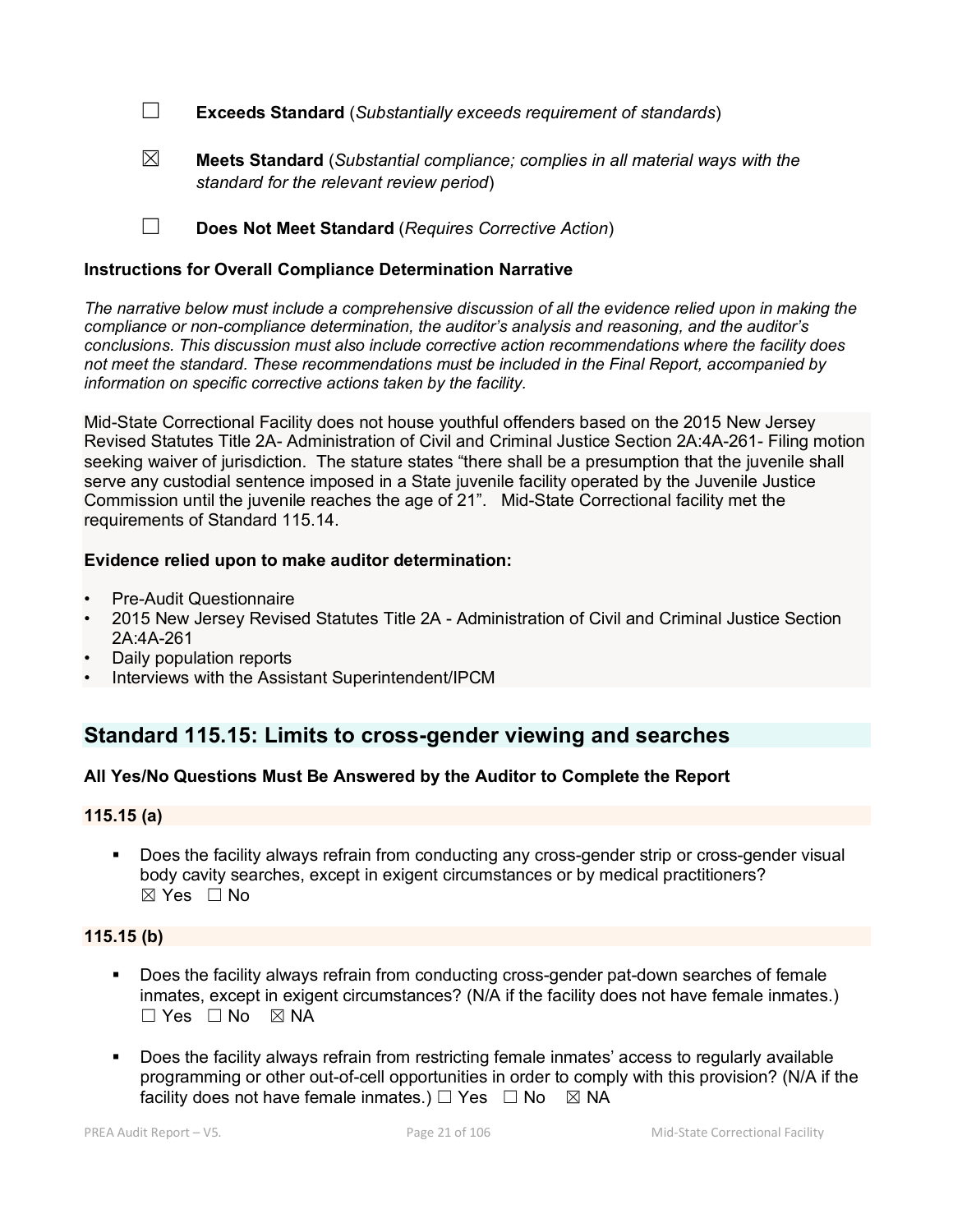☐ **Exceeds Standard** (*Substantially exceeds requirement of standards*)

☒ **Meets Standard** (*Substantial compliance; complies in all material ways with the standard for the relevant review period*)

☐ **Does Not Meet Standard** (*Requires Corrective Action*)

**Instructions for Overall Compliance Determination Narrative**

*The narrative below must include a comprehensive discussion of all the evidence relied upon in making the compliance or non-compliance determination, the auditor's analysis and reasoning, and the auditor's conclusions. This discussion must also include corrective action recommendations where the facility does not meet the standard. These recommendations must be included in the Final Report, accompanied by information on specific corrective actions taken by the facility.*

Mid-State Correctional Facility does not house youthful offenders based on the 2015 New Jersey Revised Statutes Title 2A- Administration of Civil and Criminal Justice Section 2A:4A-261- Filing motion seeking waiver of jurisdiction. The stature states "there shall be a presumption that the juvenile shall serve any custodial sentence imposed in a State juvenile facility operated by the Juvenile Justice Commission until the juvenile reaches the age of 21". Mid-State Correctional facility met the requirements of Standard 115.14.

**Evidence relied upon to make auditor determination:**

- Pre-Audit Questionnaire
- 2015 New Jersey Revised Statutes Title 2A - Administration of Civil and Criminal Justice Section 2A:4A-261
- Daily population reports
- Interviews with the Assistant Superintendent/IPCM

## Standard 115.15: Limits to cross-gender viewing and searches

**All Yes/No Questions Must Be Answered by the Auditor to Complete the Report**

**115.15 (a)**

- Does the facility always refrain from conducting any cross-gender strip or cross-gender visual body cavity searches, except in exigent circumstances or by medical practitioners? ☒ Yes ☐ No

**115.15 (b)**

- Does the facility always refrain from conducting cross-gender pat-down searches of female inmates, except in exigent circumstances? (N/A if the facility does not have female inmates.) ☐ Yes ☐ No ☒ NA
- Does the facility always refrain from restricting female inmates' access to regularly available programming or other out-of-cell opportunities in order to comply with this provision? (N/A if the facility does not have female inmates.) ☐ Yes ☐ No ☒ NA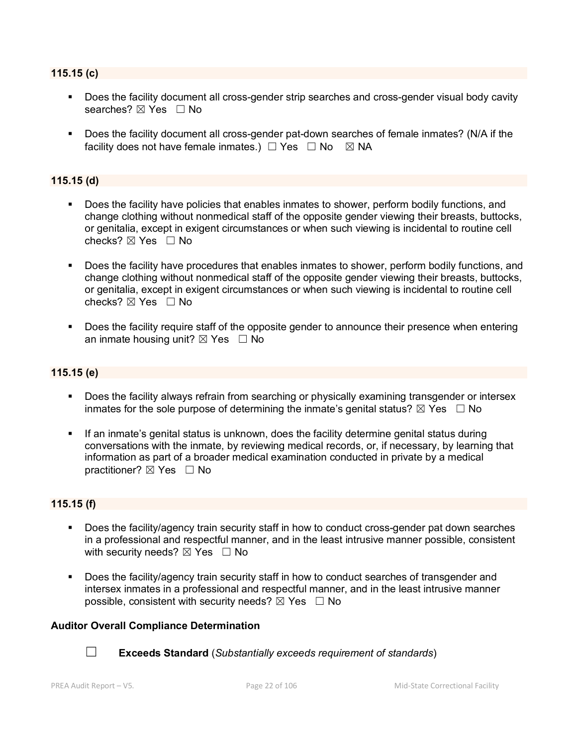### 115.15 (c)

- Does the facility document all cross-gender strip searches and cross-gender visual body cavity searches? ☒ Yes ☐ No
- Does the facility document all cross-gender pat-down searches of female inmates? (N/A if the facility does not have female inmates.) ☐ Yes ☐ No ☒ NA

### 115.15 (d)

- Does the facility have policies that enables inmates to shower, perform bodily functions, and change clothing without nonmedical staff of the opposite gender viewing their breasts, buttocks, or genitalia, except in exigent circumstances or when such viewing is incidental to routine cell checks? ☒ Yes ☐ No
- Does the facility have procedures that enables inmates to shower, perform bodily functions, and change clothing without nonmedical staff of the opposite gender viewing their breasts, buttocks, or genitalia, except in exigent circumstances or when such viewing is incidental to routine cell checks? ☒ Yes ☐ No
- Does the facility require staff of the opposite gender to announce their presence when entering an inmate housing unit? ☒ Yes ☐ No

### 115.15 (e)

- Does the facility always refrain from searching or physically examining transgender or intersex inmates for the sole purpose of determining the inmate's genital status? ☒ Yes ☐ No
- If an inmate's genital status is unknown, does the facility determine genital status during conversations with the inmate, by reviewing medical records, or, if necessary, by learning that information as part of a broader medical examination conducted in private by a medical practitioner? ☒ Yes ☐ No

### 115.15 (f)

- Does the facility/agency train security staff in how to conduct cross-gender pat down searches in a professional and respectful manner, and in the least intrusive manner possible, consistent with security needs? ☒ Yes ☐ No
- Does the facility/agency train security staff in how to conduct searches of transgender and intersex inmates in a professional and respectful manner, and in the least intrusive manner possible, consistent with security needs? ☒ Yes ☐ No

**Auditor Overall Compliance Determination**

☐ **Exceeds Standard** (*Substantially exceeds requirement of standards*)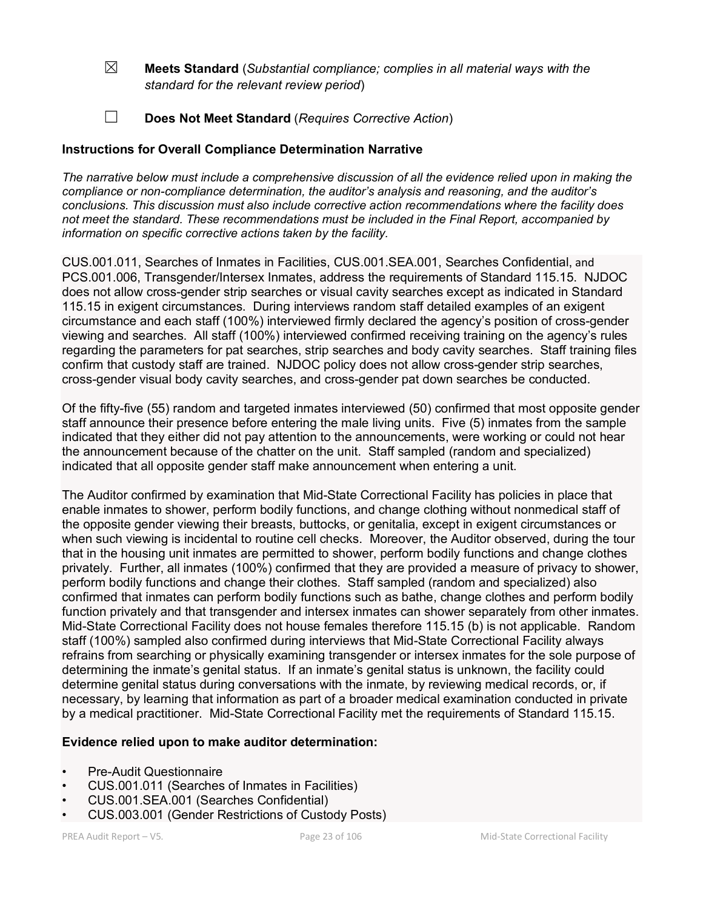☒ **Meets Standard** (*Substantial compliance; complies in all material ways with the standard for the relevant review period*)

☐ **Does Not Meet Standard** (*Requires Corrective Action*)

**Instructions for Overall Compliance Determination Narrative**

*The narrative below must include a comprehensive discussion of all the evidence relied upon in making the compliance or non-compliance determination, the auditor's analysis and reasoning, and the auditor's conclusions. This discussion must also include corrective action recommendations where the facility does not meet the standard. These recommendations must be included in the Final Report, accompanied by information on specific corrective actions taken by the facility.*

CUS.001.011, Searches of Inmates in Facilities, CUS.001.SEA.001, Searches Confidential, and PCS.001.006, Transgender/Intersex Inmates, address the requirements of Standard 115.15. NJDOC does not allow cross-gender strip searches or visual cavity searches except as indicated in Standard 115.15 in exigent circumstances. During interviews random staff detailed examples of an exigent circumstance and each staff (100%) interviewed firmly declared the agency's position of cross-gender viewing and searches. All staff (100%) interviewed confirmed receiving training on the agency's rules regarding the parameters for pat searches, strip searches and body cavity searches. Staff training files confirm that custody staff are trained. NJDOC policy does not allow cross-gender strip searches, cross-gender visual body cavity searches, and cross-gender pat down searches be conducted.

Of the fifty-five (55) random and targeted inmates interviewed (50) confirmed that most opposite gender staff announce their presence before entering the male living units. Five (5) inmates from the sample indicated that they either did not pay attention to the announcements, were working or could not hear the announcement because of the chatter on the unit. Staff sampled (random and specialized) indicated that all opposite gender staff make announcement when entering a unit.

The Auditor confirmed by examination that Mid-State Correctional Facility has policies in place that enable inmates to shower, perform bodily functions, and change clothing without nonmedical staff of the opposite gender viewing their breasts, buttocks, or genitalia, except in exigent circumstances or when such viewing is incidental to routine cell checks. Moreover, the Auditor observed, during the tour that in the housing unit inmates are permitted to shower, perform bodily functions and change clothes privately. Further, all inmates (100%) confirmed that they are provided a measure of privacy to shower, perform bodily functions and change their clothes. Staff sampled (random and specialized) also confirmed that inmates can perform bodily functions such as bathe, change clothes and perform bodily function privately and that transgender and intersex inmates can shower separately from other inmates. Mid-State Correctional Facility does not house females therefore 115.15 (b) is not applicable. Random staff (100%) sampled also confirmed during interviews that Mid-State Correctional Facility always refrains from searching or physically examining transgender or intersex inmates for the sole purpose of determining the inmate's genital status. If an inmate's genital status is unknown, the facility could determine genital status during conversations with the inmate, by reviewing medical records, or, if necessary, by learning that information as part of a broader medical examination conducted in private by a medical practitioner. Mid-State Correctional Facility met the requirements of Standard 115.15.

**Evidence relied upon to make auditor determination:**

- Pre-Audit Questionnaire
- CUS.001.011 (Searches of Inmates in Facilities)
- CUS.001.SEA.001 (Searches Confidential)
- CUS.003.001 (Gender Restrictions of Custody Posts)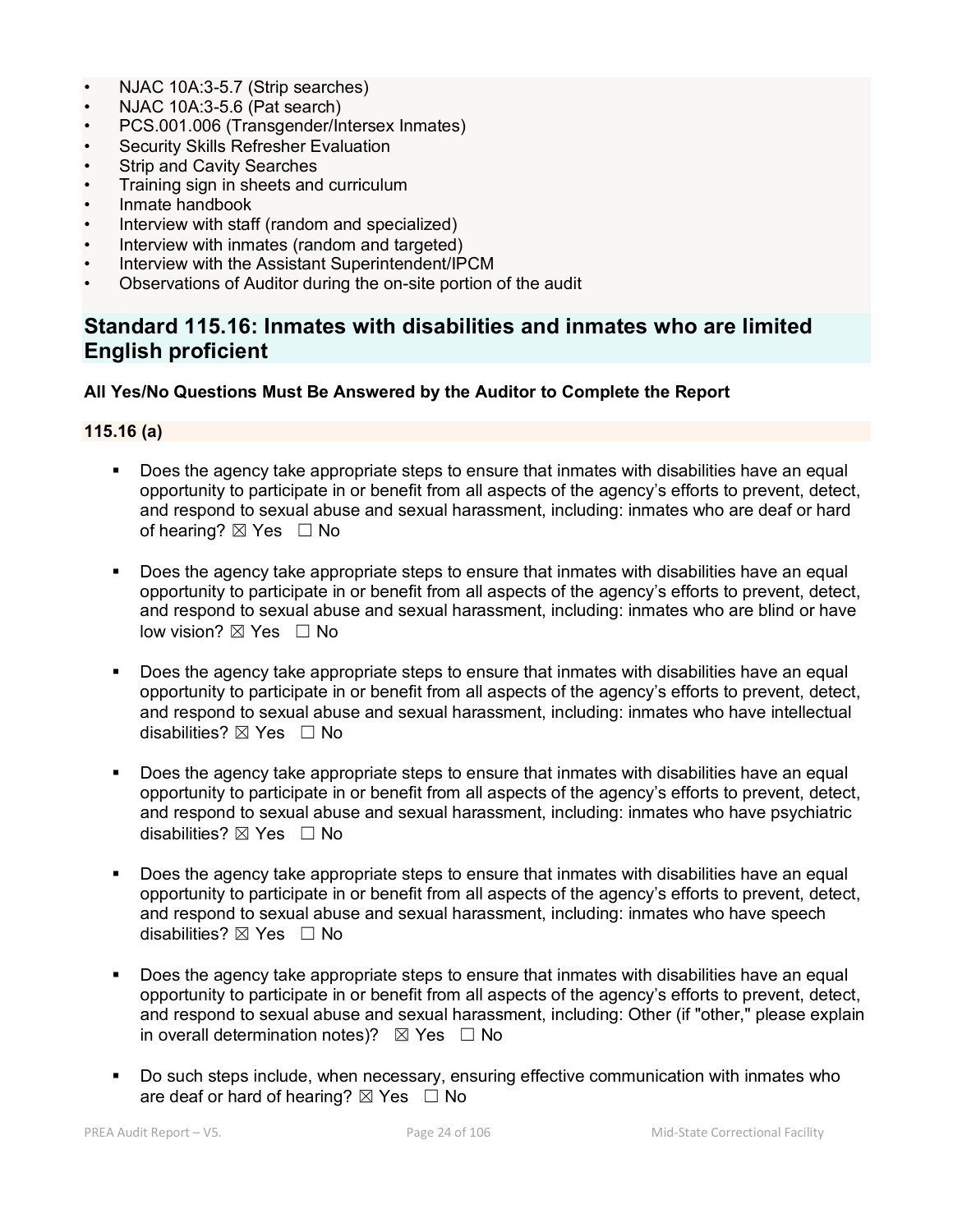- NJAC 10A:3-5.7 (Strip searches)
- NJAC 10A:3-5.6 (Pat search)
- PCS.001.006 (Transgender/Intersex Inmates)
- Security Skills Refresher Evaluation
- Strip and Cavity Searches
- Training sign in sheets and curriculum
- Inmate handbook
- Interview with staff (random and specialized)
- Interview with inmates (random and targeted)
- Interview with the Assistant Superintendent/IPCM
- Observations of Auditor during the on-site portion of the audit

## Standard 115.16: Inmates with disabilities and inmates who are limited English proficient

**All Yes/No Questions Must Be Answered by the Auditor to Complete the Report**

### 115.16 (a)

- Does the agency take appropriate steps to ensure that inmates with disabilities have an equal opportunity to participate in or benefit from all aspects of the agency's efforts to prevent, detect, and respond to sexual abuse and sexual harassment, including: inmates who are deaf or hard of hearing? ☒ Yes ☐ No

- Does the agency take appropriate steps to ensure that inmates with disabilities have an equal opportunity to participate in or benefit from all aspects of the agency's efforts to prevent, detect, and respond to sexual abuse and sexual harassment, including: inmates who are blind or have low vision? ☒ Yes ☐ No

- Does the agency take appropriate steps to ensure that inmates with disabilities have an equal opportunity to participate in or benefit from all aspects of the agency's efforts to prevent, detect, and respond to sexual abuse and sexual harassment, including: inmates who have intellectual disabilities? ☒ Yes ☐ No

- Does the agency take appropriate steps to ensure that inmates with disabilities have an equal opportunity to participate in or benefit from all aspects of the agency's efforts to prevent, detect, and respond to sexual abuse and sexual harassment, including: inmates who have psychiatric disabilities? ☒ Yes ☐ No

- Does the agency take appropriate steps to ensure that inmates with disabilities have an equal opportunity to participate in or benefit from all aspects of the agency's efforts to prevent, detect, and respond to sexual abuse and sexual harassment, including: inmates who have speech disabilities? ☒ Yes ☐ No

- Does the agency take appropriate steps to ensure that inmates with disabilities have an equal opportunity to participate in or benefit from all aspects of the agency's efforts to prevent, detect, and respond to sexual abuse and sexual harassment, including: Other (if "other," please explain in overall determination notes)? ☒ Yes ☐ No

- Do such steps include, when necessary, ensuring effective communication with inmates who are deaf or hard of hearing? ☒ Yes ☐ No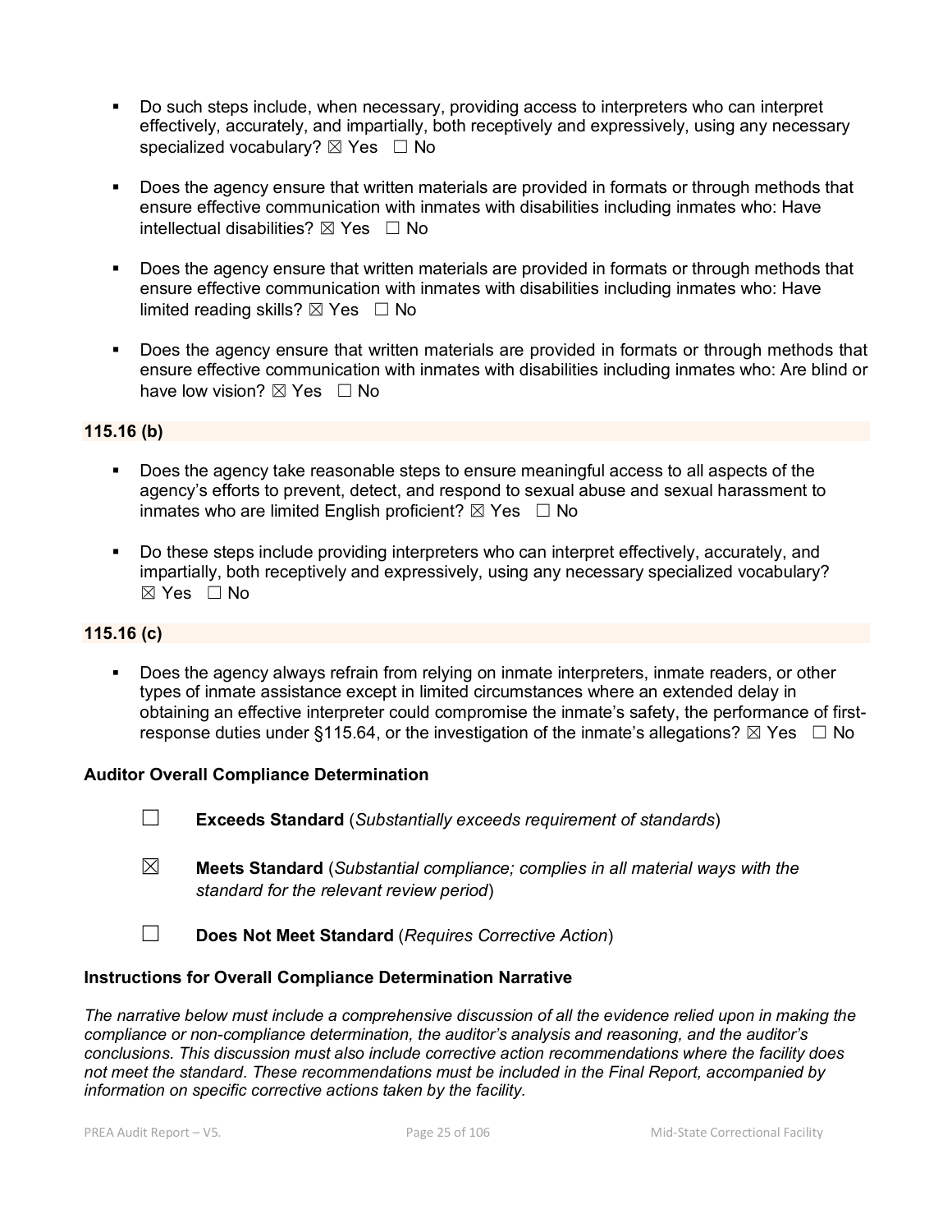- Do such steps include, when necessary, providing access to interpreters who can interpret effectively, accurately, and impartially, both receptively and expressively, using any necessary specialized vocabulary? ☒ Yes ☐ No

- Does the agency ensure that written materials are provided in formats or through methods that ensure effective communication with inmates with disabilities including inmates who: Have intellectual disabilities? ☒ Yes ☐ No

- Does the agency ensure that written materials are provided in formats or through methods that ensure effective communication with inmates with disabilities including inmates who: Have limited reading skills? ☒ Yes ☐ No

- Does the agency ensure that written materials are provided in formats or through methods that ensure effective communication with inmates with disabilities including inmates who: Are blind or have low vision? ☒ Yes ☐ No

**115.16 (b)**

- Does the agency take reasonable steps to ensure meaningful access to all aspects of the agency's efforts to prevent, detect, and respond to sexual abuse and sexual harassment to inmates who are limited English proficient? ☒ Yes ☐ No

- Do these steps include providing interpreters who can interpret effectively, accurately, and impartially, both receptively and expressively, using any necessary specialized vocabulary? ☒ Yes ☐ No

**115.16 (c)**

- Does the agency always refrain from relying on inmate interpreters, inmate readers, or other types of inmate assistance except in limited circumstances where an extended delay in obtaining an effective interpreter could compromise the inmate's safety, the performance of first-response duties under §115.64, or the investigation of the inmate's allegations? ☒ Yes ☐ No

**Auditor Overall Compliance Determination**

☐ **Exceeds Standard** (*Substantially exceeds requirement of standards*)

☒ **Meets Standard** (*Substantial compliance; complies in all material ways with the standard for the relevant review period*)

☐ **Does Not Meet Standard** (*Requires Corrective Action*)

**Instructions for Overall Compliance Determination Narrative**

*The narrative below must include a comprehensive discussion of all the evidence relied upon in making the compliance or non-compliance determination, the auditor's analysis and reasoning, and the auditor's conclusions. This discussion must also include corrective action recommendations where the facility does not meet the standard. These recommendations must be included in the Final Report, accompanied by information on specific corrective actions taken by the facility.*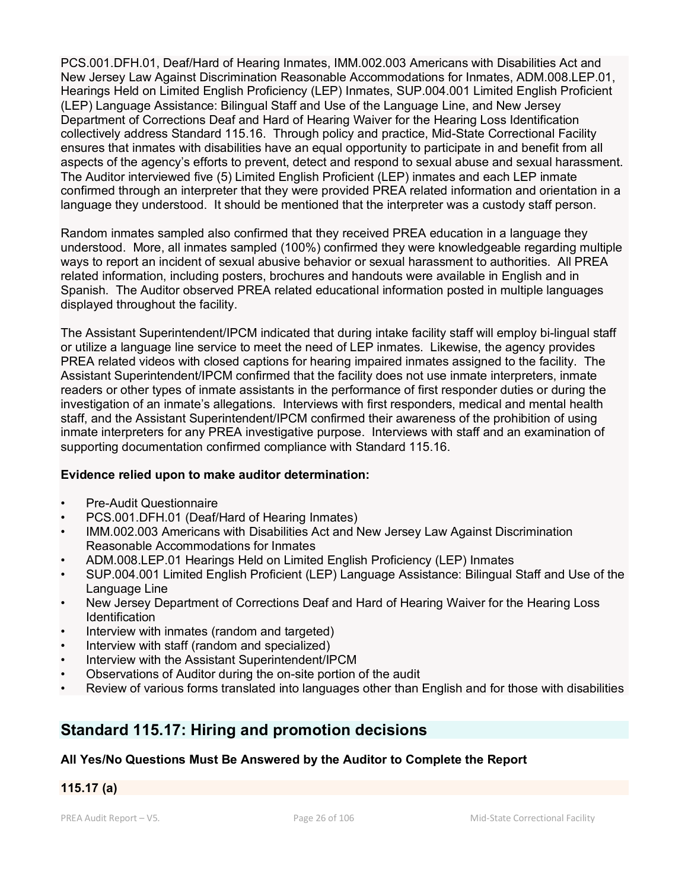PCS.001.DFH.01, Deaf/Hard of Hearing Inmates, IMM.002.003 Americans with Disabilities Act and New Jersey Law Against Discrimination Reasonable Accommodations for Inmates, ADM.008.LEP.01, Hearings Held on Limited English Proficiency (LEP) Inmates, SUP.004.001 Limited English Proficient (LEP) Language Assistance: Bilingual Staff and Use of the Language Line, and New Jersey Department of Corrections Deaf and Hard of Hearing Waiver for the Hearing Loss Identification collectively address Standard 115.16. Through policy and practice, Mid-State Correctional Facility ensures that inmates with disabilities have an equal opportunity to participate in and benefit from all aspects of the agency's efforts to prevent, detect and respond to sexual abuse and sexual harassment. The Auditor interviewed five (5) Limited English Proficient (LEP) inmates and each LEP inmate confirmed through an interpreter that they were provided PREA related information and orientation in a language they understood. It should be mentioned that the interpreter was a custody staff person.

Random inmates sampled also confirmed that they received PREA education in a language they understood. More, all inmates sampled (100%) confirmed they were knowledgeable regarding multiple ways to report an incident of sexual abusive behavior or sexual harassment to authorities. All PREA related information, including posters, brochures and handouts were available in English and in Spanish. The Auditor observed PREA related educational information posted in multiple languages displayed throughout the facility.

The Assistant Superintendent/IPCM indicated that during intake facility staff will employ bi-lingual staff or utilize a language line service to meet the need of LEP inmates. Likewise, the agency provides PREA related videos with closed captions for hearing impaired inmates assigned to the facility. The Assistant Superintendent/IPCM confirmed that the facility does not use inmate interpreters, inmate readers or other types of inmate assistants in the performance of first responder duties or during the investigation of an inmate's allegations. Interviews with first responders, medical and mental health staff, and the Assistant Superintendent/IPCM confirmed their awareness of the prohibition of using inmate interpreters for any PREA investigative purpose. Interviews with staff and an examination of supporting documentation confirmed compliance with Standard 115.16.

**Evidence relied upon to make auditor determination:**

- Pre-Audit Questionnaire
- PCS.001.DFH.01 (Deaf/Hard of Hearing Inmates)
- IMM.002.003 Americans with Disabilities Act and New Jersey Law Against Discrimination Reasonable Accommodations for Inmates
- ADM.008.LEP.01 Hearings Held on Limited English Proficiency (LEP) Inmates
- SUP.004.001 Limited English Proficient (LEP) Language Assistance: Bilingual Staff and Use of the Language Line
- New Jersey Department of Corrections Deaf and Hard of Hearing Waiver for the Hearing Loss Identification
- Interview with inmates (random and targeted)
- Interview with staff (random and specialized)
- Interview with the Assistant Superintendent/IPCM
- Observations of Auditor during the on-site portion of the audit
- Review of various forms translated into languages other than English and for those with disabilities

## Standard 115.17: Hiring and promotion decisions

**All Yes/No Questions Must Be Answered by the Auditor to Complete the Report**

**115.17 (a)**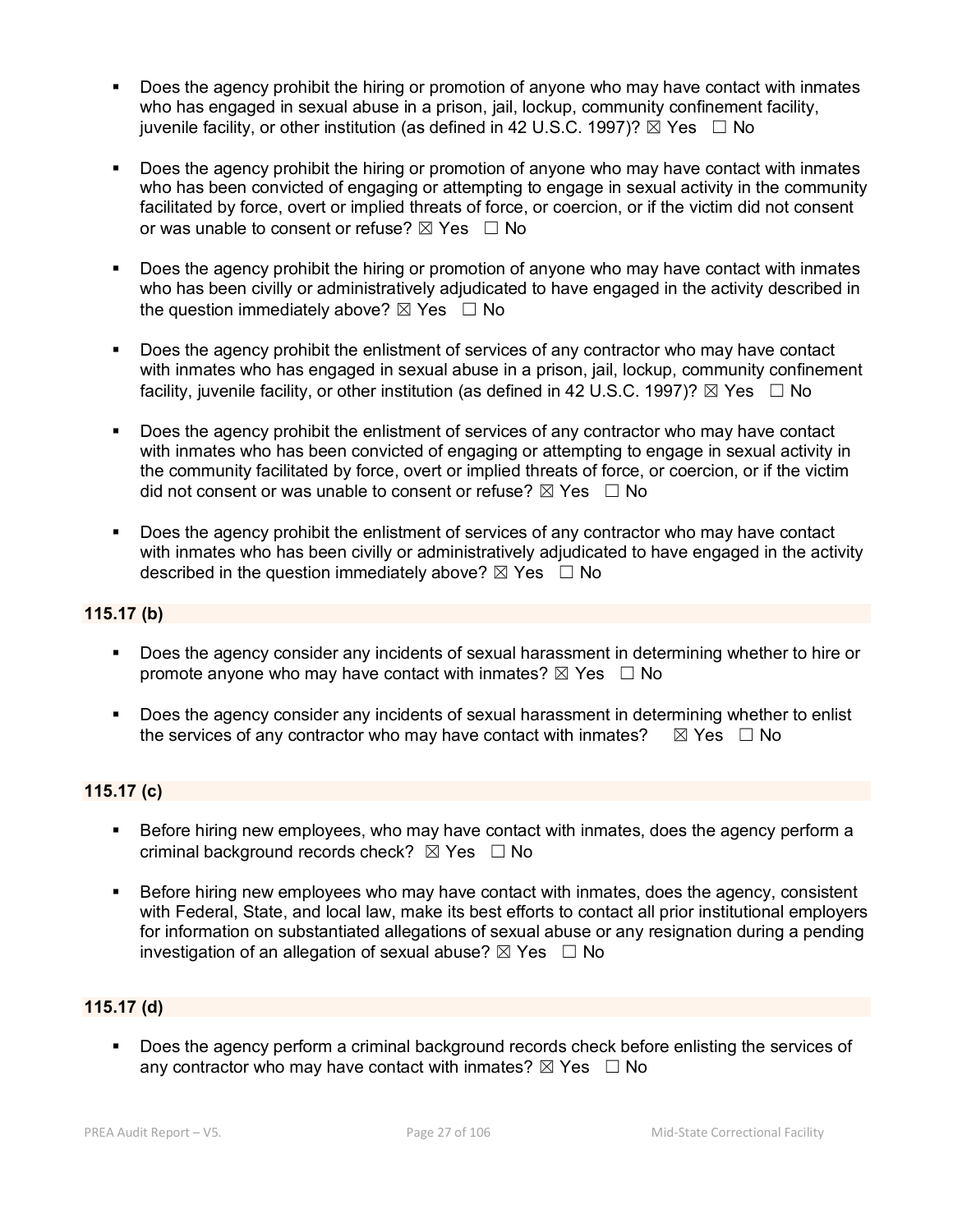- Does the agency prohibit the hiring or promotion of anyone who may have contact with inmates who has engaged in sexual abuse in a prison, jail, lockup, community confinement facility, juvenile facility, or other institution (as defined in 42 U.S.C. 1997)? ☒ Yes ☐ No

- Does the agency prohibit the hiring or promotion of anyone who may have contact with inmates who has been convicted of engaging or attempting to engage in sexual activity in the community facilitated by force, overt or implied threats of force, or coercion, or if the victim did not consent or was unable to consent or refuse? ☒ Yes ☐ No

- Does the agency prohibit the hiring or promotion of anyone who may have contact with inmates who has been civilly or administratively adjudicated to have engaged in the activity described in the question immediately above? ☒ Yes ☐ No

- Does the agency prohibit the enlistment of services of any contractor who may have contact with inmates who has engaged in sexual abuse in a prison, jail, lockup, community confinement facility, juvenile facility, or other institution (as defined in 42 U.S.C. 1997)? ☒ Yes ☐ No

- Does the agency prohibit the enlistment of services of any contractor who may have contact with inmates who has been convicted of engaging or attempting to engage in sexual activity in the community facilitated by force, overt or implied threats of force, or coercion, or if the victim did not consent or was unable to consent or refuse? ☒ Yes ☐ No

- Does the agency prohibit the enlistment of services of any contractor who may have contact with inmates who has been civilly or administratively adjudicated to have engaged in the activity described in the question immediately above? ☒ Yes ☐ No

**115.17 (b)**

- Does the agency consider any incidents of sexual harassment in determining whether to hire or promote anyone who may have contact with inmates? ☒ Yes ☐ No

- Does the agency consider any incidents of sexual harassment in determining whether to enlist the services of any contractor who may have contact with inmates? ☒ Yes ☐ No

**115.17 (c)**

- Before hiring new employees, who may have contact with inmates, does the agency perform a criminal background records check? ☒ Yes ☐ No

- Before hiring new employees who may have contact with inmates, does the agency, consistent with Federal, State, and local law, make its best efforts to contact all prior institutional employers for information on substantiated allegations of sexual abuse or any resignation during a pending investigation of an allegation of sexual abuse? ☒ Yes ☐ No

**115.17 (d)**

- Does the agency perform a criminal background records check before enlisting the services of any contractor who may have contact with inmates? ☒ Yes ☐ No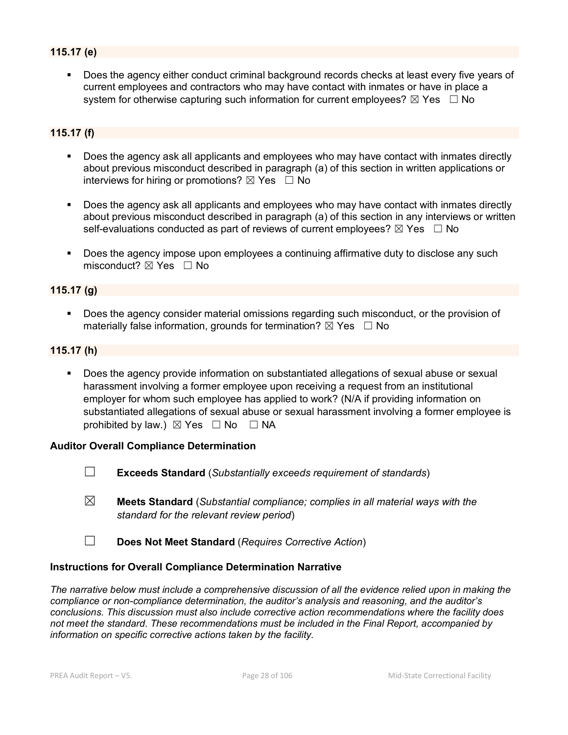### 115.17 (e)

- Does the agency either conduct criminal background records checks at least every five years of current employees and contractors who may have contact with inmates or have in place a system for otherwise capturing such information for current employees? ☒ Yes ☐ No

### 115.17 (f)

- Does the agency ask all applicants and employees who may have contact with inmates directly about previous misconduct described in paragraph (a) of this section in written applications or interviews for hiring or promotions? ☒ Yes ☐ No
- Does the agency ask all applicants and employees who may have contact with inmates directly about previous misconduct described in paragraph (a) of this section in any interviews or written self-evaluations conducted as part of reviews of current employees? ☒ Yes ☐ No
- Does the agency impose upon employees a continuing affirmative duty to disclose any such misconduct? ☒ Yes ☐ No

### 115.17 (g)

- Does the agency consider material omissions regarding such misconduct, or the provision of materially false information, grounds for termination? ☒ Yes ☐ No

### 115.17 (h)

- Does the agency provide information on substantiated allegations of sexual abuse or sexual harassment involving a former employee upon receiving a request from an institutional employer for whom such employee has applied to work? (N/A if providing information on substantiated allegations of sexual abuse or sexual harassment involving a former employee is prohibited by law.) ☒ Yes ☐ No ☐ NA

**Auditor Overall Compliance Determination**

☐ **Exceeds Standard** (*Substantially exceeds requirement of standards*)

☒ **Meets Standard** (*Substantial compliance; complies in all material ways with the standard for the relevant review period*)

☐ **Does Not Meet Standard** (*Requires Corrective Action*)

**Instructions for Overall Compliance Determination Narrative**

*The narrative below must include a comprehensive discussion of all the evidence relied upon in making the compliance or non-compliance determination, the auditor's analysis and reasoning, and the auditor's conclusions. This discussion must also include corrective action recommendations where the facility does not meet the standard. These recommendations must be included in the Final Report, accompanied by information on specific corrective actions taken by the facility.*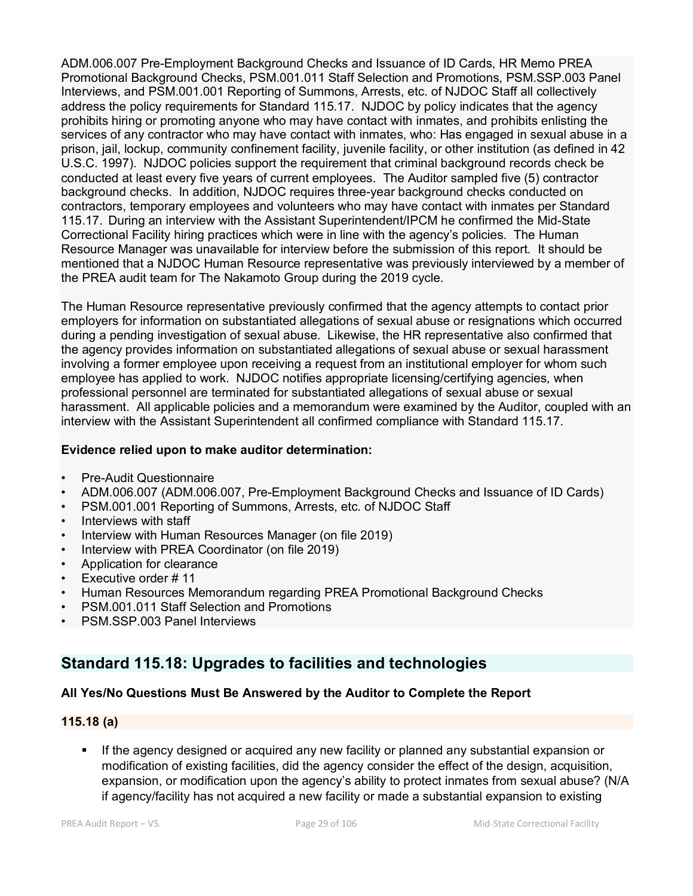ADM.006.007 Pre-Employment Background Checks and Issuance of ID Cards, HR Memo PREA Promotional Background Checks, PSM.001.011 Staff Selection and Promotions, PSM.SSP.003 Panel Interviews, and PSM.001.001 Reporting of Summons, Arrests, etc. of NJDOC Staff all collectively address the policy requirements for Standard 115.17. NJDOC by policy indicates that the agency prohibits hiring or promoting anyone who may have contact with inmates, and prohibits enlisting the services of any contractor who may have contact with inmates, who: Has engaged in sexual abuse in a prison, jail, lockup, community confinement facility, juvenile facility, or other institution (as defined in 42 U.S.C. 1997). NJDOC policies support the requirement that criminal background records check be conducted at least every five years of current employees. The Auditor sampled five (5) contractor background checks. In addition, NJDOC requires three-year background checks conducted on contractors, temporary employees and volunteers who may have contact with inmates per Standard 115.17. During an interview with the Assistant Superintendent/IPCM he confirmed the Mid-State Correctional Facility hiring practices which were in line with the agency's policies. The Human Resource Manager was unavailable for interview before the submission of this report. It should be mentioned that a NJDOC Human Resource representative was previously interviewed by a member of the PREA audit team for The Nakamoto Group during the 2019 cycle.

The Human Resource representative previously confirmed that the agency attempts to contact prior employers for information on substantiated allegations of sexual abuse or resignations which occurred during a pending investigation of sexual abuse. Likewise, the HR representative also confirmed that the agency provides information on substantiated allegations of sexual abuse or sexual harassment involving a former employee upon receiving a request from an institutional employer for whom such employee has applied to work. NJDOC notifies appropriate licensing/certifying agencies, when professional personnel are terminated for substantiated allegations of sexual abuse or sexual harassment. All applicable policies and a memorandum were examined by the Auditor, coupled with an interview with the Assistant Superintendent all confirmed compliance with Standard 115.17.

**Evidence relied upon to make auditor determination:**

- Pre-Audit Questionnaire
- ADM.006.007 (ADM.006.007, Pre-Employment Background Checks and Issuance of ID Cards)
- PSM.001.001 Reporting of Summons, Arrests, etc. of NJDOC Staff
- Interviews with staff
- Interview with Human Resources Manager (on file 2019)
- Interview with PREA Coordinator (on file 2019)
- Application for clearance
- Executive order # 11
- Human Resources Memorandum regarding PREA Promotional Background Checks
- PSM.001.011 Staff Selection and Promotions
- PSM.SSP.003 Panel Interviews

## Standard 115.18: Upgrades to facilities and technologies

**All Yes/No Questions Must Be Answered by the Auditor to Complete the Report**

**115.18 (a)**

- If the agency designed or acquired any new facility or planned any substantial expansion or modification of existing facilities, did the agency consider the effect of the design, acquisition, expansion, or modification upon the agency's ability to protect inmates from sexual abuse? (N/A if agency/facility has not acquired a new facility or made a substantial expansion to existing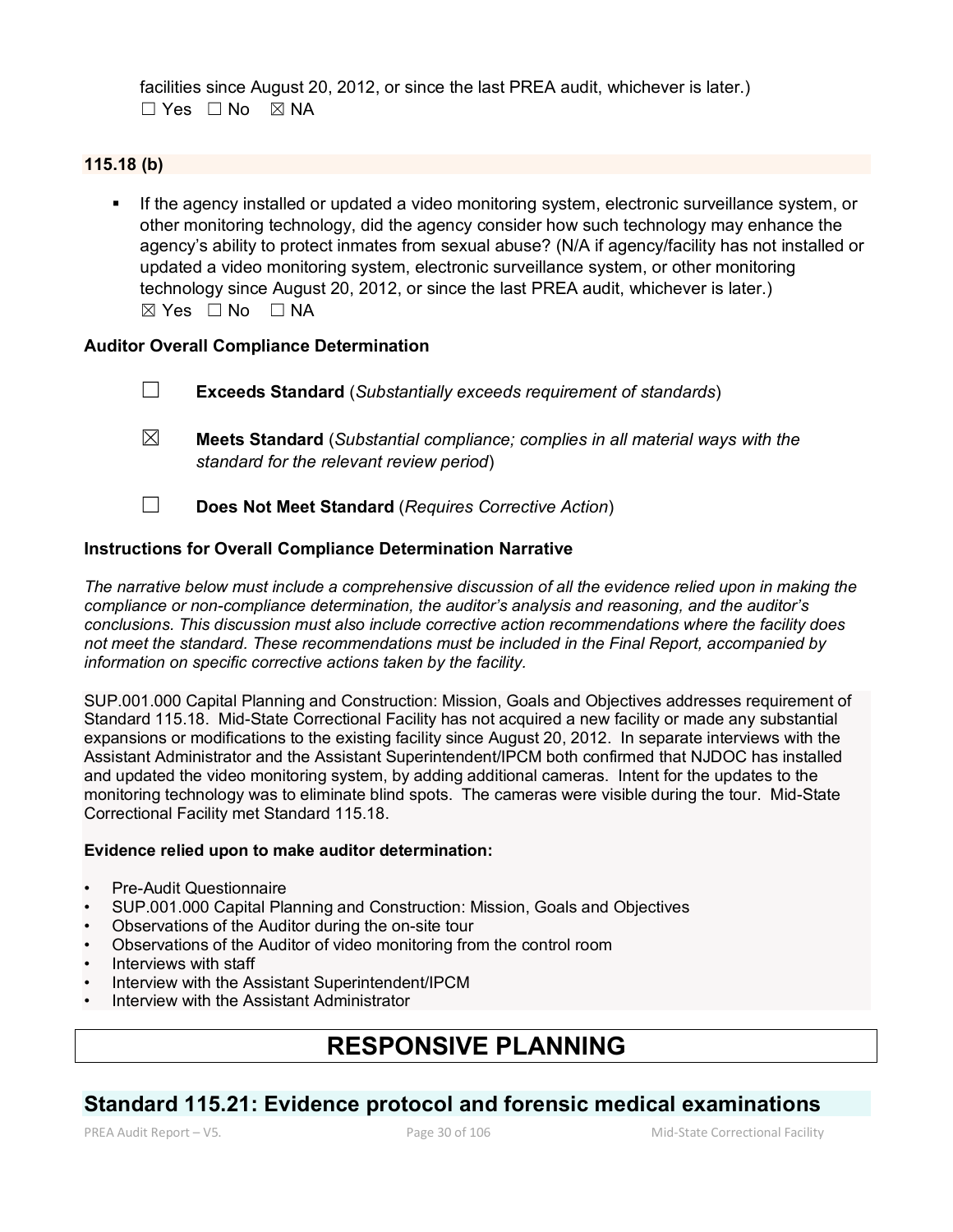facilities since August 20, 2012, or since the last PREA audit, whichever is later.)
☐ Yes ☐ No ☒ NA

**115.18 (b)**

- If the agency installed or updated a video monitoring system, electronic surveillance system, or other monitoring technology, did the agency consider how such technology may enhance the agency's ability to protect inmates from sexual abuse? (N/A if agency/facility has not installed or updated a video monitoring system, electronic surveillance system, or other monitoring technology since August 20, 2012, or since the last PREA audit, whichever is later.)
  ☒ Yes ☐ No ☐ NA

**Auditor Overall Compliance Determination**

☐ **Exceeds Standard** (*Substantially exceeds requirement of standards*)

☒ **Meets Standard** (*Substantial compliance; complies in all material ways with the standard for the relevant review period*)

☐ **Does Not Meet Standard** (*Requires Corrective Action*)

**Instructions for Overall Compliance Determination Narrative**

*The narrative below must include a comprehensive discussion of all the evidence relied upon in making the compliance or non-compliance determination, the auditor's analysis and reasoning, and the auditor's conclusions. This discussion must also include corrective action recommendations where the facility does not meet the standard. These recommendations must be included in the Final Report, accompanied by information on specific corrective actions taken by the facility.*

SUP.001.000 Capital Planning and Construction: Mission, Goals and Objectives addresses requirement of Standard 115.18. Mid-State Correctional Facility has not acquired a new facility or made any substantial expansions or modifications to the existing facility since August 20, 2012. In separate interviews with the Assistant Administrator and the Assistant Superintendent/IPCM both confirmed that NJDOC has installed and updated the video monitoring system, by adding additional cameras. Intent for the updates to the monitoring technology was to eliminate blind spots. The cameras were visible during the tour. Mid-State Correctional Facility met Standard 115.18.

**Evidence relied upon to make auditor determination:**

- Pre-Audit Questionnaire
- SUP.001.000 Capital Planning and Construction: Mission, Goals and Objectives
- Observations of the Auditor during the on-site tour
- Observations of the Auditor of video monitoring from the control room
- Interviews with staff
- Interview with the Assistant Superintendent/IPCM
- Interview with the Assistant Administrator

# RESPONSIVE PLANNING

## Standard 115.21: Evidence protocol and forensic medical examinations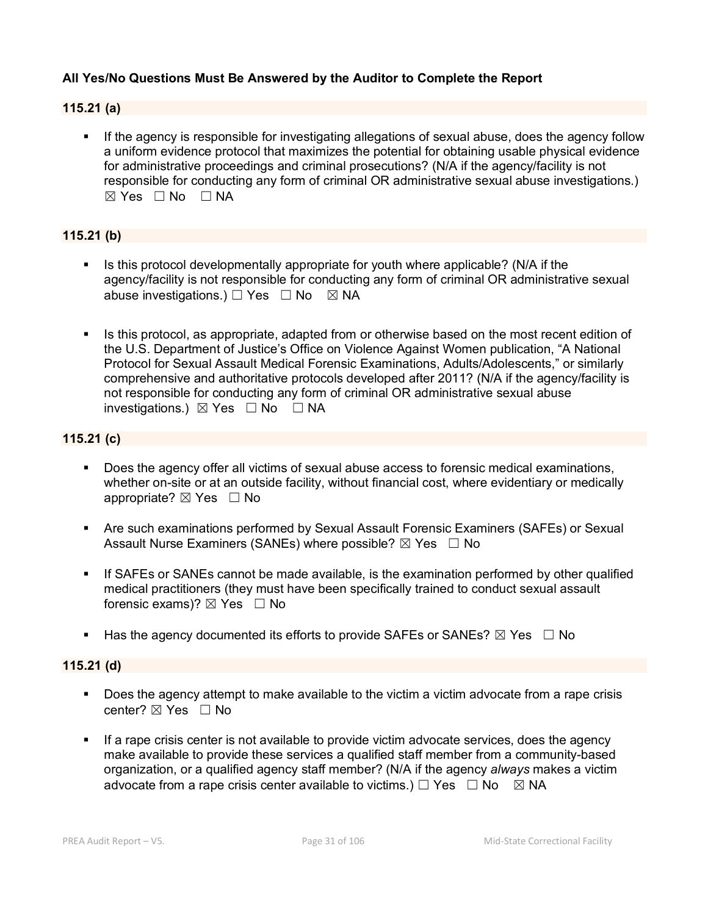**All Yes/No Questions Must Be Answered by the Auditor to Complete the Report**

**115.21 (a)**

- If the agency is responsible for investigating allegations of sexual abuse, does the agency follow a uniform evidence protocol that maximizes the potential for obtaining usable physical evidence for administrative proceedings and criminal prosecutions? (N/A if the agency/facility is not responsible for conducting any form of criminal OR administrative sexual abuse investigations.) ☒ Yes ☐ No ☐ NA

**115.21 (b)**

- Is this protocol developmentally appropriate for youth where applicable? (N/A if the agency/facility is not responsible for conducting any form of criminal OR administrative sexual abuse investigations.) ☐ Yes ☐ No ☒ NA

- Is this protocol, as appropriate, adapted from or otherwise based on the most recent edition of the U.S. Department of Justice's Office on Violence Against Women publication, "A National Protocol for Sexual Assault Medical Forensic Examinations, Adults/Adolescents," or similarly comprehensive and authoritative protocols developed after 2011? (N/A if the agency/facility is not responsible for conducting any form of criminal OR administrative sexual abuse investigations.) ☒ Yes ☐ No ☐ NA

**115.21 (c)**

- Does the agency offer all victims of sexual abuse access to forensic medical examinations, whether on-site or at an outside facility, without financial cost, where evidentiary or medically appropriate? ☒ Yes ☐ No

- Are such examinations performed by Sexual Assault Forensic Examiners (SAFEs) or Sexual Assault Nurse Examiners (SANEs) where possible? ☒ Yes ☐ No

- If SAFEs or SANEs cannot be made available, is the examination performed by other qualified medical practitioners (they must have been specifically trained to conduct sexual assault forensic exams)? ☒ Yes ☐ No

- Has the agency documented its efforts to provide SAFEs or SANEs? ☒ Yes ☐ No

**115.21 (d)**

- Does the agency attempt to make available to the victim a victim advocate from a rape crisis center? ☒ Yes ☐ No

- If a rape crisis center is not available to provide victim advocate services, does the agency make available to provide these services a qualified staff member from a community-based organization, or a qualified agency staff member? (N/A if the agency *always* makes a victim advocate from a rape crisis center available to victims.) ☐ Yes ☐ No ☒ NA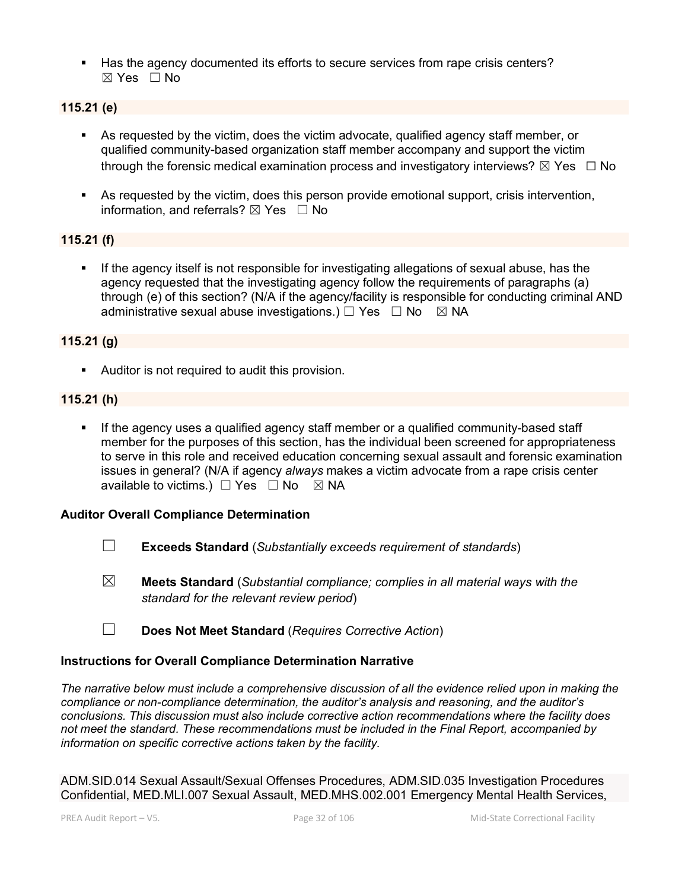- Has the agency documented its efforts to secure services from rape crisis centers?
☒ Yes ☐ No

**115.21 (e)**

- As requested by the victim, does the victim advocate, qualified agency staff member, or qualified community-based organization staff member accompany and support the victim through the forensic medical examination process and investigatory interviews? ☒ Yes ☐ No

- As requested by the victim, does this person provide emotional support, crisis intervention, information, and referrals? ☒ Yes ☐ No

**115.21 (f)**

- If the agency itself is not responsible for investigating allegations of sexual abuse, has the agency requested that the investigating agency follow the requirements of paragraphs (a) through (e) of this section? (N/A if the agency/facility is responsible for conducting criminal AND administrative sexual abuse investigations.) ☐ Yes ☐ No ☒ NA

**115.21 (g)**

- Auditor is not required to audit this provision.

**115.21 (h)**

- If the agency uses a qualified agency staff member or a qualified community-based staff member for the purposes of this section, has the individual been screened for appropriateness to serve in this role and received education concerning sexual assault and forensic examination issues in general? (N/A if agency *always* makes a victim advocate from a rape crisis center available to victims.) ☐ Yes ☐ No ☒ NA

### Auditor Overall Compliance Determination

☐ **Exceeds Standard** (*Substantially exceeds requirement of standards*)

☒ **Meets Standard** (*Substantial compliance; complies in all material ways with the standard for the relevant review period*)

☐ **Does Not Meet Standard** (*Requires Corrective Action*)

### Instructions for Overall Compliance Determination Narrative

*The narrative below must include a comprehensive discussion of all the evidence relied upon in making the compliance or non-compliance determination, the auditor's analysis and reasoning, and the auditor's conclusions. This discussion must also include corrective action recommendations where the facility does not meet the standard. These recommendations must be included in the Final Report, accompanied by information on specific corrective actions taken by the facility.*

ADM.SID.014 Sexual Assault/Sexual Offenses Procedures, ADM.SID.035 Investigation Procedures Confidential, MED.MLI.007 Sexual Assault, MED.MHS.002.001 Emergency Mental Health Services,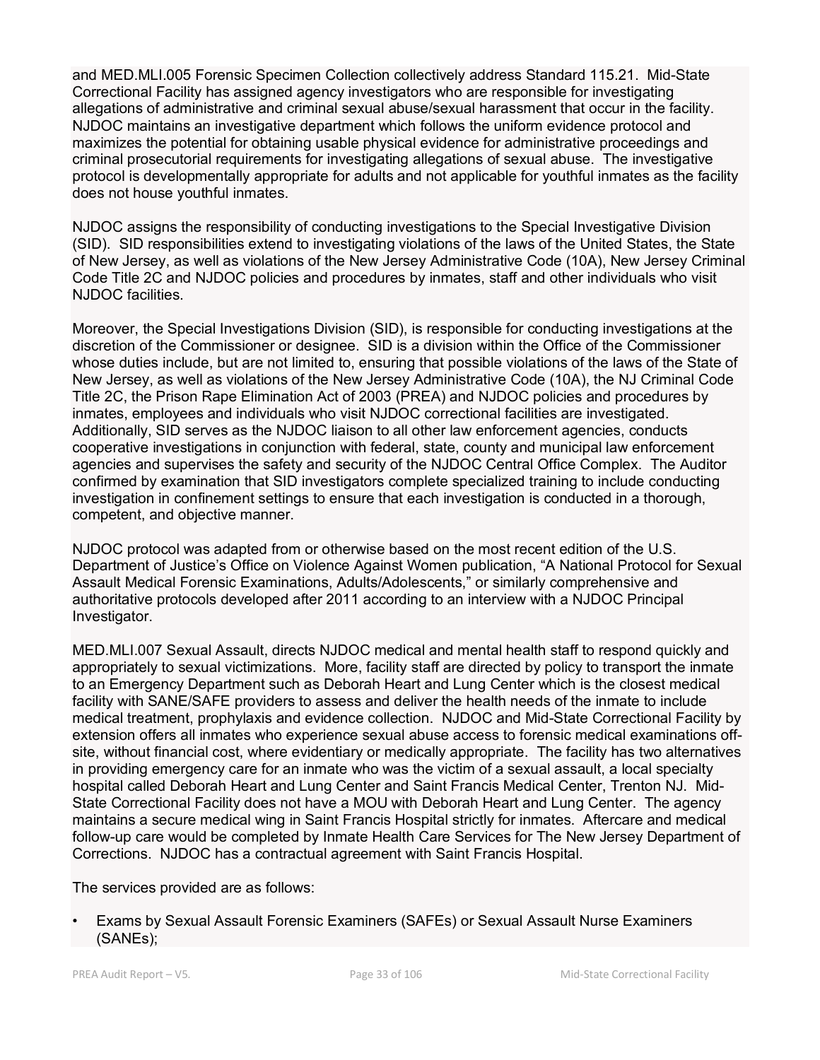and MED.MLI.005 Forensic Specimen Collection collectively address Standard 115.21. Mid-State Correctional Facility has assigned agency investigators who are responsible for investigating allegations of administrative and criminal sexual abuse/sexual harassment that occur in the facility. NJDOC maintains an investigative department which follows the uniform evidence protocol and maximizes the potential for obtaining usable physical evidence for administrative proceedings and criminal prosecutorial requirements for investigating allegations of sexual abuse. The investigative protocol is developmentally appropriate for adults and not applicable for youthful inmates as the facility does not house youthful inmates.

NJDOC assigns the responsibility of conducting investigations to the Special Investigative Division (SID). SID responsibilities extend to investigating violations of the laws of the United States, the State of New Jersey, as well as violations of the New Jersey Administrative Code (10A), New Jersey Criminal Code Title 2C and NJDOC policies and procedures by inmates, staff and other individuals who visit NJDOC facilities.

Moreover, the Special Investigations Division (SID), is responsible for conducting investigations at the discretion of the Commissioner or designee. SID is a division within the Office of the Commissioner whose duties include, but are not limited to, ensuring that possible violations of the laws of the State of New Jersey, as well as violations of the New Jersey Administrative Code (10A), the NJ Criminal Code Title 2C, the Prison Rape Elimination Act of 2003 (PREA) and NJDOC policies and procedures by inmates, employees and individuals who visit NJDOC correctional facilities are investigated. Additionally, SID serves as the NJDOC liaison to all other law enforcement agencies, conducts cooperative investigations in conjunction with federal, state, county and municipal law enforcement agencies and supervises the safety and security of the NJDOC Central Office Complex. The Auditor confirmed by examination that SID investigators complete specialized training to include conducting investigation in confinement settings to ensure that each investigation is conducted in a thorough, competent, and objective manner.

NJDOC protocol was adapted from or otherwise based on the most recent edition of the U.S. Department of Justice's Office on Violence Against Women publication, "A National Protocol for Sexual Assault Medical Forensic Examinations, Adults/Adolescents," or similarly comprehensive and authoritative protocols developed after 2011 according to an interview with a NJDOC Principal Investigator.

MED.MLI.007 Sexual Assault, directs NJDOC medical and mental health staff to respond quickly and appropriately to sexual victimizations. More, facility staff are directed by policy to transport the inmate to an Emergency Department such as Deborah Heart and Lung Center which is the closest medical facility with SANE/SAFE providers to assess and deliver the health needs of the inmate to include medical treatment, prophylaxis and evidence collection. NJDOC and Mid-State Correctional Facility by extension offers all inmates who experience sexual abuse access to forensic medical examinations off-site, without financial cost, where evidentiary or medically appropriate. The facility has two alternatives in providing emergency care for an inmate who was the victim of a sexual assault, a local specialty hospital called Deborah Heart and Lung Center and Saint Francis Medical Center, Trenton NJ. Mid-State Correctional Facility does not have a MOU with Deborah Heart and Lung Center. The agency maintains a secure medical wing in Saint Francis Hospital strictly for inmates. Aftercare and medical follow-up care would be completed by Inmate Health Care Services for The New Jersey Department of Corrections. NJDOC has a contractual agreement with Saint Francis Hospital.

The services provided are as follows:

- Exams by Sexual Assault Forensic Examiners (SAFEs) or Sexual Assault Nurse Examiners (SANEs);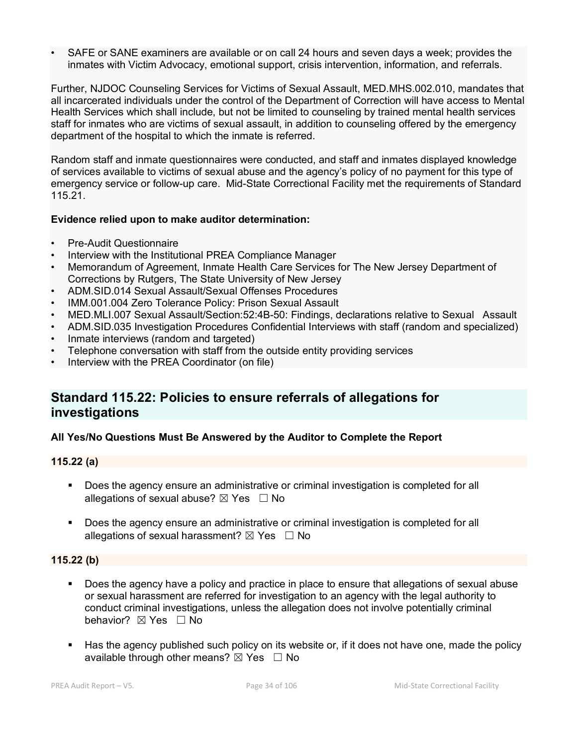- SAFE or SANE examiners are available or on call 24 hours and seven days a week; provides the inmates with Victim Advocacy, emotional support, crisis intervention, information, and referrals.

Further, NJDOC Counseling Services for Victims of Sexual Assault, MED.MHS.002.010, mandates that all incarcerated individuals under the control of the Department of Correction will have access to Mental Health Services which shall include, but not be limited to counseling by trained mental health services staff for inmates who are victims of sexual assault, in addition to counseling offered by the emergency department of the hospital to which the inmate is referred.

Random staff and inmate questionnaires were conducted, and staff and inmates displayed knowledge of services available to victims of sexual abuse and the agency's policy of no payment for this type of emergency service or follow-up care. Mid-State Correctional Facility met the requirements of Standard 115.21.

**Evidence relied upon to make auditor determination:**

- Pre-Audit Questionnaire
- Interview with the Institutional PREA Compliance Manager
- Memorandum of Agreement, Inmate Health Care Services for The New Jersey Department of Corrections by Rutgers, The State University of New Jersey
- ADM.SID.014 Sexual Assault/Sexual Offenses Procedures
- IMM.001.004 Zero Tolerance Policy: Prison Sexual Assault
- MED.MLI.007 Sexual Assault/Section:52:4B-50: Findings, declarations relative to Sexual Assault
- ADM.SID.035 Investigation Procedures Confidential Interviews with staff (random and specialized)
- Inmate interviews (random and targeted)
- Telephone conversation with staff from the outside entity providing services
- Interview with the PREA Coordinator (on file)

## Standard 115.22: Policies to ensure referrals of allegations for investigations

**All Yes/No Questions Must Be Answered by the Auditor to Complete the Report**

**115.22 (a)**

- Does the agency ensure an administrative or criminal investigation is completed for all allegations of sexual abuse? ☒ Yes ☐ No
- Does the agency ensure an administrative or criminal investigation is completed for all allegations of sexual harassment? ☒ Yes ☐ No

**115.22 (b)**

- Does the agency have a policy and practice in place to ensure that allegations of sexual abuse or sexual harassment are referred for investigation to an agency with the legal authority to conduct criminal investigations, unless the allegation does not involve potentially criminal behavior? ☒ Yes ☐ No
- Has the agency published such policy on its website or, if it does not have one, made the policy available through other means? ☒ Yes ☐ No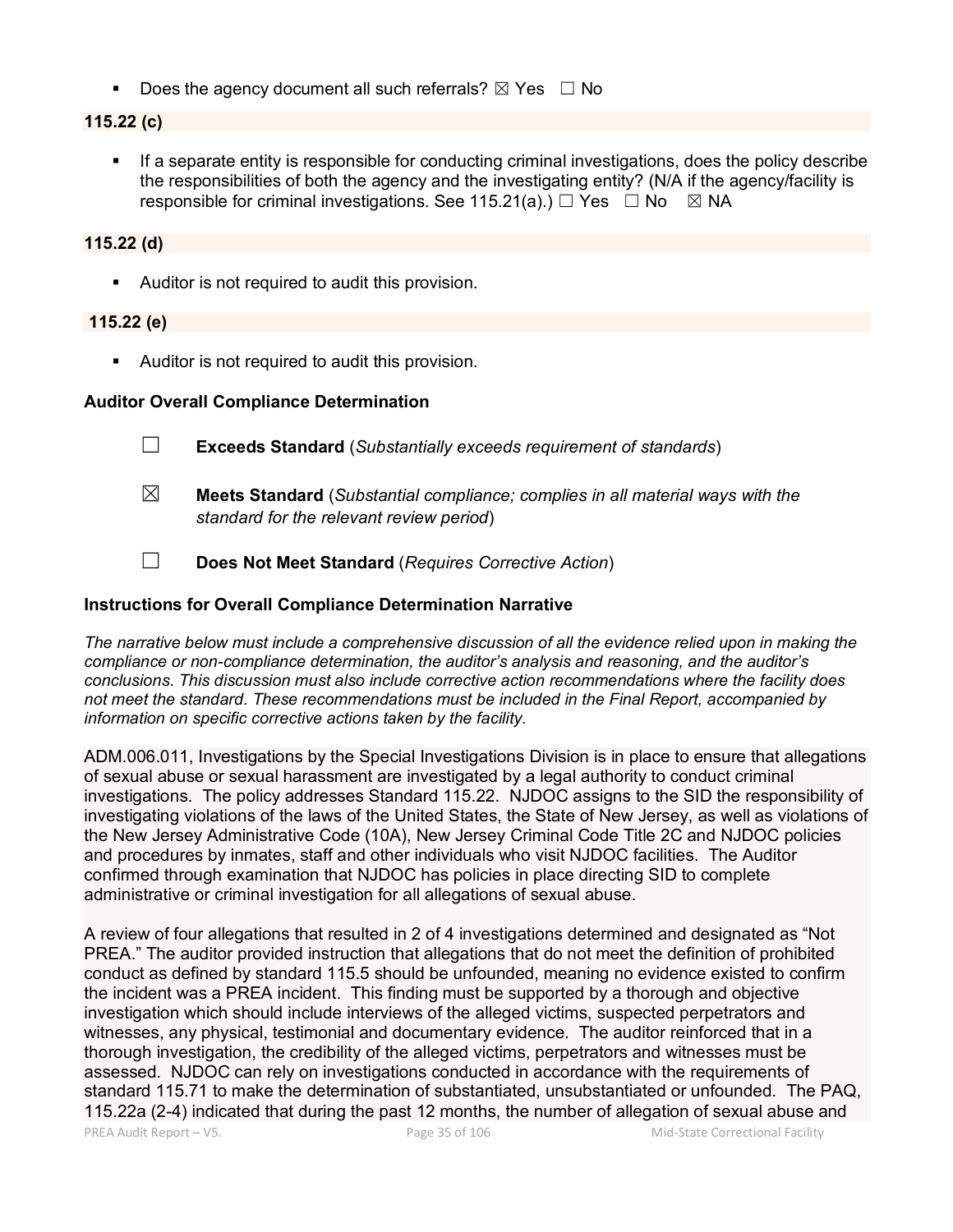- Does the agency document all such referrals? ☒ Yes ☐ No

**115.22 (c)**

- If a separate entity is responsible for conducting criminal investigations, does the policy describe the responsibilities of both the agency and the investigating entity? (N/A if the agency/facility is responsible for criminal investigations. See 115.21(a).) ☐ Yes ☐ No ☒ NA

**115.22 (d)**

- Auditor is not required to audit this provision.

**115.22 (e)**

- Auditor is not required to audit this provision.

**Auditor Overall Compliance Determination**

☐ **Exceeds Standard** (*Substantially exceeds requirement of standards*)

☒ **Meets Standard** (*Substantial compliance; complies in all material ways with the standard for the relevant review period*)

☐ **Does Not Meet Standard** (*Requires Corrective Action*)

**Instructions for Overall Compliance Determination Narrative**

*The narrative below must include a comprehensive discussion of all the evidence relied upon in making the compliance or non-compliance determination, the auditor's analysis and reasoning, and the auditor's conclusions. This discussion must also include corrective action recommendations where the facility does not meet the standard. These recommendations must be included in the Final Report, accompanied by information on specific corrective actions taken by the facility.*

ADM.006.011, Investigations by the Special Investigations Division is in place to ensure that allegations of sexual abuse or sexual harassment are investigated by a legal authority to conduct criminal investigations. The policy addresses Standard 115.22. NJDOC assigns to the SID the responsibility of investigating violations of the laws of the United States, the State of New Jersey, as well as violations of the New Jersey Administrative Code (10A), New Jersey Criminal Code Title 2C and NJDOC policies and procedures by inmates, staff and other individuals who visit NJDOC facilities. The Auditor confirmed through examination that NJDOC has policies in place directing SID to complete administrative or criminal investigation for all allegations of sexual abuse.

A review of four allegations that resulted in 2 of 4 investigations determined and designated as "Not PREA." The auditor provided instruction that allegations that do not meet the definition of prohibited conduct as defined by standard 115.5 should be unfounded, meaning no evidence existed to confirm the incident was a PREA incident. This finding must be supported by a thorough and objective investigation which should include interviews of the alleged victims, suspected perpetrators and witnesses, any physical, testimonial and documentary evidence. The auditor reinforced that in a thorough investigation, the credibility of the alleged victims, perpetrators and witnesses must be assessed. NJDOC can rely on investigations conducted in accordance with the requirements of standard 115.71 to make the determination of substantiated, unsubstantiated or unfounded. The PAQ, 115.22a (2-4) indicated that during the past 12 months, the number of allegation of sexual abuse and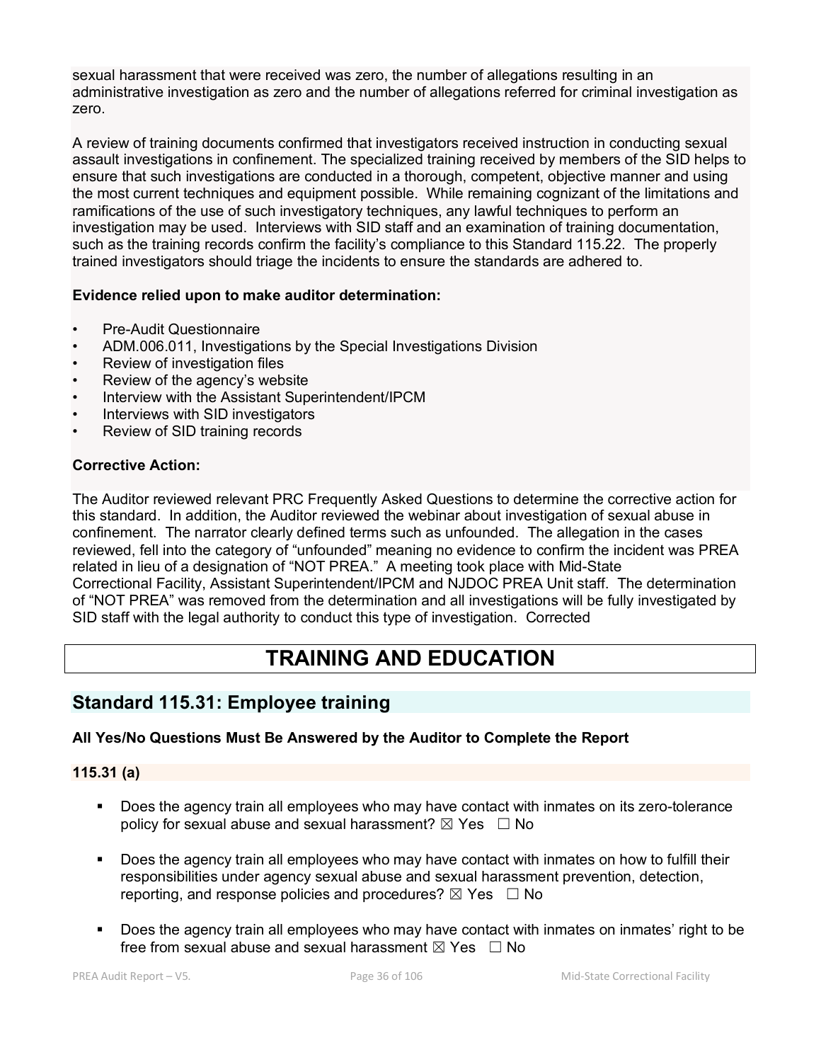sexual harassment that were received was zero, the number of allegations resulting in an administrative investigation as zero and the number of allegations referred for criminal investigation as zero.

A review of training documents confirmed that investigators received instruction in conducting sexual assault investigations in confinement. The specialized training received by members of the SID helps to ensure that such investigations are conducted in a thorough, competent, objective manner and using the most current techniques and equipment possible. While remaining cognizant of the limitations and ramifications of the use of such investigatory techniques, any lawful techniques to perform an investigation may be used. Interviews with SID staff and an examination of training documentation, such as the training records confirm the facility's compliance to this Standard 115.22. The properly trained investigators should triage the incidents to ensure the standards are adhered to.

**Evidence relied upon to make auditor determination:**

- Pre-Audit Questionnaire
- ADM.006.011, Investigations by the Special Investigations Division
- Review of investigation files
- Review of the agency's website
- Interview with the Assistant Superintendent/IPCM
- Interviews with SID investigators
- Review of SID training records

**Corrective Action:**

The Auditor reviewed relevant PRC Frequently Asked Questions to determine the corrective action for this standard. In addition, the Auditor reviewed the webinar about investigation of sexual abuse in confinement. The narrator clearly defined terms such as unfounded. The allegation in the cases reviewed, fell into the category of "unfounded" meaning no evidence to confirm the incident was PREA related in lieu of a designation of "NOT PREA." A meeting took place with Mid-State Correctional Facility, Assistant Superintendent/IPCM and NJDOC PREA Unit staff. The determination of "NOT PREA" was removed from the determination and all investigations will be fully investigated by SID staff with the legal authority to conduct this type of investigation. Corrected

# TRAINING AND EDUCATION

## Standard 115.31: Employee training

**All Yes/No Questions Must Be Answered by the Auditor to Complete the Report**

### 115.31 (a)

- Does the agency train all employees who may have contact with inmates on its zero-tolerance policy for sexual abuse and sexual harassment? ☒ Yes ☐ No
- Does the agency train all employees who may have contact with inmates on how to fulfill their responsibilities under agency sexual abuse and sexual harassment prevention, detection, reporting, and response policies and procedures? ☒ Yes ☐ No
- Does the agency train all employees who may have contact with inmates on inmates' right to be free from sexual abuse and sexual harassment ☒ Yes ☐ No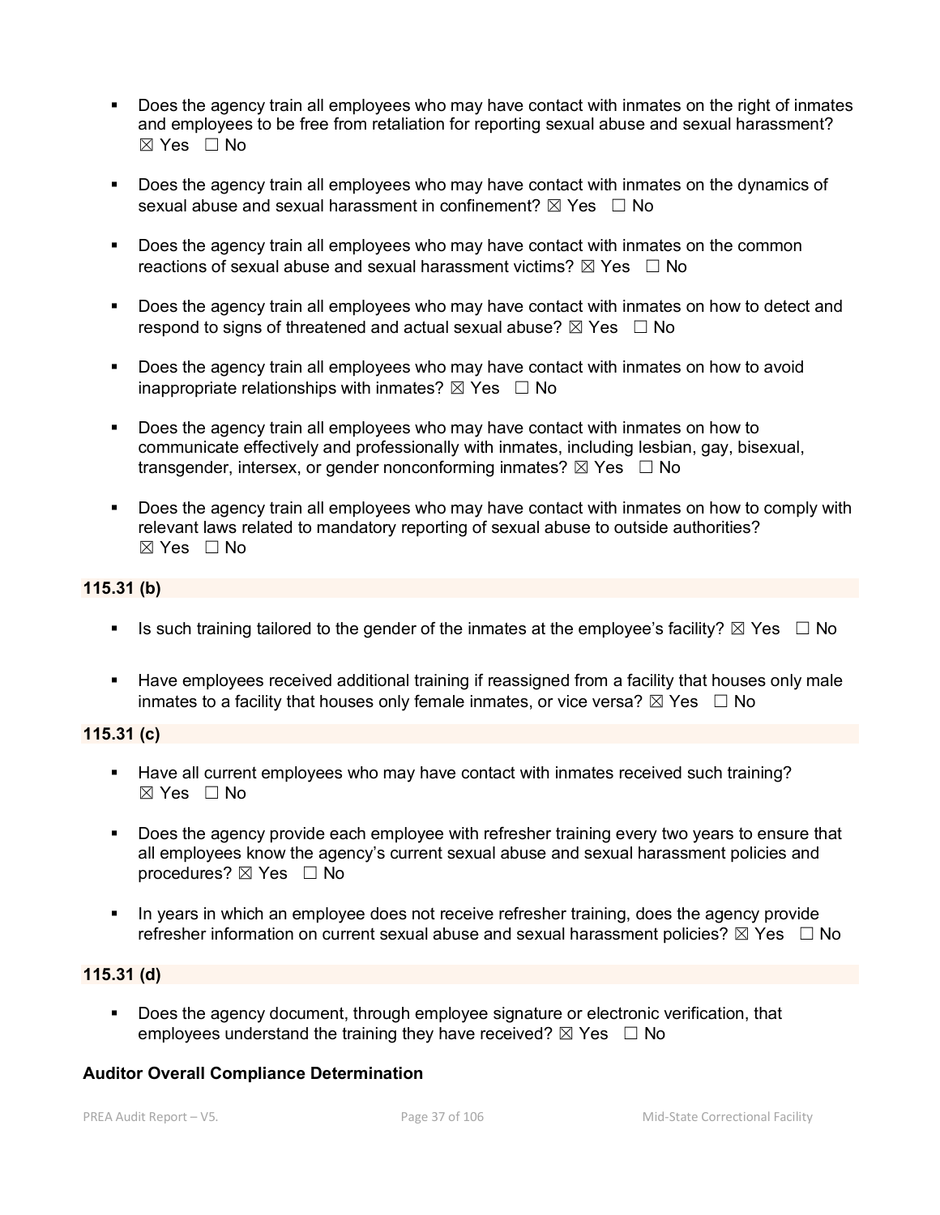- Does the agency train all employees who may have contact with inmates on the right of inmates and employees to be free from retaliation for reporting sexual abuse and sexual harassment? ☒ Yes ☐ No

- Does the agency train all employees who may have contact with inmates on the dynamics of sexual abuse and sexual harassment in confinement? ☒ Yes ☐ No

- Does the agency train all employees who may have contact with inmates on the common reactions of sexual abuse and sexual harassment victims? ☒ Yes ☐ No

- Does the agency train all employees who may have contact with inmates on how to detect and respond to signs of threatened and actual sexual abuse? ☒ Yes ☐ No

- Does the agency train all employees who may have contact with inmates on how to avoid inappropriate relationships with inmates? ☒ Yes ☐ No

- Does the agency train all employees who may have contact with inmates on how to communicate effectively and professionally with inmates, including lesbian, gay, bisexual, transgender, intersex, or gender nonconforming inmates? ☒ Yes ☐ No

- Does the agency train all employees who may have contact with inmates on how to comply with relevant laws related to mandatory reporting of sexual abuse to outside authorities? ☒ Yes ☐ No

**115.31 (b)**

- Is such training tailored to the gender of the inmates at the employee's facility? ☒ Yes ☐ No

- Have employees received additional training if reassigned from a facility that houses only male inmates to a facility that houses only female inmates, or vice versa? ☒ Yes ☐ No

**115.31 (c)**

- Have all current employees who may have contact with inmates received such training? ☒ Yes ☐ No

- Does the agency provide each employee with refresher training every two years to ensure that all employees know the agency's current sexual abuse and sexual harassment policies and procedures? ☒ Yes ☐ No

- In years in which an employee does not receive refresher training, does the agency provide refresher information on current sexual abuse and sexual harassment policies? ☒ Yes ☐ No

**115.31 (d)**

- Does the agency document, through employee signature or electronic verification, that employees understand the training they have received? ☒ Yes ☐ No

**Auditor Overall Compliance Determination**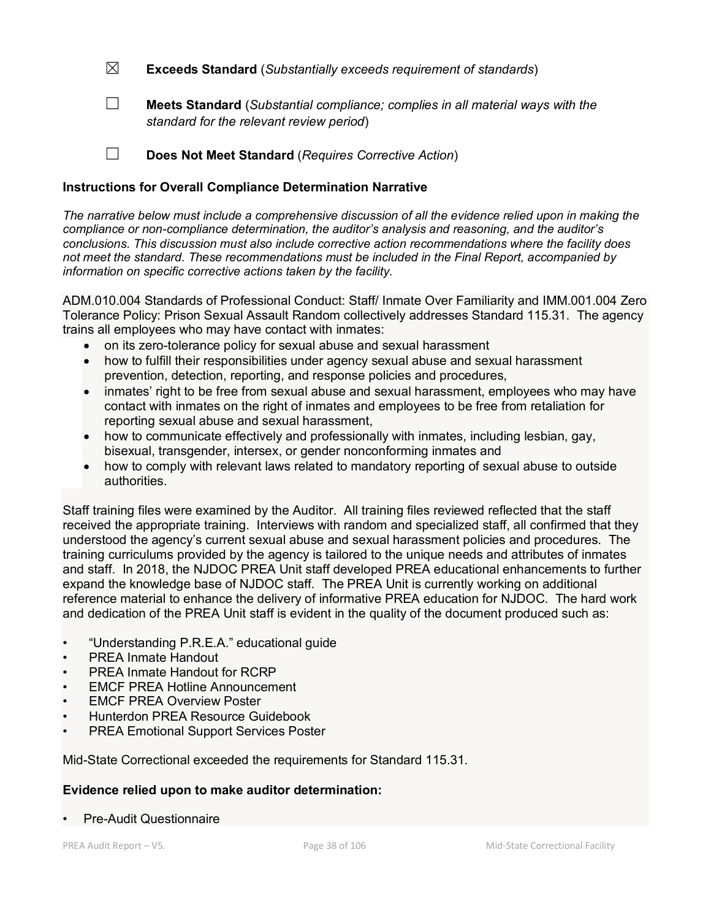☒ **Exceeds Standard** (*Substantially exceeds requirement of standards*)

☐ **Meets Standard** (*Substantial compliance; complies in all material ways with the standard for the relevant review period*)

☐ **Does Not Meet Standard** (*Requires Corrective Action*)

**Instructions for Overall Compliance Determination Narrative**

*The narrative below must include a comprehensive discussion of all the evidence relied upon in making the compliance or non-compliance determination, the auditor's analysis and reasoning, and the auditor's conclusions. This discussion must also include corrective action recommendations where the facility does not meet the standard. These recommendations must be included in the Final Report, accompanied by information on specific corrective actions taken by the facility.*

ADM.010.004 Standards of Professional Conduct: Staff/ Inmate Over Familiarity and IMM.001.004 Zero Tolerance Policy: Prison Sexual Assault Random collectively addresses Standard 115.31. The agency trains all employees who may have contact with inmates:

- on its zero-tolerance policy for sexual abuse and sexual harassment
- how to fulfill their responsibilities under agency sexual abuse and sexual harassment prevention, detection, reporting, and response policies and procedures,
- inmates' right to be free from sexual abuse and sexual harassment, employees who may have contact with inmates on the right of inmates and employees to be free from retaliation for reporting sexual abuse and sexual harassment,
- how to communicate effectively and professionally with inmates, including lesbian, gay, bisexual, transgender, intersex, or gender nonconforming inmates and
- how to comply with relevant laws related to mandatory reporting of sexual abuse to outside authorities.

Staff training files were examined by the Auditor. All training files reviewed reflected that the staff received the appropriate training. Interviews with random and specialized staff, all confirmed that they understood the agency's current sexual abuse and sexual harassment policies and procedures. The training curriculums provided by the agency is tailored to the unique needs and attributes of inmates and staff. In 2018, the NJDOC PREA Unit staff developed PREA educational enhancements to further expand the knowledge base of NJDOC staff. The PREA Unit is currently working on additional reference material to enhance the delivery of informative PREA education for NJDOC. The hard work and dedication of the PREA Unit staff is evident in the quality of the document produced such as:

- "Understanding P.R.E.A." educational guide
- PREA Inmate Handout
- PREA Inmate Handout for RCRP
- EMCF PREA Hotline Announcement
- EMCF PREA Overview Poster
- Hunterdon PREA Resource Guidebook
- PREA Emotional Support Services Poster

Mid-State Correctional exceeded the requirements for Standard 115.31.

**Evidence relied upon to make auditor determination:**

- Pre-Audit Questionnaire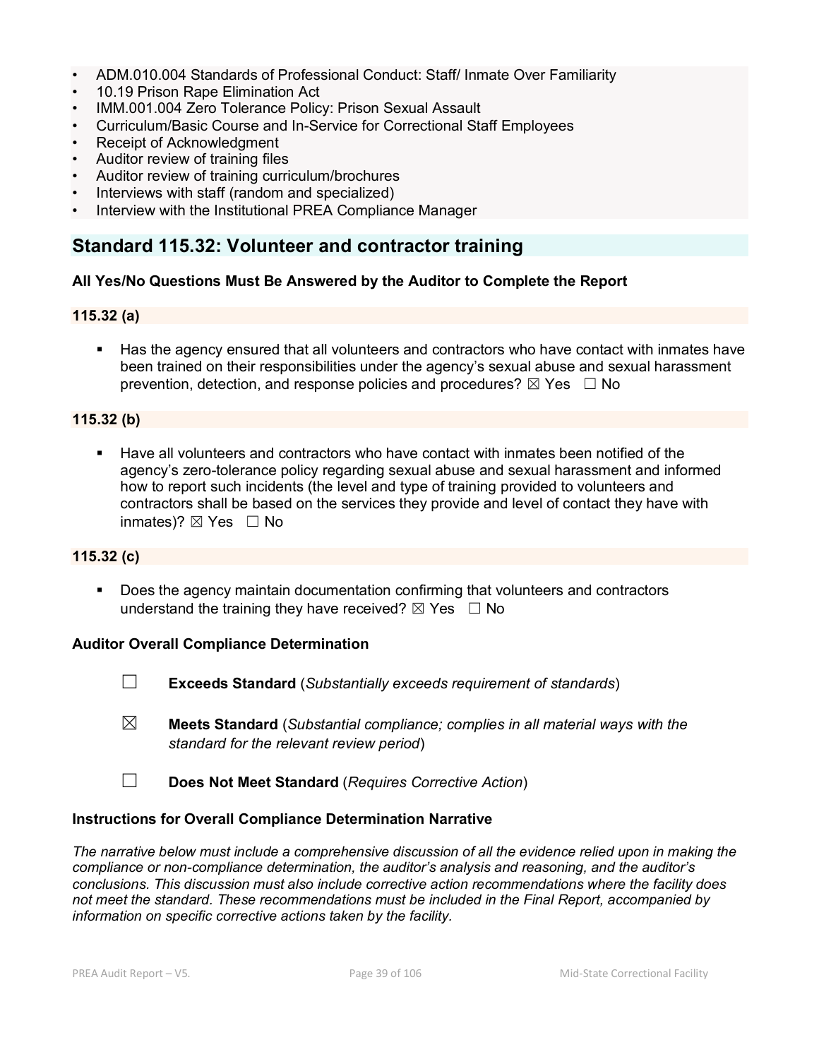- ADM.010.004 Standards of Professional Conduct: Staff/ Inmate Over Familiarity
- 10.19 Prison Rape Elimination Act
- IMM.001.004 Zero Tolerance Policy: Prison Sexual Assault
- Curriculum/Basic Course and In-Service for Correctional Staff Employees
- Receipt of Acknowledgment
- Auditor review of training files
- Auditor review of training curriculum/brochures
- Interviews with staff (random and specialized)
- Interview with the Institutional PREA Compliance Manager

## Standard 115.32: Volunteer and contractor training

**All Yes/No Questions Must Be Answered by the Auditor to Complete the Report**

**115.32 (a)**

- Has the agency ensured that all volunteers and contractors who have contact with inmates have been trained on their responsibilities under the agency's sexual abuse and sexual harassment prevention, detection, and response policies and procedures? ☒ Yes ☐ No

**115.32 (b)**

- Have all volunteers and contractors who have contact with inmates been notified of the agency's zero-tolerance policy regarding sexual abuse and sexual harassment and informed how to report such incidents (the level and type of training provided to volunteers and contractors shall be based on the services they provide and level of contact they have with inmates)? ☒ Yes ☐ No

**115.32 (c)**

- Does the agency maintain documentation confirming that volunteers and contractors understand the training they have received? ☒ Yes ☐ No

**Auditor Overall Compliance Determination**

☐ **Exceeds Standard** (*Substantially exceeds requirement of standards*)

☒ **Meets Standard** (*Substantial compliance; complies in all material ways with the standard for the relevant review period*)

☐ **Does Not Meet Standard** (*Requires Corrective Action*)

**Instructions for Overall Compliance Determination Narrative**

*The narrative below must include a comprehensive discussion of all the evidence relied upon in making the compliance or non-compliance determination, the auditor's analysis and reasoning, and the auditor's conclusions. This discussion must also include corrective action recommendations where the facility does not meet the standard. These recommendations must be included in the Final Report, accompanied by information on specific corrective actions taken by the facility.*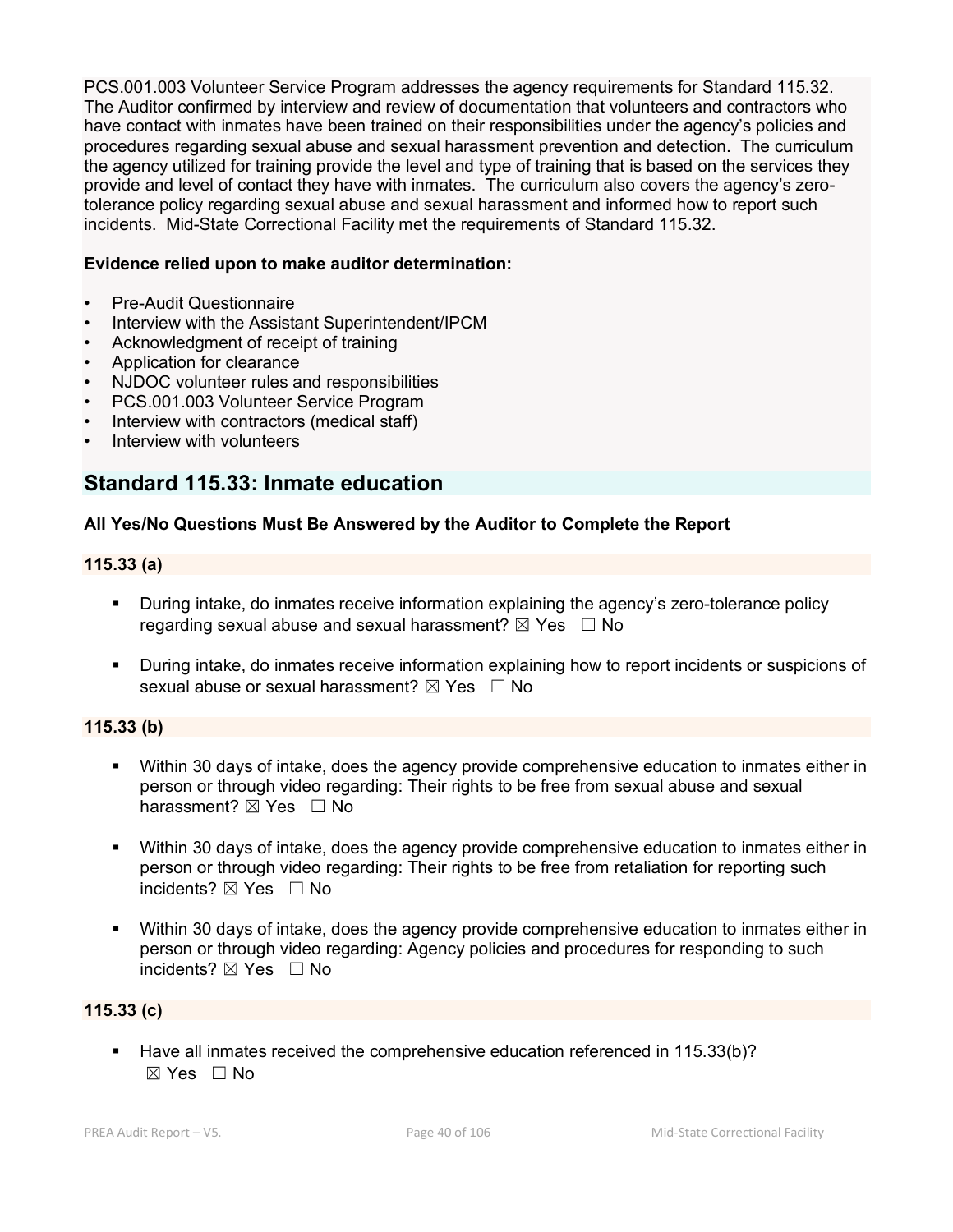PCS.001.003 Volunteer Service Program addresses the agency requirements for Standard 115.32. The Auditor confirmed by interview and review of documentation that volunteers and contractors who have contact with inmates have been trained on their responsibilities under the agency's policies and procedures regarding sexual abuse and sexual harassment prevention and detection. The curriculum the agency utilized for training provide the level and type of training that is based on the services they provide and level of contact they have with inmates. The curriculum also covers the agency's zero-tolerance policy regarding sexual abuse and sexual harassment and informed how to report such incidents. Mid-State Correctional Facility met the requirements of Standard 115.32.

**Evidence relied upon to make auditor determination:**

- Pre-Audit Questionnaire
- Interview with the Assistant Superintendent/IPCM
- Acknowledgment of receipt of training
- Application for clearance
- NJDOC volunteer rules and responsibilities
- PCS.001.003 Volunteer Service Program
- Interview with contractors (medical staff)
- Interview with volunteers

## Standard 115.33: Inmate education

**All Yes/No Questions Must Be Answered by the Auditor to Complete the Report**

**115.33 (a)**

- During intake, do inmates receive information explaining the agency's zero-tolerance policy regarding sexual abuse and sexual harassment? ☒ Yes ☐ No
- During intake, do inmates receive information explaining how to report incidents or suspicions of sexual abuse or sexual harassment? ☒ Yes ☐ No

**115.33 (b)**

- Within 30 days of intake, does the agency provide comprehensive education to inmates either in person or through video regarding: Their rights to be free from sexual abuse and sexual harassment? ☒ Yes ☐ No
- Within 30 days of intake, does the agency provide comprehensive education to inmates either in person or through video regarding: Their rights to be free from retaliation for reporting such incidents? ☒ Yes ☐ No
- Within 30 days of intake, does the agency provide comprehensive education to inmates either in person or through video regarding: Agency policies and procedures for responding to such incidents? ☒ Yes ☐ No

**115.33 (c)**

- Have all inmates received the comprehensive education referenced in 115.33(b)? ☒ Yes ☐ No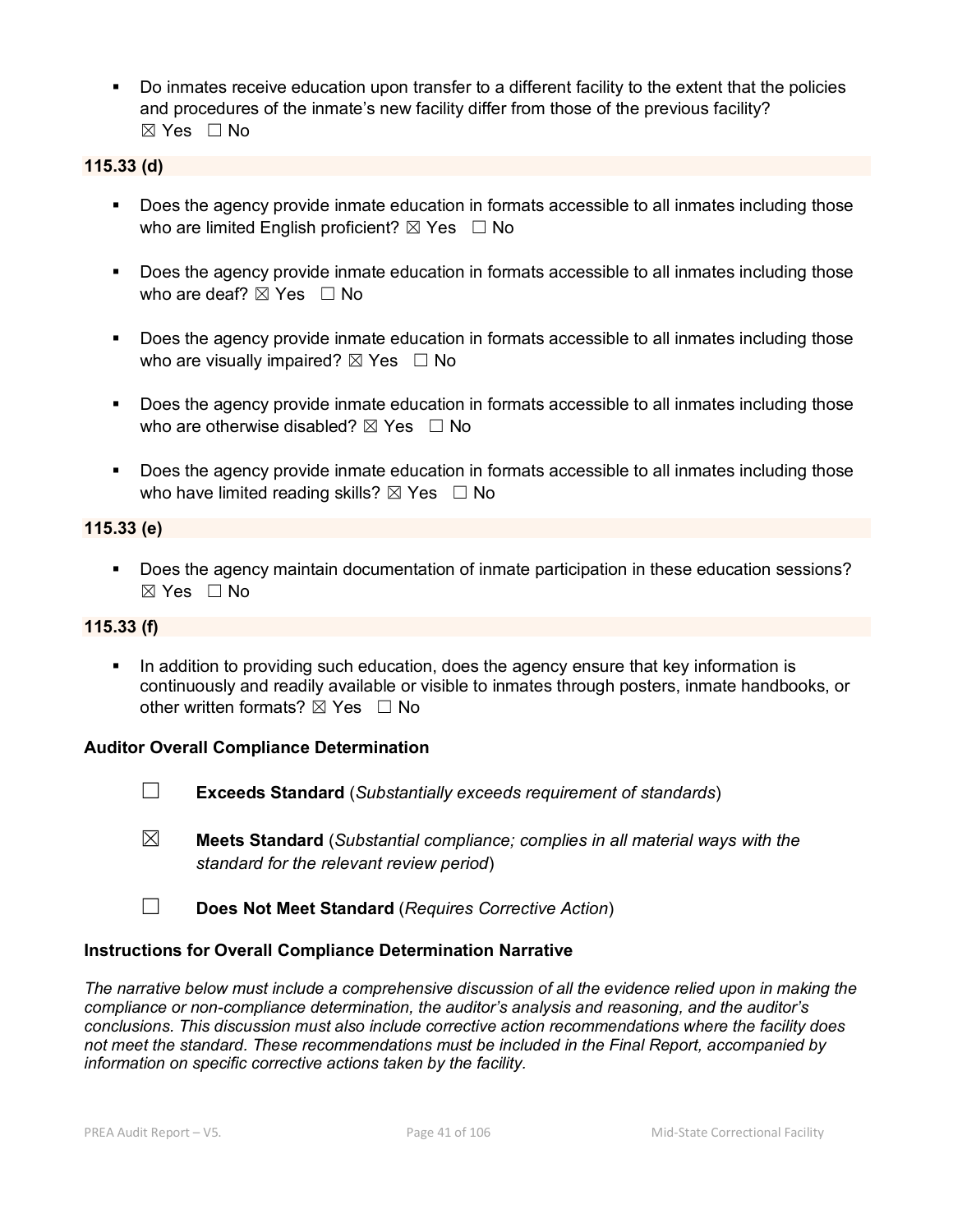- Do inmates receive education upon transfer to a different facility to the extent that the policies and procedures of the inmate's new facility differ from those of the previous facility? ☒ Yes ☐ No

**115.33 (d)**

- Does the agency provide inmate education in formats accessible to all inmates including those who are limited English proficient? ☒ Yes ☐ No
- Does the agency provide inmate education in formats accessible to all inmates including those who are deaf? ☒ Yes ☐ No
- Does the agency provide inmate education in formats accessible to all inmates including those who are visually impaired? ☒ Yes ☐ No
- Does the agency provide inmate education in formats accessible to all inmates including those who are otherwise disabled? ☒ Yes ☐ No
- Does the agency provide inmate education in formats accessible to all inmates including those who have limited reading skills? ☒ Yes ☐ No

**115.33 (e)**

- Does the agency maintain documentation of inmate participation in these education sessions? ☒ Yes ☐ No

**115.33 (f)**

- In addition to providing such education, does the agency ensure that key information is continuously and readily available or visible to inmates through posters, inmate handbooks, or other written formats? ☒ Yes ☐ No

**Auditor Overall Compliance Determination**

☐ **Exceeds Standard** (*Substantially exceeds requirement of standards*)

☒ **Meets Standard** (*Substantial compliance; complies in all material ways with the standard for the relevant review period*)

☐ **Does Not Meet Standard** (*Requires Corrective Action*)

**Instructions for Overall Compliance Determination Narrative**

*The narrative below must include a comprehensive discussion of all the evidence relied upon in making the compliance or non-compliance determination, the auditor's analysis and reasoning, and the auditor's conclusions. This discussion must also include corrective action recommendations where the facility does not meet the standard. These recommendations must be included in the Final Report, accompanied by information on specific corrective actions taken by the facility.*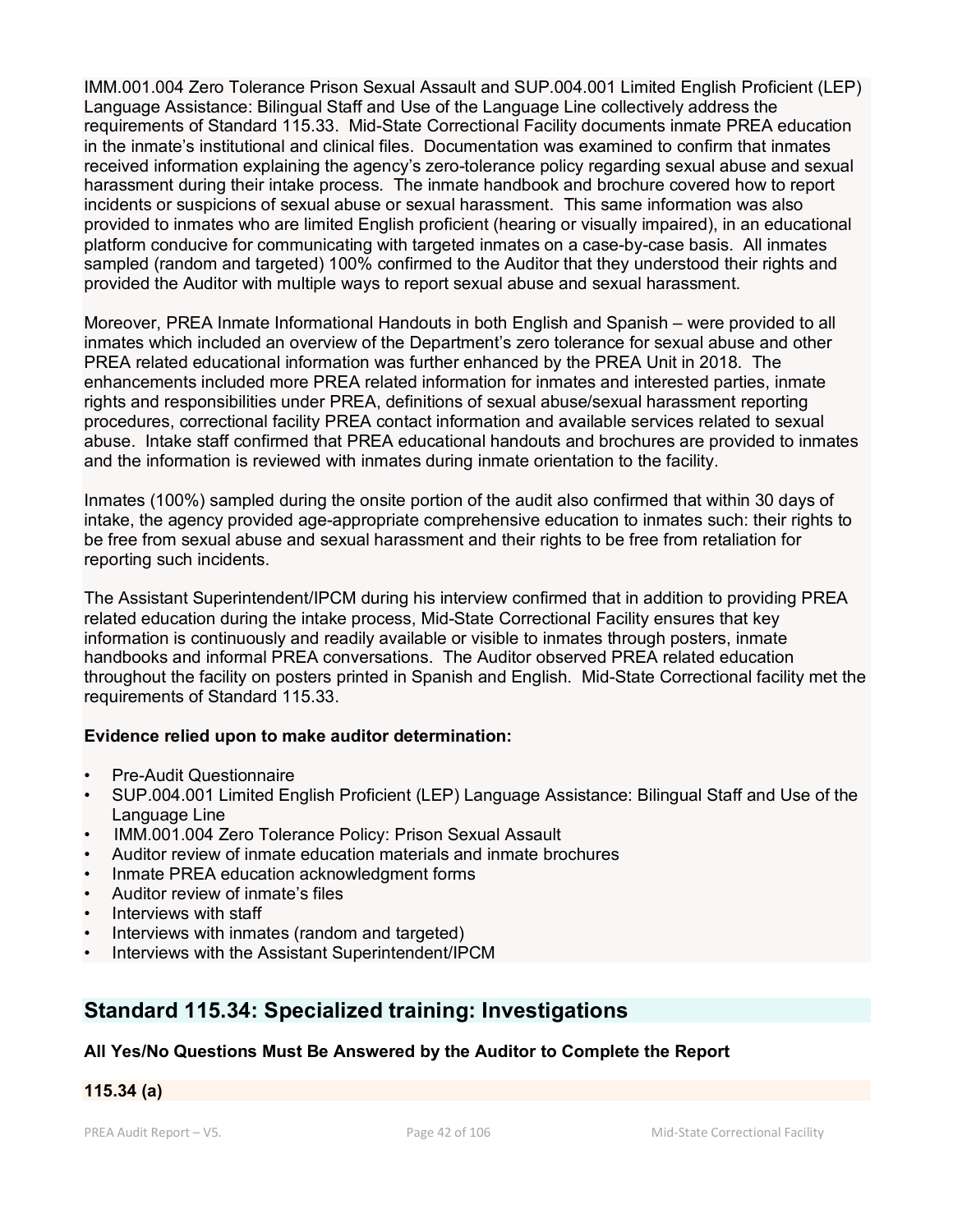IMM.001.004 Zero Tolerance Prison Sexual Assault and SUP.004.001 Limited English Proficient (LEP) Language Assistance: Bilingual Staff and Use of the Language Line collectively address the requirements of Standard 115.33. Mid-State Correctional Facility documents inmate PREA education in the inmate's institutional and clinical files. Documentation was examined to confirm that inmates received information explaining the agency's zero-tolerance policy regarding sexual abuse and sexual harassment during their intake process. The inmate handbook and brochure covered how to report incidents or suspicions of sexual abuse or sexual harassment. This same information was also provided to inmates who are limited English proficient (hearing or visually impaired), in an educational platform conducive for communicating with targeted inmates on a case-by-case basis. All inmates sampled (random and targeted) 100% confirmed to the Auditor that they understood their rights and provided the Auditor with multiple ways to report sexual abuse and sexual harassment.

Moreover, PREA Inmate Informational Handouts in both English and Spanish – were provided to all inmates which included an overview of the Department's zero tolerance for sexual abuse and other PREA related educational information was further enhanced by the PREA Unit in 2018. The enhancements included more PREA related information for inmates and interested parties, inmate rights and responsibilities under PREA, definitions of sexual abuse/sexual harassment reporting procedures, correctional facility PREA contact information and available services related to sexual abuse. Intake staff confirmed that PREA educational handouts and brochures are provided to inmates and the information is reviewed with inmates during inmate orientation to the facility.

Inmates (100%) sampled during the onsite portion of the audit also confirmed that within 30 days of intake, the agency provided age-appropriate comprehensive education to inmates such: their rights to be free from sexual abuse and sexual harassment and their rights to be free from retaliation for reporting such incidents.

The Assistant Superintendent/IPCM during his interview confirmed that in addition to providing PREA related education during the intake process, Mid-State Correctional Facility ensures that key information is continuously and readily available or visible to inmates through posters, inmate handbooks and informal PREA conversations. The Auditor observed PREA related education throughout the facility on posters printed in Spanish and English. Mid-State Correctional facility met the requirements of Standard 115.33.

**Evidence relied upon to make auditor determination:**

- Pre-Audit Questionnaire
- SUP.004.001 Limited English Proficient (LEP) Language Assistance: Bilingual Staff and Use of the Language Line
- IMM.001.004 Zero Tolerance Policy: Prison Sexual Assault
- Auditor review of inmate education materials and inmate brochures
- Inmate PREA education acknowledgment forms
- Auditor review of inmate's files
- Interviews with staff
- Interviews with inmates (random and targeted)
- Interviews with the Assistant Superintendent/IPCM

## Standard 115.34: Specialized training: Investigations

**All Yes/No Questions Must Be Answered by the Auditor to Complete the Report**

**115.34 (a)**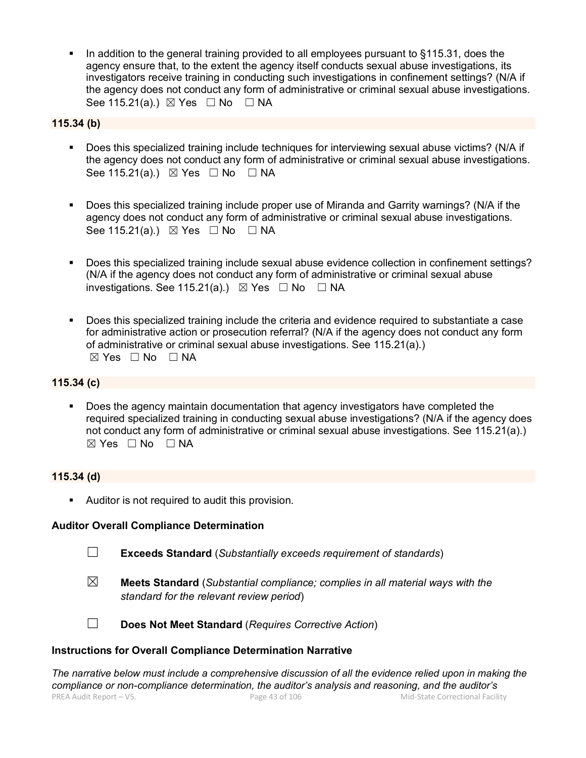- In addition to the general training provided to all employees pursuant to §115.31, does the agency ensure that, to the extent the agency itself conducts sexual abuse investigations, its investigators receive training in conducting such investigations in confinement settings? (N/A if the agency does not conduct any form of administrative or criminal sexual abuse investigations. See 115.21(a).) ☒ Yes ☐ No ☐ NA

**115.34 (b)**

- Does this specialized training include techniques for interviewing sexual abuse victims? (N/A if the agency does not conduct any form of administrative or criminal sexual abuse investigations. See 115.21(a).) ☒ Yes ☐ No ☐ NA

- Does this specialized training include proper use of Miranda and Garrity warnings? (N/A if the agency does not conduct any form of administrative or criminal sexual abuse investigations. See 115.21(a).) ☒ Yes ☐ No ☐ NA

- Does this specialized training include sexual abuse evidence collection in confinement settings? (N/A if the agency does not conduct any form of administrative or criminal sexual abuse investigations. See 115.21(a).) ☒ Yes ☐ No ☐ NA

- Does this specialized training include the criteria and evidence required to substantiate a case for administrative action or prosecution referral? (N/A if the agency does not conduct any form of administrative or criminal sexual abuse investigations. See 115.21(a).) ☒ Yes ☐ No ☐ NA

**115.34 (c)**

- Does the agency maintain documentation that agency investigators have completed the required specialized training in conducting sexual abuse investigations? (N/A if the agency does not conduct any form of administrative or criminal sexual abuse investigations. See 115.21(a).) ☒ Yes ☐ No ☐ NA

**115.34 (d)**

- Auditor is not required to audit this provision.

**Auditor Overall Compliance Determination**

☐ **Exceeds Standard** (*Substantially exceeds requirement of standards*)

☒ **Meets Standard** (*Substantial compliance; complies in all material ways with the standard for the relevant review period*)

☐ **Does Not Meet Standard** (*Requires Corrective Action*)

**Instructions for Overall Compliance Determination Narrative**

*The narrative below must include a comprehensive discussion of all the evidence relied upon in making the compliance or non-compliance determination, the auditor's analysis and reasoning, and the auditor's*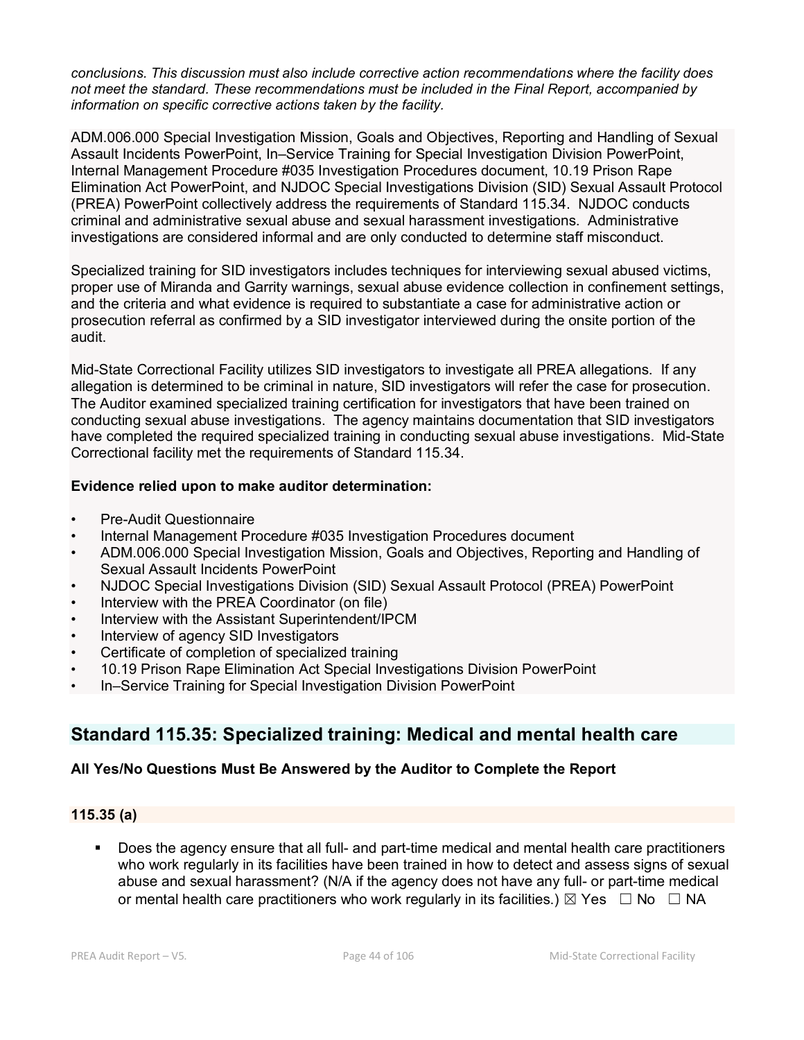*conclusions. This discussion must also include corrective action recommendations where the facility does not meet the standard. These recommendations must be included in the Final Report, accompanied by information on specific corrective actions taken by the facility.*

ADM.006.000 Special Investigation Mission, Goals and Objectives, Reporting and Handling of Sexual Assault Incidents PowerPoint, In–Service Training for Special Investigation Division PowerPoint, Internal Management Procedure #035 Investigation Procedures document, 10.19 Prison Rape Elimination Act PowerPoint, and NJDOC Special Investigations Division (SID) Sexual Assault Protocol (PREA) PowerPoint collectively address the requirements of Standard 115.34. NJDOC conducts criminal and administrative sexual abuse and sexual harassment investigations. Administrative investigations are considered informal and are only conducted to determine staff misconduct.

Specialized training for SID investigators includes techniques for interviewing sexual abused victims, proper use of Miranda and Garrity warnings, sexual abuse evidence collection in confinement settings, and the criteria and what evidence is required to substantiate a case for administrative action or prosecution referral as confirmed by a SID investigator interviewed during the onsite portion of the audit.

Mid-State Correctional Facility utilizes SID investigators to investigate all PREA allegations. If any allegation is determined to be criminal in nature, SID investigators will refer the case for prosecution. The Auditor examined specialized training certification for investigators that have been trained on conducting sexual abuse investigations. The agency maintains documentation that SID investigators have completed the required specialized training in conducting sexual abuse investigations. Mid-State Correctional facility met the requirements of Standard 115.34.

**Evidence relied upon to make auditor determination:**

- Pre-Audit Questionnaire
- Internal Management Procedure #035 Investigation Procedures document
- ADM.006.000 Special Investigation Mission, Goals and Objectives, Reporting and Handling of Sexual Assault Incidents PowerPoint
- NJDOC Special Investigations Division (SID) Sexual Assault Protocol (PREA) PowerPoint
- Interview with the PREA Coordinator (on file)
- Interview with the Assistant Superintendent/IPCM
- Interview of agency SID Investigators
- Certificate of completion of specialized training
- 10.19 Prison Rape Elimination Act Special Investigations Division PowerPoint
- In–Service Training for Special Investigation Division PowerPoint

## Standard 115.35: Specialized training: Medical and mental health care

**All Yes/No Questions Must Be Answered by the Auditor to Complete the Report**

### 115.35 (a)

- Does the agency ensure that all full- and part-time medical and mental health care practitioners who work regularly in its facilities have been trained in how to detect and assess signs of sexual abuse and sexual harassment? (N/A if the agency does not have any full- or part-time medical or mental health care practitioners who work regularly in its facilities.) ☒ Yes ☐ No ☐ NA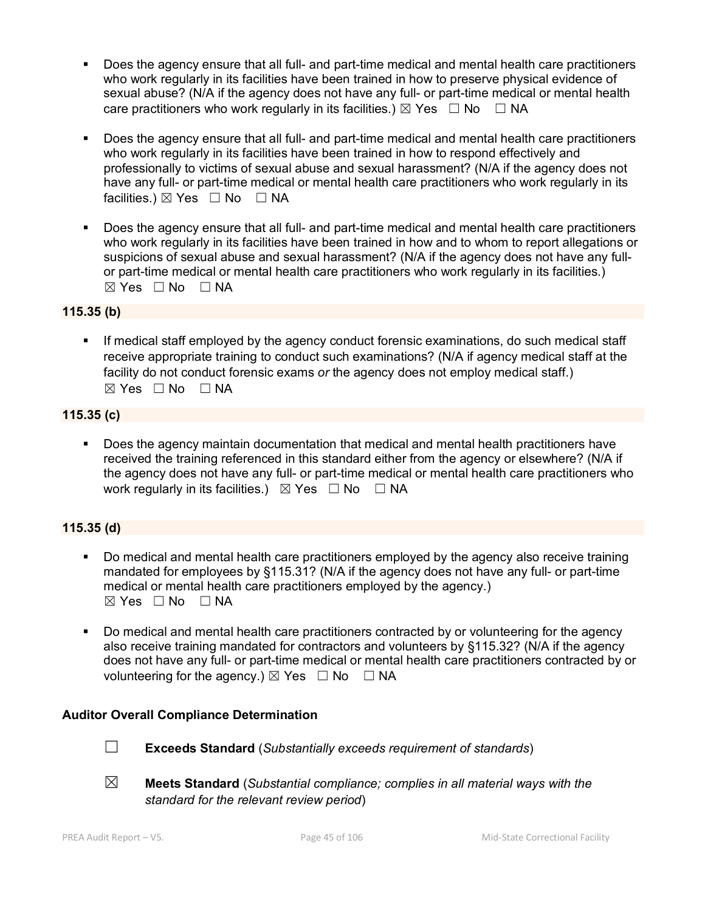- Does the agency ensure that all full- and part-time medical and mental health care practitioners who work regularly in its facilities have been trained in how to preserve physical evidence of sexual abuse? (N/A if the agency does not have any full- or part-time medical or mental health care practitioners who work regularly in its facilities.) ☒ Yes ☐ No ☐ NA

- Does the agency ensure that all full- and part-time medical and mental health care practitioners who work regularly in its facilities have been trained in how to respond effectively and professionally to victims of sexual abuse and sexual harassment? (N/A if the agency does not have any full- or part-time medical or mental health care practitioners who work regularly in its facilities.) ☒ Yes ☐ No ☐ NA

- Does the agency ensure that all full- and part-time medical and mental health care practitioners who work regularly in its facilities have been trained in how and to whom to report allegations or suspicions of sexual abuse and sexual harassment? (N/A if the agency does not have any full- or part-time medical or mental health care practitioners who work regularly in its facilities.) ☒ Yes ☐ No ☐ NA

**115.35 (b)**

- If medical staff employed by the agency conduct forensic examinations, do such medical staff receive appropriate training to conduct such examinations? (N/A if agency medical staff at the facility do not conduct forensic exams *or* the agency does not employ medical staff.) ☒ Yes ☐ No ☐ NA

**115.35 (c)**

- Does the agency maintain documentation that medical and mental health practitioners have received the training referenced in this standard either from the agency or elsewhere? (N/A if the agency does not have any full- or part-time medical or mental health care practitioners who work regularly in its facilities.) ☒ Yes ☐ No ☐ NA

**115.35 (d)**

- Do medical and mental health care practitioners employed by the agency also receive training mandated for employees by §115.31? (N/A if the agency does not have any full- or part-time medical or mental health care practitioners employed by the agency.) ☒ Yes ☐ No ☐ NA

- Do medical and mental health care practitioners contracted by or volunteering for the agency also receive training mandated for contractors and volunteers by §115.32? (N/A if the agency does not have any full- or part-time medical or mental health care practitioners contracted by or volunteering for the agency.) ☒ Yes ☐ No ☐ NA

**Auditor Overall Compliance Determination**

☐ **Exceeds Standard** (*Substantially exceeds requirement of standards*)

☒ **Meets Standard** (*Substantial compliance; complies in all material ways with the standard for the relevant review period*)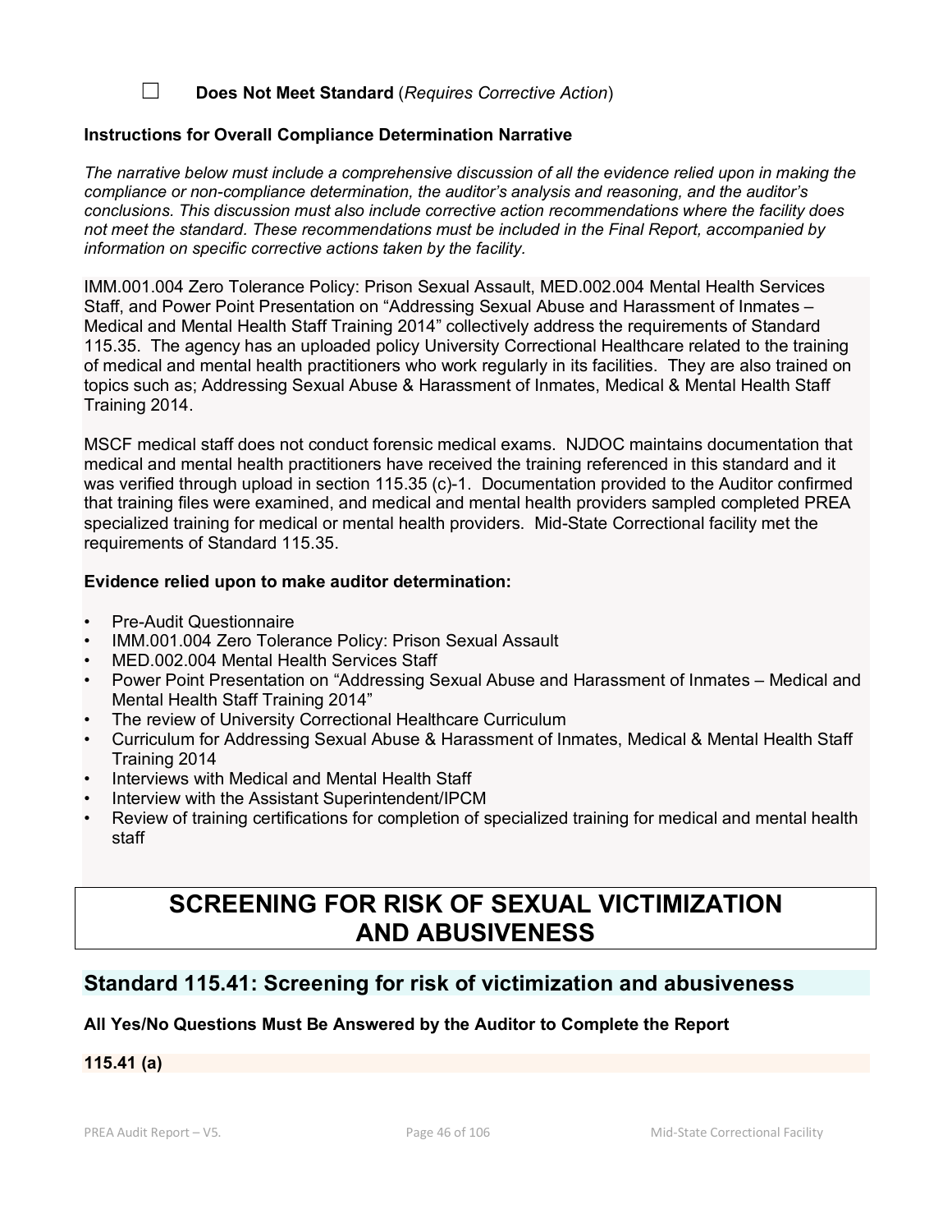☐ **Does Not Meet Standard** (*Requires Corrective Action*)

**Instructions for Overall Compliance Determination Narrative**

*The narrative below must include a comprehensive discussion of all the evidence relied upon in making the compliance or non-compliance determination, the auditor's analysis and reasoning, and the auditor's conclusions. This discussion must also include corrective action recommendations where the facility does not meet the standard. These recommendations must be included in the Final Report, accompanied by information on specific corrective actions taken by the facility.*

IMM.001.004 Zero Tolerance Policy: Prison Sexual Assault, MED.002.004 Mental Health Services Staff, and Power Point Presentation on "Addressing Sexual Abuse and Harassment of Inmates – Medical and Mental Health Staff Training 2014" collectively address the requirements of Standard 115.35. The agency has an uploaded policy University Correctional Healthcare related to the training of medical and mental health practitioners who work regularly in its facilities. They are also trained on topics such as; Addressing Sexual Abuse & Harassment of Inmates, Medical & Mental Health Staff Training 2014.

MSCF medical staff does not conduct forensic medical exams. NJDOC maintains documentation that medical and mental health practitioners have received the training referenced in this standard and it was verified through upload in section 115.35 (c)-1. Documentation provided to the Auditor confirmed that training files were examined, and medical and mental health providers sampled completed PREA specialized training for medical or mental health providers. Mid-State Correctional facility met the requirements of Standard 115.35.

**Evidence relied upon to make auditor determination:**

- Pre-Audit Questionnaire
- IMM.001.004 Zero Tolerance Policy: Prison Sexual Assault
- MED.002.004 Mental Health Services Staff
- Power Point Presentation on "Addressing Sexual Abuse and Harassment of Inmates – Medical and Mental Health Staff Training 2014"
- The review of University Correctional Healthcare Curriculum
- Curriculum for Addressing Sexual Abuse & Harassment of Inmates, Medical & Mental Health Staff Training 2014
- Interviews with Medical and Mental Health Staff
- Interview with the Assistant Superintendent/IPCM
- Review of training certifications for completion of specialized training for medical and mental health staff

# SCREENING FOR RISK OF SEXUAL VICTIMIZATION AND ABUSIVENESS

## Standard 115.41: Screening for risk of victimization and abusiveness

**All Yes/No Questions Must Be Answered by the Auditor to Complete the Report**

**115.41 (a)**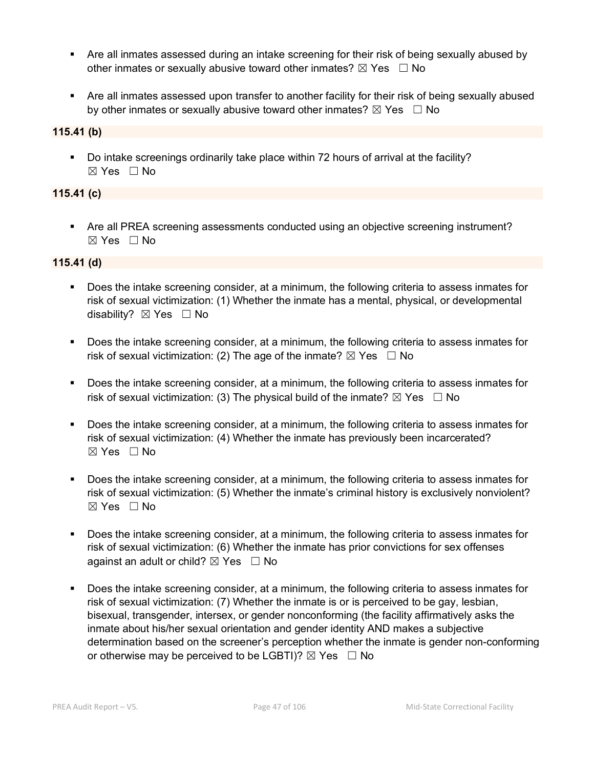- Are all inmates assessed during an intake screening for their risk of being sexually abused by other inmates or sexually abusive toward other inmates? ☒ Yes ☐ No

- Are all inmates assessed upon transfer to another facility for their risk of being sexually abused by other inmates or sexually abusive toward other inmates? ☒ Yes ☐ No

**115.41 (b)**

- Do intake screenings ordinarily take place within 72 hours of arrival at the facility? ☒ Yes ☐ No

**115.41 (c)**

- Are all PREA screening assessments conducted using an objective screening instrument? ☒ Yes ☐ No

**115.41 (d)**

- Does the intake screening consider, at a minimum, the following criteria to assess inmates for risk of sexual victimization: (1) Whether the inmate has a mental, physical, or developmental disability? ☒ Yes ☐ No

- Does the intake screening consider, at a minimum, the following criteria to assess inmates for risk of sexual victimization: (2) The age of the inmate? ☒ Yes ☐ No

- Does the intake screening consider, at a minimum, the following criteria to assess inmates for risk of sexual victimization: (3) The physical build of the inmate? ☒ Yes ☐ No

- Does the intake screening consider, at a minimum, the following criteria to assess inmates for risk of sexual victimization: (4) Whether the inmate has previously been incarcerated? ☒ Yes ☐ No

- Does the intake screening consider, at a minimum, the following criteria to assess inmates for risk of sexual victimization: (5) Whether the inmate's criminal history is exclusively nonviolent? ☒ Yes ☐ No

- Does the intake screening consider, at a minimum, the following criteria to assess inmates for risk of sexual victimization: (6) Whether the inmate has prior convictions for sex offenses against an adult or child? ☒ Yes ☐ No

- Does the intake screening consider, at a minimum, the following criteria to assess inmates for risk of sexual victimization: (7) Whether the inmate is or is perceived to be gay, lesbian, bisexual, transgender, intersex, or gender nonconforming (the facility affirmatively asks the inmate about his/her sexual orientation and gender identity AND makes a subjective determination based on the screener's perception whether the inmate is gender non-conforming or otherwise may be perceived to be LGBTI)? ☒ Yes ☐ No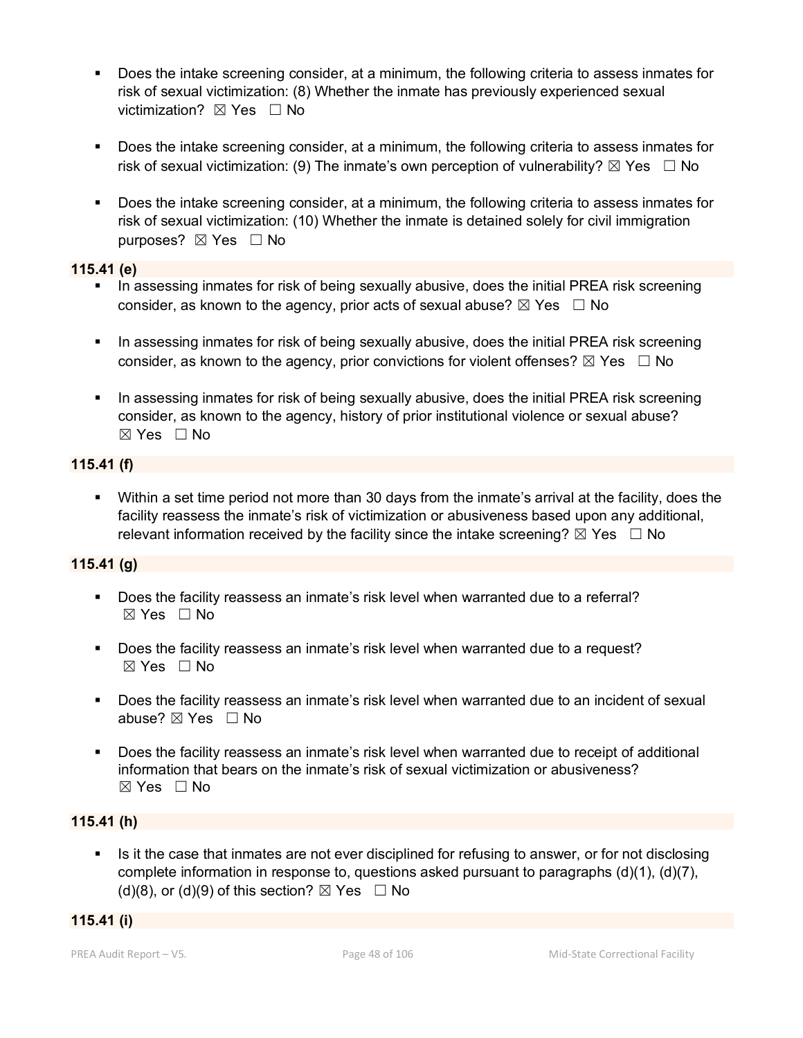- Does the intake screening consider, at a minimum, the following criteria to assess inmates for risk of sexual victimization: (8) Whether the inmate has previously experienced sexual victimization? ☒ Yes ☐ No

- Does the intake screening consider, at a minimum, the following criteria to assess inmates for risk of sexual victimization: (9) The inmate's own perception of vulnerability? ☒ Yes ☐ No

- Does the intake screening consider, at a minimum, the following criteria to assess inmates for risk of sexual victimization: (10) Whether the inmate is detained solely for civil immigration purposes? ☒ Yes ☐ No

**115.41 (e)**

- In assessing inmates for risk of being sexually abusive, does the initial PREA risk screening consider, as known to the agency, prior acts of sexual abuse? ☒ Yes ☐ No

- In assessing inmates for risk of being sexually abusive, does the initial PREA risk screening consider, as known to the agency, prior convictions for violent offenses? ☒ Yes ☐ No

- In assessing inmates for risk of being sexually abusive, does the initial PREA risk screening consider, as known to the agency, history of prior institutional violence or sexual abuse? ☒ Yes ☐ No

**115.41 (f)**

- Within a set time period not more than 30 days from the inmate's arrival at the facility, does the facility reassess the inmate's risk of victimization or abusiveness based upon any additional, relevant information received by the facility since the intake screening? ☒ Yes ☐ No

**115.41 (g)**

- Does the facility reassess an inmate's risk level when warranted due to a referral? ☒ Yes ☐ No

- Does the facility reassess an inmate's risk level when warranted due to a request? ☒ Yes ☐ No

- Does the facility reassess an inmate's risk level when warranted due to an incident of sexual abuse? ☒ Yes ☐ No

- Does the facility reassess an inmate's risk level when warranted due to receipt of additional information that bears on the inmate's risk of sexual victimization or abusiveness? ☒ Yes ☐ No

**115.41 (h)**

- Is it the case that inmates are not ever disciplined for refusing to answer, or for not disclosing complete information in response to, questions asked pursuant to paragraphs (d)(1), (d)(7), (d)(8), or (d)(9) of this section? ☒ Yes ☐ No

**115.41 (i)**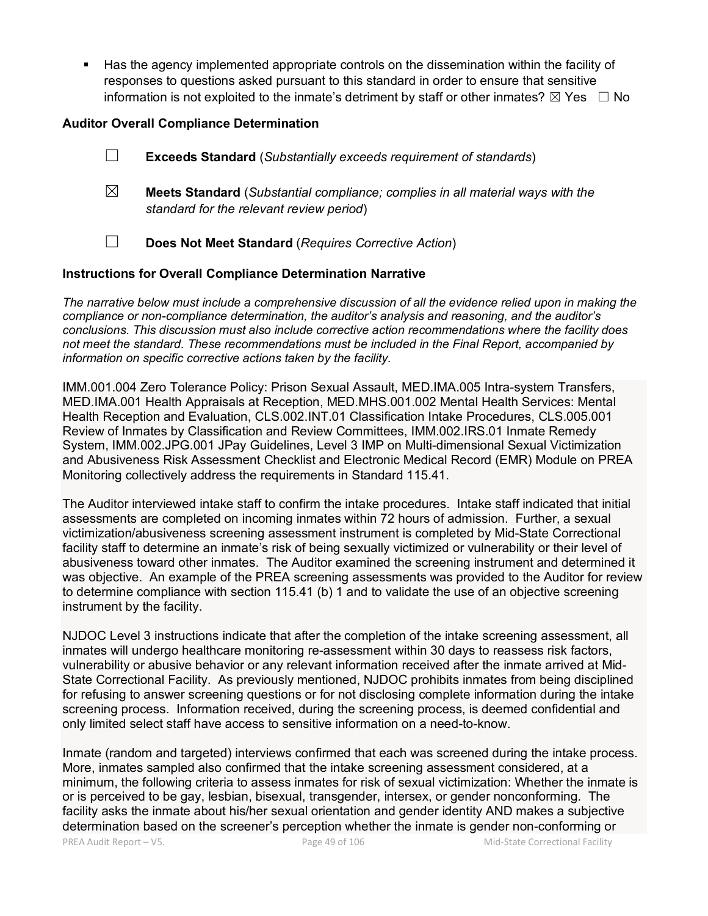- Has the agency implemented appropriate controls on the dissemination within the facility of responses to questions asked pursuant to this standard in order to ensure that sensitive information is not exploited to the inmate's detriment by staff or other inmates? ☒ Yes ☐ No

**Auditor Overall Compliance Determination**

☐ **Exceeds Standard** (*Substantially exceeds requirement of standards*)

☒ **Meets Standard** (*Substantial compliance; complies in all material ways with the standard for the relevant review period*)

☐ **Does Not Meet Standard** (*Requires Corrective Action*)

**Instructions for Overall Compliance Determination Narrative**

*The narrative below must include a comprehensive discussion of all the evidence relied upon in making the compliance or non-compliance determination, the auditor's analysis and reasoning, and the auditor's conclusions. This discussion must also include corrective action recommendations where the facility does not meet the standard. These recommendations must be included in the Final Report, accompanied by information on specific corrective actions taken by the facility.*

IMM.001.004 Zero Tolerance Policy: Prison Sexual Assault, MED.IMA.005 Intra-system Transfers, MED.IMA.001 Health Appraisals at Reception, MED.MHS.001.002 Mental Health Services: Mental Health Reception and Evaluation, CLS.002.INT.01 Classification Intake Procedures, CLS.005.001 Review of Inmates by Classification and Review Committees, IMM.002.IRS.01 Inmate Remedy System, IMM.002.JPG.001 JPay Guidelines, Level 3 IMP on Multi-dimensional Sexual Victimization and Abusiveness Risk Assessment Checklist and Electronic Medical Record (EMR) Module on PREA Monitoring collectively address the requirements in Standard 115.41.

The Auditor interviewed intake staff to confirm the intake procedures. Intake staff indicated that initial assessments are completed on incoming inmates within 72 hours of admission. Further, a sexual victimization/abusiveness screening assessment instrument is completed by Mid-State Correctional facility staff to determine an inmate's risk of being sexually victimized or vulnerability or their level of abusiveness toward other inmates. The Auditor examined the screening instrument and determined it was objective. An example of the PREA screening assessments was provided to the Auditor for review to determine compliance with section 115.41 (b) 1 and to validate the use of an objective screening instrument by the facility.

NJDOC Level 3 instructions indicate that after the completion of the intake screening assessment, all inmates will undergo healthcare monitoring re-assessment within 30 days to reassess risk factors, vulnerability or abusive behavior or any relevant information received after the inmate arrived at Mid-State Correctional Facility. As previously mentioned, NJDOC prohibits inmates from being disciplined for refusing to answer screening questions or for not disclosing complete information during the intake screening process. Information received, during the screening process, is deemed confidential and only limited select staff have access to sensitive information on a need-to-know.

Inmate (random and targeted) interviews confirmed that each was screened during the intake process. More, inmates sampled also confirmed that the intake screening assessment considered, at a minimum, the following criteria to assess inmates for risk of sexual victimization: Whether the inmate is or is perceived to be gay, lesbian, bisexual, transgender, intersex, or gender nonconforming. The facility asks the inmate about his/her sexual orientation and gender identity AND makes a subjective determination based on the screener's perception whether the inmate is gender non-conforming or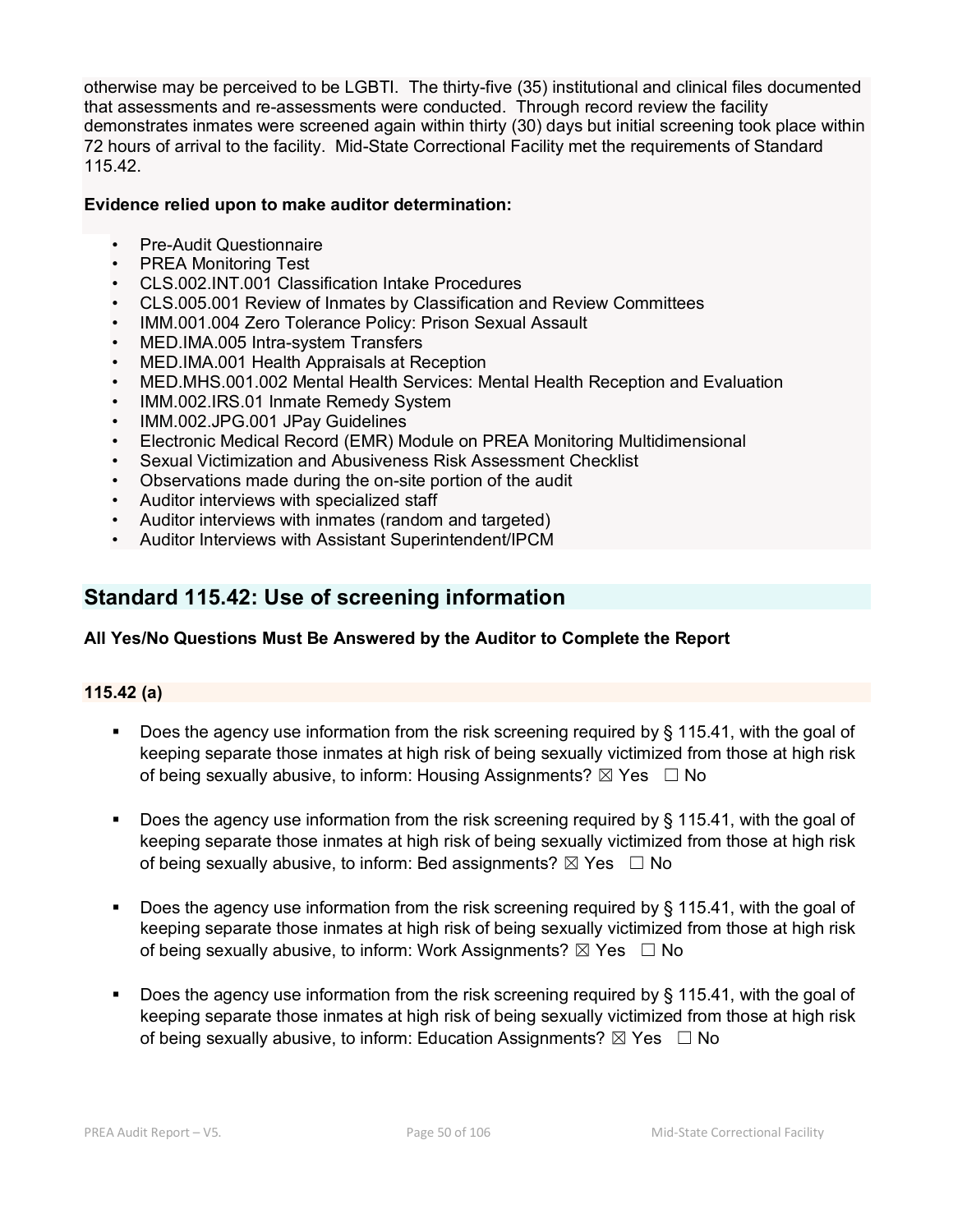otherwise may be perceived to be LGBTI. The thirty-five (35) institutional and clinical files documented that assessments and re-assessments were conducted. Through record review the facility demonstrates inmates were screened again within thirty (30) days but initial screening took place within 72 hours of arrival to the facility. Mid-State Correctional Facility met the requirements of Standard 115.42.

**Evidence relied upon to make auditor determination:**

- Pre-Audit Questionnaire
- PREA Monitoring Test
- CLS.002.INT.001 Classification Intake Procedures
- CLS.005.001 Review of Inmates by Classification and Review Committees
- IMM.001.004 Zero Tolerance Policy: Prison Sexual Assault
- MED.IMA.005 Intra-system Transfers
- MED.IMA.001 Health Appraisals at Reception
- MED.MHS.001.002 Mental Health Services: Mental Health Reception and Evaluation
- IMM.002.IRS.01 Inmate Remedy System
- IMM.002.JPG.001 JPay Guidelines
- Electronic Medical Record (EMR) Module on PREA Monitoring Multidimensional
- Sexual Victimization and Abusiveness Risk Assessment Checklist
- Observations made during the on-site portion of the audit
- Auditor interviews with specialized staff
- Auditor interviews with inmates (random and targeted)
- Auditor Interviews with Assistant Superintendent/IPCM

## Standard 115.42: Use of screening information

**All Yes/No Questions Must Be Answered by the Auditor to Complete the Report**

### 115.42 (a)

- Does the agency use information from the risk screening required by § 115.41, with the goal of keeping separate those inmates at high risk of being sexually victimized from those at high risk of being sexually abusive, to inform: Housing Assignments? ☒ Yes ☐ No

- Does the agency use information from the risk screening required by § 115.41, with the goal of keeping separate those inmates at high risk of being sexually victimized from those at high risk of being sexually abusive, to inform: Bed assignments? ☒ Yes ☐ No

- Does the agency use information from the risk screening required by § 115.41, with the goal of keeping separate those inmates at high risk of being sexually victimized from those at high risk of being sexually abusive, to inform: Work Assignments? ☒ Yes ☐ No

- Does the agency use information from the risk screening required by § 115.41, with the goal of keeping separate those inmates at high risk of being sexually victimized from those at high risk of being sexually abusive, to inform: Education Assignments? ☒ Yes ☐ No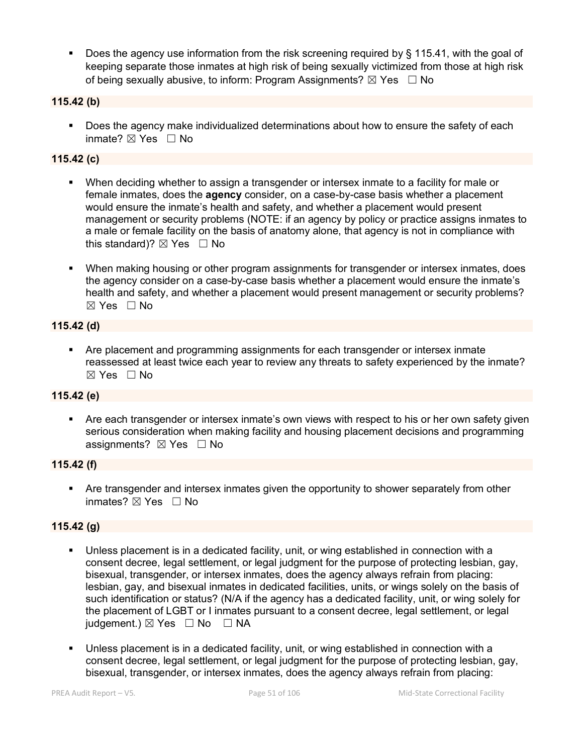- Does the agency use information from the risk screening required by § 115.41, with the goal of keeping separate those inmates at high risk of being sexually victimized from those at high risk of being sexually abusive, to inform: Program Assignments? ☒ Yes ☐ No

**115.42 (b)**

- Does the agency make individualized determinations about how to ensure the safety of each inmate? ☒ Yes ☐ No

**115.42 (c)**

- When deciding whether to assign a transgender or intersex inmate to a facility for male or female inmates, does the **agency** consider, on a case-by-case basis whether a placement would ensure the inmate's health and safety, and whether a placement would present management or security problems (NOTE: if an agency by policy or practice assigns inmates to a male or female facility on the basis of anatomy alone, that agency is not in compliance with this standard)? ☒ Yes ☐ No

- When making housing or other program assignments for transgender or intersex inmates, does the agency consider on a case-by-case basis whether a placement would ensure the inmate's health and safety, and whether a placement would present management or security problems? ☒ Yes ☐ No

**115.42 (d)**

- Are placement and programming assignments for each transgender or intersex inmate reassessed at least twice each year to review any threats to safety experienced by the inmate? ☒ Yes ☐ No

**115.42 (e)**

- Are each transgender or intersex inmate's own views with respect to his or her own safety given serious consideration when making facility and housing placement decisions and programming assignments? ☒ Yes ☐ No

**115.42 (f)**

- Are transgender and intersex inmates given the opportunity to shower separately from other inmates? ☒ Yes ☐ No

**115.42 (g)**

- Unless placement is in a dedicated facility, unit, or wing established in connection with a consent decree, legal settlement, or legal judgment for the purpose of protecting lesbian, gay, bisexual, transgender, or intersex inmates, does the agency always refrain from placing: lesbian, gay, and bisexual inmates in dedicated facilities, units, or wings solely on the basis of such identification or status? (N/A if the agency has a dedicated facility, unit, or wing solely for the placement of LGBT or I inmates pursuant to a consent decree, legal settlement, or legal judgement.) ☒ Yes ☐ No ☐ NA

- Unless placement is in a dedicated facility, unit, or wing established in connection with a consent decree, legal settlement, or legal judgment for the purpose of protecting lesbian, gay, bisexual, transgender, or intersex inmates, does the agency always refrain from placing: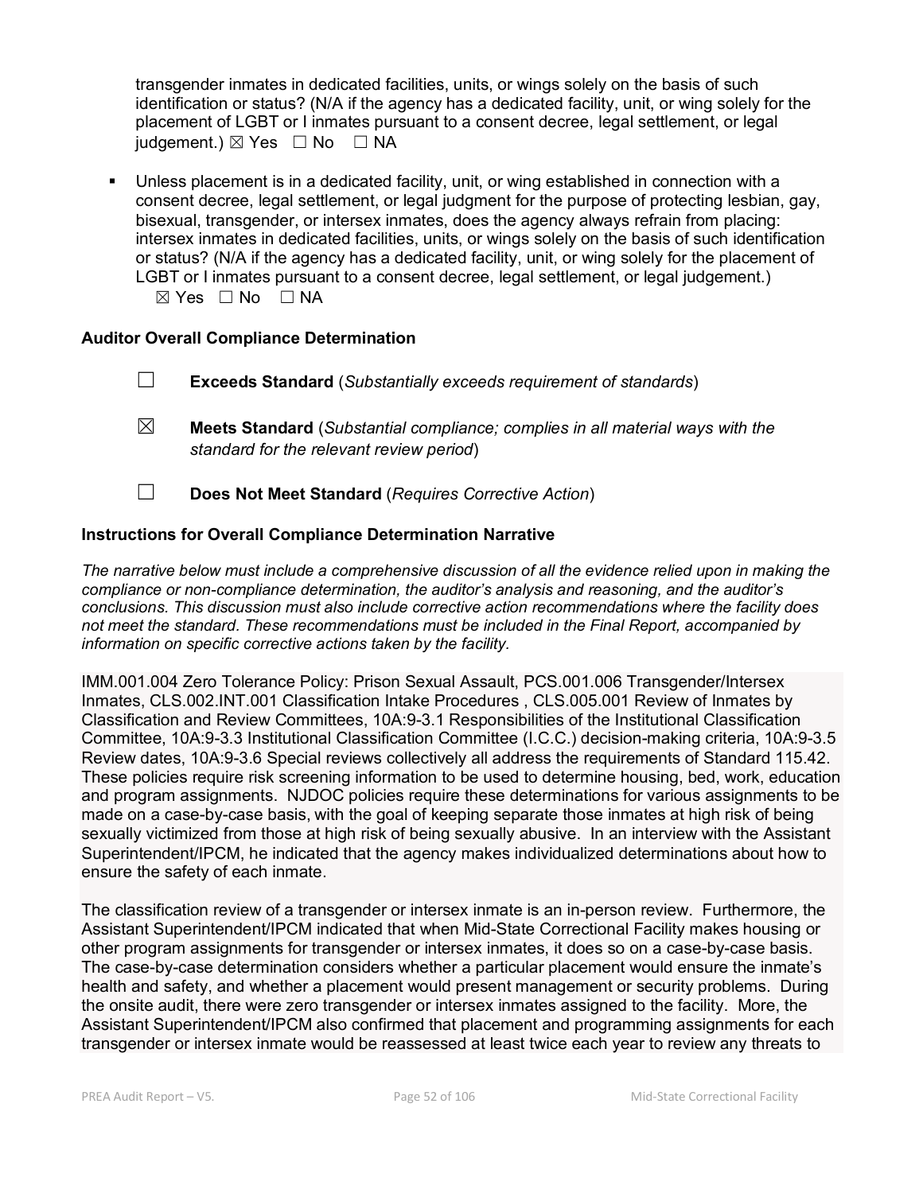transgender inmates in dedicated facilities, units, or wings solely on the basis of such identification or status? (N/A if the agency has a dedicated facility, unit, or wing solely for the placement of LGBT or I inmates pursuant to a consent decree, legal settlement, or legal judgement.) ☒ Yes ☐ No ☐ NA

- Unless placement is in a dedicated facility, unit, or wing established in connection with a consent decree, legal settlement, or legal judgment for the purpose of protecting lesbian, gay, bisexual, transgender, or intersex inmates, does the agency always refrain from placing: intersex inmates in dedicated facilities, units, or wings solely on the basis of such identification or status? (N/A if the agency has a dedicated facility, unit, or wing solely for the placement of LGBT or I inmates pursuant to a consent decree, legal settlement, or legal judgement.)
  ☒ Yes ☐ No ☐ NA

### Auditor Overall Compliance Determination

☐ **Exceeds Standard** (*Substantially exceeds requirement of standards*)

☒ **Meets Standard** (*Substantial compliance; complies in all material ways with the standard for the relevant review period*)

☐ **Does Not Meet Standard** (*Requires Corrective Action*)

### Instructions for Overall Compliance Determination Narrative

*The narrative below must include a comprehensive discussion of all the evidence relied upon in making the compliance or non-compliance determination, the auditor's analysis and reasoning, and the auditor's conclusions. This discussion must also include corrective action recommendations where the facility does not meet the standard. These recommendations must be included in the Final Report, accompanied by information on specific corrective actions taken by the facility.*

IMM.001.004 Zero Tolerance Policy: Prison Sexual Assault, PCS.001.006 Transgender/Intersex Inmates, CLS.002.INT.001 Classification Intake Procedures , CLS.005.001 Review of Inmates by Classification and Review Committees, 10A:9-3.1 Responsibilities of the Institutional Classification Committee, 10A:9-3.3 Institutional Classification Committee (I.C.C.) decision-making criteria, 10A:9-3.5 Review dates, 10A:9-3.6 Special reviews collectively all address the requirements of Standard 115.42. These policies require risk screening information to be used to determine housing, bed, work, education and program assignments. NJDOC policies require these determinations for various assignments to be made on a case-by-case basis, with the goal of keeping separate those inmates at high risk of being sexually victimized from those at high risk of being sexually abusive. In an interview with the Assistant Superintendent/IPCM, he indicated that the agency makes individualized determinations about how to ensure the safety of each inmate.

The classification review of a transgender or intersex inmate is an in-person review. Furthermore, the Assistant Superintendent/IPCM indicated that when Mid-State Correctional Facility makes housing or other program assignments for transgender or intersex inmates, it does so on a case-by-case basis. The case-by-case determination considers whether a particular placement would ensure the inmate's health and safety, and whether a placement would present management or security problems. During the onsite audit, there were zero transgender or intersex inmates assigned to the facility. More, the Assistant Superintendent/IPCM also confirmed that placement and programming assignments for each transgender or intersex inmate would be reassessed at least twice each year to review any threats to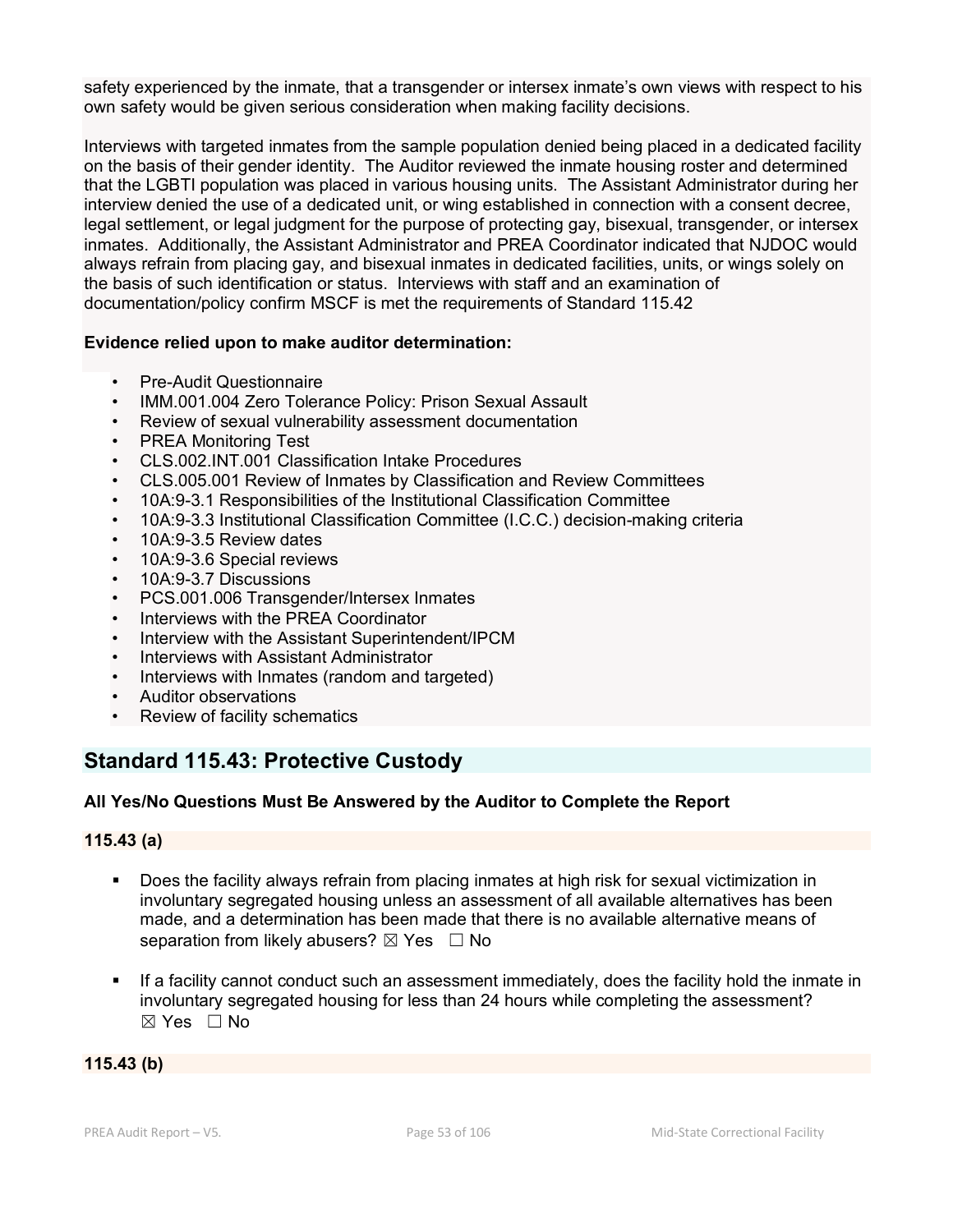safety experienced by the inmate, that a transgender or intersex inmate's own views with respect to his own safety would be given serious consideration when making facility decisions.

Interviews with targeted inmates from the sample population denied being placed in a dedicated facility on the basis of their gender identity. The Auditor reviewed the inmate housing roster and determined that the LGBTI population was placed in various housing units. The Assistant Administrator during her interview denied the use of a dedicated unit, or wing established in connection with a consent decree, legal settlement, or legal judgment for the purpose of protecting gay, bisexual, transgender, or intersex inmates. Additionally, the Assistant Administrator and PREA Coordinator indicated that NJDOC would always refrain from placing gay, and bisexual inmates in dedicated facilities, units, or wings solely on the basis of such identification or status. Interviews with staff and an examination of documentation/policy confirm MSCF is met the requirements of Standard 115.42

**Evidence relied upon to make auditor determination:**

- Pre-Audit Questionnaire
- IMM.001.004 Zero Tolerance Policy: Prison Sexual Assault
- Review of sexual vulnerability assessment documentation
- PREA Monitoring Test
- CLS.002.INT.001 Classification Intake Procedures
- CLS.005.001 Review of Inmates by Classification and Review Committees
- 10A:9-3.1 Responsibilities of the Institutional Classification Committee
- 10A:9-3.3 Institutional Classification Committee (I.C.C.) decision-making criteria
- 10A:9-3.5 Review dates
- 10A:9-3.6 Special reviews
- 10A:9-3.7 Discussions
- PCS.001.006 Transgender/Intersex Inmates
- Interviews with the PREA Coordinator
- Interview with the Assistant Superintendent/IPCM
- Interviews with Assistant Administrator
- Interviews with Inmates (random and targeted)
- Auditor observations
- Review of facility schematics

## Standard 115.43: Protective Custody

**All Yes/No Questions Must Be Answered by the Auditor to Complete the Report**

**115.43 (a)**

- Does the facility always refrain from placing inmates at high risk for sexual victimization in involuntary segregated housing unless an assessment of all available alternatives has been made, and a determination has been made that there is no available alternative means of separation from likely abusers? ☒ Yes ☐ No

- If a facility cannot conduct such an assessment immediately, does the facility hold the inmate in involuntary segregated housing for less than 24 hours while completing the assessment? ☒ Yes ☐ No

**115.43 (b)**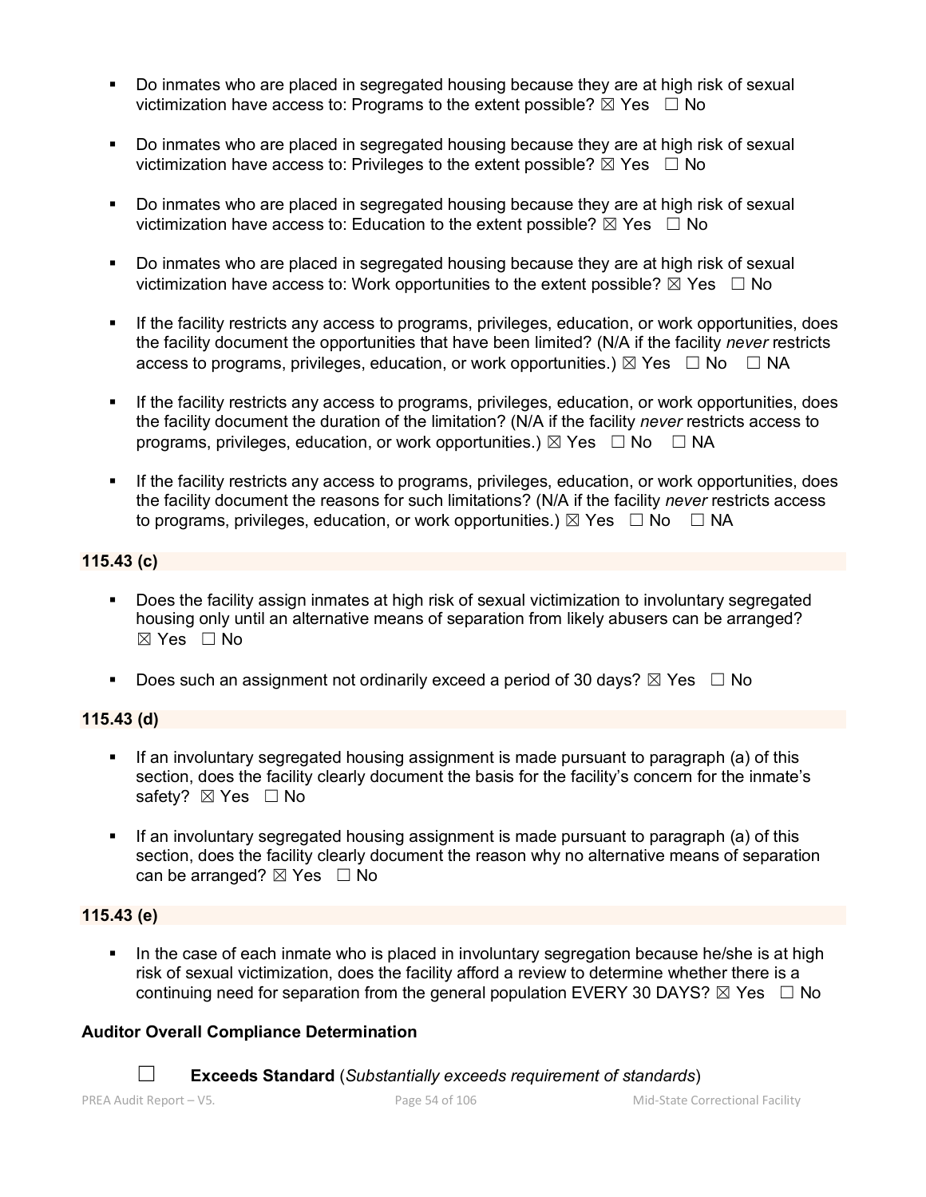- Do inmates who are placed in segregated housing because they are at high risk of sexual victimization have access to: Programs to the extent possible? ☒ Yes ☐ No

- Do inmates who are placed in segregated housing because they are at high risk of sexual victimization have access to: Privileges to the extent possible? ☒ Yes ☐ No

- Do inmates who are placed in segregated housing because they are at high risk of sexual victimization have access to: Education to the extent possible? ☒ Yes ☐ No

- Do inmates who are placed in segregated housing because they are at high risk of sexual victimization have access to: Work opportunities to the extent possible? ☒ Yes ☐ No

- If the facility restricts any access to programs, privileges, education, or work opportunities, does the facility document the opportunities that have been limited? (N/A if the facility *never* restricts access to programs, privileges, education, or work opportunities.) ☒ Yes ☐ No ☐ NA

- If the facility restricts any access to programs, privileges, education, or work opportunities, does the facility document the duration of the limitation? (N/A if the facility *never* restricts access to programs, privileges, education, or work opportunities.) ☒ Yes ☐ No ☐ NA

- If the facility restricts any access to programs, privileges, education, or work opportunities, does the facility document the reasons for such limitations? (N/A if the facility *never* restricts access to programs, privileges, education, or work opportunities.) ☒ Yes ☐ No ☐ NA

**115.43 (c)**

- Does the facility assign inmates at high risk of sexual victimization to involuntary segregated housing only until an alternative means of separation from likely abusers can be arranged? ☒ Yes ☐ No

- Does such an assignment not ordinarily exceed a period of 30 days? ☒ Yes ☐ No

**115.43 (d)**

- If an involuntary segregated housing assignment is made pursuant to paragraph (a) of this section, does the facility clearly document the basis for the facility's concern for the inmate's safety? ☒ Yes ☐ No

- If an involuntary segregated housing assignment is made pursuant to paragraph (a) of this section, does the facility clearly document the reason why no alternative means of separation can be arranged? ☒ Yes ☐ No

**115.43 (e)**

- In the case of each inmate who is placed in involuntary segregation because he/she is at high risk of sexual victimization, does the facility afford a review to determine whether there is a continuing need for separation from the general population EVERY 30 DAYS? ☒ Yes ☐ No

**Auditor Overall Compliance Determination**

☐ **Exceeds Standard** (*Substantially exceeds requirement of standards*)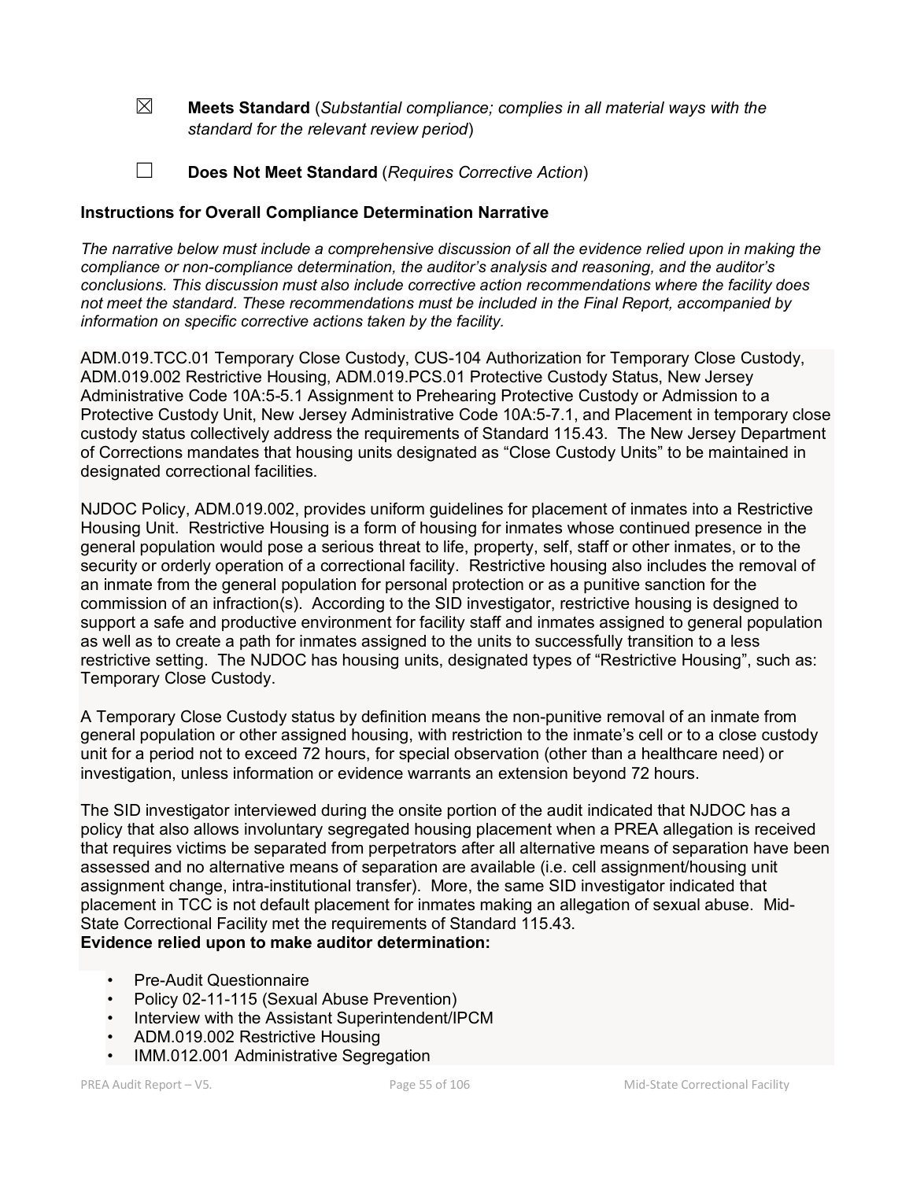☒ **Meets Standard** (*Substantial compliance; complies in all material ways with the standard for the relevant review period*)

☐ **Does Not Meet Standard** (*Requires Corrective Action*)

**Instructions for Overall Compliance Determination Narrative**

*The narrative below must include a comprehensive discussion of all the evidence relied upon in making the compliance or non-compliance determination, the auditor's analysis and reasoning, and the auditor's conclusions. This discussion must also include corrective action recommendations where the facility does not meet the standard. These recommendations must be included in the Final Report, accompanied by information on specific corrective actions taken by the facility.*

ADM.019.TCC.01 Temporary Close Custody, CUS-104 Authorization for Temporary Close Custody, ADM.019.002 Restrictive Housing, ADM.019.PCS.01 Protective Custody Status, New Jersey Administrative Code 10A:5-5.1 Assignment to Prehearing Protective Custody or Admission to a Protective Custody Unit, New Jersey Administrative Code 10A:5-7.1, and Placement in temporary close custody status collectively address the requirements of Standard 115.43. The New Jersey Department of Corrections mandates that housing units designated as "Close Custody Units" to be maintained in designated correctional facilities.

NJDOC Policy, ADM.019.002, provides uniform guidelines for placement of inmates into a Restrictive Housing Unit. Restrictive Housing is a form of housing for inmates whose continued presence in the general population would pose a serious threat to life, property, self, staff or other inmates, or to the security or orderly operation of a correctional facility. Restrictive housing also includes the removal of an inmate from the general population for personal protection or as a punitive sanction for the commission of an infraction(s). According to the SID investigator, restrictive housing is designed to support a safe and productive environment for facility staff and inmates assigned to general population as well as to create a path for inmates assigned to the units to successfully transition to a less restrictive setting. The NJDOC has housing units, designated types of "Restrictive Housing", such as: Temporary Close Custody.

A Temporary Close Custody status by definition means the non-punitive removal of an inmate from general population or other assigned housing, with restriction to the inmate's cell or to a close custody unit for a period not to exceed 72 hours, for special observation (other than a healthcare need) or investigation, unless information or evidence warrants an extension beyond 72 hours.

The SID investigator interviewed during the onsite portion of the audit indicated that NJDOC has a policy that also allows involuntary segregated housing placement when a PREA allegation is received that requires victims be separated from perpetrators after all alternative means of separation have been assessed and no alternative means of separation are available (i.e. cell assignment/housing unit assignment change, intra-institutional transfer). More, the same SID investigator indicated that placement in TCC is not default placement for inmates making an allegation of sexual abuse. Mid-State Correctional Facility met the requirements of Standard 115.43.

**Evidence relied upon to make auditor determination:**

- Pre-Audit Questionnaire
- Policy 02-11-115 (Sexual Abuse Prevention)
- Interview with the Assistant Superintendent/IPCM
- ADM.019.002 Restrictive Housing
- IMM.012.001 Administrative Segregation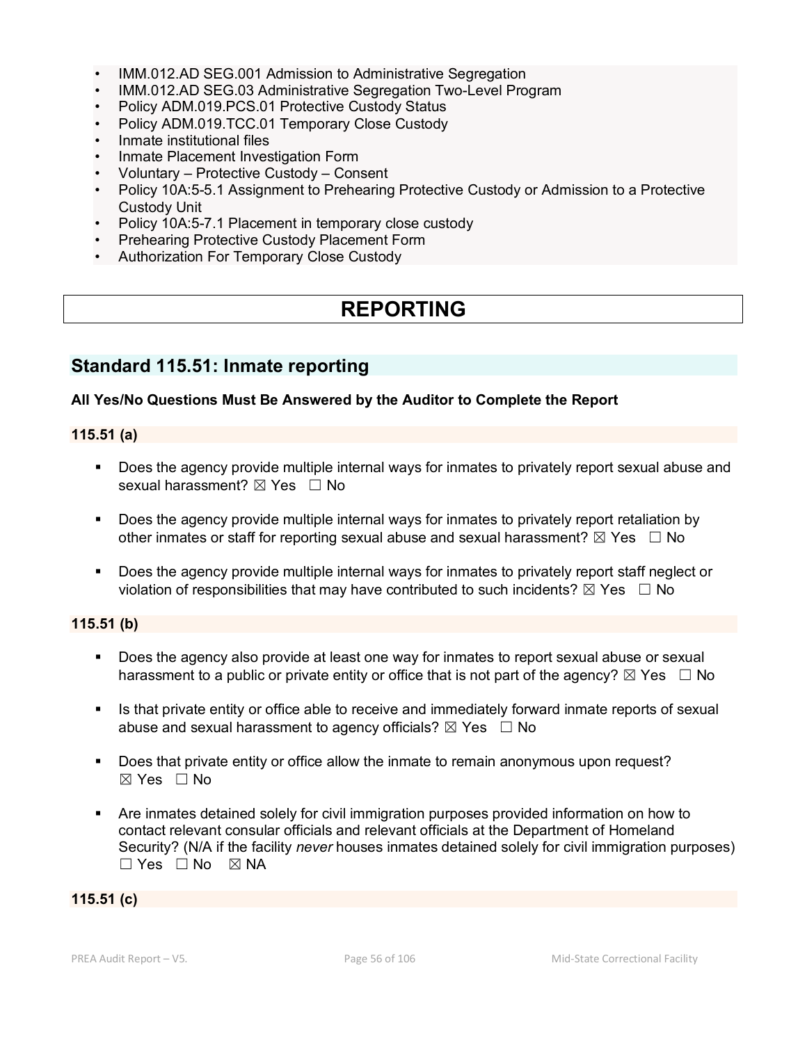- IMM.012.AD SEG.001 Admission to Administrative Segregation
- IMM.012.AD SEG.03 Administrative Segregation Two-Level Program
- Policy ADM.019.PCS.01 Protective Custody Status
- Policy ADM.019.TCC.01 Temporary Close Custody
- Inmate institutional files
- Inmate Placement Investigation Form
- Voluntary – Protective Custody – Consent
- Policy 10A:5-5.1 Assignment to Prehearing Protective Custody or Admission to a Protective Custody Unit
- Policy 10A:5-7.1 Placement in temporary close custody
- Prehearing Protective Custody Placement Form
- Authorization For Temporary Close Custody

# REPORTING

## Standard 115.51: Inmate reporting

**All Yes/No Questions Must Be Answered by the Auditor to Complete the Report**

**115.51 (a)**

- Does the agency provide multiple internal ways for inmates to privately report sexual abuse and sexual harassment? ☒ Yes ☐ No

- Does the agency provide multiple internal ways for inmates to privately report retaliation by other inmates or staff for reporting sexual abuse and sexual harassment? ☒ Yes ☐ No

- Does the agency provide multiple internal ways for inmates to privately report staff neglect or violation of responsibilities that may have contributed to such incidents? ☒ Yes ☐ No

**115.51 (b)**

- Does the agency also provide at least one way for inmates to report sexual abuse or sexual harassment to a public or private entity or office that is not part of the agency? ☒ Yes ☐ No

- Is that private entity or office able to receive and immediately forward inmate reports of sexual abuse and sexual harassment to agency officials? ☒ Yes ☐ No

- Does that private entity or office allow the inmate to remain anonymous upon request? ☒ Yes ☐ No

- Are inmates detained solely for civil immigration purposes provided information on how to contact relevant consular officials and relevant officials at the Department of Homeland Security? (N/A if the facility *never* houses inmates detained solely for civil immigration purposes) ☐ Yes ☐ No ☒ NA

**115.51 (c)**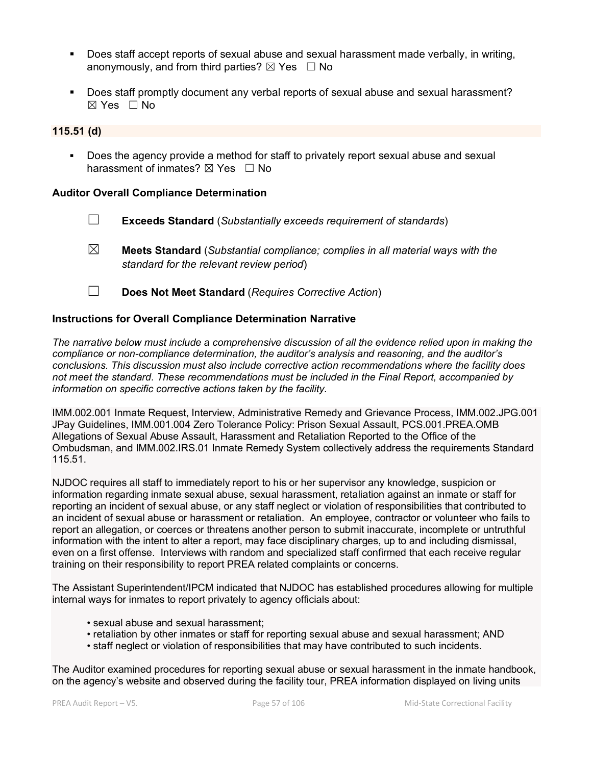- Does staff accept reports of sexual abuse and sexual harassment made verbally, in writing, anonymously, and from third parties? ☒ Yes ☐ No

- Does staff promptly document any verbal reports of sexual abuse and sexual harassment? ☒ Yes ☐ No

**115.51 (d)**

- Does the agency provide a method for staff to privately report sexual abuse and sexual harassment of inmates? ☒ Yes ☐ No

**Auditor Overall Compliance Determination**

☐ **Exceeds Standard** (*Substantially exceeds requirement of standards*)

☒ **Meets Standard** (*Substantial compliance; complies in all material ways with the standard for the relevant review period*)

☐ **Does Not Meet Standard** (*Requires Corrective Action*)

**Instructions for Overall Compliance Determination Narrative**

*The narrative below must include a comprehensive discussion of all the evidence relied upon in making the compliance or non-compliance determination, the auditor's analysis and reasoning, and the auditor's conclusions. This discussion must also include corrective action recommendations where the facility does not meet the standard. These recommendations must be included in the Final Report, accompanied by information on specific corrective actions taken by the facility.*

IMM.002.001 Inmate Request, Interview, Administrative Remedy and Grievance Process, IMM.002.JPG.001 JPay Guidelines, IMM.001.004 Zero Tolerance Policy: Prison Sexual Assault, PCS.001.PREA.OMB Allegations of Sexual Abuse Assault, Harassment and Retaliation Reported to the Office of the Ombudsman, and IMM.002.IRS.01 Inmate Remedy System collectively address the requirements Standard 115.51.

NJDOC requires all staff to immediately report to his or her supervisor any knowledge, suspicion or information regarding inmate sexual abuse, sexual harassment, retaliation against an inmate or staff for reporting an incident of sexual abuse, or any staff neglect or violation of responsibilities that contributed to an incident of sexual abuse or harassment or retaliation. An employee, contractor or volunteer who fails to report an allegation, or coerces or threatens another person to submit inaccurate, incomplete or untruthful information with the intent to alter a report, may face disciplinary charges, up to and including dismissal, even on a first offense. Interviews with random and specialized staff confirmed that each receive regular training on their responsibility to report PREA related complaints or concerns.

The Assistant Superintendent/IPCM indicated that NJDOC has established procedures allowing for multiple internal ways for inmates to report privately to agency officials about:

- sexual abuse and sexual harassment;
- retaliation by other inmates or staff for reporting sexual abuse and sexual harassment; AND
- staff neglect or violation of responsibilities that may have contributed to such incidents.

The Auditor examined procedures for reporting sexual abuse or sexual harassment in the inmate handbook, on the agency's website and observed during the facility tour, PREA information displayed on living units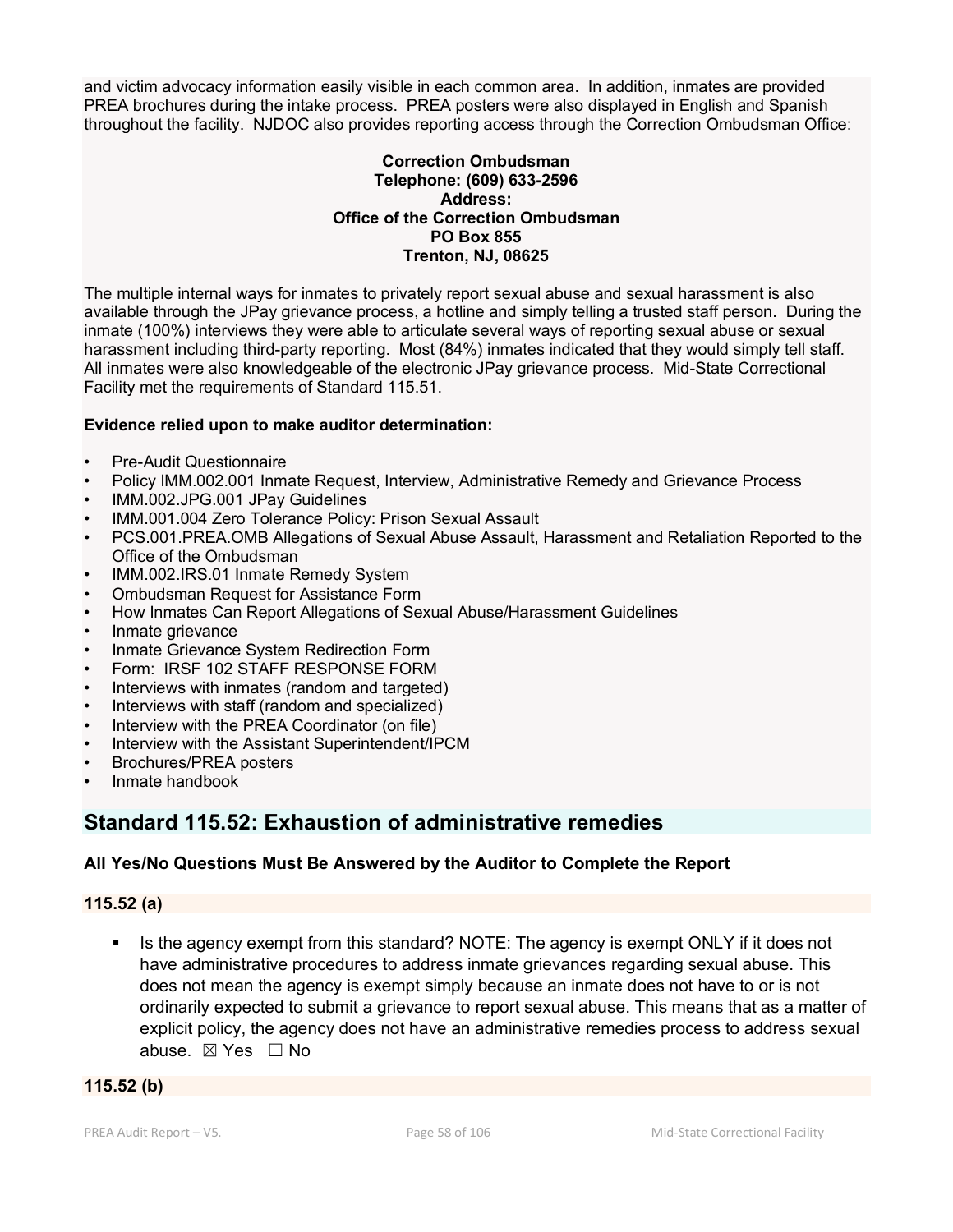and victim advocacy information easily visible in each common area. In addition, inmates are provided PREA brochures during the intake process. PREA posters were also displayed in English and Spanish throughout the facility. NJDOC also provides reporting access through the Correction Ombudsman Office:

**Correction Ombudsman**
**Telephone: (609) 633-2596**
**Address:**
**Office of the Correction Ombudsman**
**PO Box 855**
**Trenton, NJ, 08625**

The multiple internal ways for inmates to privately report sexual abuse and sexual harassment is also available through the JPay grievance process, a hotline and simply telling a trusted staff person. During the inmate (100%) interviews they were able to articulate several ways of reporting sexual abuse or sexual harassment including third-party reporting. Most (84%) inmates indicated that they would simply tell staff. All inmates were also knowledgeable of the electronic JPay grievance process. Mid-State Correctional Facility met the requirements of Standard 115.51.

**Evidence relied upon to make auditor determination:**

- Pre-Audit Questionnaire
- Policy IMM.002.001 Inmate Request, Interview, Administrative Remedy and Grievance Process
- IMM.002.JPG.001 JPay Guidelines
- IMM.001.004 Zero Tolerance Policy: Prison Sexual Assault
- PCS.001.PREA.OMB Allegations of Sexual Abuse Assault, Harassment and Retaliation Reported to the Office of the Ombudsman
- IMM.002.IRS.01 Inmate Remedy System
- Ombudsman Request for Assistance Form
- How Inmates Can Report Allegations of Sexual Abuse/Harassment Guidelines
- Inmate grievance
- Inmate Grievance System Redirection Form
- Form: IRSF 102 STAFF RESPONSE FORM
- Interviews with inmates (random and targeted)
- Interviews with staff (random and specialized)
- Interview with the PREA Coordinator (on file)
- Interview with the Assistant Superintendent/IPCM
- Brochures/PREA posters
- Inmate handbook

## Standard 115.52: Exhaustion of administrative remedies

**All Yes/No Questions Must Be Answered by the Auditor to Complete the Report**

**115.52 (a)**

- Is the agency exempt from this standard? NOTE: The agency is exempt ONLY if it does not have administrative procedures to address inmate grievances regarding sexual abuse. This does not mean the agency is exempt simply because an inmate does not have to or is not ordinarily expected to submit a grievance to report sexual abuse. This means that as a matter of explicit policy, the agency does not have an administrative remedies process to address sexual abuse. ☒ Yes ☐ No

**115.52 (b)**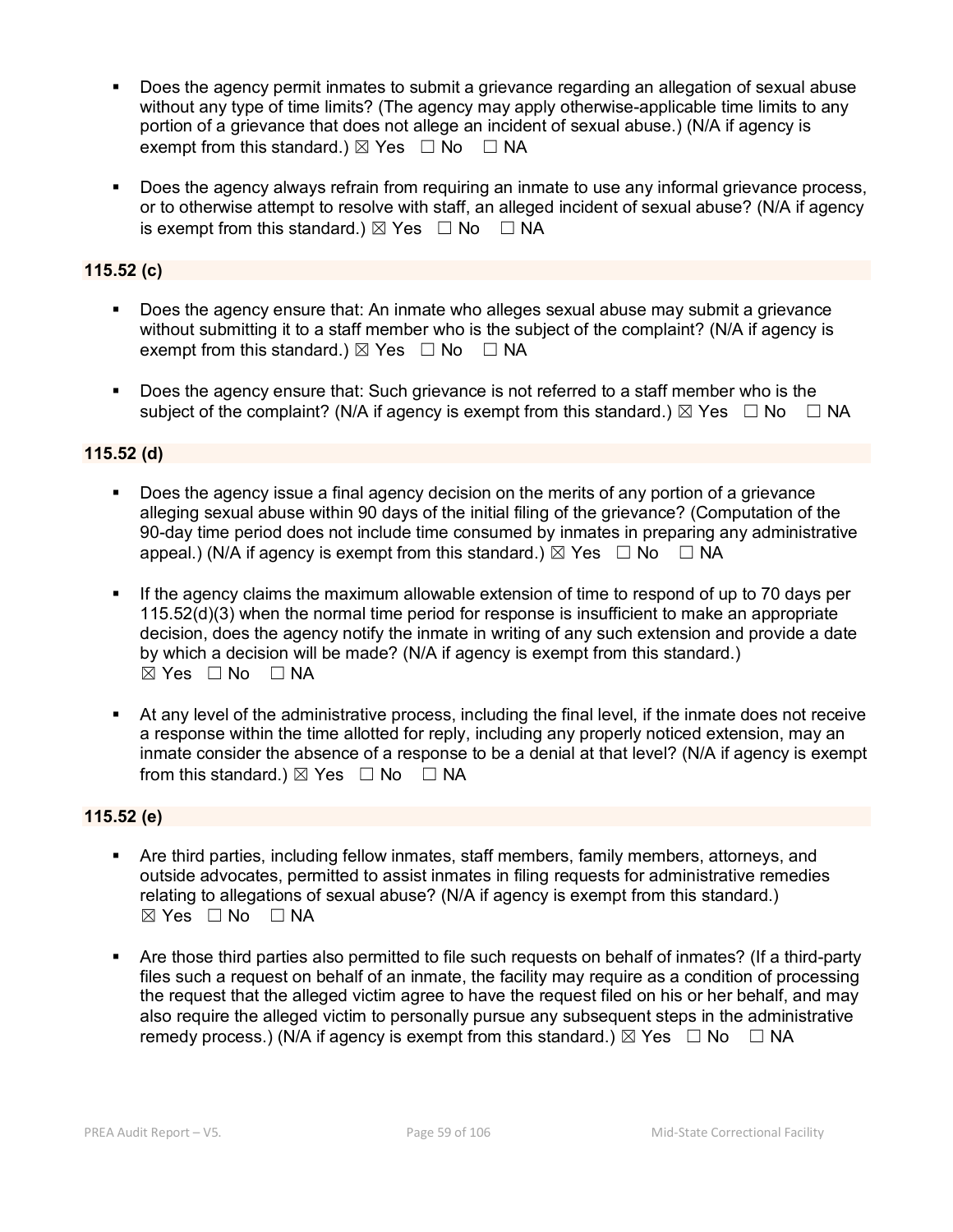- Does the agency permit inmates to submit a grievance regarding an allegation of sexual abuse without any type of time limits? (The agency may apply otherwise-applicable time limits to any portion of a grievance that does not allege an incident of sexual abuse.) (N/A if agency is exempt from this standard.) ☒ Yes ☐ No ☐ NA

- Does the agency always refrain from requiring an inmate to use any informal grievance process, or to otherwise attempt to resolve with staff, an alleged incident of sexual abuse? (N/A if agency is exempt from this standard.) ☒ Yes ☐ No ☐ NA

**115.52 (c)**

- Does the agency ensure that: An inmate who alleges sexual abuse may submit a grievance without submitting it to a staff member who is the subject of the complaint? (N/A if agency is exempt from this standard.) ☒ Yes ☐ No ☐ NA

- Does the agency ensure that: Such grievance is not referred to a staff member who is the subject of the complaint? (N/A if agency is exempt from this standard.) ☒ Yes ☐ No ☐ NA

**115.52 (d)**

- Does the agency issue a final agency decision on the merits of any portion of a grievance alleging sexual abuse within 90 days of the initial filing of the grievance? (Computation of the 90-day time period does not include time consumed by inmates in preparing any administrative appeal.) (N/A if agency is exempt from this standard.) ☒ Yes ☐ No ☐ NA

- If the agency claims the maximum allowable extension of time to respond of up to 70 days per 115.52(d)(3) when the normal time period for response is insufficient to make an appropriate decision, does the agency notify the inmate in writing of any such extension and provide a date by which a decision will be made? (N/A if agency is exempt from this standard.) ☒ Yes ☐ No ☐ NA

- At any level of the administrative process, including the final level, if the inmate does not receive a response within the time allotted for reply, including any properly noticed extension, may an inmate consider the absence of a response to be a denial at that level? (N/A if agency is exempt from this standard.) ☒ Yes ☐ No ☐ NA

**115.52 (e)**

- Are third parties, including fellow inmates, staff members, family members, attorneys, and outside advocates, permitted to assist inmates in filing requests for administrative remedies relating to allegations of sexual abuse? (N/A if agency is exempt from this standard.) ☒ Yes ☐ No ☐ NA

- Are those third parties also permitted to file such requests on behalf of inmates? (If a third-party files such a request on behalf of an inmate, the facility may require as a condition of processing the request that the alleged victim agree to have the request filed on his or her behalf, and may also require the alleged victim to personally pursue any subsequent steps in the administrative remedy process.) (N/A if agency is exempt from this standard.) ☒ Yes ☐ No ☐ NA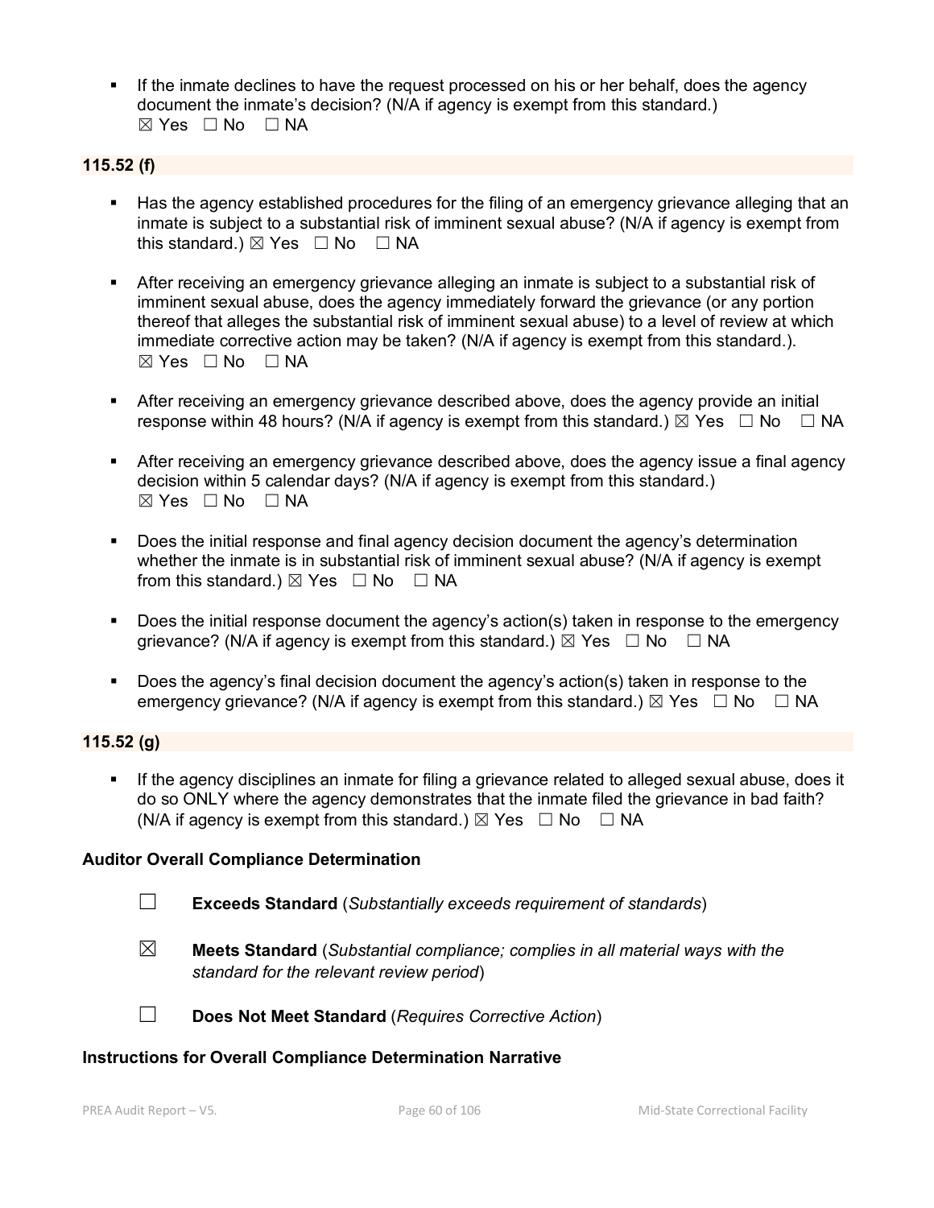- If the inmate declines to have the request processed on his or her behalf, does the agency document the inmate's decision? (N/A if agency is exempt from this standard.)
☒ Yes ☐ No ☐ NA

**115.52 (f)**

- Has the agency established procedures for the filing of an emergency grievance alleging that an inmate is subject to a substantial risk of imminent sexual abuse? (N/A if agency is exempt from this standard.) ☒ Yes ☐ No ☐ NA

- After receiving an emergency grievance alleging an inmate is subject to a substantial risk of imminent sexual abuse, does the agency immediately forward the grievance (or any portion thereof that alleges the substantial risk of imminent sexual abuse) to a level of review at which immediate corrective action may be taken? (N/A if agency is exempt from this standard.).
☒ Yes ☐ No ☐ NA

- After receiving an emergency grievance described above, does the agency provide an initial response within 48 hours? (N/A if agency is exempt from this standard.) ☒ Yes ☐ No ☐ NA

- After receiving an emergency grievance described above, does the agency issue a final agency decision within 5 calendar days? (N/A if agency is exempt from this standard.)
☒ Yes ☐ No ☐ NA

- Does the initial response and final agency decision document the agency's determination whether the inmate is in substantial risk of imminent sexual abuse? (N/A if agency is exempt from this standard.) ☒ Yes ☐ No ☐ NA

- Does the initial response document the agency's action(s) taken in response to the emergency grievance? (N/A if agency is exempt from this standard.) ☒ Yes ☐ No ☐ NA

- Does the agency's final decision document the agency's action(s) taken in response to the emergency grievance? (N/A if agency is exempt from this standard.) ☒ Yes ☐ No ☐ NA

**115.52 (g)**

- If the agency disciplines an inmate for filing a grievance related to alleged sexual abuse, does it do so ONLY where the agency demonstrates that the inmate filed the grievance in bad faith? (N/A if agency is exempt from this standard.) ☒ Yes ☐ No ☐ NA

**Auditor Overall Compliance Determination**

☐ **Exceeds Standard** (*Substantially exceeds requirement of standards*)

☒ **Meets Standard** (*Substantial compliance; complies in all material ways with the standard for the relevant review period*)

☐ **Does Not Meet Standard** (*Requires Corrective Action*)

**Instructions for Overall Compliance Determination Narrative**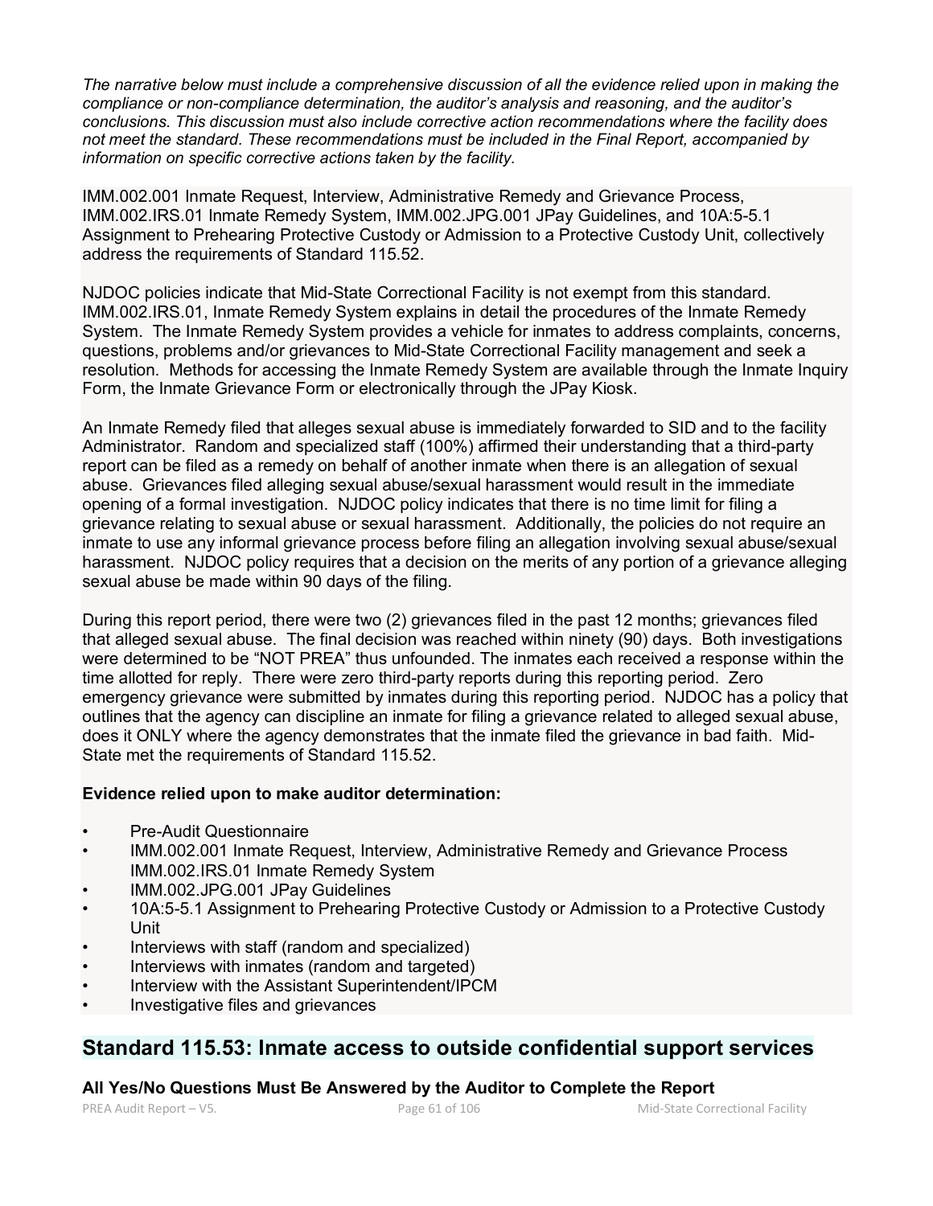*The narrative below must include a comprehensive discussion of all the evidence relied upon in making the compliance or non-compliance determination, the auditor's analysis and reasoning, and the auditor's conclusions. This discussion must also include corrective action recommendations where the facility does not meet the standard. These recommendations must be included in the Final Report, accompanied by information on specific corrective actions taken by the facility.*

IMM.002.001 Inmate Request, Interview, Administrative Remedy and Grievance Process, IMM.002.IRS.01 Inmate Remedy System, IMM.002.JPG.001 JPay Guidelines, and 10A:5-5.1 Assignment to Prehearing Protective Custody or Admission to a Protective Custody Unit, collectively address the requirements of Standard 115.52.

NJDOC policies indicate that Mid-State Correctional Facility is not exempt from this standard. IMM.002.IRS.01, Inmate Remedy System explains in detail the procedures of the Inmate Remedy System. The Inmate Remedy System provides a vehicle for inmates to address complaints, concerns, questions, problems and/or grievances to Mid-State Correctional Facility management and seek a resolution. Methods for accessing the Inmate Remedy System are available through the Inmate Inquiry Form, the Inmate Grievance Form or electronically through the JPay Kiosk.

An Inmate Remedy filed that alleges sexual abuse is immediately forwarded to SID and to the facility Administrator. Random and specialized staff (100%) affirmed their understanding that a third-party report can be filed as a remedy on behalf of another inmate when there is an allegation of sexual abuse. Grievances filed alleging sexual abuse/sexual harassment would result in the immediate opening of a formal investigation. NJDOC policy indicates that there is no time limit for filing a grievance relating to sexual abuse or sexual harassment. Additionally, the policies do not require an inmate to use any informal grievance process before filing an allegation involving sexual abuse/sexual harassment. NJDOC policy requires that a decision on the merits of any portion of a grievance alleging sexual abuse be made within 90 days of the filing.

During this report period, there were two (2) grievances filed in the past 12 months; grievances filed that alleged sexual abuse. The final decision was reached within ninety (90) days. Both investigations were determined to be "NOT PREA" thus unfounded. The inmates each received a response within the time allotted for reply. There were zero third-party reports during this reporting period. Zero emergency grievance were submitted by inmates during this reporting period. NJDOC has a policy that outlines that the agency can discipline an inmate for filing a grievance related to alleged sexual abuse, does it ONLY where the agency demonstrates that the inmate filed the grievance in bad faith. Mid-State met the requirements of Standard 115.52.

**Evidence relied upon to make auditor determination:**

- Pre-Audit Questionnaire
- IMM.002.001 Inmate Request, Interview, Administrative Remedy and Grievance Process IMM.002.IRS.01 Inmate Remedy System
- IMM.002.JPG.001 JPay Guidelines
- 10A:5-5.1 Assignment to Prehearing Protective Custody or Admission to a Protective Custody Unit
- Interviews with staff (random and specialized)
- Interviews with inmates (random and targeted)
- Interview with the Assistant Superintendent/IPCM
- Investigative files and grievances

## Standard 115.53: Inmate access to outside confidential support services

**All Yes/No Questions Must Be Answered by the Auditor to Complete the Report**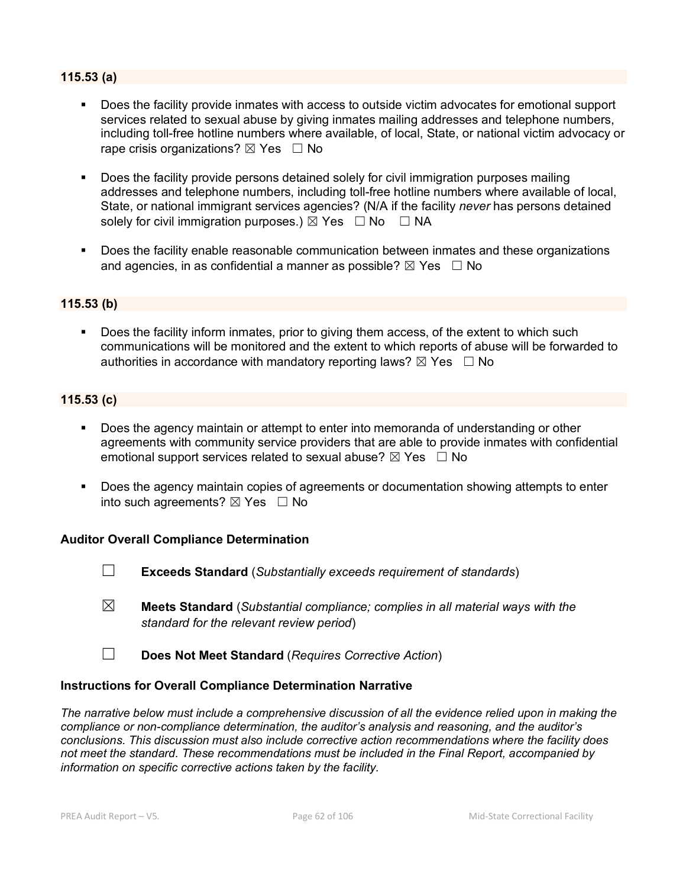### 115.53 (a)

- Does the facility provide inmates with access to outside victim advocates for emotional support services related to sexual abuse by giving inmates mailing addresses and telephone numbers, including toll-free hotline numbers where available, of local, State, or national victim advocacy or rape crisis organizations? ☒ Yes ☐ No

- Does the facility provide persons detained solely for civil immigration purposes mailing addresses and telephone numbers, including toll-free hotline numbers where available of local, State, or national immigrant services agencies? (N/A if the facility *never* has persons detained solely for civil immigration purposes.) ☒ Yes ☐ No ☐ NA

- Does the facility enable reasonable communication between inmates and these organizations and agencies, in as confidential a manner as possible? ☒ Yes ☐ No

### 115.53 (b)

- Does the facility inform inmates, prior to giving them access, of the extent to which such communications will be monitored and the extent to which reports of abuse will be forwarded to authorities in accordance with mandatory reporting laws? ☒ Yes ☐ No

### 115.53 (c)

- Does the agency maintain or attempt to enter into memoranda of understanding or other agreements with community service providers that are able to provide inmates with confidential emotional support services related to sexual abuse? ☒ Yes ☐ No

- Does the agency maintain copies of agreements or documentation showing attempts to enter into such agreements? ☒ Yes ☐ No

### Auditor Overall Compliance Determination

☐ **Exceeds Standard** (*Substantially exceeds requirement of standards*)

☒ **Meets Standard** (*Substantial compliance; complies in all material ways with the standard for the relevant review period*)

☐ **Does Not Meet Standard** (*Requires Corrective Action*)

### Instructions for Overall Compliance Determination Narrative

*The narrative below must include a comprehensive discussion of all the evidence relied upon in making the compliance or non-compliance determination, the auditor's analysis and reasoning, and the auditor's conclusions. This discussion must also include corrective action recommendations where the facility does not meet the standard. These recommendations must be included in the Final Report, accompanied by information on specific corrective actions taken by the facility.*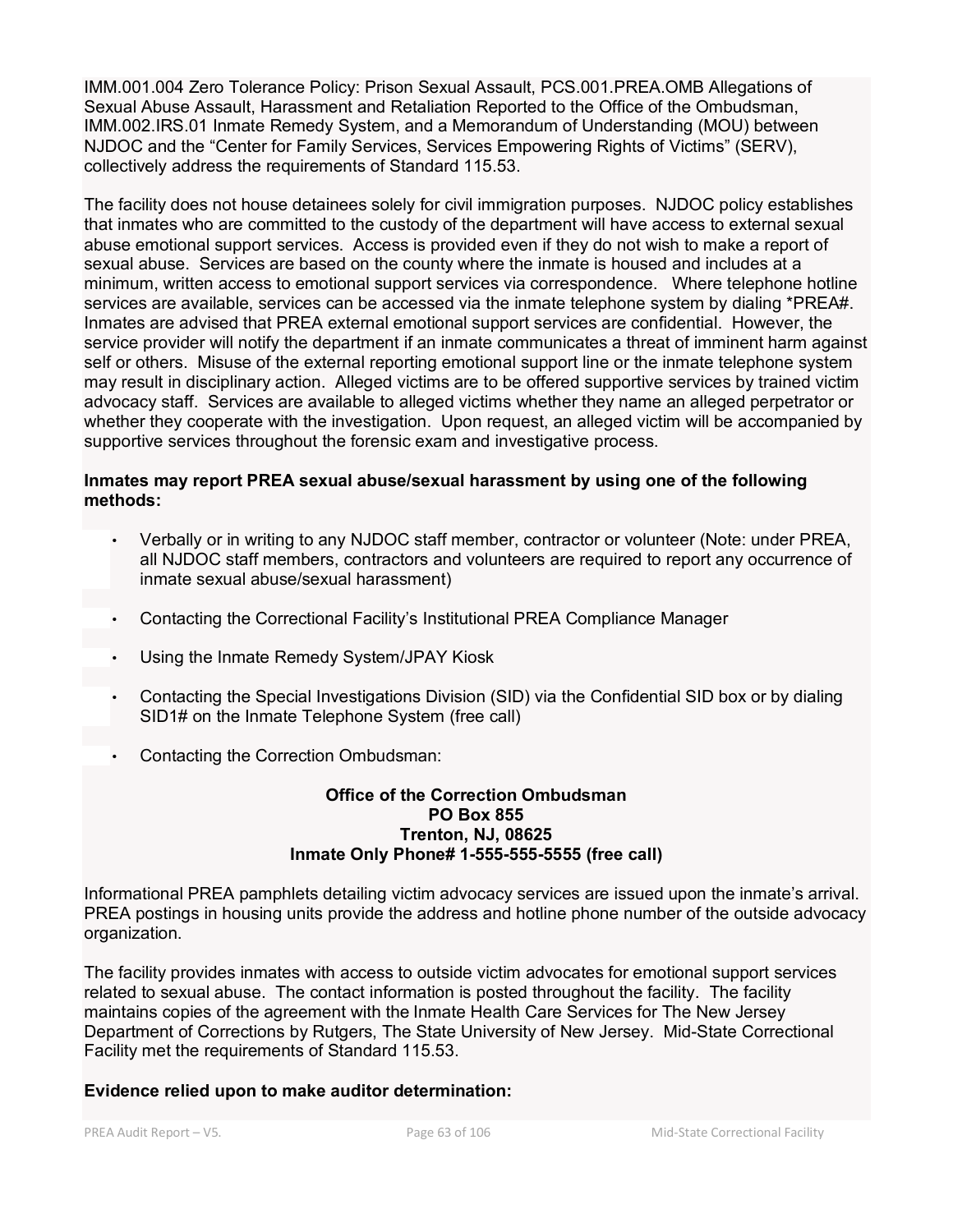IMM.001.004 Zero Tolerance Policy: Prison Sexual Assault, PCS.001.PREA.OMB Allegations of Sexual Abuse Assault, Harassment and Retaliation Reported to the Office of the Ombudsman, IMM.002.IRS.01 Inmate Remedy System, and a Memorandum of Understanding (MOU) between NJDOC and the "Center for Family Services, Services Empowering Rights of Victims" (SERV), collectively address the requirements of Standard 115.53.

The facility does not house detainees solely for civil immigration purposes. NJDOC policy establishes that inmates who are committed to the custody of the department will have access to external sexual abuse emotional support services. Access is provided even if they do not wish to make a report of sexual abuse. Services are based on the county where the inmate is housed and includes at a minimum, written access to emotional support services via correspondence. Where telephone hotline services are available, services can be accessed via the inmate telephone system by dialing *PREA#. Inmates are advised that PREA external emotional support services are confidential. However, the service provider will notify the department if an inmate communicates a threat of imminent harm against self or others. Misuse of the external reporting emotional support line or the inmate telephone system may result in disciplinary action. Alleged victims are to be offered supportive services by trained victim advocacy staff. Services are available to alleged victims whether they name an alleged perpetrator or whether they cooperate with the investigation. Upon request, an alleged victim will be accompanied by supportive services throughout the forensic exam and investigative process.

**Inmates may report PREA sexual abuse/sexual harassment by using one of the following methods:**

- Verbally or in writing to any NJDOC staff member, contractor or volunteer (Note: under PREA, all NJDOC staff members, contractors and volunteers are required to report any occurrence of inmate sexual abuse/sexual harassment)
- Contacting the Correctional Facility's Institutional PREA Compliance Manager
- Using the Inmate Remedy System/JPAY Kiosk
- Contacting the Special Investigations Division (SID) via the Confidential SID box or by dialing SID1# on the Inmate Telephone System (free call)
- Contacting the Correction Ombudsman:

**Office of the Correction Ombudsman**
**PO Box 855**
**Trenton, NJ, 08625**
**Inmate Only Phone# 1-555-555-5555 (free call)**

Informational PREA pamphlets detailing victim advocacy services are issued upon the inmate's arrival. PREA postings in housing units provide the address and hotline phone number of the outside advocacy organization.

The facility provides inmates with access to outside victim advocates for emotional support services related to sexual abuse. The contact information is posted throughout the facility. The facility maintains copies of the agreement with the Inmate Health Care Services for The New Jersey Department of Corrections by Rutgers, The State University of New Jersey. Mid-State Correctional Facility met the requirements of Standard 115.53.

**Evidence relied upon to make auditor determination:**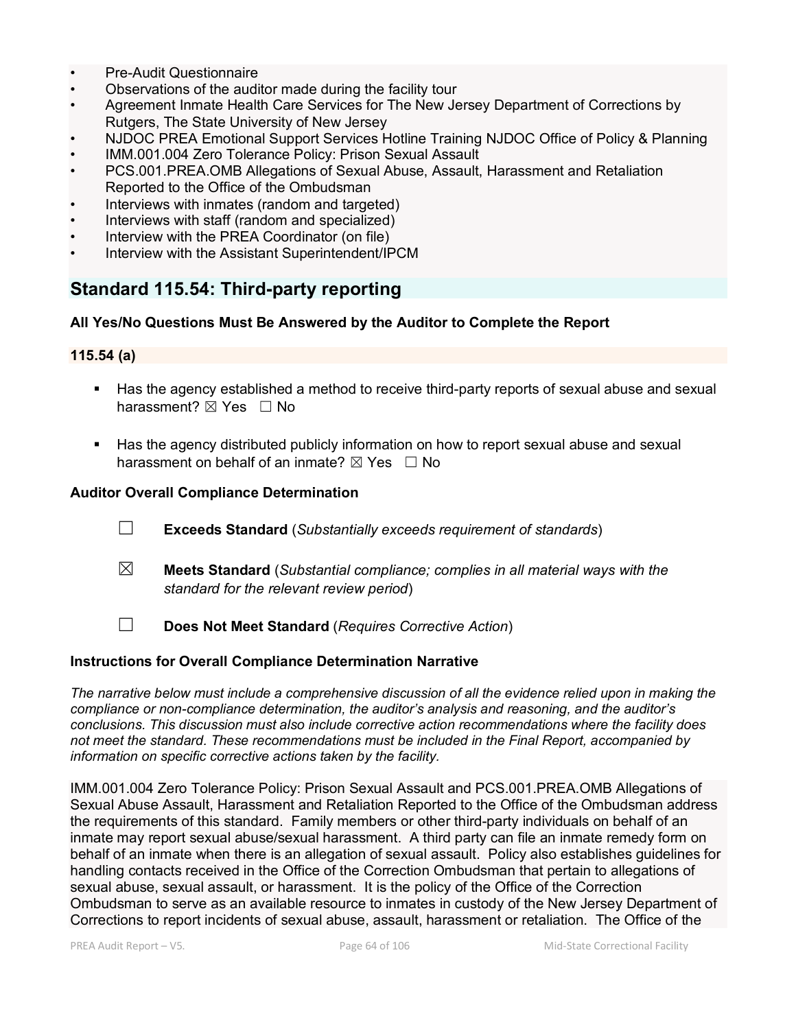- Pre-Audit Questionnaire
- Observations of the auditor made during the facility tour
- Agreement Inmate Health Care Services for The New Jersey Department of Corrections by Rutgers, The State University of New Jersey
- NJDOC PREA Emotional Support Services Hotline Training NJDOC Office of Policy & Planning
- IMM.001.004 Zero Tolerance Policy: Prison Sexual Assault
- PCS.001.PREA.OMB Allegations of Sexual Abuse, Assault, Harassment and Retaliation Reported to the Office of the Ombudsman
- Interviews with inmates (random and targeted)
- Interviews with staff (random and specialized)
- Interview with the PREA Coordinator (on file)
- Interview with the Assistant Superintendent/IPCM

## Standard 115.54: Third-party reporting

**All Yes/No Questions Must Be Answered by the Auditor to Complete the Report**

### 115.54 (a)

- Has the agency established a method to receive third-party reports of sexual abuse and sexual harassment? ☒ Yes ☐ No
- Has the agency distributed publicly information on how to report sexual abuse and sexual harassment on behalf of an inmate? ☒ Yes ☐ No

**Auditor Overall Compliance Determination**

☐ **Exceeds Standard** (*Substantially exceeds requirement of standards*)

☒ **Meets Standard** (*Substantial compliance; complies in all material ways with the standard for the relevant review period*)

☐ **Does Not Meet Standard** (*Requires Corrective Action*)

**Instructions for Overall Compliance Determination Narrative**

*The narrative below must include a comprehensive discussion of all the evidence relied upon in making the compliance or non-compliance determination, the auditor's analysis and reasoning, and the auditor's conclusions. This discussion must also include corrective action recommendations where the facility does not meet the standard. These recommendations must be included in the Final Report, accompanied by information on specific corrective actions taken by the facility.*

IMM.001.004 Zero Tolerance Policy: Prison Sexual Assault and PCS.001.PREA.OMB Allegations of Sexual Abuse Assault, Harassment and Retaliation Reported to the Office of the Ombudsman address the requirements of this standard. Family members or other third-party individuals on behalf of an inmate may report sexual abuse/sexual harassment. A third party can file an inmate remedy form on behalf of an inmate when there is an allegation of sexual assault. Policy also establishes guidelines for handling contacts received in the Office of the Correction Ombudsman that pertain to allegations of sexual abuse, sexual assault, or harassment. It is the policy of the Office of the Correction Ombudsman to serve as an available resource to inmates in custody of the New Jersey Department of Corrections to report incidents of sexual abuse, assault, harassment or retaliation. The Office of the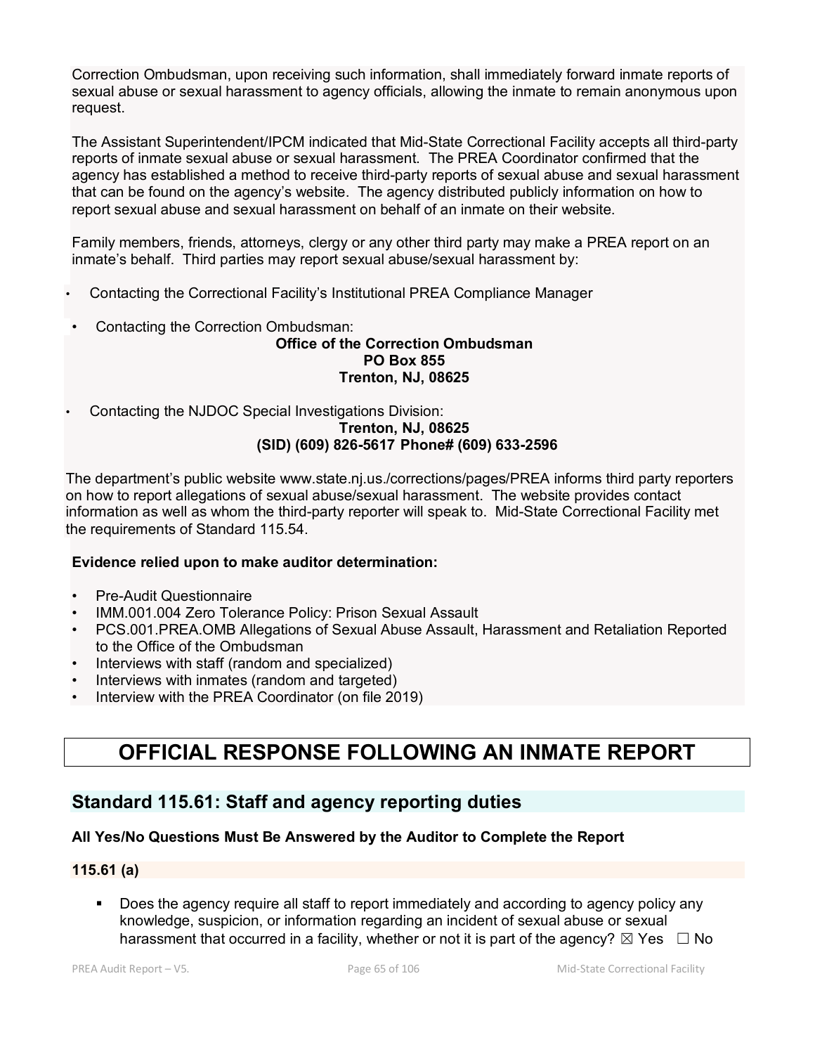Correction Ombudsman, upon receiving such information, shall immediately forward inmate reports of sexual abuse or sexual harassment to agency officials, allowing the inmate to remain anonymous upon request.

The Assistant Superintendent/IPCM indicated that Mid-State Correctional Facility accepts all third-party reports of inmate sexual abuse or sexual harassment. The PREA Coordinator confirmed that the agency has established a method to receive third-party reports of sexual abuse and sexual harassment that can be found on the agency's website. The agency distributed publicly information on how to report sexual abuse and sexual harassment on behalf of an inmate on their website.

Family members, friends, attorneys, clergy or any other third party may make a PREA report on an inmate's behalf. Third parties may report sexual abuse/sexual harassment by:

- Contacting the Correctional Facility's Institutional PREA Compliance Manager
- Contacting the Correction Ombudsman:

**Office of the Correction Ombudsman**
**PO Box 855**
**Trenton, NJ, 08625**

- Contacting the NJDOC Special Investigations Division:

**Trenton, NJ, 08625**
**(SID) (609) 826-5617 Phone# (609) 633-2596**

The department's public website www.state.nj.us./corrections/pages/PREA informs third party reporters on how to report allegations of sexual abuse/sexual harassment. The website provides contact information as well as whom the third-party reporter will speak to. Mid-State Correctional Facility met the requirements of Standard 115.54.

**Evidence relied upon to make auditor determination:**

- Pre-Audit Questionnaire
- IMM.001.004 Zero Tolerance Policy: Prison Sexual Assault
- PCS.001.PREA.OMB Allegations of Sexual Abuse Assault, Harassment and Retaliation Reported to the Office of the Ombudsman
- Interviews with staff (random and specialized)
- Interviews with inmates (random and targeted)
- Interview with the PREA Coordinator (on file 2019)

# OFFICIAL RESPONSE FOLLOWING AN INMATE REPORT

## Standard 115.61: Staff and agency reporting duties

**All Yes/No Questions Must Be Answered by the Auditor to Complete the Report**

**115.61 (a)**

- Does the agency require all staff to report immediately and according to agency policy any knowledge, suspicion, or information regarding an incident of sexual abuse or sexual harassment that occurred in a facility, whether or not it is part of the agency? ☒ Yes ☐ No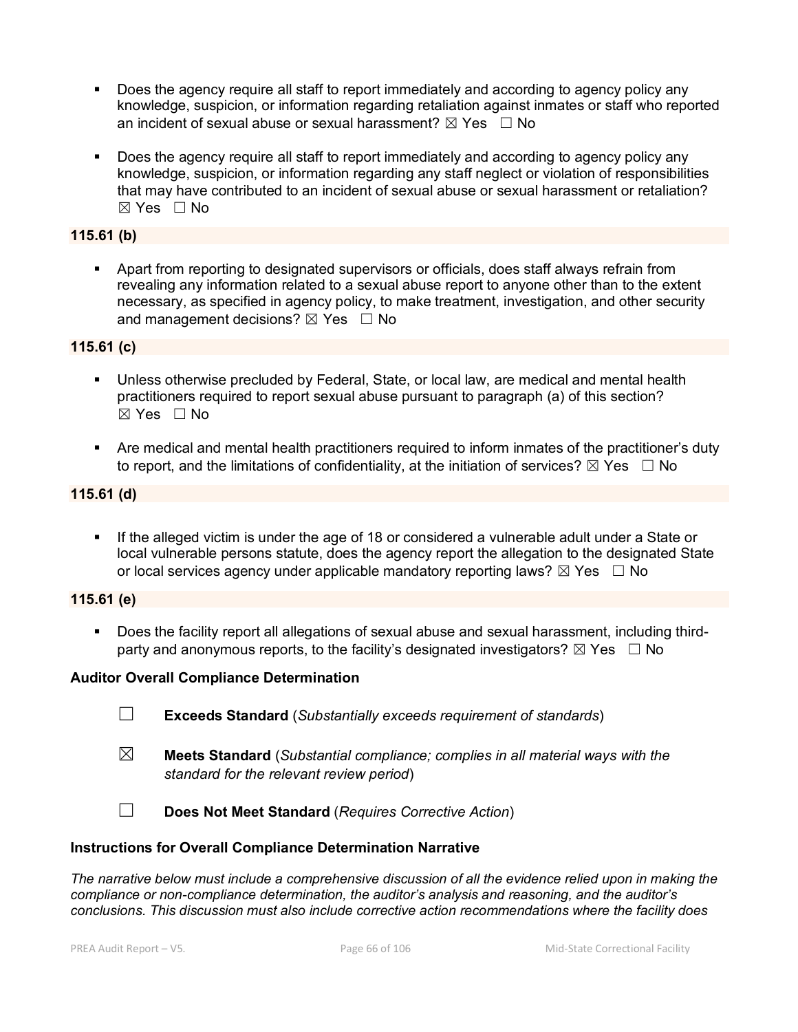- Does the agency require all staff to report immediately and according to agency policy any knowledge, suspicion, or information regarding retaliation against inmates or staff who reported an incident of sexual abuse or sexual harassment? ☒ Yes ☐ No

- Does the agency require all staff to report immediately and according to agency policy any knowledge, suspicion, or information regarding any staff neglect or violation of responsibilities that may have contributed to an incident of sexual abuse or sexual harassment or retaliation? ☒ Yes ☐ No

**115.61 (b)**

- Apart from reporting to designated supervisors or officials, does staff always refrain from revealing any information related to a sexual abuse report to anyone other than to the extent necessary, as specified in agency policy, to make treatment, investigation, and other security and management decisions? ☒ Yes ☐ No

**115.61 (c)**

- Unless otherwise precluded by Federal, State, or local law, are medical and mental health practitioners required to report sexual abuse pursuant to paragraph (a) of this section? ☒ Yes ☐ No

- Are medical and mental health practitioners required to inform inmates of the practitioner's duty to report, and the limitations of confidentiality, at the initiation of services? ☒ Yes ☐ No

**115.61 (d)**

- If the alleged victim is under the age of 18 or considered a vulnerable adult under a State or local vulnerable persons statute, does the agency report the allegation to the designated State or local services agency under applicable mandatory reporting laws? ☒ Yes ☐ No

**115.61 (e)**

- Does the facility report all allegations of sexual abuse and sexual harassment, including third-party and anonymous reports, to the facility's designated investigators? ☒ Yes ☐ No

**Auditor Overall Compliance Determination**

☐ **Exceeds Standard** (*Substantially exceeds requirement of standards*)

☒ **Meets Standard** (*Substantial compliance; complies in all material ways with the standard for the relevant review period*)

☐ **Does Not Meet Standard** (*Requires Corrective Action*)

**Instructions for Overall Compliance Determination Narrative**

*The narrative below must include a comprehensive discussion of all the evidence relied upon in making the compliance or non-compliance determination, the auditor's analysis and reasoning, and the auditor's conclusions. This discussion must also include corrective action recommendations where the facility does*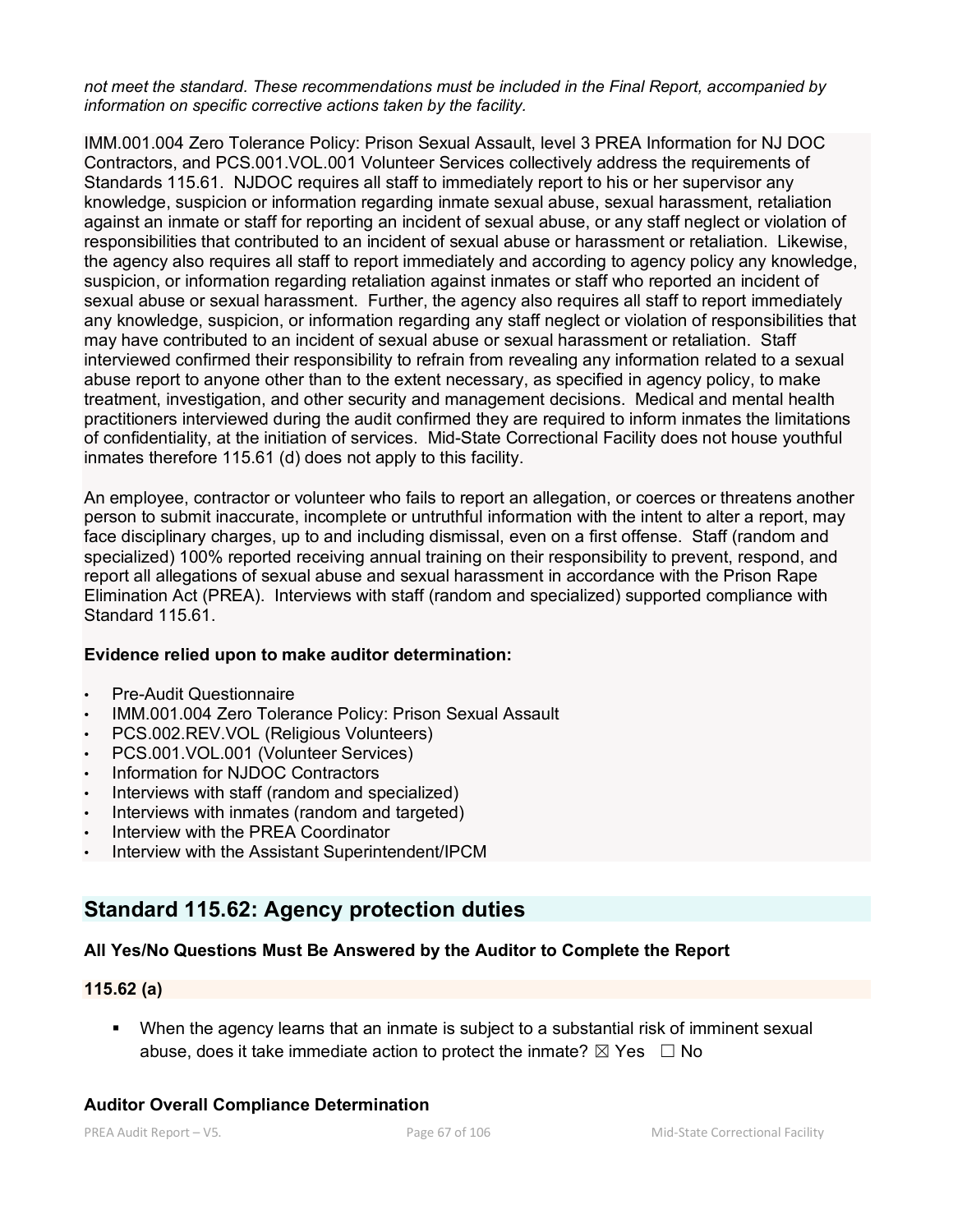*not meet the standard. These recommendations must be included in the Final Report, accompanied by information on specific corrective actions taken by the facility.*

IMM.001.004 Zero Tolerance Policy: Prison Sexual Assault, level 3 PREA Information for NJ DOC Contractors, and PCS.001.VOL.001 Volunteer Services collectively address the requirements of Standards 115.61. NJDOC requires all staff to immediately report to his or her supervisor any knowledge, suspicion or information regarding inmate sexual abuse, sexual harassment, retaliation against an inmate or staff for reporting an incident of sexual abuse, or any staff neglect or violation of responsibilities that contributed to an incident of sexual abuse or harassment or retaliation. Likewise, the agency also requires all staff to report immediately and according to agency policy any knowledge, suspicion, or information regarding retaliation against inmates or staff who reported an incident of sexual abuse or sexual harassment. Further, the agency also requires all staff to report immediately any knowledge, suspicion, or information regarding any staff neglect or violation of responsibilities that may have contributed to an incident of sexual abuse or sexual harassment or retaliation. Staff interviewed confirmed their responsibility to refrain from revealing any information related to a sexual abuse report to anyone other than to the extent necessary, as specified in agency policy, to make treatment, investigation, and other security and management decisions. Medical and mental health practitioners interviewed during the audit confirmed they are required to inform inmates the limitations of confidentiality, at the initiation of services. Mid-State Correctional Facility does not house youthful inmates therefore 115.61 (d) does not apply to this facility.

An employee, contractor or volunteer who fails to report an allegation, or coerces or threatens another person to submit inaccurate, incomplete or untruthful information with the intent to alter a report, may face disciplinary charges, up to and including dismissal, even on a first offense. Staff (random and specialized) 100% reported receiving annual training on their responsibility to prevent, respond, and report all allegations of sexual abuse and sexual harassment in accordance with the Prison Rape Elimination Act (PREA). Interviews with staff (random and specialized) supported compliance with Standard 115.61.

**Evidence relied upon to make auditor determination:**

- Pre-Audit Questionnaire
- IMM.001.004 Zero Tolerance Policy: Prison Sexual Assault
- PCS.002.REV.VOL (Religious Volunteers)
- PCS.001.VOL.001 (Volunteer Services)
- Information for NJDOC Contractors
- Interviews with staff (random and specialized)
- Interviews with inmates (random and targeted)
- Interview with the PREA Coordinator
- Interview with the Assistant Superintendent/IPCM

## Standard 115.62: Agency protection duties

**All Yes/No Questions Must Be Answered by the Auditor to Complete the Report**

**115.62 (a)**

- When the agency learns that an inmate is subject to a substantial risk of imminent sexual abuse, does it take immediate action to protect the inmate? ☒ Yes ☐ No

**Auditor Overall Compliance Determination**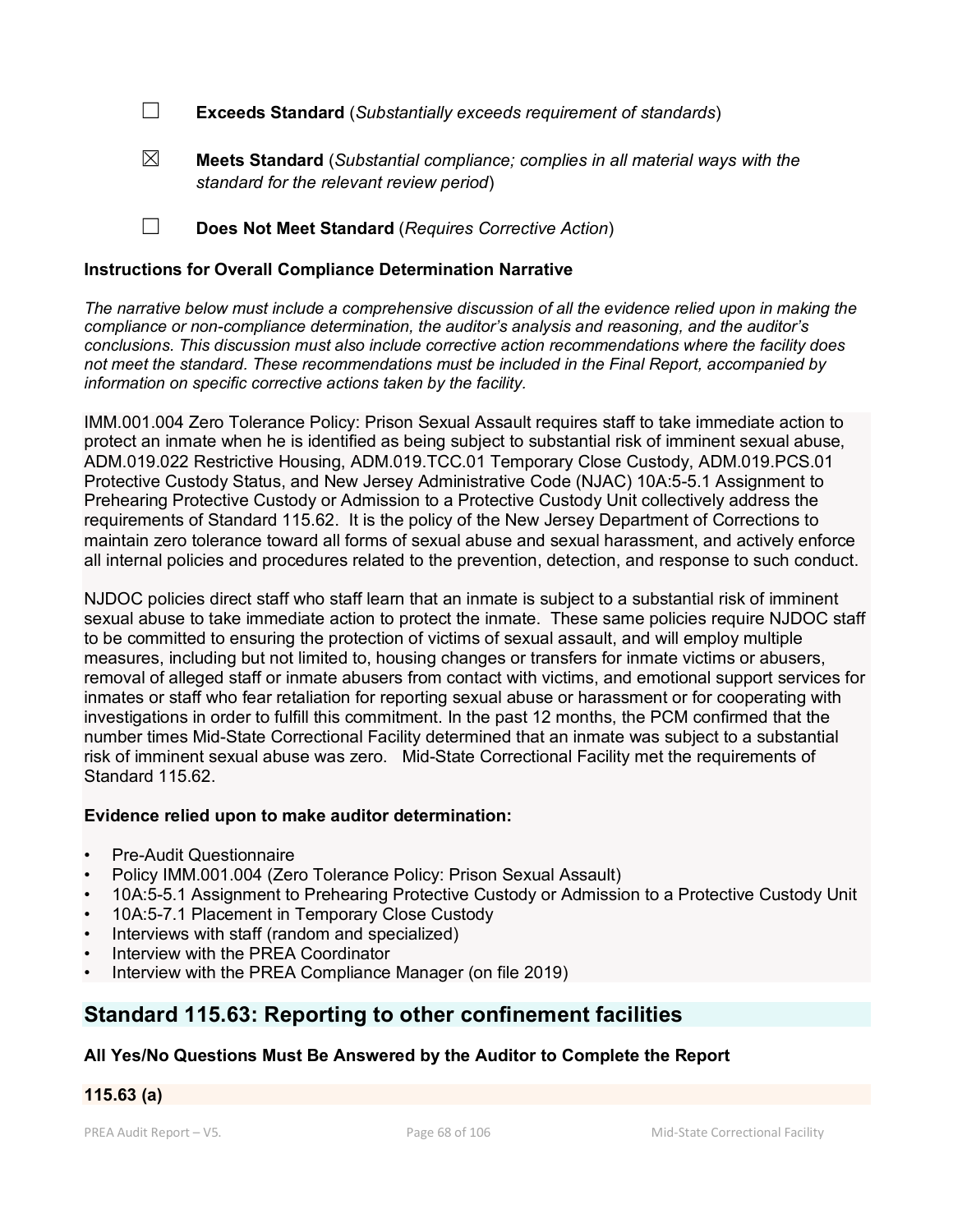☐ **Exceeds Standard** (*Substantially exceeds requirement of standards*)

☒ **Meets Standard** (*Substantial compliance; complies in all material ways with the standard for the relevant review period*)

☐ **Does Not Meet Standard** (*Requires Corrective Action*)

**Instructions for Overall Compliance Determination Narrative**

*The narrative below must include a comprehensive discussion of all the evidence relied upon in making the compliance or non-compliance determination, the auditor's analysis and reasoning, and the auditor's conclusions. This discussion must also include corrective action recommendations where the facility does not meet the standard. These recommendations must be included in the Final Report, accompanied by information on specific corrective actions taken by the facility.*

IMM.001.004 Zero Tolerance Policy: Prison Sexual Assault requires staff to take immediate action to protect an inmate when he is identified as being subject to substantial risk of imminent sexual abuse, ADM.019.022 Restrictive Housing, ADM.019.TCC.01 Temporary Close Custody, ADM.019.PCS.01 Protective Custody Status, and New Jersey Administrative Code (NJAC) 10A:5-5.1 Assignment to Prehearing Protective Custody or Admission to a Protective Custody Unit collectively address the requirements of Standard 115.62. It is the policy of the New Jersey Department of Corrections to maintain zero tolerance toward all forms of sexual abuse and sexual harassment, and actively enforce all internal policies and procedures related to the prevention, detection, and response to such conduct.

NJDOC policies direct staff who staff learn that an inmate is subject to a substantial risk of imminent sexual abuse to take immediate action to protect the inmate. These same policies require NJDOC staff to be committed to ensuring the protection of victims of sexual assault, and will employ multiple measures, including but not limited to, housing changes or transfers for inmate victims or abusers, removal of alleged staff or inmate abusers from contact with victims, and emotional support services for inmates or staff who fear retaliation for reporting sexual abuse or harassment or for cooperating with investigations in order to fulfill this commitment. In the past 12 months, the PCM confirmed that the number times Mid-State Correctional Facility determined that an inmate was subject to a substantial risk of imminent sexual abuse was zero. Mid-State Correctional Facility met the requirements of Standard 115.62.

**Evidence relied upon to make auditor determination:**

- Pre-Audit Questionnaire
- Policy IMM.001.004 (Zero Tolerance Policy: Prison Sexual Assault)
- 10A:5-5.1 Assignment to Prehearing Protective Custody or Admission to a Protective Custody Unit
- 10A:5-7.1 Placement in Temporary Close Custody
- Interviews with staff (random and specialized)
- Interview with the PREA Coordinator
- Interview with the PREA Compliance Manager (on file 2019)

## Standard 115.63: Reporting to other confinement facilities

**All Yes/No Questions Must Be Answered by the Auditor to Complete the Report**

**115.63 (a)**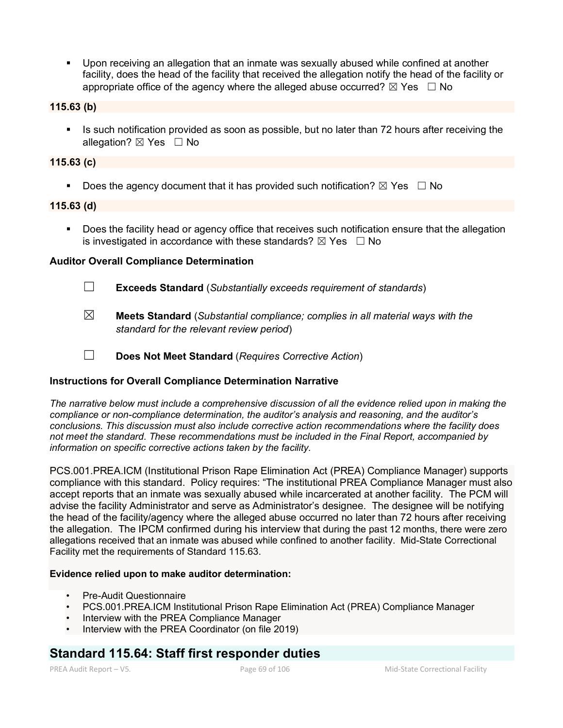- Upon receiving an allegation that an inmate was sexually abused while confined at another facility, does the head of the facility that received the allegation notify the head of the facility or appropriate office of the agency where the alleged abuse occurred? ☒ Yes ☐ No

**115.63 (b)**

- Is such notification provided as soon as possible, but no later than 72 hours after receiving the allegation? ☒ Yes ☐ No

**115.63 (c)**

- Does the agency document that it has provided such notification? ☒ Yes ☐ No

**115.63 (d)**

- Does the facility head or agency office that receives such notification ensure that the allegation is investigated in accordance with these standards? ☒ Yes ☐ No

**Auditor Overall Compliance Determination**

☐ **Exceeds Standard** (*Substantially exceeds requirement of standards*)

☒ **Meets Standard** (*Substantial compliance; complies in all material ways with the standard for the relevant review period*)

☐ **Does Not Meet Standard** (*Requires Corrective Action*)

**Instructions for Overall Compliance Determination Narrative**

*The narrative below must include a comprehensive discussion of all the evidence relied upon in making the compliance or non-compliance determination, the auditor's analysis and reasoning, and the auditor's conclusions. This discussion must also include corrective action recommendations where the facility does not meet the standard. These recommendations must be included in the Final Report, accompanied by information on specific corrective actions taken by the facility.*

PCS.001.PREA.ICM (Institutional Prison Rape Elimination Act (PREA) Compliance Manager) supports compliance with this standard. Policy requires: "The institutional PREA Compliance Manager must also accept reports that an inmate was sexually abused while incarcerated at another facility. The PCM will advise the facility Administrator and serve as Administrator's designee. The designee will be notifying the head of the facility/agency where the alleged abuse occurred no later than 72 hours after receiving the allegation. The IPCM confirmed during his interview that during the past 12 months, there were zero allegations received that an inmate was abused while confined to another facility. Mid-State Correctional Facility met the requirements of Standard 115.63.

**Evidence relied upon to make auditor determination:**

- Pre-Audit Questionnaire
- PCS.001.PREA.ICM Institutional Prison Rape Elimination Act (PREA) Compliance Manager
- Interview with the PREA Compliance Manager
- Interview with the PREA Coordinator (on file 2019)

## Standard 115.64: Staff first responder duties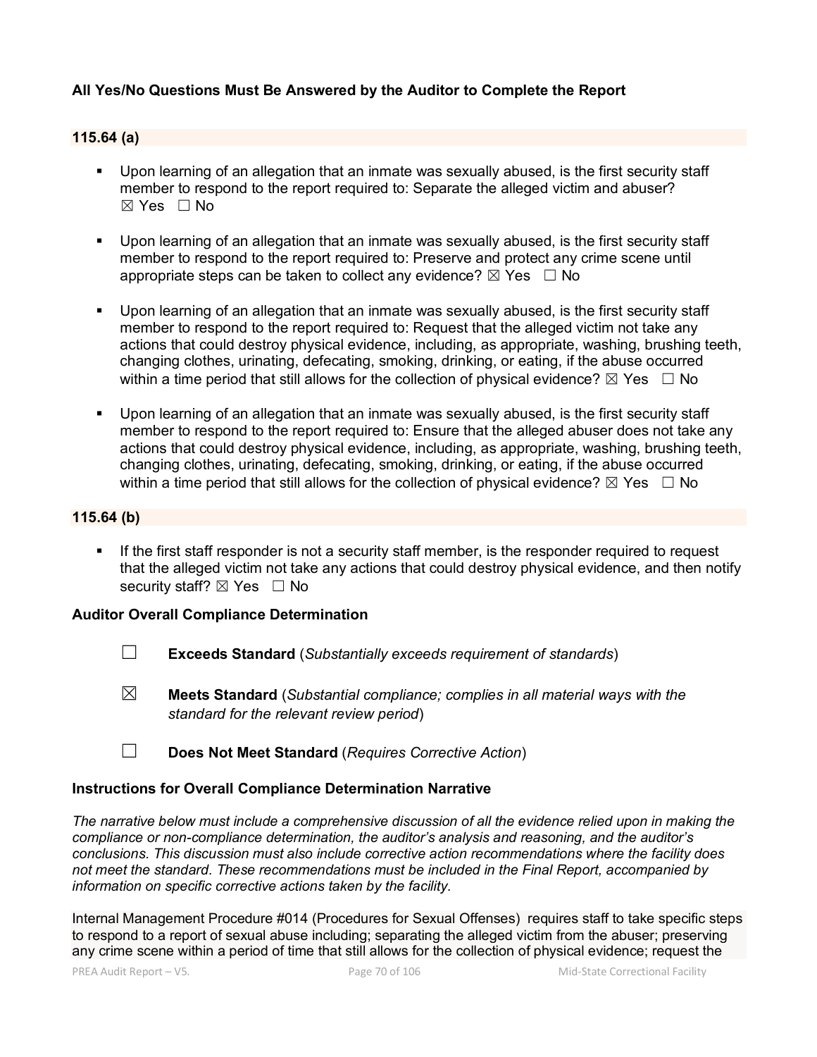**All Yes/No Questions Must Be Answered by the Auditor to Complete the Report**

### 115.64 (a)

- Upon learning of an allegation that an inmate was sexually abused, is the first security staff member to respond to the report required to: Separate the alleged victim and abuser? ☒ Yes ☐ No
- Upon learning of an allegation that an inmate was sexually abused, is the first security staff member to respond to the report required to: Preserve and protect any crime scene until appropriate steps can be taken to collect any evidence? ☒ Yes ☐ No
- Upon learning of an allegation that an inmate was sexually abused, is the first security staff member to respond to the report required to: Request that the alleged victim not take any actions that could destroy physical evidence, including, as appropriate, washing, brushing teeth, changing clothes, urinating, defecating, smoking, drinking, or eating, if the abuse occurred within a time period that still allows for the collection of physical evidence? ☒ Yes ☐ No
- Upon learning of an allegation that an inmate was sexually abused, is the first security staff member to respond to the report required to: Ensure that the alleged abuser does not take any actions that could destroy physical evidence, including, as appropriate, washing, brushing teeth, changing clothes, urinating, defecating, smoking, drinking, or eating, if the abuse occurred within a time period that still allows for the collection of physical evidence? ☒ Yes ☐ No

### 115.64 (b)

- If the first staff responder is not a security staff member, is the responder required to request that the alleged victim not take any actions that could destroy physical evidence, and then notify security staff? ☒ Yes ☐ No

**Auditor Overall Compliance Determination**

☐ **Exceeds Standard** (*Substantially exceeds requirement of standards*)

☒ **Meets Standard** (*Substantial compliance; complies in all material ways with the standard for the relevant review period*)

☐ **Does Not Meet Standard** (*Requires Corrective Action*)

**Instructions for Overall Compliance Determination Narrative**

*The narrative below must include a comprehensive discussion of all the evidence relied upon in making the compliance or non-compliance determination, the auditor's analysis and reasoning, and the auditor's conclusions. This discussion must also include corrective action recommendations where the facility does not meet the standard. These recommendations must be included in the Final Report, accompanied by information on specific corrective actions taken by the facility.*

Internal Management Procedure #014 (Procedures for Sexual Offenses) requires staff to take specific steps to respond to a report of sexual abuse including; separating the alleged victim from the abuser; preserving any crime scene within a period of time that still allows for the collection of physical evidence; request the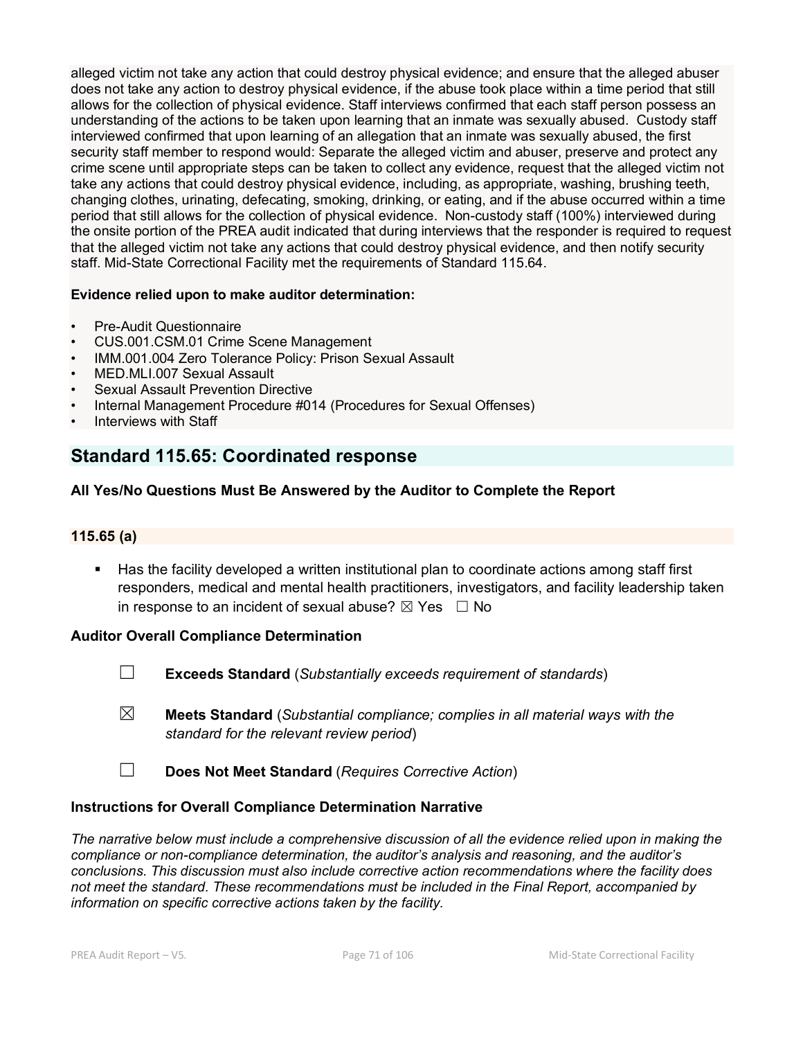alleged victim not take any action that could destroy physical evidence; and ensure that the alleged abuser does not take any action to destroy physical evidence, if the abuse took place within a time period that still allows for the collection of physical evidence. Staff interviews confirmed that each staff person possess an understanding of the actions to be taken upon learning that an inmate was sexually abused. Custody staff interviewed confirmed that upon learning of an allegation that an inmate was sexually abused, the first security staff member to respond would: Separate the alleged victim and abuser, preserve and protect any crime scene until appropriate steps can be taken to collect any evidence, request that the alleged victim not take any actions that could destroy physical evidence, including, as appropriate, washing, brushing teeth, changing clothes, urinating, defecating, smoking, drinking, or eating, and if the abuse occurred within a time period that still allows for the collection of physical evidence. Non-custody staff (100%) interviewed during the onsite portion of the PREA audit indicated that during interviews that the responder is required to request that the alleged victim not take any actions that could destroy physical evidence, and then notify security staff. Mid-State Correctional Facility met the requirements of Standard 115.64.

**Evidence relied upon to make auditor determination:**

- Pre-Audit Questionnaire
- CUS.001.CSM.01 Crime Scene Management
- IMM.001.004 Zero Tolerance Policy: Prison Sexual Assault
- MED.MLI.007 Sexual Assault
- Sexual Assault Prevention Directive
- Internal Management Procedure #014 (Procedures for Sexual Offenses)
- Interviews with Staff

## Standard 115.65: Coordinated response

**All Yes/No Questions Must Be Answered by the Auditor to Complete the Report**

**115.65 (a)**

- Has the facility developed a written institutional plan to coordinate actions among staff first responders, medical and mental health practitioners, investigators, and facility leadership taken in response to an incident of sexual abuse? ☒ Yes ☐ No

**Auditor Overall Compliance Determination**

☐ **Exceeds Standard** (*Substantially exceeds requirement of standards*)

☒ **Meets Standard** (*Substantial compliance; complies in all material ways with the standard for the relevant review period*)

☐ **Does Not Meet Standard** (*Requires Corrective Action*)

**Instructions for Overall Compliance Determination Narrative**

*The narrative below must include a comprehensive discussion of all the evidence relied upon in making the compliance or non-compliance determination, the auditor's analysis and reasoning, and the auditor's conclusions. This discussion must also include corrective action recommendations where the facility does not meet the standard. These recommendations must be included in the Final Report, accompanied by information on specific corrective actions taken by the facility.*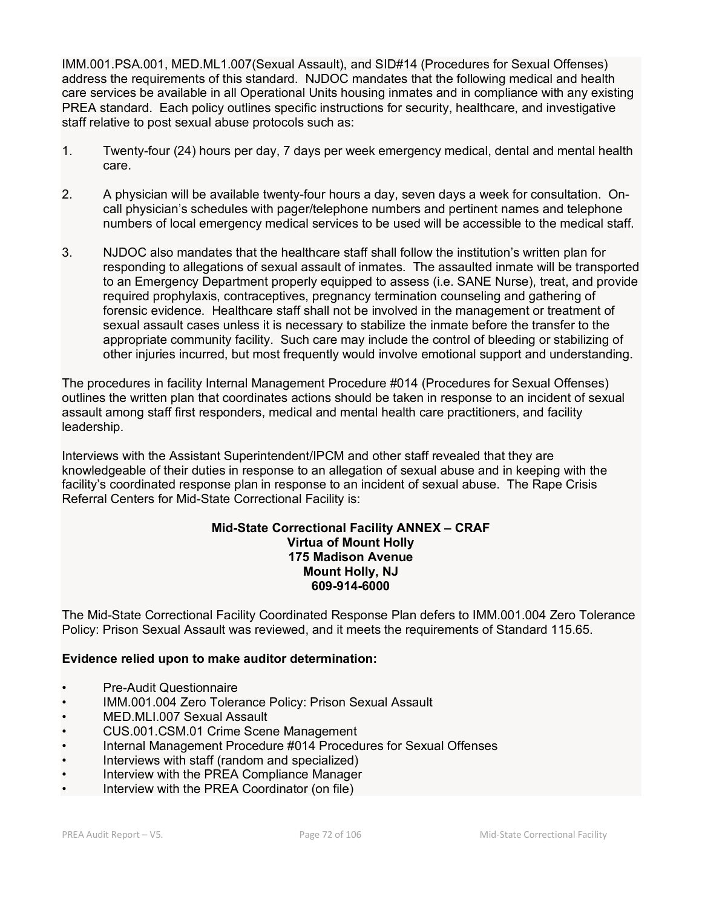IMM.001.PSA.001, MED.ML1.007(Sexual Assault), and SID#14 (Procedures for Sexual Offenses) address the requirements of this standard. NJDOC mandates that the following medical and health care services be available in all Operational Units housing inmates and in compliance with any existing PREA standard. Each policy outlines specific instructions for security, healthcare, and investigative staff relative to post sexual abuse protocols such as:

1. Twenty-four (24) hours per day, 7 days per week emergency medical, dental and mental health care.

2. A physician will be available twenty-four hours a day, seven days a week for consultation. On-call physician's schedules with pager/telephone numbers and pertinent names and telephone numbers of local emergency medical services to be used will be accessible to the medical staff.

3. NJDOC also mandates that the healthcare staff shall follow the institution's written plan for responding to allegations of sexual assault of inmates. The assaulted inmate will be transported to an Emergency Department properly equipped to assess (i.e. SANE Nurse), treat, and provide required prophylaxis, contraceptives, pregnancy termination counseling and gathering of forensic evidence. Healthcare staff shall not be involved in the management or treatment of sexual assault cases unless it is necessary to stabilize the inmate before the transfer to the appropriate community facility. Such care may include the control of bleeding or stabilizing of other injuries incurred, but most frequently would involve emotional support and understanding.

The procedures in facility Internal Management Procedure #014 (Procedures for Sexual Offenses) outlines the written plan that coordinates actions should be taken in response to an incident of sexual assault among staff first responders, medical and mental health care practitioners, and facility leadership.

Interviews with the Assistant Superintendent/IPCM and other staff revealed that they are knowledgeable of their duties in response to an allegation of sexual abuse and in keeping with the facility's coordinated response plan in response to an incident of sexual abuse. The Rape Crisis Referral Centers for Mid-State Correctional Facility is:

**Mid-State Correctional Facility ANNEX – CRAF**
**Virtua of Mount Holly**
**175 Madison Avenue**
**Mount Holly, NJ**
**609-914-6000**

The Mid-State Correctional Facility Coordinated Response Plan defers to IMM.001.004 Zero Tolerance Policy: Prison Sexual Assault was reviewed, and it meets the requirements of Standard 115.65.

**Evidence relied upon to make auditor determination:**

- Pre-Audit Questionnaire
- IMM.001.004 Zero Tolerance Policy: Prison Sexual Assault
- MED.MLI.007 Sexual Assault
- CUS.001.CSM.01 Crime Scene Management
- Internal Management Procedure #014 Procedures for Sexual Offenses
- Interviews with staff (random and specialized)
- Interview with the PREA Compliance Manager
- Interview with the PREA Coordinator (on file)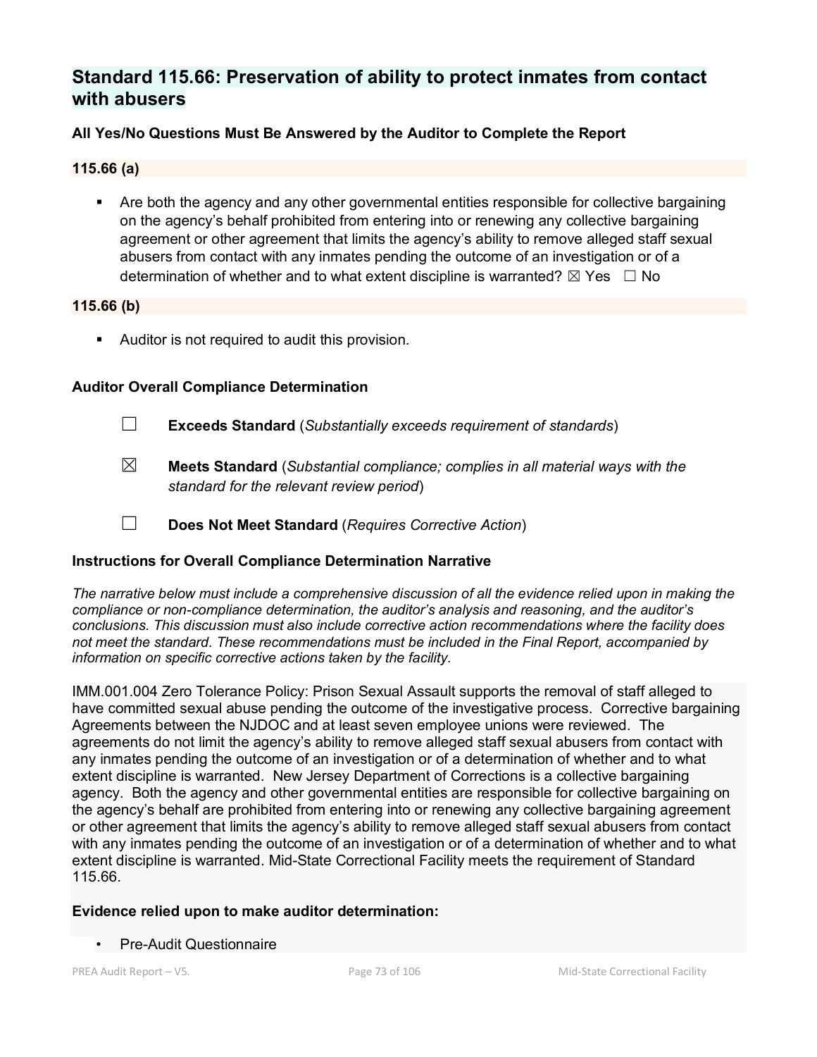## Standard 115.66: Preservation of ability to protect inmates from contact with abusers

**All Yes/No Questions Must Be Answered by the Auditor to Complete the Report**

**115.66 (a)**

- Are both the agency and any other governmental entities responsible for collective bargaining on the agency's behalf prohibited from entering into or renewing any collective bargaining agreement or other agreement that limits the agency's ability to remove alleged staff sexual abusers from contact with any inmates pending the outcome of an investigation or of a determination of whether and to what extent discipline is warranted? ☒ Yes ☐ No

**115.66 (b)**

- Auditor is not required to audit this provision.

**Auditor Overall Compliance Determination**

☐ **Exceeds Standard** (*Substantially exceeds requirement of standards*)

☒ **Meets Standard** (*Substantial compliance; complies in all material ways with the standard for the relevant review period*)

☐ **Does Not Meet Standard** (*Requires Corrective Action*)

**Instructions for Overall Compliance Determination Narrative**

*The narrative below must include a comprehensive discussion of all the evidence relied upon in making the compliance or non-compliance determination, the auditor's analysis and reasoning, and the auditor's conclusions. This discussion must also include corrective action recommendations where the facility does not meet the standard. These recommendations must be included in the Final Report, accompanied by information on specific corrective actions taken by the facility.*

IMM.001.004 Zero Tolerance Policy: Prison Sexual Assault supports the removal of staff alleged to have committed sexual abuse pending the outcome of the investigative process. Corrective bargaining Agreements between the NJDOC and at least seven employee unions were reviewed. The agreements do not limit the agency's ability to remove alleged staff sexual abusers from contact with any inmates pending the outcome of an investigation or of a determination of whether and to what extent discipline is warranted. New Jersey Department of Corrections is a collective bargaining agency. Both the agency and other governmental entities are responsible for collective bargaining on the agency's behalf are prohibited from entering into or renewing any collective bargaining agreement or other agreement that limits the agency's ability to remove alleged staff sexual abusers from contact with any inmates pending the outcome of an investigation or of a determination of whether and to what extent discipline is warranted. Mid-State Correctional Facility meets the requirement of Standard 115.66.

**Evidence relied upon to make auditor determination:**

- Pre-Audit Questionnaire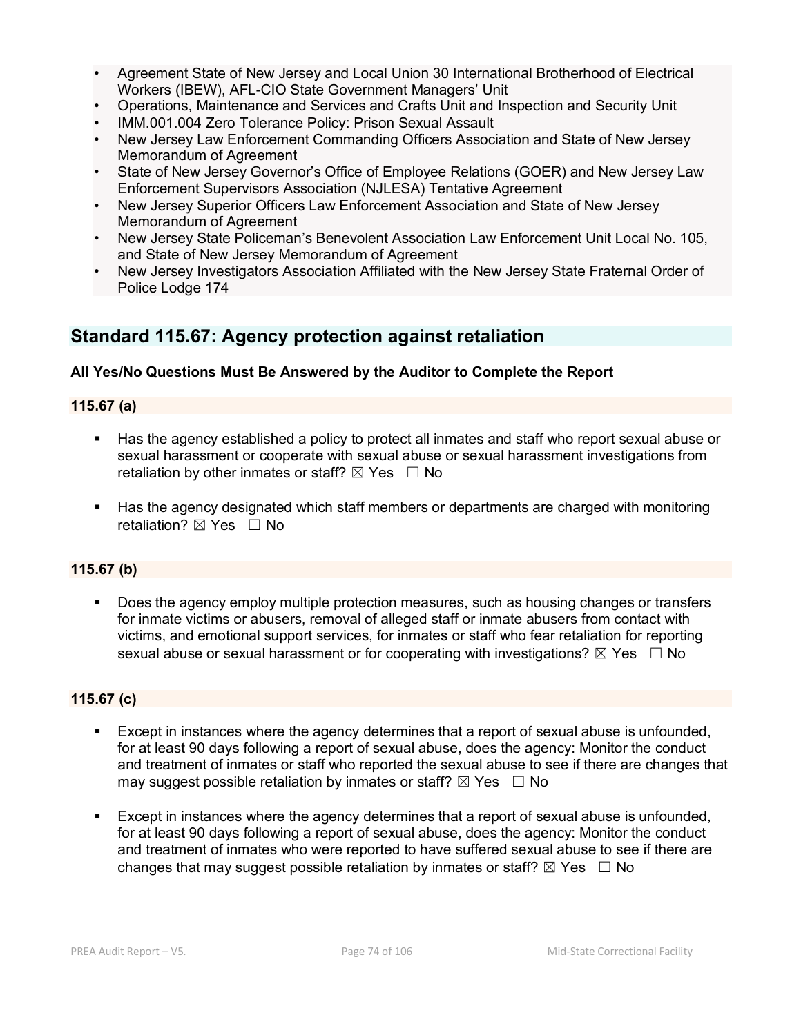- Agreement State of New Jersey and Local Union 30 International Brotherhood of Electrical Workers (IBEW), AFL-CIO State Government Managers' Unit
- Operations, Maintenance and Services and Crafts Unit and Inspection and Security Unit
- IMM.001.004 Zero Tolerance Policy: Prison Sexual Assault
- New Jersey Law Enforcement Commanding Officers Association and State of New Jersey Memorandum of Agreement
- State of New Jersey Governor's Office of Employee Relations (GOER) and New Jersey Law Enforcement Supervisors Association (NJLESA) Tentative Agreement
- New Jersey Superior Officers Law Enforcement Association and State of New Jersey Memorandum of Agreement
- New Jersey State Policeman's Benevolent Association Law Enforcement Unit Local No. 105, and State of New Jersey Memorandum of Agreement
- New Jersey Investigators Association Affiliated with the New Jersey State Fraternal Order of Police Lodge 174

## Standard 115.67: Agency protection against retaliation

**All Yes/No Questions Must Be Answered by the Auditor to Complete the Report**

### 115.67 (a)

- Has the agency established a policy to protect all inmates and staff who report sexual abuse or sexual harassment or cooperate with sexual abuse or sexual harassment investigations from retaliation by other inmates or staff? ☒ Yes ☐ No

- Has the agency designated which staff members or departments are charged with monitoring retaliation? ☒ Yes ☐ No

### 115.67 (b)

- Does the agency employ multiple protection measures, such as housing changes or transfers for inmate victims or abusers, removal of alleged staff or inmate abusers from contact with victims, and emotional support services, for inmates or staff who fear retaliation for reporting sexual abuse or sexual harassment or for cooperating with investigations? ☒ Yes ☐ No

### 115.67 (c)

- Except in instances where the agency determines that a report of sexual abuse is unfounded, for at least 90 days following a report of sexual abuse, does the agency: Monitor the conduct and treatment of inmates or staff who reported the sexual abuse to see if there are changes that may suggest possible retaliation by inmates or staff? ☒ Yes ☐ No

- Except in instances where the agency determines that a report of sexual abuse is unfounded, for at least 90 days following a report of sexual abuse, does the agency: Monitor the conduct and treatment of inmates who were reported to have suffered sexual abuse to see if there are changes that may suggest possible retaliation by inmates or staff? ☒ Yes ☐ No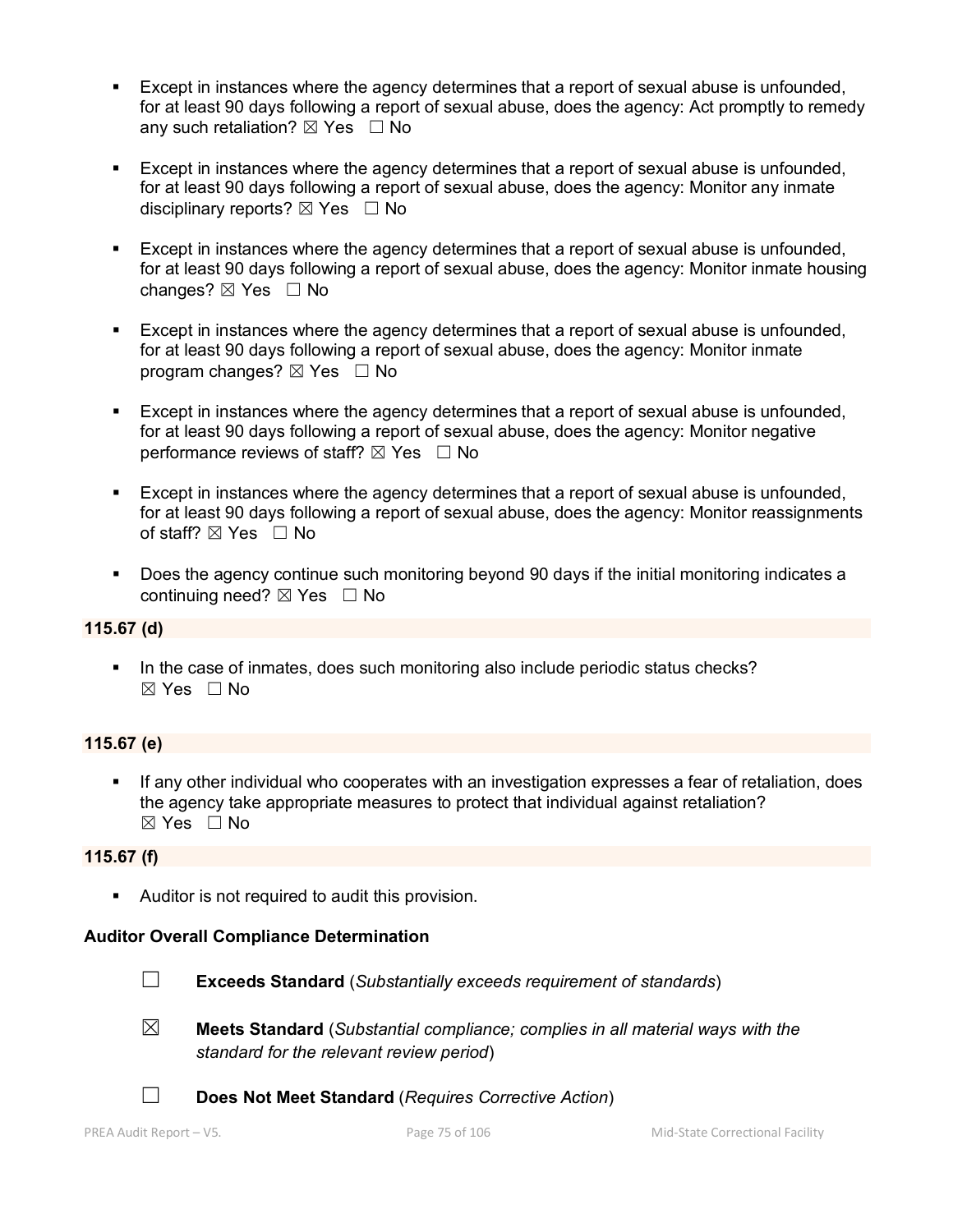- Except in instances where the agency determines that a report of sexual abuse is unfounded, for at least 90 days following a report of sexual abuse, does the agency: Act promptly to remedy any such retaliation? ☒ Yes ☐ No

- Except in instances where the agency determines that a report of sexual abuse is unfounded, for at least 90 days following a report of sexual abuse, does the agency: Monitor any inmate disciplinary reports? ☒ Yes ☐ No

- Except in instances where the agency determines that a report of sexual abuse is unfounded, for at least 90 days following a report of sexual abuse, does the agency: Monitor inmate housing changes? ☒ Yes ☐ No

- Except in instances where the agency determines that a report of sexual abuse is unfounded, for at least 90 days following a report of sexual abuse, does the agency: Monitor inmate program changes? ☒ Yes ☐ No

- Except in instances where the agency determines that a report of sexual abuse is unfounded, for at least 90 days following a report of sexual abuse, does the agency: Monitor negative performance reviews of staff? ☒ Yes ☐ No

- Except in instances where the agency determines that a report of sexual abuse is unfounded, for at least 90 days following a report of sexual abuse, does the agency: Monitor reassignments of staff? ☒ Yes ☐ No

- Does the agency continue such monitoring beyond 90 days if the initial monitoring indicates a continuing need? ☒ Yes ☐ No

**115.67 (d)**

- In the case of inmates, does such monitoring also include periodic status checks? ☒ Yes ☐ No

**115.67 (e)**

- If any other individual who cooperates with an investigation expresses a fear of retaliation, does the agency take appropriate measures to protect that individual against retaliation? ☒ Yes ☐ No

**115.67 (f)**

- Auditor is not required to audit this provision.

**Auditor Overall Compliance Determination**

☐ **Exceeds Standard** (*Substantially exceeds requirement of standards*)

☒ **Meets Standard** (*Substantial compliance; complies in all material ways with the standard for the relevant review period*)

☐ **Does Not Meet Standard** (*Requires Corrective Action*)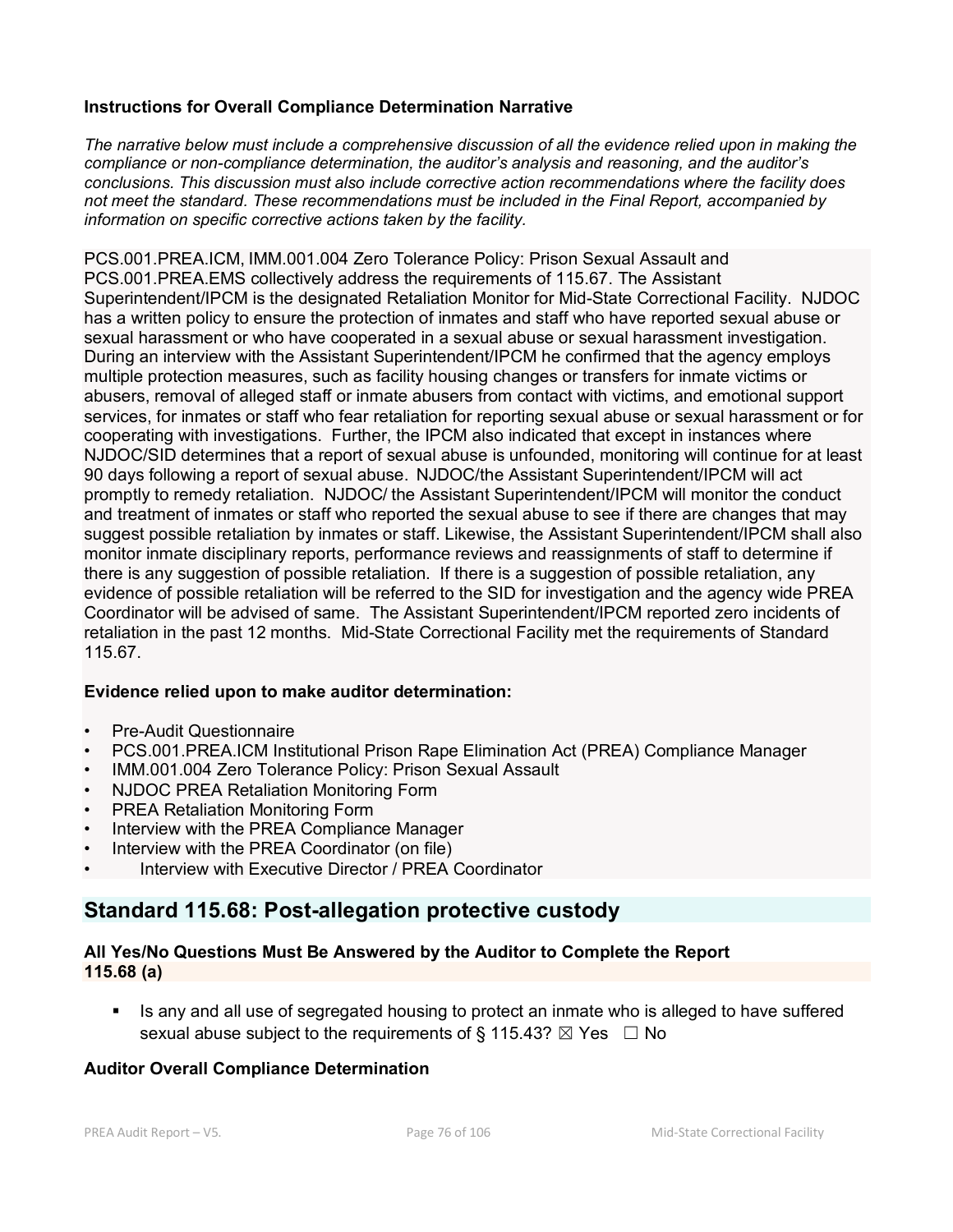**Instructions for Overall Compliance Determination Narrative**

*The narrative below must include a comprehensive discussion of all the evidence relied upon in making the compliance or non-compliance determination, the auditor's analysis and reasoning, and the auditor's conclusions. This discussion must also include corrective action recommendations where the facility does not meet the standard. These recommendations must be included in the Final Report, accompanied by information on specific corrective actions taken by the facility.*

PCS.001.PREA.ICM, IMM.001.004 Zero Tolerance Policy: Prison Sexual Assault and PCS.001.PREA.EMS collectively address the requirements of 115.67. The Assistant Superintendent/IPCM is the designated Retaliation Monitor for Mid-State Correctional Facility. NJDOC has a written policy to ensure the protection of inmates and staff who have reported sexual abuse or sexual harassment or who have cooperated in a sexual abuse or sexual harassment investigation. During an interview with the Assistant Superintendent/IPCM he confirmed that the agency employs multiple protection measures, such as facility housing changes or transfers for inmate victims or abusers, removal of alleged staff or inmate abusers from contact with victims, and emotional support services, for inmates or staff who fear retaliation for reporting sexual abuse or sexual harassment or for cooperating with investigations. Further, the IPCM also indicated that except in instances where NJDOC/SID determines that a report of sexual abuse is unfounded, monitoring will continue for at least 90 days following a report of sexual abuse. NJDOC/the Assistant Superintendent/IPCM will act promptly to remedy retaliation. NJDOC/ the Assistant Superintendent/IPCM will monitor the conduct and treatment of inmates or staff who reported the sexual abuse to see if there are changes that may suggest possible retaliation by inmates or staff. Likewise, the Assistant Superintendent/IPCM shall also monitor inmate disciplinary reports, performance reviews and reassignments of staff to determine if there is any suggestion of possible retaliation. If there is a suggestion of possible retaliation, any evidence of possible retaliation will be referred to the SID for investigation and the agency wide PREA Coordinator will be advised of same. The Assistant Superintendent/IPCM reported zero incidents of retaliation in the past 12 months. Mid-State Correctional Facility met the requirements of Standard 115.67.

**Evidence relied upon to make auditor determination:**

- Pre-Audit Questionnaire
- PCS.001.PREA.ICM Institutional Prison Rape Elimination Act (PREA) Compliance Manager
- IMM.001.004 Zero Tolerance Policy: Prison Sexual Assault
- NJDOC PREA Retaliation Monitoring Form
- PREA Retaliation Monitoring Form
- Interview with the PREA Compliance Manager
- Interview with the PREA Coordinator (on file)
- Interview with Executive Director / PREA Coordinator

## Standard 115.68: Post-allegation protective custody

**All Yes/No Questions Must Be Answered by the Auditor to Complete the Report**
**115.68 (a)**

- Is any and all use of segregated housing to protect an inmate who is alleged to have suffered sexual abuse subject to the requirements of § 115.43? ☒ Yes ☐ No

**Auditor Overall Compliance Determination**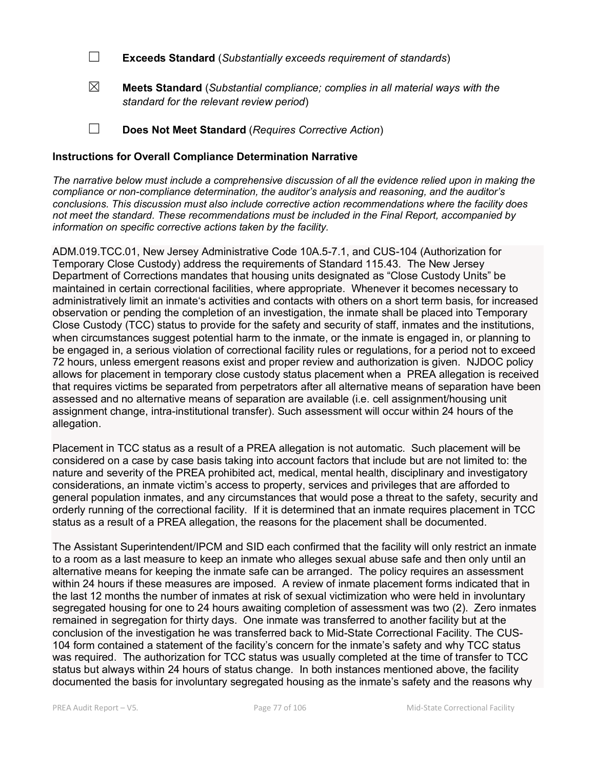☐ **Exceeds Standard** (*Substantially exceeds requirement of standards*)

☒ **Meets Standard** (*Substantial compliance; complies in all material ways with the standard for the relevant review period*)

☐ **Does Not Meet Standard** (*Requires Corrective Action*)

**Instructions for Overall Compliance Determination Narrative**

*The narrative below must include a comprehensive discussion of all the evidence relied upon in making the compliance or non-compliance determination, the auditor's analysis and reasoning, and the auditor's conclusions. This discussion must also include corrective action recommendations where the facility does not meet the standard. These recommendations must be included in the Final Report, accompanied by information on specific corrective actions taken by the facility.*

ADM.019.TCC.01, New Jersey Administrative Code 10A.5-7.1, and CUS-104 (Authorization for Temporary Close Custody) address the requirements of Standard 115.43. The New Jersey Department of Corrections mandates that housing units designated as "Close Custody Units" be maintained in certain correctional facilities, where appropriate. Whenever it becomes necessary to administratively limit an inmate's activities and contacts with others on a short term basis, for increased observation or pending the completion of an investigation, the inmate shall be placed into Temporary Close Custody (TCC) status to provide for the safety and security of staff, inmates and the institutions, when circumstances suggest potential harm to the inmate, or the inmate is engaged in, or planning to be engaged in, a serious violation of correctional facility rules or regulations, for a period not to exceed 72 hours, unless emergent reasons exist and proper review and authorization is given. NJDOC policy allows for placement in temporary close custody status placement when a PREA allegation is received that requires victims be separated from perpetrators after all alternative means of separation have been assessed and no alternative means of separation are available (i.e. cell assignment/housing unit assignment change, intra-institutional transfer). Such assessment will occur within 24 hours of the allegation.

Placement in TCC status as a result of a PREA allegation is not automatic. Such placement will be considered on a case by case basis taking into account factors that include but are not limited to: the nature and severity of the PREA prohibited act, medical, mental health, disciplinary and investigatory considerations, an inmate victim's access to property, services and privileges that are afforded to general population inmates, and any circumstances that would pose a threat to the safety, security and orderly running of the correctional facility. If it is determined that an inmate requires placement in TCC status as a result of a PREA allegation, the reasons for the placement shall be documented.

The Assistant Superintendent/IPCM and SID each confirmed that the facility will only restrict an inmate to a room as a last measure to keep an inmate who alleges sexual abuse safe and then only until an alternative means for keeping the inmate safe can be arranged. The policy requires an assessment within 24 hours if these measures are imposed. A review of inmate placement forms indicated that in the last 12 months the number of inmates at risk of sexual victimization who were held in involuntary segregated housing for one to 24 hours awaiting completion of assessment was two (2). Zero inmates remained in segregation for thirty days. One inmate was transferred to another facility but at the conclusion of the investigation he was transferred back to Mid-State Correctional Facility. The CUS-104 form contained a statement of the facility's concern for the inmate's safety and why TCC status was required. The authorization for TCC status was usually completed at the time of transfer to TCC status but always within 24 hours of status change. In both instances mentioned above, the facility documented the basis for involuntary segregated housing as the inmate's safety and the reasons why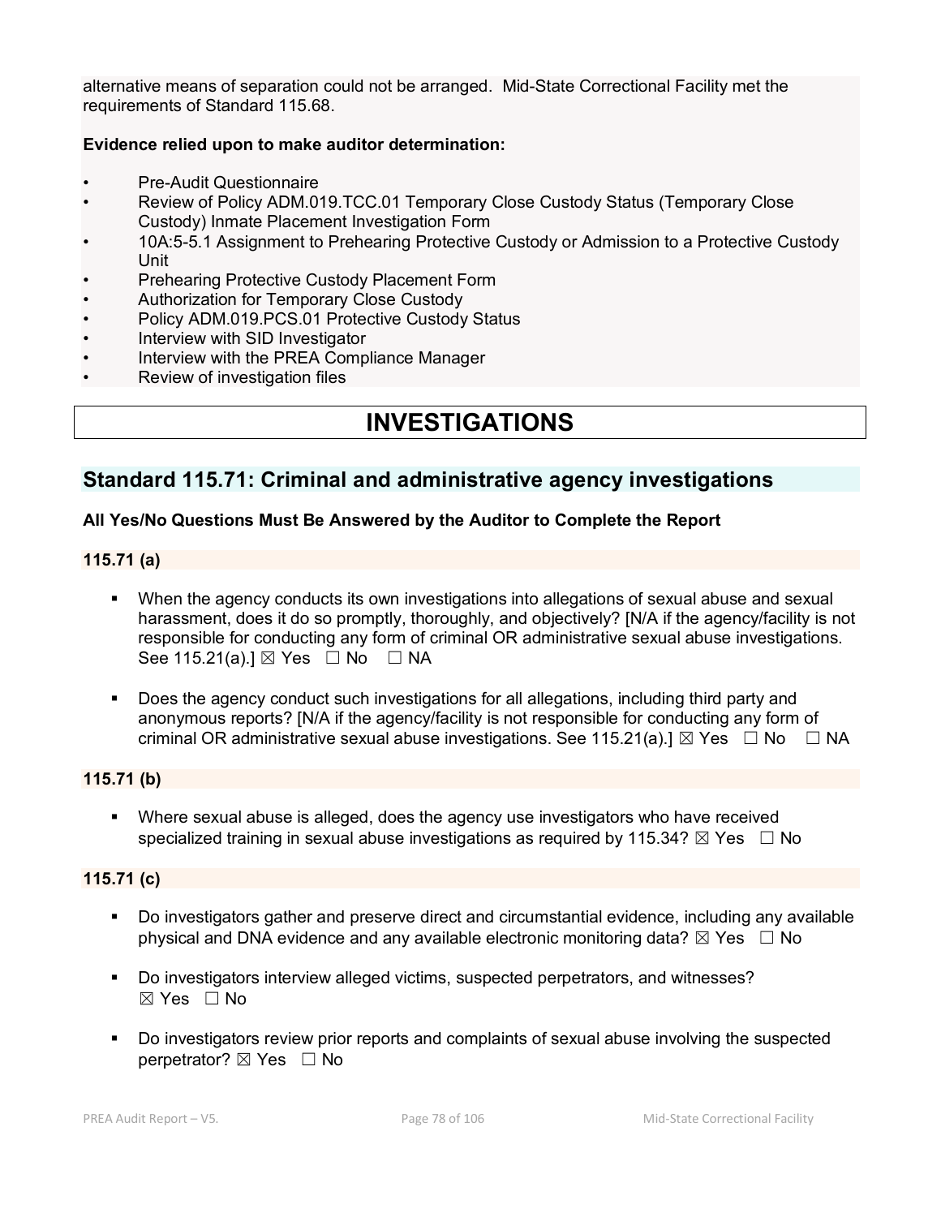alternative means of separation could not be arranged. Mid-State Correctional Facility met the requirements of Standard 115.68.

**Evidence relied upon to make auditor determination:**

- Pre-Audit Questionnaire
- Review of Policy ADM.019.TCC.01 Temporary Close Custody Status (Temporary Close Custody) Inmate Placement Investigation Form
- 10A:5-5.1 Assignment to Prehearing Protective Custody or Admission to a Protective Custody Unit
- Prehearing Protective Custody Placement Form
- Authorization for Temporary Close Custody
- Policy ADM.019.PCS.01 Protective Custody Status
- Interview with SID Investigator
- Interview with the PREA Compliance Manager
- Review of investigation files

# INVESTIGATIONS

## Standard 115.71: Criminal and administrative agency investigations

**All Yes/No Questions Must Be Answered by the Auditor to Complete the Report**

### 115.71 (a)

- When the agency conducts its own investigations into allegations of sexual abuse and sexual harassment, does it do so promptly, thoroughly, and objectively? [N/A if the agency/facility is not responsible for conducting any form of criminal OR administrative sexual abuse investigations. See 115.21(a).] ☒ Yes ☐ No ☐ NA

- Does the agency conduct such investigations for all allegations, including third party and anonymous reports? [N/A if the agency/facility is not responsible for conducting any form of criminal OR administrative sexual abuse investigations. See 115.21(a).] ☒ Yes ☐ No ☐ NA

### 115.71 (b)

- Where sexual abuse is alleged, does the agency use investigators who have received specialized training in sexual abuse investigations as required by 115.34? ☒ Yes ☐ No

### 115.71 (c)

- Do investigators gather and preserve direct and circumstantial evidence, including any available physical and DNA evidence and any available electronic monitoring data? ☒ Yes ☐ No

- Do investigators interview alleged victims, suspected perpetrators, and witnesses? ☒ Yes ☐ No

- Do investigators review prior reports and complaints of sexual abuse involving the suspected perpetrator? ☒ Yes ☐ No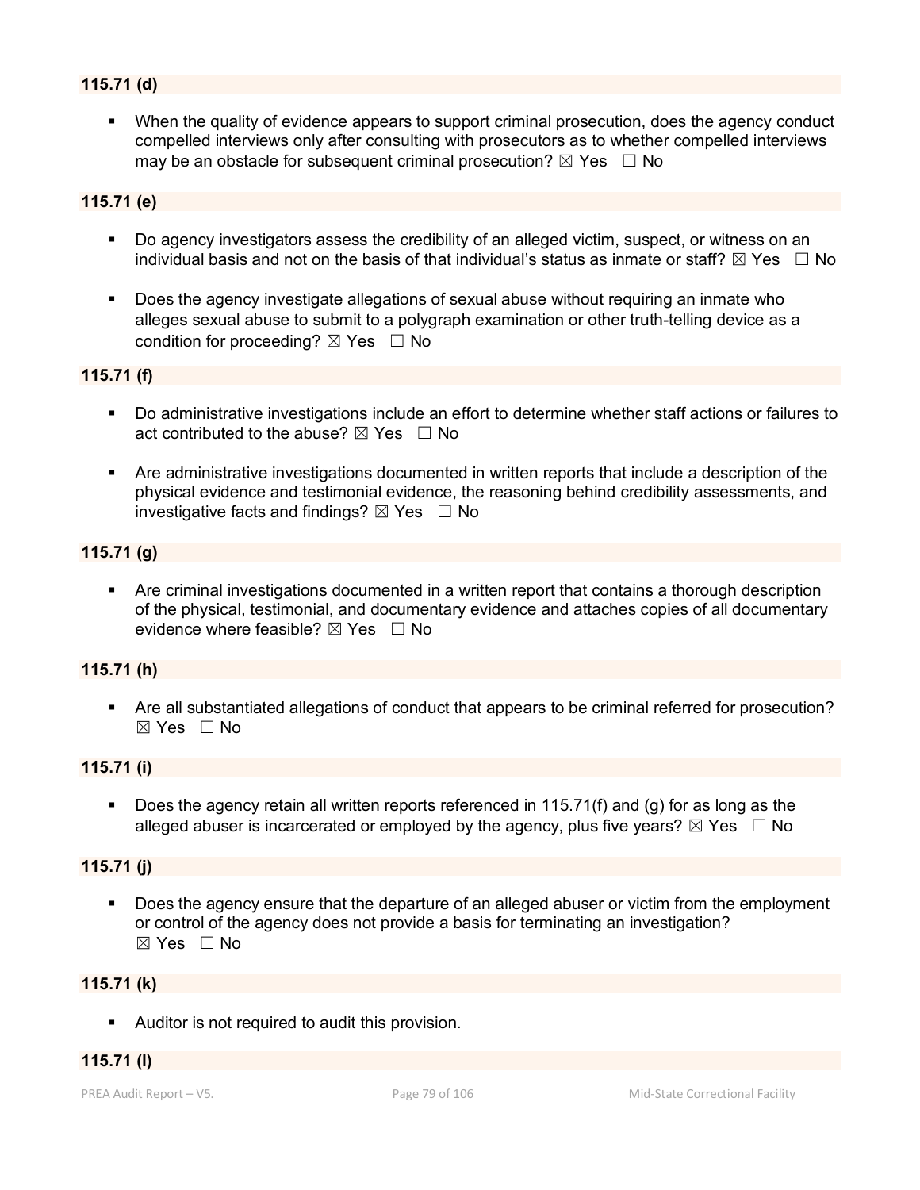**115.71 (d)**

- When the quality of evidence appears to support criminal prosecution, does the agency conduct compelled interviews only after consulting with prosecutors as to whether compelled interviews may be an obstacle for subsequent criminal prosecution? ☒ Yes ☐ No

**115.71 (e)**

- Do agency investigators assess the credibility of an alleged victim, suspect, or witness on an individual basis and not on the basis of that individual's status as inmate or staff? ☒ Yes ☐ No

- Does the agency investigate allegations of sexual abuse without requiring an inmate who alleges sexual abuse to submit to a polygraph examination or other truth-telling device as a condition for proceeding? ☒ Yes ☐ No

**115.71 (f)**

- Do administrative investigations include an effort to determine whether staff actions or failures to act contributed to the abuse? ☒ Yes ☐ No

- Are administrative investigations documented in written reports that include a description of the physical evidence and testimonial evidence, the reasoning behind credibility assessments, and investigative facts and findings? ☒ Yes ☐ No

**115.71 (g)**

- Are criminal investigations documented in a written report that contains a thorough description of the physical, testimonial, and documentary evidence and attaches copies of all documentary evidence where feasible? ☒ Yes ☐ No

**115.71 (h)**

- Are all substantiated allegations of conduct that appears to be criminal referred for prosecution? ☒ Yes ☐ No

**115.71 (i)**

- Does the agency retain all written reports referenced in 115.71(f) and (g) for as long as the alleged abuser is incarcerated or employed by the agency, plus five years? ☒ Yes ☐ No

**115.71 (j)**

- Does the agency ensure that the departure of an alleged abuser or victim from the employment or control of the agency does not provide a basis for terminating an investigation? ☒ Yes ☐ No

**115.71 (k)**

- Auditor is not required to audit this provision.

**115.71 (l)**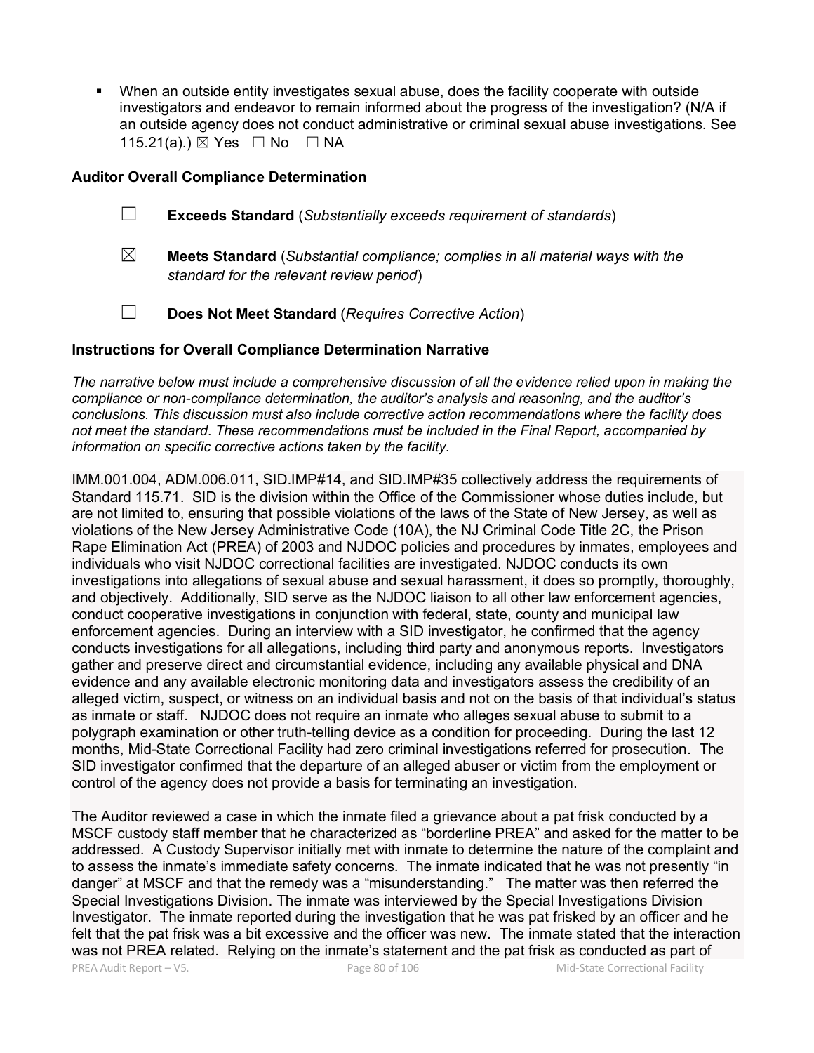- When an outside entity investigates sexual abuse, does the facility cooperate with outside investigators and endeavor to remain informed about the progress of the investigation? (N/A if an outside agency does not conduct administrative or criminal sexual abuse investigations. See 115.21(a).) ☒ Yes ☐ No ☐ NA

### Auditor Overall Compliance Determination

☐ **Exceeds Standard** (*Substantially exceeds requirement of standards*)

☒ **Meets Standard** (*Substantial compliance; complies in all material ways with the standard for the relevant review period*)

☐ **Does Not Meet Standard** (*Requires Corrective Action*)

### Instructions for Overall Compliance Determination Narrative

*The narrative below must include a comprehensive discussion of all the evidence relied upon in making the compliance or non-compliance determination, the auditor's analysis and reasoning, and the auditor's conclusions. This discussion must also include corrective action recommendations where the facility does not meet the standard. These recommendations must be included in the Final Report, accompanied by information on specific corrective actions taken by the facility.*

IMM.001.004, ADM.006.011, SID.IMP#14, and SID.IMP#35 collectively address the requirements of Standard 115.71. SID is the division within the Office of the Commissioner whose duties include, but are not limited to, ensuring that possible violations of the laws of the State of New Jersey, as well as violations of the New Jersey Administrative Code (10A), the NJ Criminal Code Title 2C, the Prison Rape Elimination Act (PREA) of 2003 and NJDOC policies and procedures by inmates, employees and individuals who visit NJDOC correctional facilities are investigated. NJDOC conducts its own investigations into allegations of sexual abuse and sexual harassment, it does so promptly, thoroughly, and objectively. Additionally, SID serve as the NJDOC liaison to all other law enforcement agencies, conduct cooperative investigations in conjunction with federal, state, county and municipal law enforcement agencies. During an interview with a SID investigator, he confirmed that the agency conducts investigations for all allegations, including third party and anonymous reports. Investigators gather and preserve direct and circumstantial evidence, including any available physical and DNA evidence and any available electronic monitoring data and investigators assess the credibility of an alleged victim, suspect, or witness on an individual basis and not on the basis of that individual's status as inmate or staff. NJDOC does not require an inmate who alleges sexual abuse to submit to a polygraph examination or other truth-telling device as a condition for proceeding. During the last 12 months, Mid-State Correctional Facility had zero criminal investigations referred for prosecution. The SID investigator confirmed that the departure of an alleged abuser or victim from the employment or control of the agency does not provide a basis for terminating an investigation.

The Auditor reviewed a case in which the inmate filed a grievance about a pat frisk conducted by a MSCF custody staff member that he characterized as "borderline PREA" and asked for the matter to be addressed. A Custody Supervisor initially met with inmate to determine the nature of the complaint and to assess the inmate's immediate safety concerns. The inmate indicated that he was not presently "in danger" at MSCF and that the remedy was a "misunderstanding." The matter was then referred the Special Investigations Division. The inmate was interviewed by the Special Investigations Division Investigator. The inmate reported during the investigation that he was pat frisked by an officer and he felt that the pat frisk was a bit excessive and the officer was new. The inmate stated that the interaction was not PREA related. Relying on the inmate's statement and the pat frisk as conducted as part of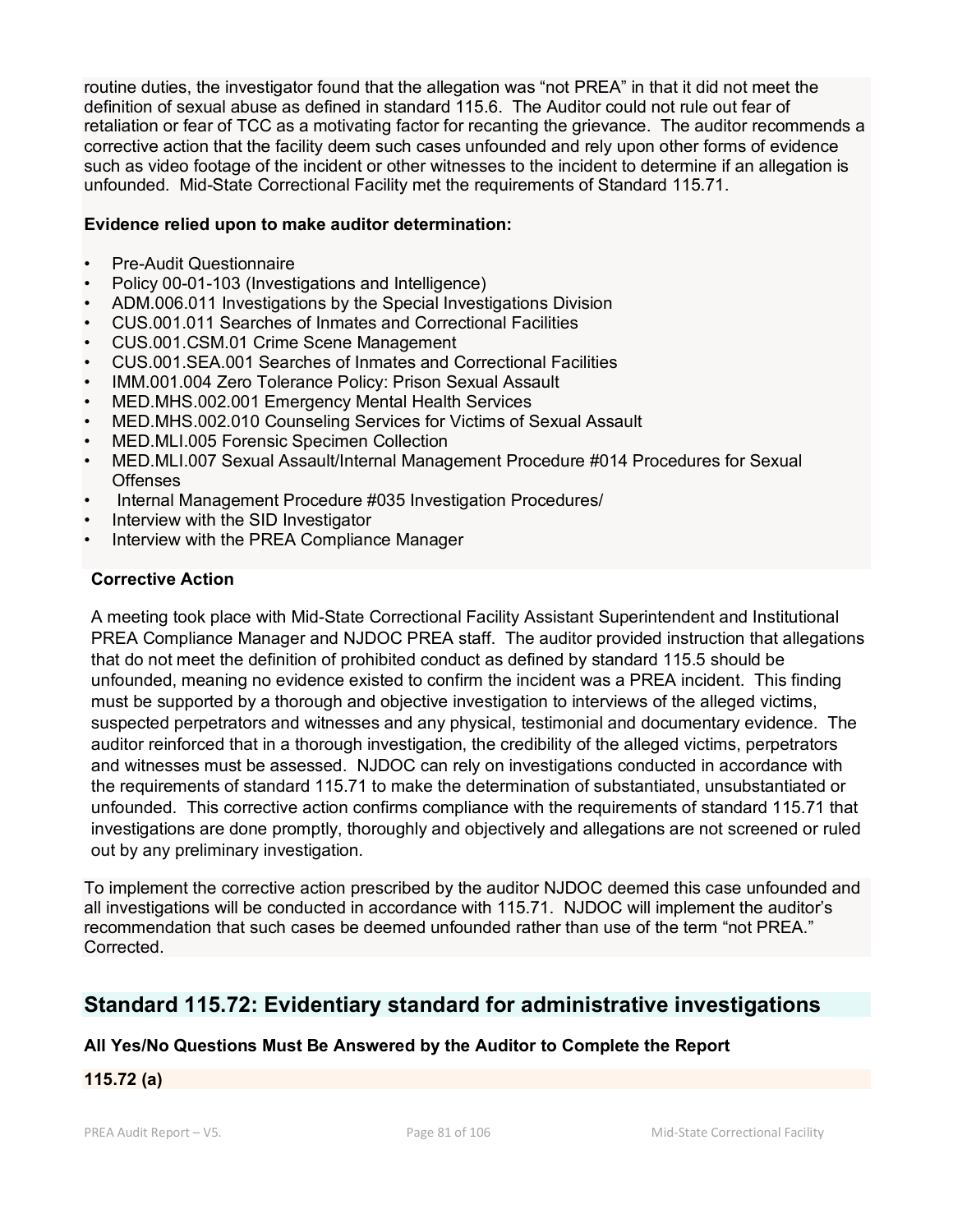routine duties, the investigator found that the allegation was "not PREA" in that it did not meet the definition of sexual abuse as defined in standard 115.6. The Auditor could not rule out fear of retaliation or fear of TCC as a motivating factor for recanting the grievance. The auditor recommends a corrective action that the facility deem such cases unfounded and rely upon other forms of evidence such as video footage of the incident or other witnesses to the incident to determine if an allegation is unfounded. Mid-State Correctional Facility met the requirements of Standard 115.71.

**Evidence relied upon to make auditor determination:**

- Pre-Audit Questionnaire
- Policy 00-01-103 (Investigations and Intelligence)
- ADM.006.011 Investigations by the Special Investigations Division
- CUS.001.011 Searches of Inmates and Correctional Facilities
- CUS.001.CSM.01 Crime Scene Management
- CUS.001.SEA.001 Searches of Inmates and Correctional Facilities
- IMM.001.004 Zero Tolerance Policy: Prison Sexual Assault
- MED.MHS.002.001 Emergency Mental Health Services
- MED.MHS.002.010 Counseling Services for Victims of Sexual Assault
- MED.MLI.005 Forensic Specimen Collection
- MED.MLI.007 Sexual Assault/Internal Management Procedure #014 Procedures for Sexual Offenses
- Internal Management Procedure #035 Investigation Procedures/
- Interview with the SID Investigator
- Interview with the PREA Compliance Manager

**Corrective Action**

A meeting took place with Mid-State Correctional Facility Assistant Superintendent and Institutional PREA Compliance Manager and NJDOC PREA staff. The auditor provided instruction that allegations that do not meet the definition of prohibited conduct as defined by standard 115.5 should be unfounded, meaning no evidence existed to confirm the incident was a PREA incident. This finding must be supported by a thorough and objective investigation to interviews of the alleged victims, suspected perpetrators and witnesses and any physical, testimonial and documentary evidence. The auditor reinforced that in a thorough investigation, the credibility of the alleged victims, perpetrators and witnesses must be assessed. NJDOC can rely on investigations conducted in accordance with the requirements of standard 115.71 to make the determination of substantiated, unsubstantiated or unfounded. This corrective action confirms compliance with the requirements of standard 115.71 that investigations are done promptly, thoroughly and objectively and allegations are not screened or ruled out by any preliminary investigation.

To implement the corrective action prescribed by the auditor NJDOC deemed this case unfounded and all investigations will be conducted in accordance with 115.71. NJDOC will implement the auditor's recommendation that such cases be deemed unfounded rather than use of the term "not PREA." Corrected.

## Standard 115.72: Evidentiary standard for administrative investigations

**All Yes/No Questions Must Be Answered by the Auditor to Complete the Report**

**115.72 (a)**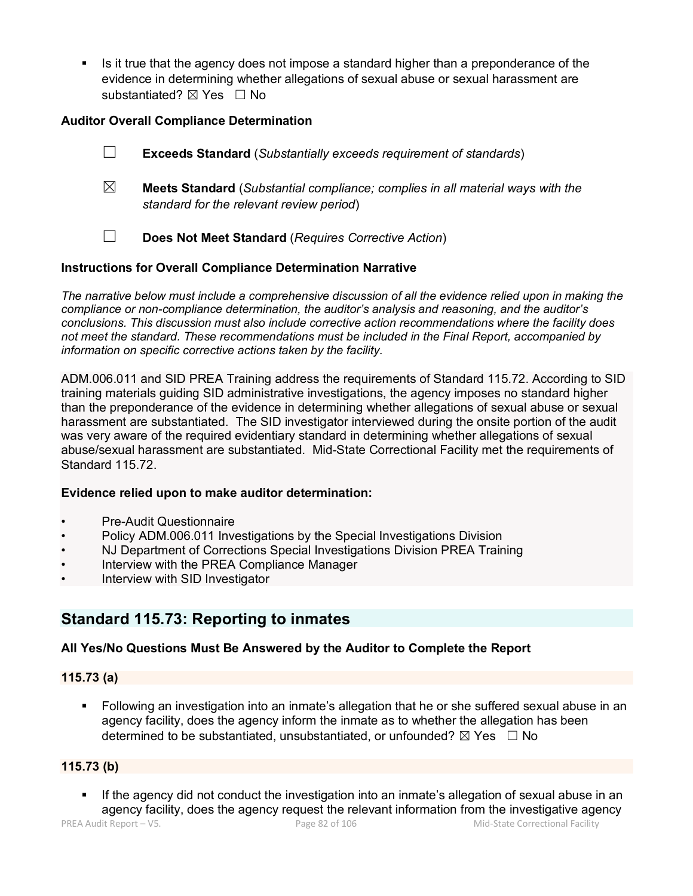- Is it true that the agency does not impose a standard higher than a preponderance of the evidence in determining whether allegations of sexual abuse or sexual harassment are substantiated? ☒ Yes ☐ No

**Auditor Overall Compliance Determination**

☐ **Exceeds Standard** (*Substantially exceeds requirement of standards*)

☒ **Meets Standard** (*Substantial compliance; complies in all material ways with the standard for the relevant review period*)

☐ **Does Not Meet Standard** (*Requires Corrective Action*)

**Instructions for Overall Compliance Determination Narrative**

*The narrative below must include a comprehensive discussion of all the evidence relied upon in making the compliance or non-compliance determination, the auditor's analysis and reasoning, and the auditor's conclusions. This discussion must also include corrective action recommendations where the facility does not meet the standard. These recommendations must be included in the Final Report, accompanied by information on specific corrective actions taken by the facility.*

ADM.006.011 and SID PREA Training address the requirements of Standard 115.72. According to SID training materials guiding SID administrative investigations, the agency imposes no standard higher than the preponderance of the evidence in determining whether allegations of sexual abuse or sexual harassment are substantiated. The SID investigator interviewed during the onsite portion of the audit was very aware of the required evidentiary standard in determining whether allegations of sexual abuse/sexual harassment are substantiated. Mid-State Correctional Facility met the requirements of Standard 115.72.

**Evidence relied upon to make auditor determination:**

- Pre-Audit Questionnaire
- Policy ADM.006.011 Investigations by the Special Investigations Division
- NJ Department of Corrections Special Investigations Division PREA Training
- Interview with the PREA Compliance Manager
- Interview with SID Investigator

## Standard 115.73: Reporting to inmates

**All Yes/No Questions Must Be Answered by the Auditor to Complete the Report**

**115.73 (a)**

- Following an investigation into an inmate's allegation that he or she suffered sexual abuse in an agency facility, does the agency inform the inmate as to whether the allegation has been determined to be substantiated, unsubstantiated, or unfounded? ☒ Yes ☐ No

**115.73 (b)**

- If the agency did not conduct the investigation into an inmate's allegation of sexual abuse in an agency facility, does the agency request the relevant information from the investigative agency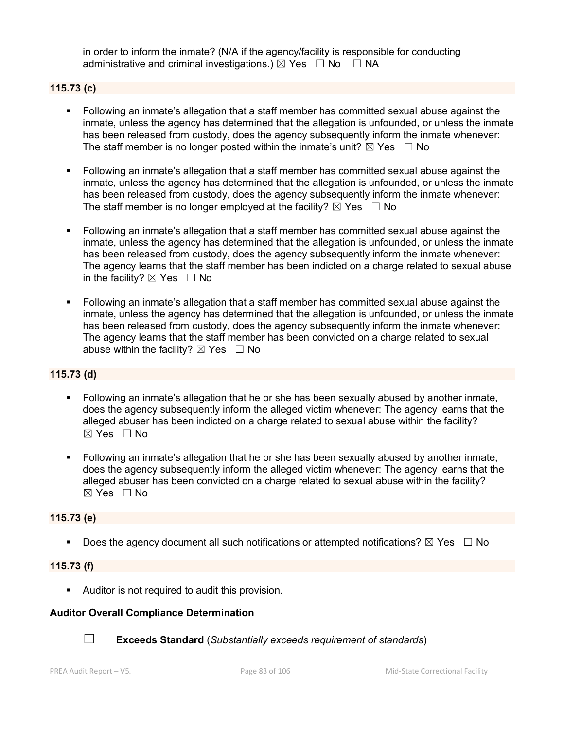in order to inform the inmate? (N/A if the agency/facility is responsible for conducting administrative and criminal investigations.) ☒ Yes ☐ No ☐ NA

**115.73 (c)**

- Following an inmate's allegation that a staff member has committed sexual abuse against the inmate, unless the agency has determined that the allegation is unfounded, or unless the inmate has been released from custody, does the agency subsequently inform the inmate whenever: The staff member is no longer posted within the inmate's unit? ☒ Yes ☐ No
- Following an inmate's allegation that a staff member has committed sexual abuse against the inmate, unless the agency has determined that the allegation is unfounded, or unless the inmate has been released from custody, does the agency subsequently inform the inmate whenever: The staff member is no longer employed at the facility? ☒ Yes ☐ No
- Following an inmate's allegation that a staff member has committed sexual abuse against the inmate, unless the agency has determined that the allegation is unfounded, or unless the inmate has been released from custody, does the agency subsequently inform the inmate whenever: The agency learns that the staff member has been indicted on a charge related to sexual abuse in the facility? ☒ Yes ☐ No
- Following an inmate's allegation that a staff member has committed sexual abuse against the inmate, unless the agency has determined that the allegation is unfounded, or unless the inmate has been released from custody, does the agency subsequently inform the inmate whenever: The agency learns that the staff member has been convicted on a charge related to sexual abuse within the facility? ☒ Yes ☐ No

**115.73 (d)**

- Following an inmate's allegation that he or she has been sexually abused by another inmate, does the agency subsequently inform the alleged victim whenever: The agency learns that the alleged abuser has been indicted on a charge related to sexual abuse within the facility? ☒ Yes ☐ No
- Following an inmate's allegation that he or she has been sexually abused by another inmate, does the agency subsequently inform the alleged victim whenever: The agency learns that the alleged abuser has been convicted on a charge related to sexual abuse within the facility? ☒ Yes ☐ No

**115.73 (e)**

- Does the agency document all such notifications or attempted notifications? ☒ Yes ☐ No

**115.73 (f)**

- Auditor is not required to audit this provision.

**Auditor Overall Compliance Determination**

☐ **Exceeds Standard** (*Substantially exceeds requirement of standards*)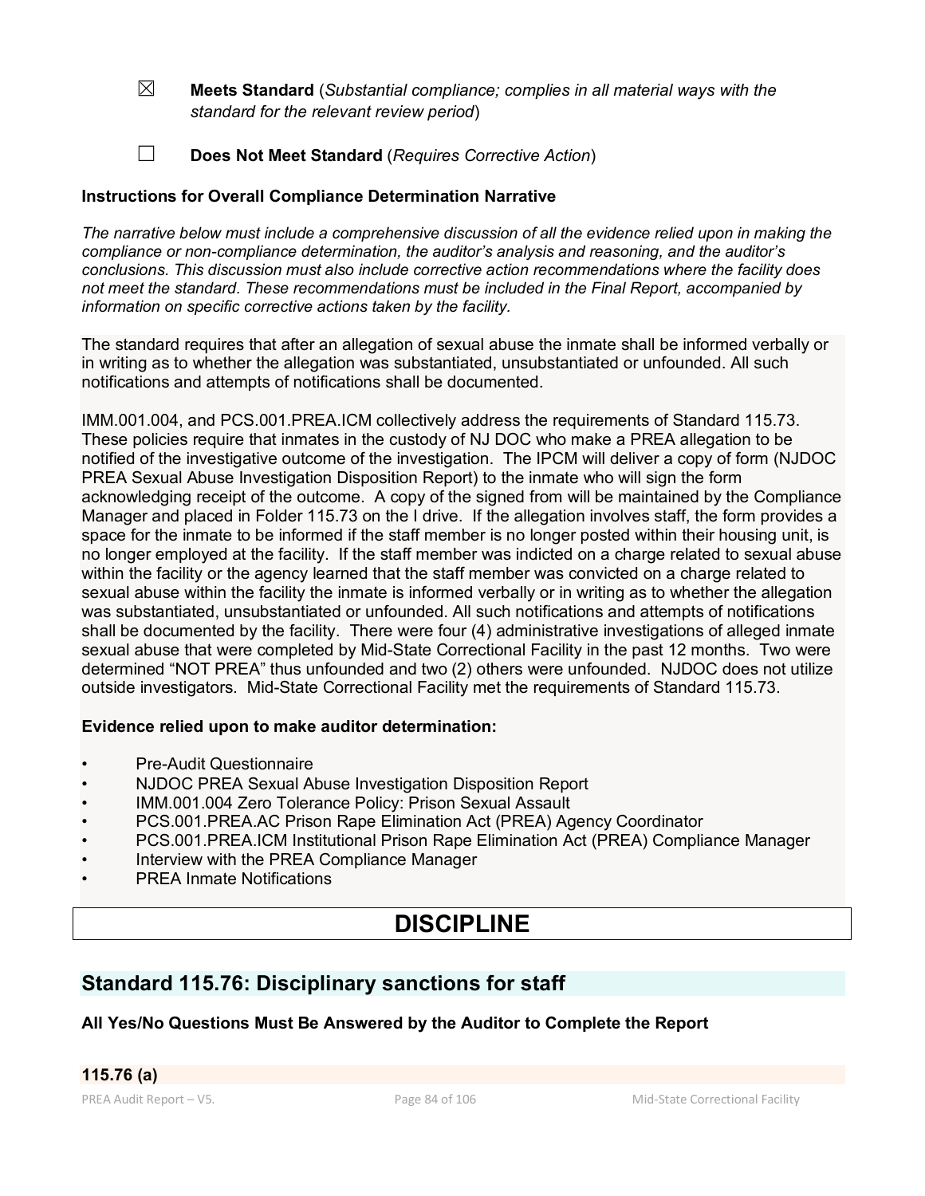☒ **Meets Standard** (*Substantial compliance; complies in all material ways with the standard for the relevant review period*)

☐ **Does Not Meet Standard** (*Requires Corrective Action*)

**Instructions for Overall Compliance Determination Narrative**

*The narrative below must include a comprehensive discussion of all the evidence relied upon in making the compliance or non-compliance determination, the auditor's analysis and reasoning, and the auditor's conclusions. This discussion must also include corrective action recommendations where the facility does not meet the standard. These recommendations must be included in the Final Report, accompanied by information on specific corrective actions taken by the facility.*

The standard requires that after an allegation of sexual abuse the inmate shall be informed verbally or in writing as to whether the allegation was substantiated, unsubstantiated or unfounded. All such notifications and attempts of notifications shall be documented.

IMM.001.004, and PCS.001.PREA.ICM collectively address the requirements of Standard 115.73. These policies require that inmates in the custody of NJ DOC who make a PREA allegation to be notified of the investigative outcome of the investigation. The IPCM will deliver a copy of form (NJDOC PREA Sexual Abuse Investigation Disposition Report) to the inmate who will sign the form acknowledging receipt of the outcome. A copy of the signed from will be maintained by the Compliance Manager and placed in Folder 115.73 on the I drive. If the allegation involves staff, the form provides a space for the inmate to be informed if the staff member is no longer posted within their housing unit, is no longer employed at the facility. If the staff member was indicted on a charge related to sexual abuse within the facility or the agency learned that the staff member was convicted on a charge related to sexual abuse within the facility the inmate is informed verbally or in writing as to whether the allegation was substantiated, unsubstantiated or unfounded. All such notifications and attempts of notifications shall be documented by the facility. There were four (4) administrative investigations of alleged inmate sexual abuse that were completed by Mid-State Correctional Facility in the past 12 months. Two were determined "NOT PREA" thus unfounded and two (2) others were unfounded. NJDOC does not utilize outside investigators. Mid-State Correctional Facility met the requirements of Standard 115.73.

**Evidence relied upon to make auditor determination:**

- Pre-Audit Questionnaire
- NJDOC PREA Sexual Abuse Investigation Disposition Report
- IMM.001.004 Zero Tolerance Policy: Prison Sexual Assault
- PCS.001.PREA.AC Prison Rape Elimination Act (PREA) Agency Coordinator
- PCS.001.PREA.ICM Institutional Prison Rape Elimination Act (PREA) Compliance Manager
- Interview with the PREA Compliance Manager
- PREA Inmate Notifications

# DISCIPLINE

## Standard 115.76: Disciplinary sanctions for staff

**All Yes/No Questions Must Be Answered by the Auditor to Complete the Report**

**115.76 (a)**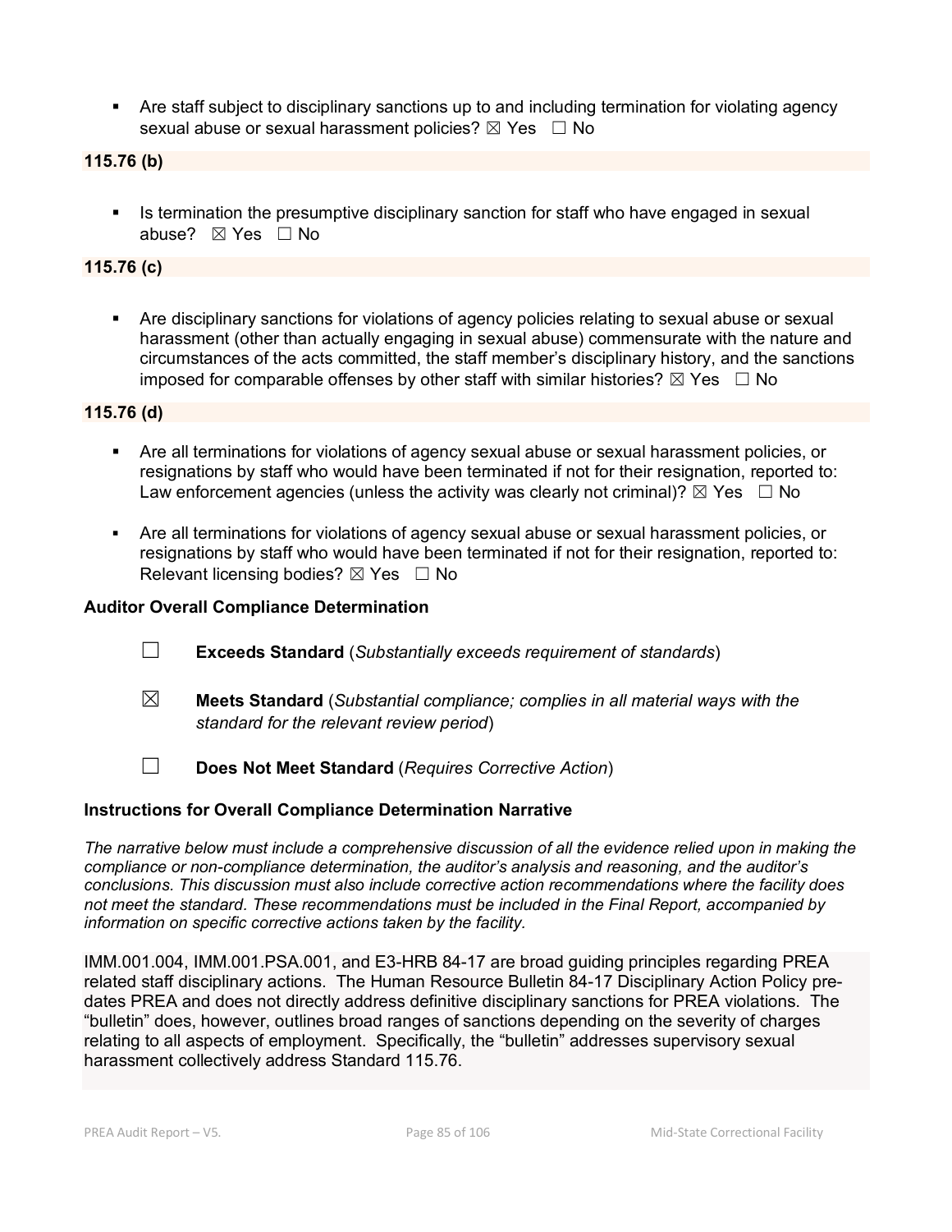- Are staff subject to disciplinary sanctions up to and including termination for violating agency sexual abuse or sexual harassment policies? ☒ Yes ☐ No

**115.76 (b)**

- Is termination the presumptive disciplinary sanction for staff who have engaged in sexual abuse? ☒ Yes ☐ No

**115.76 (c)**

- Are disciplinary sanctions for violations of agency policies relating to sexual abuse or sexual harassment (other than actually engaging in sexual abuse) commensurate with the nature and circumstances of the acts committed, the staff member's disciplinary history, and the sanctions imposed for comparable offenses by other staff with similar histories? ☒ Yes ☐ No

**115.76 (d)**

- Are all terminations for violations of agency sexual abuse or sexual harassment policies, or resignations by staff who would have been terminated if not for their resignation, reported to: Law enforcement agencies (unless the activity was clearly not criminal)? ☒ Yes ☐ No
- Are all terminations for violations of agency sexual abuse or sexual harassment policies, or resignations by staff who would have been terminated if not for their resignation, reported to: Relevant licensing bodies? ☒ Yes ☐ No

**Auditor Overall Compliance Determination**

☐ **Exceeds Standard** (*Substantially exceeds requirement of standards*)

☒ **Meets Standard** (*Substantial compliance; complies in all material ways with the standard for the relevant review period*)

☐ **Does Not Meet Standard** (*Requires Corrective Action*)

**Instructions for Overall Compliance Determination Narrative**

*The narrative below must include a comprehensive discussion of all the evidence relied upon in making the compliance or non-compliance determination, the auditor's analysis and reasoning, and the auditor's conclusions. This discussion must also include corrective action recommendations where the facility does not meet the standard. These recommendations must be included in the Final Report, accompanied by information on specific corrective actions taken by the facility.*

IMM.001.004, IMM.001.PSA.001, and E3-HRB 84-17 are broad guiding principles regarding PREA related staff disciplinary actions. The Human Resource Bulletin 84-17 Disciplinary Action Policy pre-dates PREA and does not directly address definitive disciplinary sanctions for PREA violations. The "bulletin" does, however, outlines broad ranges of sanctions depending on the severity of charges relating to all aspects of employment. Specifically, the "bulletin" addresses supervisory sexual harassment collectively address Standard 115.76.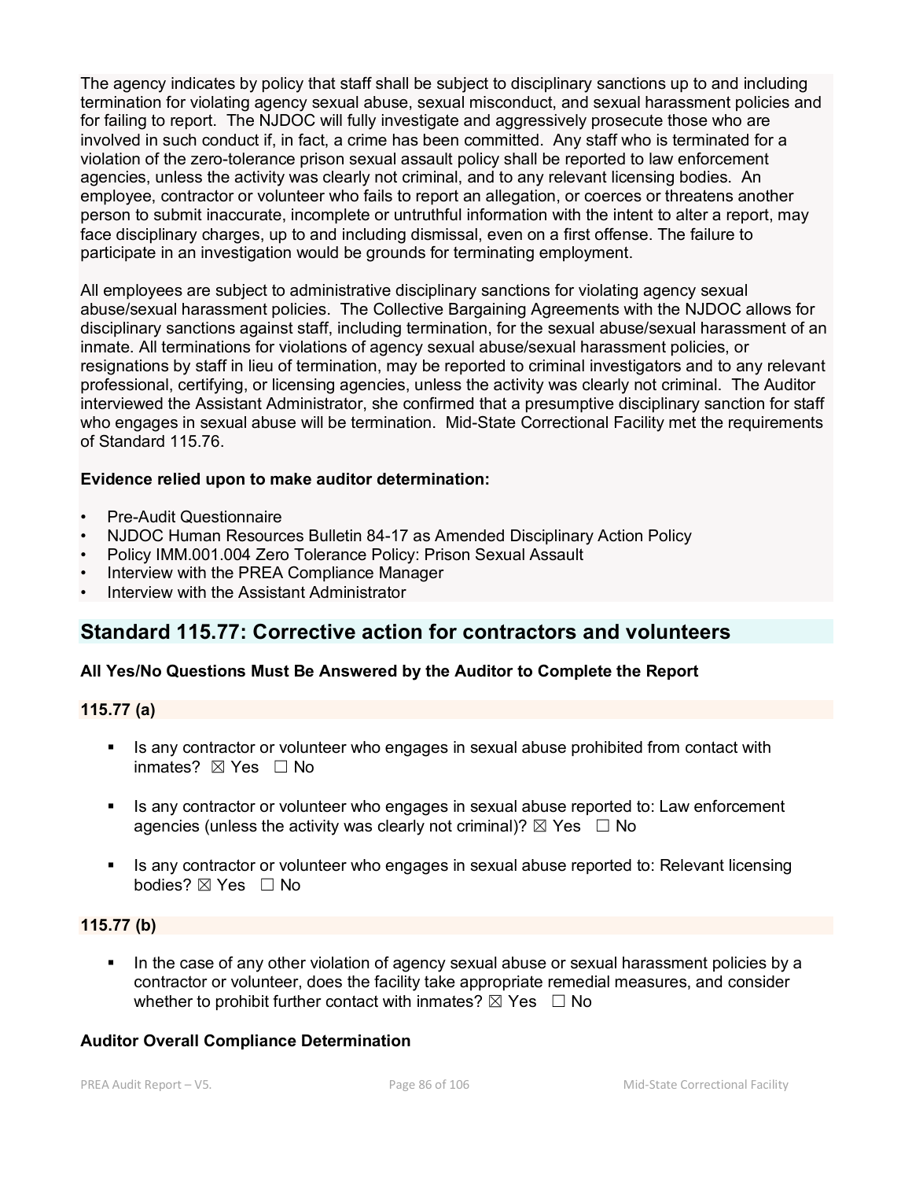The agency indicates by policy that staff shall be subject to disciplinary sanctions up to and including termination for violating agency sexual abuse, sexual misconduct, and sexual harassment policies and for failing to report. The NJDOC will fully investigate and aggressively prosecute those who are involved in such conduct if, in fact, a crime has been committed. Any staff who is terminated for a violation of the zero-tolerance prison sexual assault policy shall be reported to law enforcement agencies, unless the activity was clearly not criminal, and to any relevant licensing bodies. An employee, contractor or volunteer who fails to report an allegation, or coerces or threatens another person to submit inaccurate, incomplete or untruthful information with the intent to alter a report, may face disciplinary charges, up to and including dismissal, even on a first offense. The failure to participate in an investigation would be grounds for terminating employment.

All employees are subject to administrative disciplinary sanctions for violating agency sexual abuse/sexual harassment policies. The Collective Bargaining Agreements with the NJDOC allows for disciplinary sanctions against staff, including termination, for the sexual abuse/sexual harassment of an inmate. All terminations for violations of agency sexual abuse/sexual harassment policies, or resignations by staff in lieu of termination, may be reported to criminal investigators and to any relevant professional, certifying, or licensing agencies, unless the activity was clearly not criminal. The Auditor interviewed the Assistant Administrator, she confirmed that a presumptive disciplinary sanction for staff who engages in sexual abuse will be termination. Mid-State Correctional Facility met the requirements of Standard 115.76.

**Evidence relied upon to make auditor determination:**

- Pre-Audit Questionnaire
- NJDOC Human Resources Bulletin 84-17 as Amended Disciplinary Action Policy
- Policy IMM.001.004 Zero Tolerance Policy: Prison Sexual Assault
- Interview with the PREA Compliance Manager
- Interview with the Assistant Administrator

## Standard 115.77: Corrective action for contractors and volunteers

**All Yes/No Questions Must Be Answered by the Auditor to Complete the Report**

**115.77 (a)**

- Is any contractor or volunteer who engages in sexual abuse prohibited from contact with inmates? ☒ Yes ☐ No
- Is any contractor or volunteer who engages in sexual abuse reported to: Law enforcement agencies (unless the activity was clearly not criminal)? ☒ Yes ☐ No
- Is any contractor or volunteer who engages in sexual abuse reported to: Relevant licensing bodies? ☒ Yes ☐ No

**115.77 (b)**

- In the case of any other violation of agency sexual abuse or sexual harassment policies by a contractor or volunteer, does the facility take appropriate remedial measures, and consider whether to prohibit further contact with inmates? ☒ Yes ☐ No

**Auditor Overall Compliance Determination**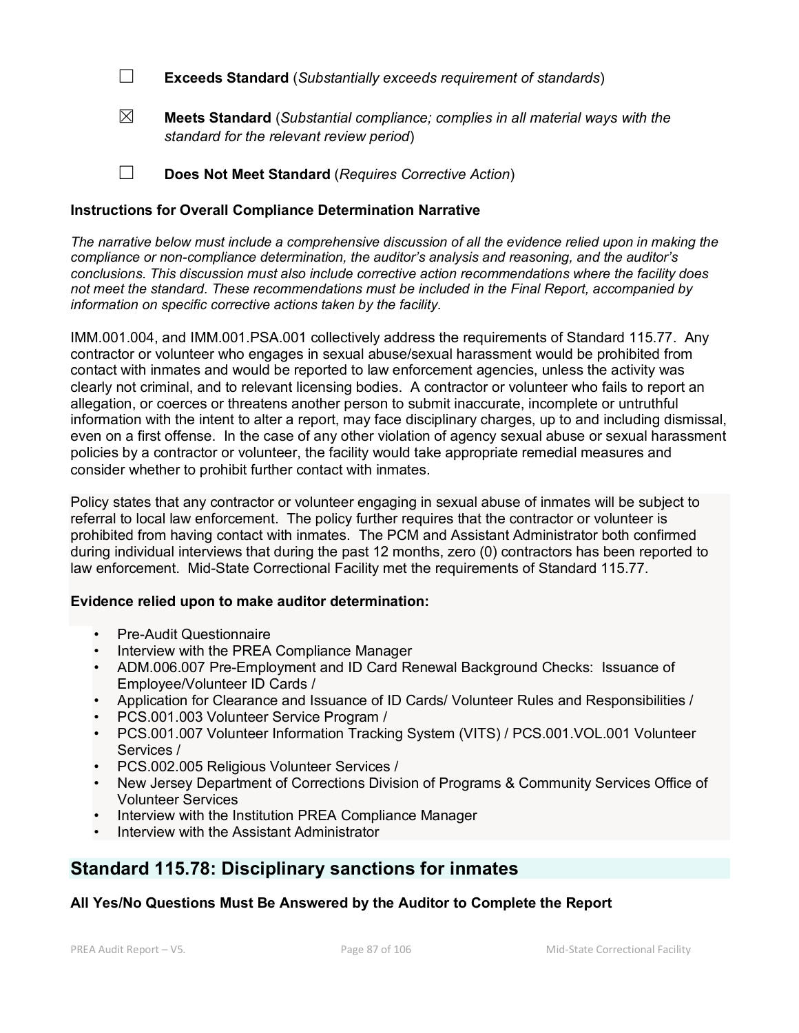☐ **Exceeds Standard** (*Substantially exceeds requirement of standards*)

☒ **Meets Standard** (*Substantial compliance; complies in all material ways with the standard for the relevant review period*)

☐ **Does Not Meet Standard** (*Requires Corrective Action*)

**Instructions for Overall Compliance Determination Narrative**

*The narrative below must include a comprehensive discussion of all the evidence relied upon in making the compliance or non-compliance determination, the auditor's analysis and reasoning, and the auditor's conclusions. This discussion must also include corrective action recommendations where the facility does not meet the standard. These recommendations must be included in the Final Report, accompanied by information on specific corrective actions taken by the facility.*

IMM.001.004, and IMM.001.PSA.001 collectively address the requirements of Standard 115.77. Any contractor or volunteer who engages in sexual abuse/sexual harassment would be prohibited from contact with inmates and would be reported to law enforcement agencies, unless the activity was clearly not criminal, and to relevant licensing bodies. A contractor or volunteer who fails to report an allegation, or coerces or threatens another person to submit inaccurate, incomplete or untruthful information with the intent to alter a report, may face disciplinary charges, up to and including dismissal, even on a first offense. In the case of any other violation of agency sexual abuse or sexual harassment policies by a contractor or volunteer, the facility would take appropriate remedial measures and consider whether to prohibit further contact with inmates.

Policy states that any contractor or volunteer engaging in sexual abuse of inmates will be subject to referral to local law enforcement. The policy further requires that the contractor or volunteer is prohibited from having contact with inmates. The PCM and Assistant Administrator both confirmed during individual interviews that during the past 12 months, zero (0) contractors has been reported to law enforcement. Mid-State Correctional Facility met the requirements of Standard 115.77.

**Evidence relied upon to make auditor determination:**

- Pre-Audit Questionnaire
- Interview with the PREA Compliance Manager
- ADM.006.007 Pre-Employment and ID Card Renewal Background Checks: Issuance of Employee/Volunteer ID Cards /
- Application for Clearance and Issuance of ID Cards/ Volunteer Rules and Responsibilities /
- PCS.001.003 Volunteer Service Program /
- PCS.001.007 Volunteer Information Tracking System (VITS) / PCS.001.VOL.001 Volunteer Services /
- PCS.002.005 Religious Volunteer Services /
- New Jersey Department of Corrections Division of Programs & Community Services Office of Volunteer Services
- Interview with the Institution PREA Compliance Manager
- Interview with the Assistant Administrator

## Standard 115.78: Disciplinary sanctions for inmates

**All Yes/No Questions Must Be Answered by the Auditor to Complete the Report**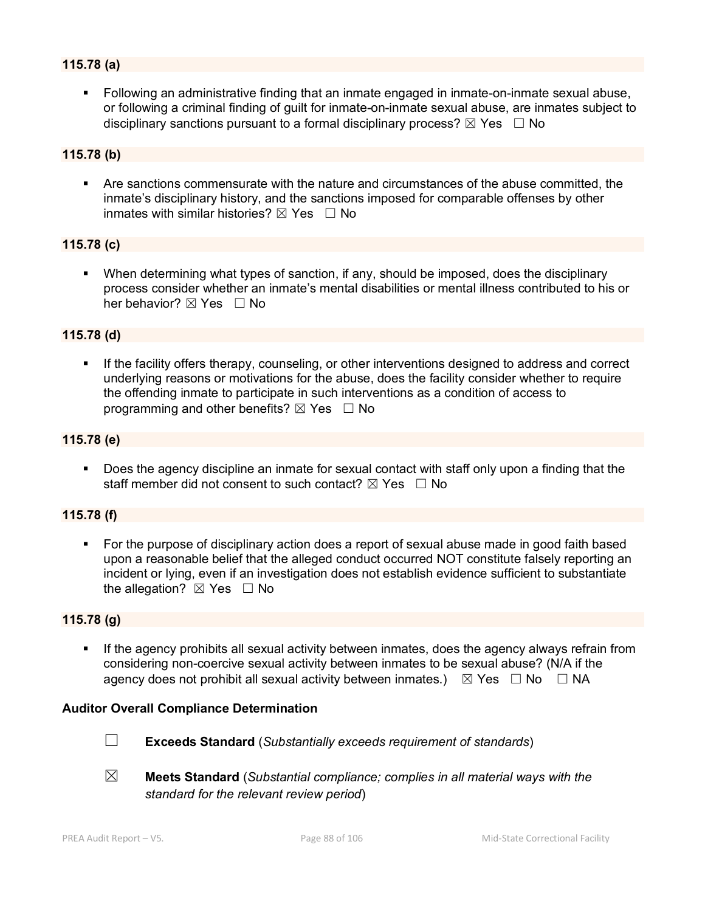**115.78 (a)**

- Following an administrative finding that an inmate engaged in inmate-on-inmate sexual abuse, or following a criminal finding of guilt for inmate-on-inmate sexual abuse, are inmates subject to disciplinary sanctions pursuant to a formal disciplinary process? ☒ Yes ☐ No

**115.78 (b)**

- Are sanctions commensurate with the nature and circumstances of the abuse committed, the inmate's disciplinary history, and the sanctions imposed for comparable offenses by other inmates with similar histories? ☒ Yes ☐ No

**115.78 (c)**

- When determining what types of sanction, if any, should be imposed, does the disciplinary process consider whether an inmate's mental disabilities or mental illness contributed to his or her behavior? ☒ Yes ☐ No

**115.78 (d)**

- If the facility offers therapy, counseling, or other interventions designed to address and correct underlying reasons or motivations for the abuse, does the facility consider whether to require the offending inmate to participate in such interventions as a condition of access to programming and other benefits? ☒ Yes ☐ No

**115.78 (e)**

- Does the agency discipline an inmate for sexual contact with staff only upon a finding that the staff member did not consent to such contact? ☒ Yes ☐ No

**115.78 (f)**

- For the purpose of disciplinary action does a report of sexual abuse made in good faith based upon a reasonable belief that the alleged conduct occurred NOT constitute falsely reporting an incident or lying, even if an investigation does not establish evidence sufficient to substantiate the allegation? ☒ Yes ☐ No

**115.78 (g)**

- If the agency prohibits all sexual activity between inmates, does the agency always refrain from considering non-coercive sexual activity between inmates to be sexual abuse? (N/A if the agency does not prohibit all sexual activity between inmates.) ☒ Yes ☐ No ☐ NA

**Auditor Overall Compliance Determination**

☐ **Exceeds Standard** (*Substantially exceeds requirement of standards*)

☒ **Meets Standard** (*Substantial compliance; complies in all material ways with the standard for the relevant review period*)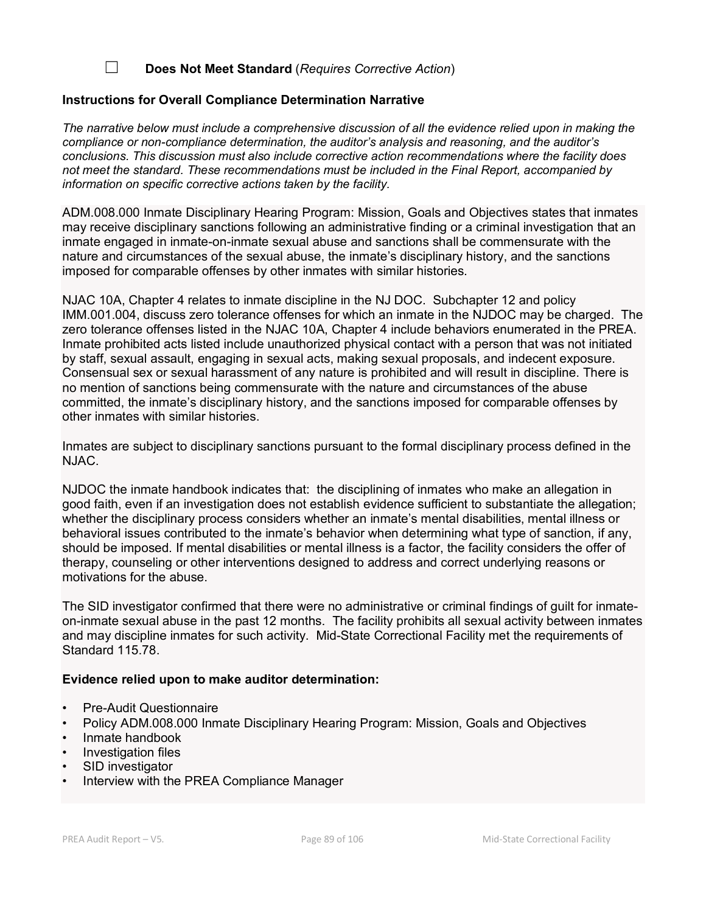☐ **Does Not Meet Standard** (*Requires Corrective Action*)

**Instructions for Overall Compliance Determination Narrative**

*The narrative below must include a comprehensive discussion of all the evidence relied upon in making the compliance or non-compliance determination, the auditor's analysis and reasoning, and the auditor's conclusions. This discussion must also include corrective action recommendations where the facility does not meet the standard. These recommendations must be included in the Final Report, accompanied by information on specific corrective actions taken by the facility.*

ADM.008.000 Inmate Disciplinary Hearing Program: Mission, Goals and Objectives states that inmates may receive disciplinary sanctions following an administrative finding or a criminal investigation that an inmate engaged in inmate-on-inmate sexual abuse and sanctions shall be commensurate with the nature and circumstances of the sexual abuse, the inmate's disciplinary history, and the sanctions imposed for comparable offenses by other inmates with similar histories.

NJAC 10A, Chapter 4 relates to inmate discipline in the NJ DOC. Subchapter 12 and policy IMM.001.004, discuss zero tolerance offenses for which an inmate in the NJDOC may be charged. The zero tolerance offenses listed in the NJAC 10A, Chapter 4 include behaviors enumerated in the PREA. Inmate prohibited acts listed include unauthorized physical contact with a person that was not initiated by staff, sexual assault, engaging in sexual acts, making sexual proposals, and indecent exposure. Consensual sex or sexual harassment of any nature is prohibited and will result in discipline. There is no mention of sanctions being commensurate with the nature and circumstances of the abuse committed, the inmate's disciplinary history, and the sanctions imposed for comparable offenses by other inmates with similar histories.

Inmates are subject to disciplinary sanctions pursuant to the formal disciplinary process defined in the NJAC.

NJDOC the inmate handbook indicates that: the disciplining of inmates who make an allegation in good faith, even if an investigation does not establish evidence sufficient to substantiate the allegation; whether the disciplinary process considers whether an inmate's mental disabilities, mental illness or behavioral issues contributed to the inmate's behavior when determining what type of sanction, if any, should be imposed. If mental disabilities or mental illness is a factor, the facility considers the offer of therapy, counseling or other interventions designed to address and correct underlying reasons or motivations for the abuse.

The SID investigator confirmed that there were no administrative or criminal findings of guilt for inmate-on-inmate sexual abuse in the past 12 months. The facility prohibits all sexual activity between inmates and may discipline inmates for such activity. Mid-State Correctional Facility met the requirements of Standard 115.78.

**Evidence relied upon to make auditor determination:**

- Pre-Audit Questionnaire
- Policy ADM.008.000 Inmate Disciplinary Hearing Program: Mission, Goals and Objectives
- Inmate handbook
- Investigation files
- SID investigator
- Interview with the PREA Compliance Manager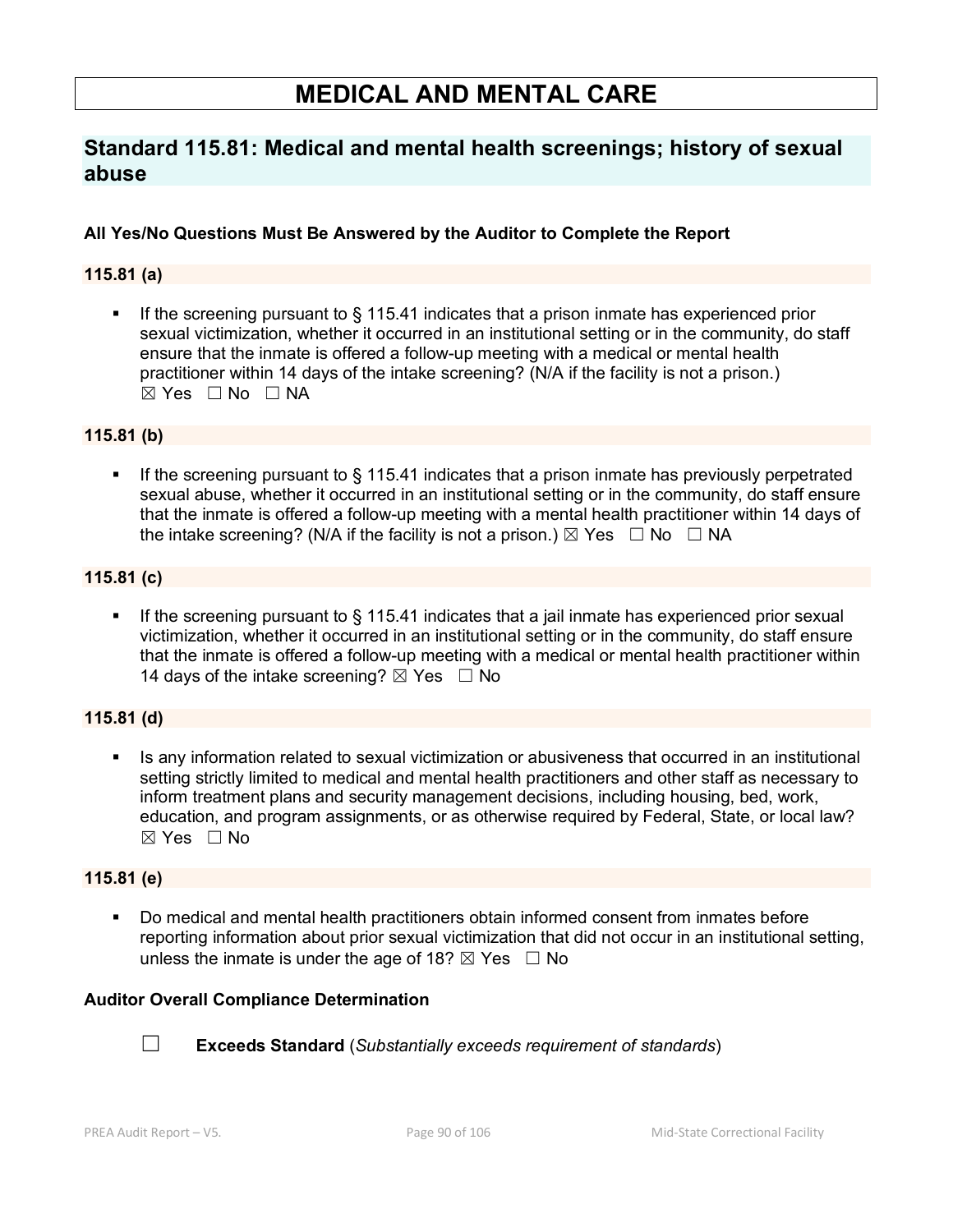# MEDICAL AND MENTAL CARE

## Standard 115.81: Medical and mental health screenings; history of sexual abuse

**All Yes/No Questions Must Be Answered by the Auditor to Complete the Report**

**115.81 (a)**

- If the screening pursuant to § 115.41 indicates that a prison inmate has experienced prior sexual victimization, whether it occurred in an institutional setting or in the community, do staff ensure that the inmate is offered a follow-up meeting with a medical or mental health practitioner within 14 days of the intake screening? (N/A if the facility is not a prison.) ☒ Yes ☐ No ☐ NA

**115.81 (b)**

- If the screening pursuant to § 115.41 indicates that a prison inmate has previously perpetrated sexual abuse, whether it occurred in an institutional setting or in the community, do staff ensure that the inmate is offered a follow-up meeting with a mental health practitioner within 14 days of the intake screening? (N/A if the facility is not a prison.) ☒ Yes ☐ No ☐ NA

**115.81 (c)**

- If the screening pursuant to § 115.41 indicates that a jail inmate has experienced prior sexual victimization, whether it occurred in an institutional setting or in the community, do staff ensure that the inmate is offered a follow-up meeting with a medical or mental health practitioner within 14 days of the intake screening? ☒ Yes ☐ No

**115.81 (d)**

- Is any information related to sexual victimization or abusiveness that occurred in an institutional setting strictly limited to medical and mental health practitioners and other staff as necessary to inform treatment plans and security management decisions, including housing, bed, work, education, and program assignments, or as otherwise required by Federal, State, or local law? ☒ Yes ☐ No

**115.81 (e)**

- Do medical and mental health practitioners obtain informed consent from inmates before reporting information about prior sexual victimization that did not occur in an institutional setting, unless the inmate is under the age of 18? ☒ Yes ☐ No

**Auditor Overall Compliance Determination**

☐ **Exceeds Standard** (*Substantially exceeds requirement of standards*)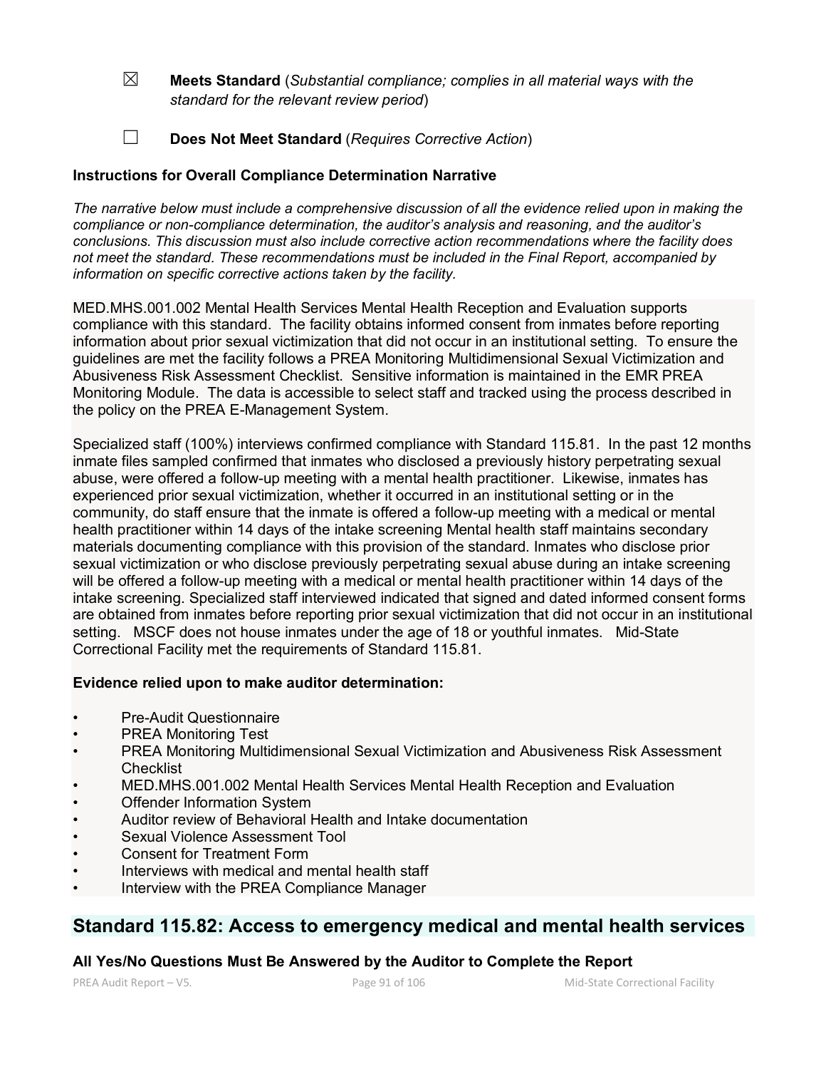☒ **Meets Standard** (*Substantial compliance; complies in all material ways with the standard for the relevant review period*)

☐ **Does Not Meet Standard** (*Requires Corrective Action*)

**Instructions for Overall Compliance Determination Narrative**

*The narrative below must include a comprehensive discussion of all the evidence relied upon in making the compliance or non-compliance determination, the auditor's analysis and reasoning, and the auditor's conclusions. This discussion must also include corrective action recommendations where the facility does not meet the standard. These recommendations must be included in the Final Report, accompanied by information on specific corrective actions taken by the facility.*

MED.MHS.001.002 Mental Health Services Mental Health Reception and Evaluation supports compliance with this standard. The facility obtains informed consent from inmates before reporting information about prior sexual victimization that did not occur in an institutional setting. To ensure the guidelines are met the facility follows a PREA Monitoring Multidimensional Sexual Victimization and Abusiveness Risk Assessment Checklist. Sensitive information is maintained in the EMR PREA Monitoring Module. The data is accessible to select staff and tracked using the process described in the policy on the PREA E-Management System.

Specialized staff (100%) interviews confirmed compliance with Standard 115.81. In the past 12 months inmate files sampled confirmed that inmates who disclosed a previously history perpetrating sexual abuse, were offered a follow-up meeting with a mental health practitioner. Likewise, inmates has experienced prior sexual victimization, whether it occurred in an institutional setting or in the community, do staff ensure that the inmate is offered a follow-up meeting with a medical or mental health practitioner within 14 days of the intake screening Mental health staff maintains secondary materials documenting compliance with this provision of the standard. Inmates who disclose prior sexual victimization or who disclose previously perpetrating sexual abuse during an intake screening will be offered a follow-up meeting with a medical or mental health practitioner within 14 days of the intake screening. Specialized staff interviewed indicated that signed and dated informed consent forms are obtained from inmates before reporting prior sexual victimization that did not occur in an institutional setting. MSCF does not house inmates under the age of 18 or youthful inmates. Mid-State Correctional Facility met the requirements of Standard 115.81.

**Evidence relied upon to make auditor determination:**

- Pre-Audit Questionnaire
- PREA Monitoring Test
- PREA Monitoring Multidimensional Sexual Victimization and Abusiveness Risk Assessment Checklist
- MED.MHS.001.002 Mental Health Services Mental Health Reception and Evaluation
- Offender Information System
- Auditor review of Behavioral Health and Intake documentation
- Sexual Violence Assessment Tool
- Consent for Treatment Form
- Interviews with medical and mental health staff
- Interview with the PREA Compliance Manager

## Standard 115.82: Access to emergency medical and mental health services

**All Yes/No Questions Must Be Answered by the Auditor to Complete the Report**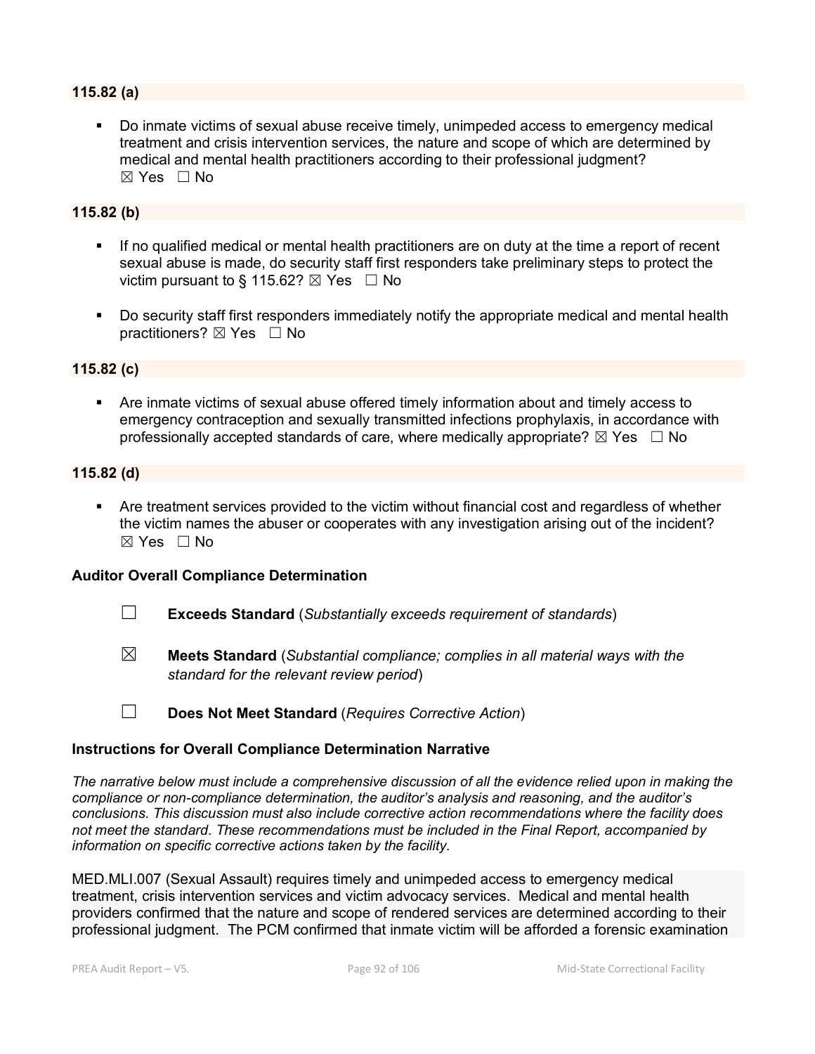**115.82 (a)**

- Do inmate victims of sexual abuse receive timely, unimpeded access to emergency medical treatment and crisis intervention services, the nature and scope of which are determined by medical and mental health practitioners according to their professional judgment?
☒ Yes ☐ No

**115.82 (b)**

- If no qualified medical or mental health practitioners are on duty at the time a report of recent sexual abuse is made, do security staff first responders take preliminary steps to protect the victim pursuant to § 115.62? ☒ Yes ☐ No

- Do security staff first responders immediately notify the appropriate medical and mental health practitioners? ☒ Yes ☐ No

**115.82 (c)**

- Are inmate victims of sexual abuse offered timely information about and timely access to emergency contraception and sexually transmitted infections prophylaxis, in accordance with professionally accepted standards of care, where medically appropriate? ☒ Yes ☐ No

**115.82 (d)**

- Are treatment services provided to the victim without financial cost and regardless of whether the victim names the abuser or cooperates with any investigation arising out of the incident?
☒ Yes ☐ No

**Auditor Overall Compliance Determination**

☐ **Exceeds Standard** (*Substantially exceeds requirement of standards*)

☒ **Meets Standard** (*Substantial compliance; complies in all material ways with the standard for the relevant review period*)

☐ **Does Not Meet Standard** (*Requires Corrective Action*)

**Instructions for Overall Compliance Determination Narrative**

*The narrative below must include a comprehensive discussion of all the evidence relied upon in making the compliance or non-compliance determination, the auditor's analysis and reasoning, and the auditor's conclusions. This discussion must also include corrective action recommendations where the facility does not meet the standard. These recommendations must be included in the Final Report, accompanied by information on specific corrective actions taken by the facility.*

MED.MLI.007 (Sexual Assault) requires timely and unimpeded access to emergency medical treatment, crisis intervention services and victim advocacy services. Medical and mental health providers confirmed that the nature and scope of rendered services are determined according to their professional judgment. The PCM confirmed that inmate victim will be afforded a forensic examination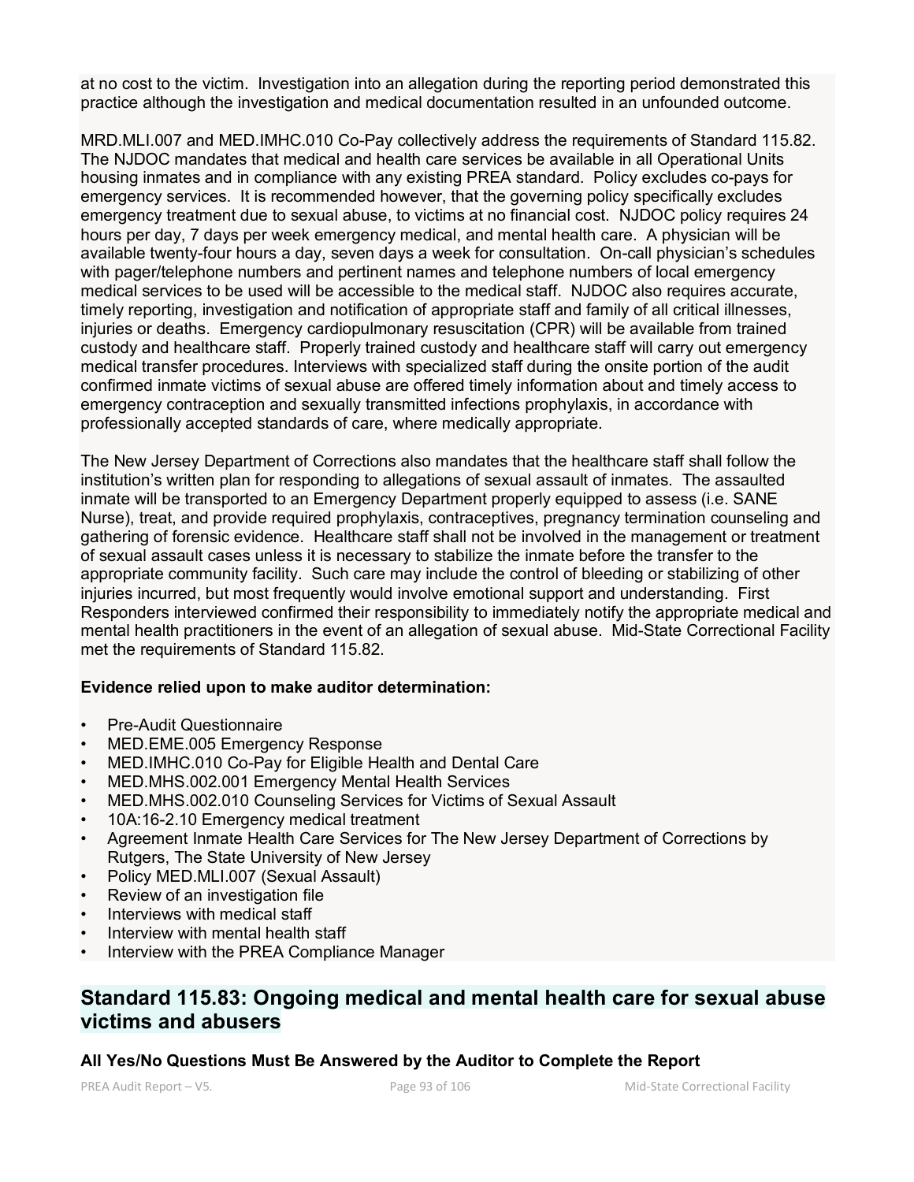at no cost to the victim. Investigation into an allegation during the reporting period demonstrated this practice although the investigation and medical documentation resulted in an unfounded outcome.

MRD.MLI.007 and MED.IMHC.010 Co-Pay collectively address the requirements of Standard 115.82. The NJDOC mandates that medical and health care services be available in all Operational Units housing inmates and in compliance with any existing PREA standard. Policy excludes co-pays for emergency services. It is recommended however, that the governing policy specifically excludes emergency treatment due to sexual abuse, to victims at no financial cost. NJDOC policy requires 24 hours per day, 7 days per week emergency medical, and mental health care. A physician will be available twenty-four hours a day, seven days a week for consultation. On-call physician's schedules with pager/telephone numbers and pertinent names and telephone numbers of local emergency medical services to be used will be accessible to the medical staff. NJDOC also requires accurate, timely reporting, investigation and notification of appropriate staff and family of all critical illnesses, injuries or deaths. Emergency cardiopulmonary resuscitation (CPR) will be available from trained custody and healthcare staff. Properly trained custody and healthcare staff will carry out emergency medical transfer procedures. Interviews with specialized staff during the onsite portion of the audit confirmed inmate victims of sexual abuse are offered timely information about and timely access to emergency contraception and sexually transmitted infections prophylaxis, in accordance with professionally accepted standards of care, where medically appropriate.

The New Jersey Department of Corrections also mandates that the healthcare staff shall follow the institution's written plan for responding to allegations of sexual assault of inmates. The assaulted inmate will be transported to an Emergency Department properly equipped to assess (i.e. SANE Nurse), treat, and provide required prophylaxis, contraceptives, pregnancy termination counseling and gathering of forensic evidence. Healthcare staff shall not be involved in the management or treatment of sexual assault cases unless it is necessary to stabilize the inmate before the transfer to the appropriate community facility. Such care may include the control of bleeding or stabilizing of other injuries incurred, but most frequently would involve emotional support and understanding. First Responders interviewed confirmed their responsibility to immediately notify the appropriate medical and mental health practitioners in the event of an allegation of sexual abuse. Mid-State Correctional Facility met the requirements of Standard 115.82.

**Evidence relied upon to make auditor determination:**

- Pre-Audit Questionnaire
- MED.EME.005 Emergency Response
- MED.IMHC.010 Co-Pay for Eligible Health and Dental Care
- MED.MHS.002.001 Emergency Mental Health Services
- MED.MHS.002.010 Counseling Services for Victims of Sexual Assault
- 10A:16-2.10 Emergency medical treatment
- Agreement Inmate Health Care Services for The New Jersey Department of Corrections by Rutgers, The State University of New Jersey
- Policy MED.MLI.007 (Sexual Assault)
- Review of an investigation file
- Interviews with medical staff
- Interview with mental health staff
- Interview with the PREA Compliance Manager

## Standard 115.83: Ongoing medical and mental health care for sexual abuse victims and abusers

**All Yes/No Questions Must Be Answered by the Auditor to Complete the Report**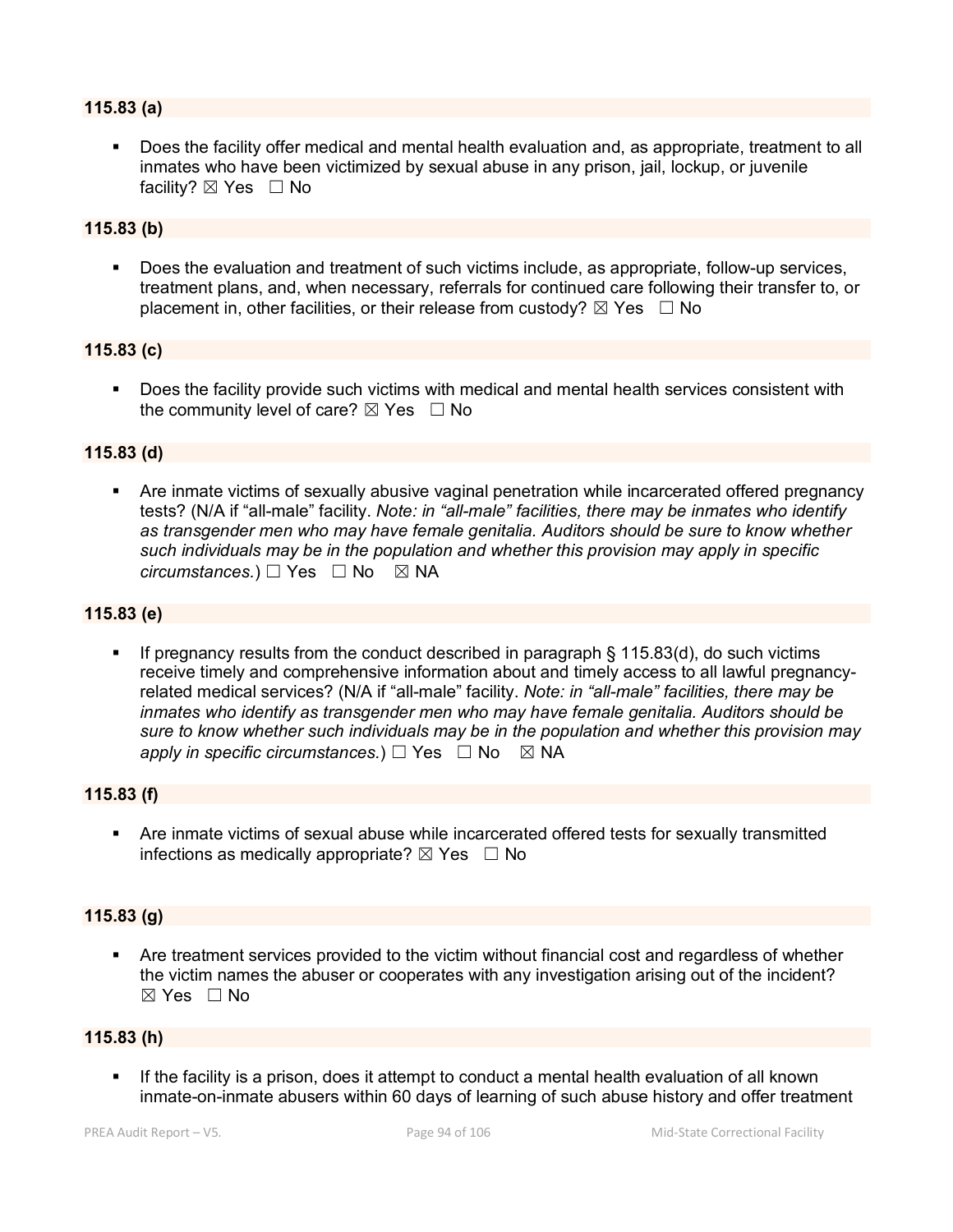**115.83 (a)**

- Does the facility offer medical and mental health evaluation and, as appropriate, treatment to all inmates who have been victimized by sexual abuse in any prison, jail, lockup, or juvenile facility? ☒ Yes ☐ No

**115.83 (b)**

- Does the evaluation and treatment of such victims include, as appropriate, follow-up services, treatment plans, and, when necessary, referrals for continued care following their transfer to, or placement in, other facilities, or their release from custody? ☒ Yes ☐ No

**115.83 (c)**

- Does the facility provide such victims with medical and mental health services consistent with the community level of care? ☒ Yes ☐ No

**115.83 (d)**

- Are inmate victims of sexually abusive vaginal penetration while incarcerated offered pregnancy tests? (N/A if "all-male" facility. *Note: in "all-male" facilities, there may be inmates who identify as transgender men who may have female genitalia. Auditors should be sure to know whether such individuals may be in the population and whether this provision may apply in specific circumstances.*) ☐ Yes ☐ No ☒ NA

**115.83 (e)**

- If pregnancy results from the conduct described in paragraph § 115.83(d), do such victims receive timely and comprehensive information about and timely access to all lawful pregnancy-related medical services? (N/A if "all-male" facility. *Note: in "all-male" facilities, there may be inmates who identify as transgender men who may have female genitalia. Auditors should be sure to know whether such individuals may be in the population and whether this provision may apply in specific circumstances.*) ☐ Yes ☐ No ☒ NA

**115.83 (f)**

- Are inmate victims of sexual abuse while incarcerated offered tests for sexually transmitted infections as medically appropriate? ☒ Yes ☐ No

**115.83 (g)**

- Are treatment services provided to the victim without financial cost and regardless of whether the victim names the abuser or cooperates with any investigation arising out of the incident? ☒ Yes ☐ No

**115.83 (h)**

- If the facility is a prison, does it attempt to conduct a mental health evaluation of all known inmate-on-inmate abusers within 60 days of learning of such abuse history and offer treatment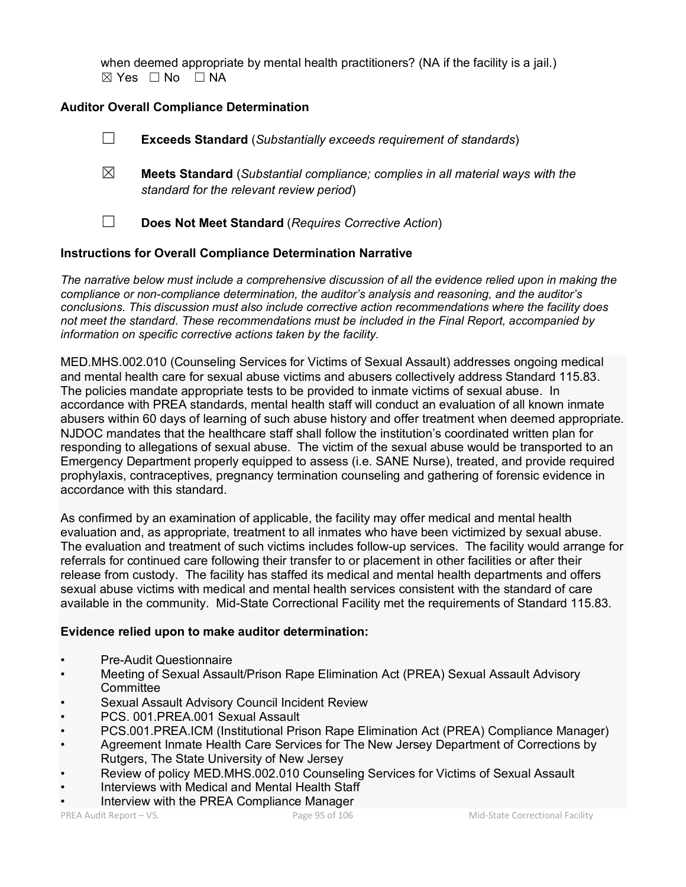when deemed appropriate by mental health practitioners? (NA if the facility is a jail.)
☒ Yes ☐ No ☐ NA

### Auditor Overall Compliance Determination

☐ **Exceeds Standard** (*Substantially exceeds requirement of standards*)

☒ **Meets Standard** (*Substantial compliance; complies in all material ways with the standard for the relevant review period*)

☐ **Does Not Meet Standard** (*Requires Corrective Action*)

### Instructions for Overall Compliance Determination Narrative

*The narrative below must include a comprehensive discussion of all the evidence relied upon in making the compliance or non-compliance determination, the auditor's analysis and reasoning, and the auditor's conclusions. This discussion must also include corrective action recommendations where the facility does not meet the standard. These recommendations must be included in the Final Report, accompanied by information on specific corrective actions taken by the facility.*

MED.MHS.002.010 (Counseling Services for Victims of Sexual Assault) addresses ongoing medical and mental health care for sexual abuse victims and abusers collectively address Standard 115.83. The policies mandate appropriate tests to be provided to inmate victims of sexual abuse. In accordance with PREA standards, mental health staff will conduct an evaluation of all known inmate abusers within 60 days of learning of such abuse history and offer treatment when deemed appropriate. NJDOC mandates that the healthcare staff shall follow the institution's coordinated written plan for responding to allegations of sexual abuse. The victim of the sexual abuse would be transported to an Emergency Department properly equipped to assess (i.e. SANE Nurse), treated, and provide required prophylaxis, contraceptives, pregnancy termination counseling and gathering of forensic evidence in accordance with this standard.

As confirmed by an examination of applicable, the facility may offer medical and mental health evaluation and, as appropriate, treatment to all inmates who have been victimized by sexual abuse. The evaluation and treatment of such victims includes follow-up services. The facility would arrange for referrals for continued care following their transfer to or placement in other facilities or after their release from custody. The facility has staffed its medical and mental health departments and offers sexual abuse victims with medical and mental health services consistent with the standard of care available in the community. Mid-State Correctional Facility met the requirements of Standard 115.83.

### Evidence relied upon to make auditor determination:

- Pre-Audit Questionnaire
- Meeting of Sexual Assault/Prison Rape Elimination Act (PREA) Sexual Assault Advisory Committee
- Sexual Assault Advisory Council Incident Review
- PCS. 001.PREA.001 Sexual Assault
- PCS.001.PREA.ICM (Institutional Prison Rape Elimination Act (PREA) Compliance Manager)
- Agreement Inmate Health Care Services for The New Jersey Department of Corrections by Rutgers, The State University of New Jersey
- Review of policy MED.MHS.002.010 Counseling Services for Victims of Sexual Assault
- Interviews with Medical and Mental Health Staff
- Interview with the PREA Compliance Manager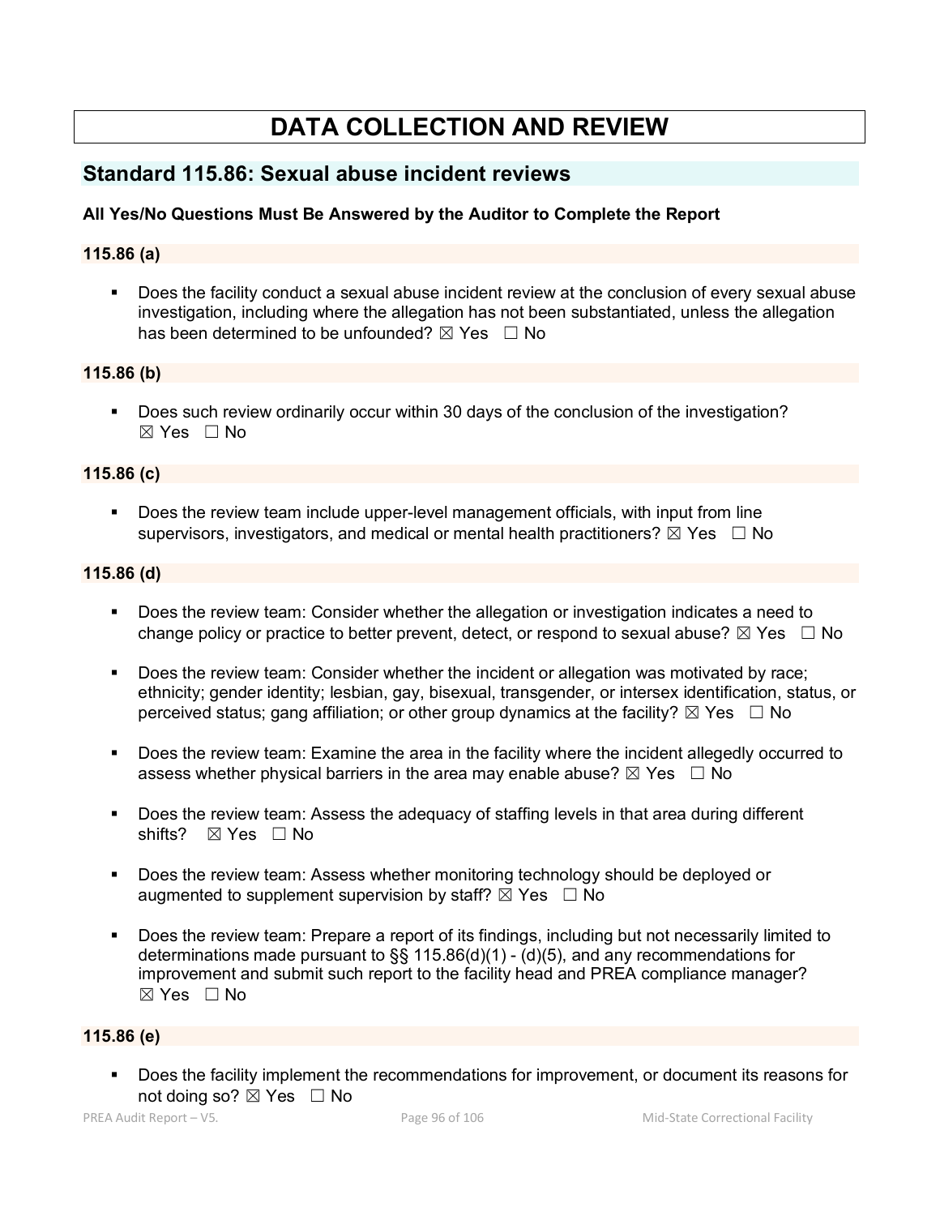# DATA COLLECTION AND REVIEW

## Standard 115.86: Sexual abuse incident reviews

**All Yes/No Questions Must Be Answered by the Auditor to Complete the Report**

### 115.86 (a)

- Does the facility conduct a sexual abuse incident review at the conclusion of every sexual abuse investigation, including where the allegation has not been substantiated, unless the allegation has been determined to be unfounded? ☒ Yes ☐ No

### 115.86 (b)

- Does such review ordinarily occur within 30 days of the conclusion of the investigation? ☒ Yes ☐ No

### 115.86 (c)

- Does the review team include upper-level management officials, with input from line supervisors, investigators, and medical or mental health practitioners? ☒ Yes ☐ No

### 115.86 (d)

- Does the review team: Consider whether the allegation or investigation indicates a need to change policy or practice to better prevent, detect, or respond to sexual abuse? ☒ Yes ☐ No
- Does the review team: Consider whether the incident or allegation was motivated by race; ethnicity; gender identity; lesbian, gay, bisexual, transgender, or intersex identification, status, or perceived status; gang affiliation; or other group dynamics at the facility? ☒ Yes ☐ No
- Does the review team: Examine the area in the facility where the incident allegedly occurred to assess whether physical barriers in the area may enable abuse? ☒ Yes ☐ No
- Does the review team: Assess the adequacy of staffing levels in that area during different shifts? ☒ Yes ☐ No
- Does the review team: Assess whether monitoring technology should be deployed or augmented to supplement supervision by staff? ☒ Yes ☐ No
- Does the review team: Prepare a report of its findings, including but not necessarily limited to determinations made pursuant to §§ 115.86(d)(1) - (d)(5), and any recommendations for improvement and submit such report to the facility head and PREA compliance manager? ☒ Yes ☐ No

### 115.86 (e)

- Does the facility implement the recommendations for improvement, or document its reasons for not doing so? ☒ Yes ☐ No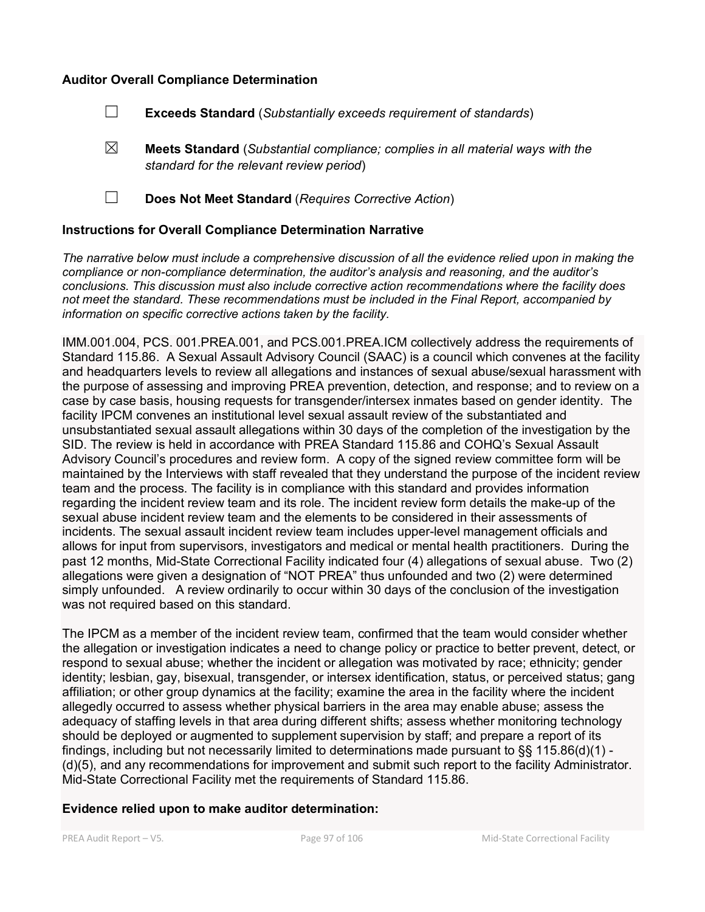### Auditor Overall Compliance Determination

☐ **Exceeds Standard** (*Substantially exceeds requirement of standards*)

☒ **Meets Standard** (*Substantial compliance; complies in all material ways with the standard for the relevant review period*)

☐ **Does Not Meet Standard** (*Requires Corrective Action*)

### Instructions for Overall Compliance Determination Narrative

*The narrative below must include a comprehensive discussion of all the evidence relied upon in making the compliance or non-compliance determination, the auditor's analysis and reasoning, and the auditor's conclusions. This discussion must also include corrective action recommendations where the facility does not meet the standard. These recommendations must be included in the Final Report, accompanied by information on specific corrective actions taken by the facility.*

IMM.001.004, PCS. 001.PREA.001, and PCS.001.PREA.ICM collectively address the requirements of Standard 115.86. A Sexual Assault Advisory Council (SAAC) is a council which convenes at the facility and headquarters levels to review all allegations and instances of sexual abuse/sexual harassment with the purpose of assessing and improving PREA prevention, detection, and response; and to review on a case by case basis, housing requests for transgender/intersex inmates based on gender identity. The facility IPCM convenes an institutional level sexual assault review of the substantiated and unsubstantiated sexual assault allegations within 30 days of the completion of the investigation by the SID. The review is held in accordance with PREA Standard 115.86 and COHQ's Sexual Assault Advisory Council's procedures and review form. A copy of the signed review committee form will be maintained by the Interviews with staff revealed that they understand the purpose of the incident review team and the process. The facility is in compliance with this standard and provides information regarding the incident review team and its role. The incident review form details the make-up of the sexual abuse incident review team and the elements to be considered in their assessments of incidents. The sexual assault incident review team includes upper-level management officials and allows for input from supervisors, investigators and medical or mental health practitioners. During the past 12 months, Mid-State Correctional Facility indicated four (4) allegations of sexual abuse. Two (2) allegations were given a designation of "NOT PREA" thus unfounded and two (2) were determined simply unfounded. A review ordinarily to occur within 30 days of the conclusion of the investigation was not required based on this standard.

The IPCM as a member of the incident review team, confirmed that the team would consider whether the allegation or investigation indicates a need to change policy or practice to better prevent, detect, or respond to sexual abuse; whether the incident or allegation was motivated by race; ethnicity; gender identity; lesbian, gay, bisexual, transgender, or intersex identification, status, or perceived status; gang affiliation; or other group dynamics at the facility; examine the area in the facility where the incident allegedly occurred to assess whether physical barriers in the area may enable abuse; assess the adequacy of staffing levels in that area during different shifts; assess whether monitoring technology should be deployed or augmented to supplement supervision by staff; and prepare a report of its findings, including but not necessarily limited to determinations made pursuant to §§ 115.86(d)(1) - (d)(5), and any recommendations for improvement and submit such report to the facility Administrator. Mid-State Correctional Facility met the requirements of Standard 115.86.

### Evidence relied upon to make auditor determination: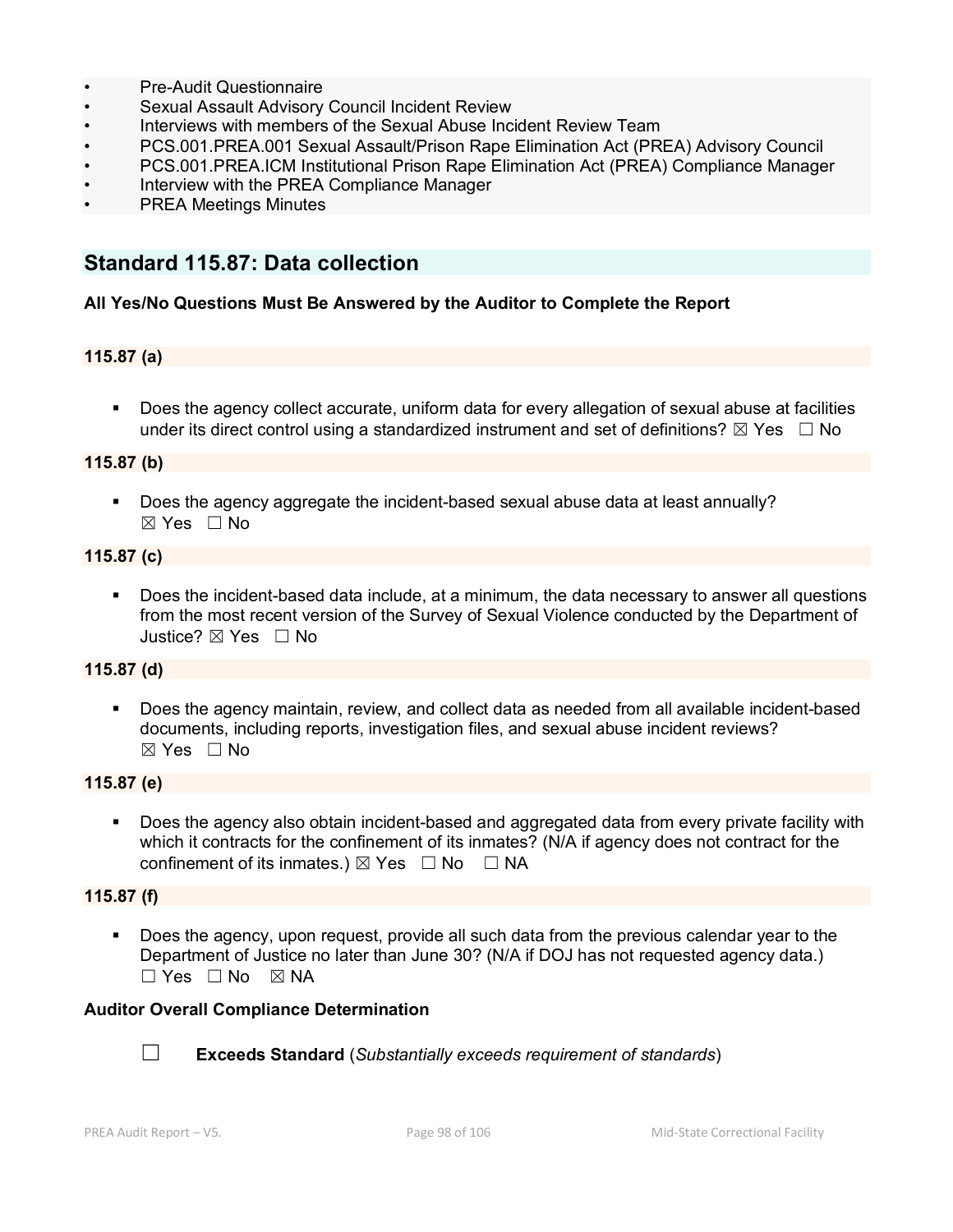- Pre-Audit Questionnaire
- Sexual Assault Advisory Council Incident Review
- Interviews with members of the Sexual Abuse Incident Review Team
- PCS.001.PREA.001 Sexual Assault/Prison Rape Elimination Act (PREA) Advisory Council
- PCS.001.PREA.ICM Institutional Prison Rape Elimination Act (PREA) Compliance Manager
- Interview with the PREA Compliance Manager
- PREA Meetings Minutes

## Standard 115.87: Data collection

**All Yes/No Questions Must Be Answered by the Auditor to Complete the Report**

**115.87 (a)**

- Does the agency collect accurate, uniform data for every allegation of sexual abuse at facilities under its direct control using a standardized instrument and set of definitions? ☒ Yes ☐ No

**115.87 (b)**

- Does the agency aggregate the incident-based sexual abuse data at least annually? ☒ Yes ☐ No

**115.87 (c)**

- Does the incident-based data include, at a minimum, the data necessary to answer all questions from the most recent version of the Survey of Sexual Violence conducted by the Department of Justice? ☒ Yes ☐ No

**115.87 (d)**

- Does the agency maintain, review, and collect data as needed from all available incident-based documents, including reports, investigation files, and sexual abuse incident reviews? ☒ Yes ☐ No

**115.87 (e)**

- Does the agency also obtain incident-based and aggregated data from every private facility with which it contracts for the confinement of its inmates? (N/A if agency does not contract for the confinement of its inmates.) ☒ Yes ☐ No ☐ NA

**115.87 (f)**

- Does the agency, upon request, provide all such data from the previous calendar year to the Department of Justice no later than June 30? (N/A if DOJ has not requested agency data.) ☐ Yes ☐ No ☒ NA

**Auditor Overall Compliance Determination**

☐ **Exceeds Standard** (*Substantially exceeds requirement of standards*)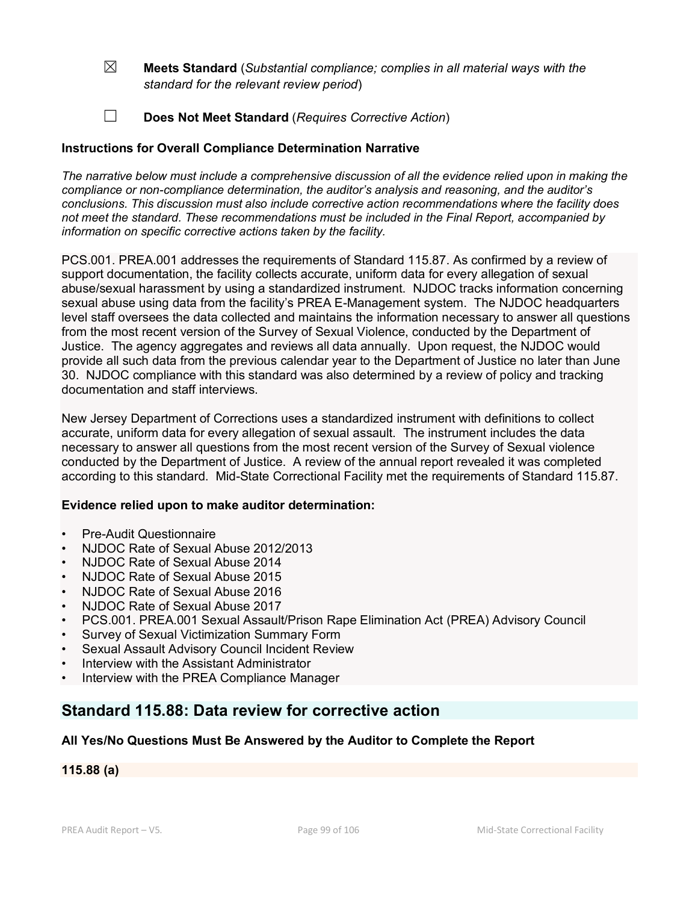☒ **Meets Standard** (*Substantial compliance; complies in all material ways with the standard for the relevant review period*)

☐ **Does Not Meet Standard** (*Requires Corrective Action*)

**Instructions for Overall Compliance Determination Narrative**

*The narrative below must include a comprehensive discussion of all the evidence relied upon in making the compliance or non-compliance determination, the auditor's analysis and reasoning, and the auditor's conclusions. This discussion must also include corrective action recommendations where the facility does not meet the standard. These recommendations must be included in the Final Report, accompanied by information on specific corrective actions taken by the facility.*

PCS.001. PREA.001 addresses the requirements of Standard 115.87. As confirmed by a review of support documentation, the facility collects accurate, uniform data for every allegation of sexual abuse/sexual harassment by using a standardized instrument. NJDOC tracks information concerning sexual abuse using data from the facility's PREA E-Management system. The NJDOC headquarters level staff oversees the data collected and maintains the information necessary to answer all questions from the most recent version of the Survey of Sexual Violence, conducted by the Department of Justice. The agency aggregates and reviews all data annually. Upon request, the NJDOC would provide all such data from the previous calendar year to the Department of Justice no later than June 30. NJDOC compliance with this standard was also determined by a review of policy and tracking documentation and staff interviews.

New Jersey Department of Corrections uses a standardized instrument with definitions to collect accurate, uniform data for every allegation of sexual assault. The instrument includes the data necessary to answer all questions from the most recent version of the Survey of Sexual violence conducted by the Department of Justice. A review of the annual report revealed it was completed according to this standard. Mid-State Correctional Facility met the requirements of Standard 115.87.

**Evidence relied upon to make auditor determination:**

- Pre-Audit Questionnaire
- NJDOC Rate of Sexual Abuse 2012/2013
- NJDOC Rate of Sexual Abuse 2014
- NJDOC Rate of Sexual Abuse 2015
- NJDOC Rate of Sexual Abuse 2016
- NJDOC Rate of Sexual Abuse 2017
- PCS.001. PREA.001 Sexual Assault/Prison Rape Elimination Act (PREA) Advisory Council
- Survey of Sexual Victimization Summary Form
- Sexual Assault Advisory Council Incident Review
- Interview with the Assistant Administrator
- Interview with the PREA Compliance Manager

## Standard 115.88: Data review for corrective action

**All Yes/No Questions Must Be Answered by the Auditor to Complete the Report**

**115.88 (a)**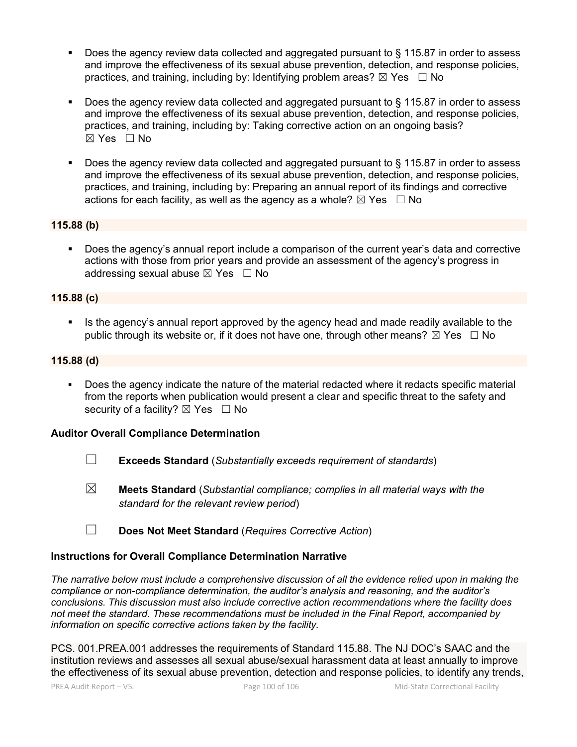- Does the agency review data collected and aggregated pursuant to § 115.87 in order to assess and improve the effectiveness of its sexual abuse prevention, detection, and response policies, practices, and training, including by: Identifying problem areas? ☒ Yes ☐ No

- Does the agency review data collected and aggregated pursuant to § 115.87 in order to assess and improve the effectiveness of its sexual abuse prevention, detection, and response policies, practices, and training, including by: Taking corrective action on an ongoing basis? ☒ Yes ☐ No

- Does the agency review data collected and aggregated pursuant to § 115.87 in order to assess and improve the effectiveness of its sexual abuse prevention, detection, and response policies, practices, and training, including by: Preparing an annual report of its findings and corrective actions for each facility, as well as the agency as a whole? ☒ Yes ☐ No

**115.88 (b)**

- Does the agency's annual report include a comparison of the current year's data and corrective actions with those from prior years and provide an assessment of the agency's progress in addressing sexual abuse ☒ Yes ☐ No

**115.88 (c)**

- Is the agency's annual report approved by the agency head and made readily available to the public through its website or, if it does not have one, through other means? ☒ Yes ☐ No

**115.88 (d)**

- Does the agency indicate the nature of the material redacted where it redacts specific material from the reports when publication would present a clear and specific threat to the safety and security of a facility? ☒ Yes ☐ No

**Auditor Overall Compliance Determination**

☐ **Exceeds Standard** (*Substantially exceeds requirement of standards*)

☒ **Meets Standard** (*Substantial compliance; complies in all material ways with the standard for the relevant review period*)

☐ **Does Not Meet Standard** (*Requires Corrective Action*)

**Instructions for Overall Compliance Determination Narrative**

*The narrative below must include a comprehensive discussion of all the evidence relied upon in making the compliance or non-compliance determination, the auditor's analysis and reasoning, and the auditor's conclusions. This discussion must also include corrective action recommendations where the facility does not meet the standard. These recommendations must be included in the Final Report, accompanied by information on specific corrective actions taken by the facility.*

PCS. 001.PREA.001 addresses the requirements of Standard 115.88. The NJ DOC's SAAC and the institution reviews and assesses all sexual abuse/sexual harassment data at least annually to improve the effectiveness of its sexual abuse prevention, detection and response policies, to identify any trends,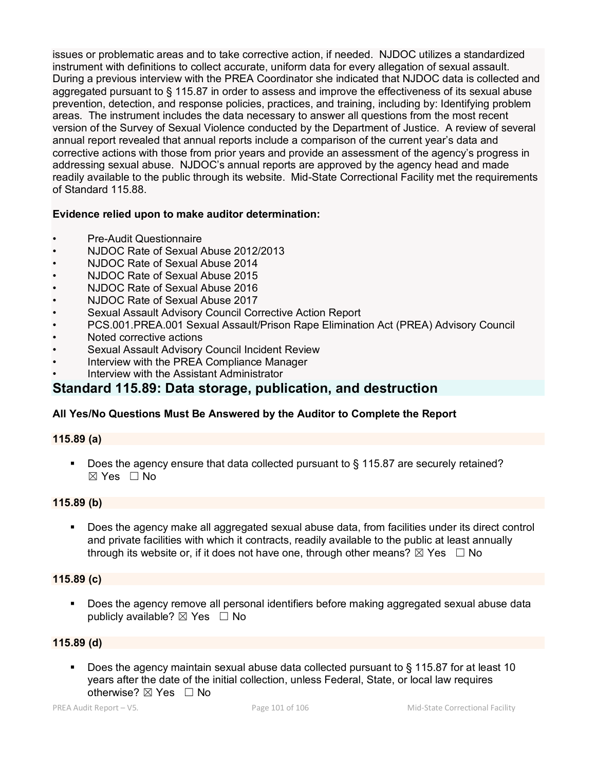issues or problematic areas and to take corrective action, if needed. NJDOC utilizes a standardized instrument with definitions to collect accurate, uniform data for every allegation of sexual assault. During a previous interview with the PREA Coordinator she indicated that NJDOC data is collected and aggregated pursuant to § 115.87 in order to assess and improve the effectiveness of its sexual abuse prevention, detection, and response policies, practices, and training, including by: Identifying problem areas. The instrument includes the data necessary to answer all questions from the most recent version of the Survey of Sexual Violence conducted by the Department of Justice. A review of several annual report revealed that annual reports include a comparison of the current year's data and corrective actions with those from prior years and provide an assessment of the agency's progress in addressing sexual abuse. NJDOC's annual reports are approved by the agency head and made readily available to the public through its website. Mid-State Correctional Facility met the requirements of Standard 115.88.

**Evidence relied upon to make auditor determination:**

- Pre-Audit Questionnaire
- NJDOC Rate of Sexual Abuse 2012/2013
- NJDOC Rate of Sexual Abuse 2014
- NJDOC Rate of Sexual Abuse 2015
- NJDOC Rate of Sexual Abuse 2016
- NJDOC Rate of Sexual Abuse 2017
- Sexual Assault Advisory Council Corrective Action Report
- PCS.001.PREA.001 Sexual Assault/Prison Rape Elimination Act (PREA) Advisory Council
- Noted corrective actions
- Sexual Assault Advisory Council Incident Review
- Interview with the PREA Compliance Manager
- Interview with the Assistant Administrator

## Standard 115.89: Data storage, publication, and destruction

**All Yes/No Questions Must Be Answered by the Auditor to Complete the Report**

**115.89 (a)**

- Does the agency ensure that data collected pursuant to § 115.87 are securely retained? ☒ Yes ☐ No

**115.89 (b)**

- Does the agency make all aggregated sexual abuse data, from facilities under its direct control and private facilities with which it contracts, readily available to the public at least annually through its website or, if it does not have one, through other means? ☒ Yes ☐ No

**115.89 (c)**

- Does the agency remove all personal identifiers before making aggregated sexual abuse data publicly available? ☒ Yes ☐ No

**115.89 (d)**

- Does the agency maintain sexual abuse data collected pursuant to § 115.87 for at least 10 years after the date of the initial collection, unless Federal, State, or local law requires otherwise? ☒ Yes ☐ No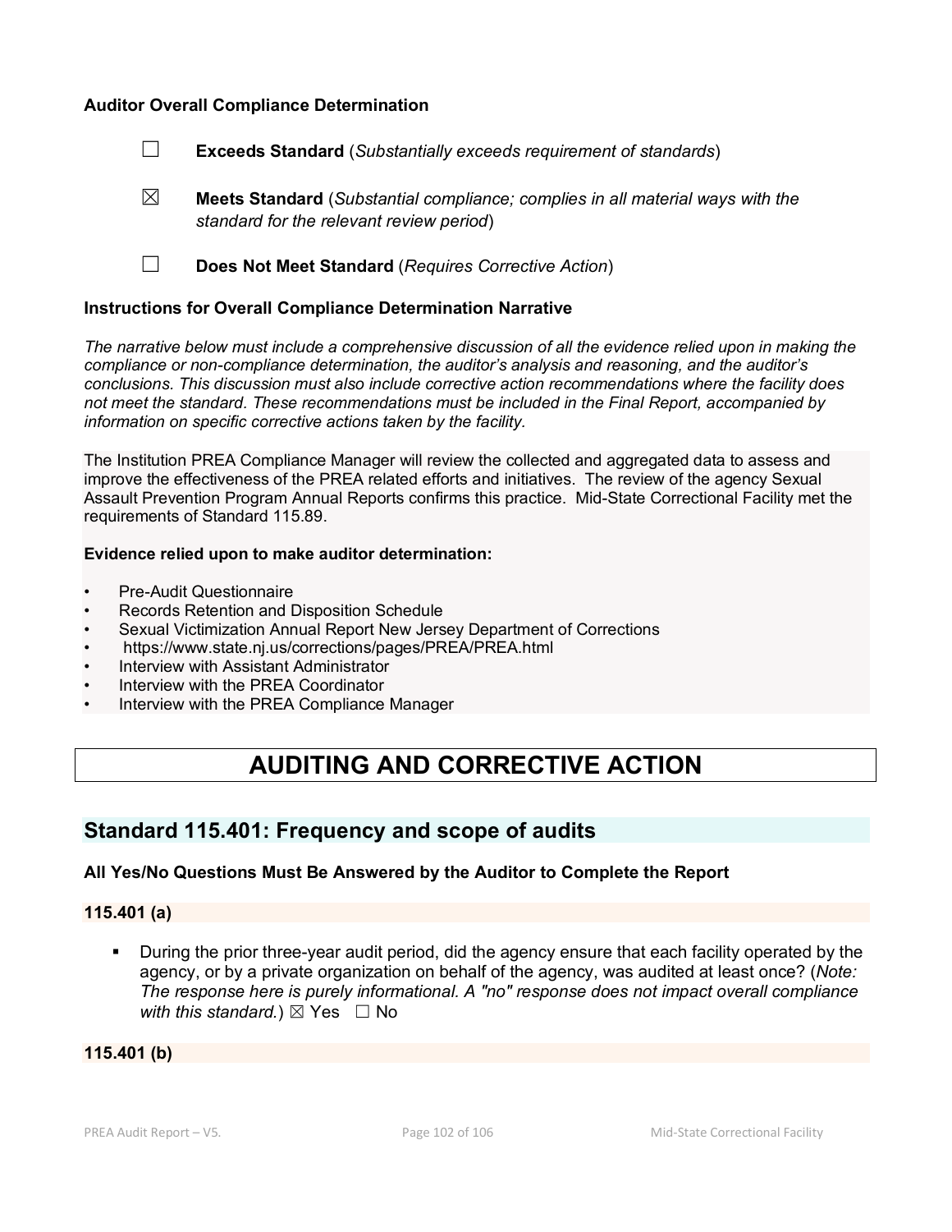**Auditor Overall Compliance Determination**

☐ **Exceeds Standard** (*Substantially exceeds requirement of standards*)

☒ **Meets Standard** (*Substantial compliance; complies in all material ways with the standard for the relevant review period*)

☐ **Does Not Meet Standard** (*Requires Corrective Action*)

**Instructions for Overall Compliance Determination Narrative**

*The narrative below must include a comprehensive discussion of all the evidence relied upon in making the compliance or non-compliance determination, the auditor's analysis and reasoning, and the auditor's conclusions. This discussion must also include corrective action recommendations where the facility does not meet the standard. These recommendations must be included in the Final Report, accompanied by information on specific corrective actions taken by the facility.*

The Institution PREA Compliance Manager will review the collected and aggregated data to assess and improve the effectiveness of the PREA related efforts and initiatives. The review of the agency Sexual Assault Prevention Program Annual Reports confirms this practice. Mid-State Correctional Facility met the requirements of Standard 115.89.

**Evidence relied upon to make auditor determination:**

- Pre-Audit Questionnaire
- Records Retention and Disposition Schedule
- Sexual Victimization Annual Report New Jersey Department of Corrections
- https://www.state.nj.us/corrections/pages/PREA/PREA.html
- Interview with Assistant Administrator
- Interview with the PREA Coordinator
- Interview with the PREA Compliance Manager

# AUDITING AND CORRECTIVE ACTION

## Standard 115.401: Frequency and scope of audits

**All Yes/No Questions Must Be Answered by the Auditor to Complete the Report**

**115.401 (a)**

- During the prior three-year audit period, did the agency ensure that each facility operated by the agency, or by a private organization on behalf of the agency, was audited at least once? (*Note: The response here is purely informational. A "no" response does not impact overall compliance with this standard.*) ☒ Yes ☐ No

**115.401 (b)**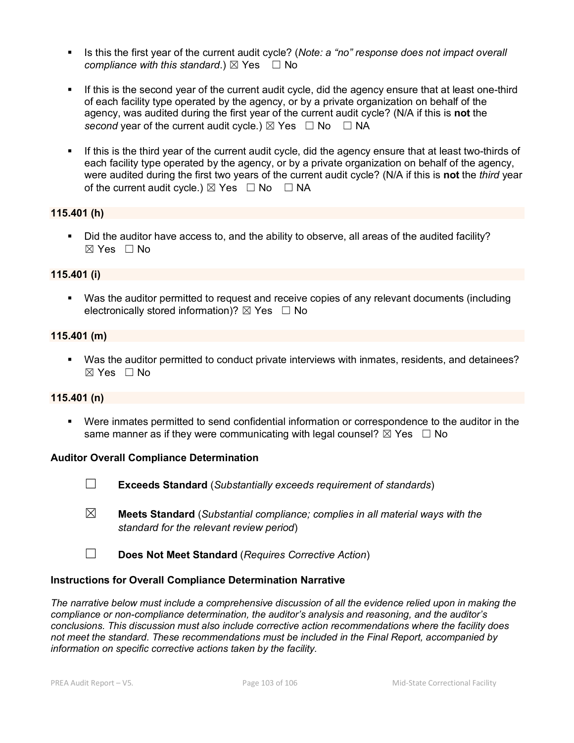- Is this the first year of the current audit cycle? (*Note: a "no" response does not impact overall compliance with this standard*.) ☒ Yes ☐ No

- If this is the second year of the current audit cycle, did the agency ensure that at least one-third of each facility type operated by the agency, or by a private organization on behalf of the agency, was audited during the first year of the current audit cycle? (N/A if this is **not** the *second* year of the current audit cycle.) ☒ Yes ☐ No ☐ NA

- If this is the third year of the current audit cycle, did the agency ensure that at least two-thirds of each facility type operated by the agency, or by a private organization on behalf of the agency, were audited during the first two years of the current audit cycle? (N/A if this is **not** the *third* year of the current audit cycle.) ☒ Yes ☐ No ☐ NA

**115.401 (h)**

- Did the auditor have access to, and the ability to observe, all areas of the audited facility? ☒ Yes ☐ No

**115.401 (i)**

- Was the auditor permitted to request and receive copies of any relevant documents (including electronically stored information)? ☒ Yes ☐ No

**115.401 (m)**

- Was the auditor permitted to conduct private interviews with inmates, residents, and detainees? ☒ Yes ☐ No

**115.401 (n)**

- Were inmates permitted to send confidential information or correspondence to the auditor in the same manner as if they were communicating with legal counsel? ☒ Yes ☐ No

**Auditor Overall Compliance Determination**

☐ **Exceeds Standard** (*Substantially exceeds requirement of standards*)

☒ **Meets Standard** (*Substantial compliance; complies in all material ways with the standard for the relevant review period*)

☐ **Does Not Meet Standard** (*Requires Corrective Action*)

**Instructions for Overall Compliance Determination Narrative**

*The narrative below must include a comprehensive discussion of all the evidence relied upon in making the compliance or non-compliance determination, the auditor's analysis and reasoning, and the auditor's conclusions. This discussion must also include corrective action recommendations where the facility does not meet the standard. These recommendations must be included in the Final Report, accompanied by information on specific corrective actions taken by the facility.*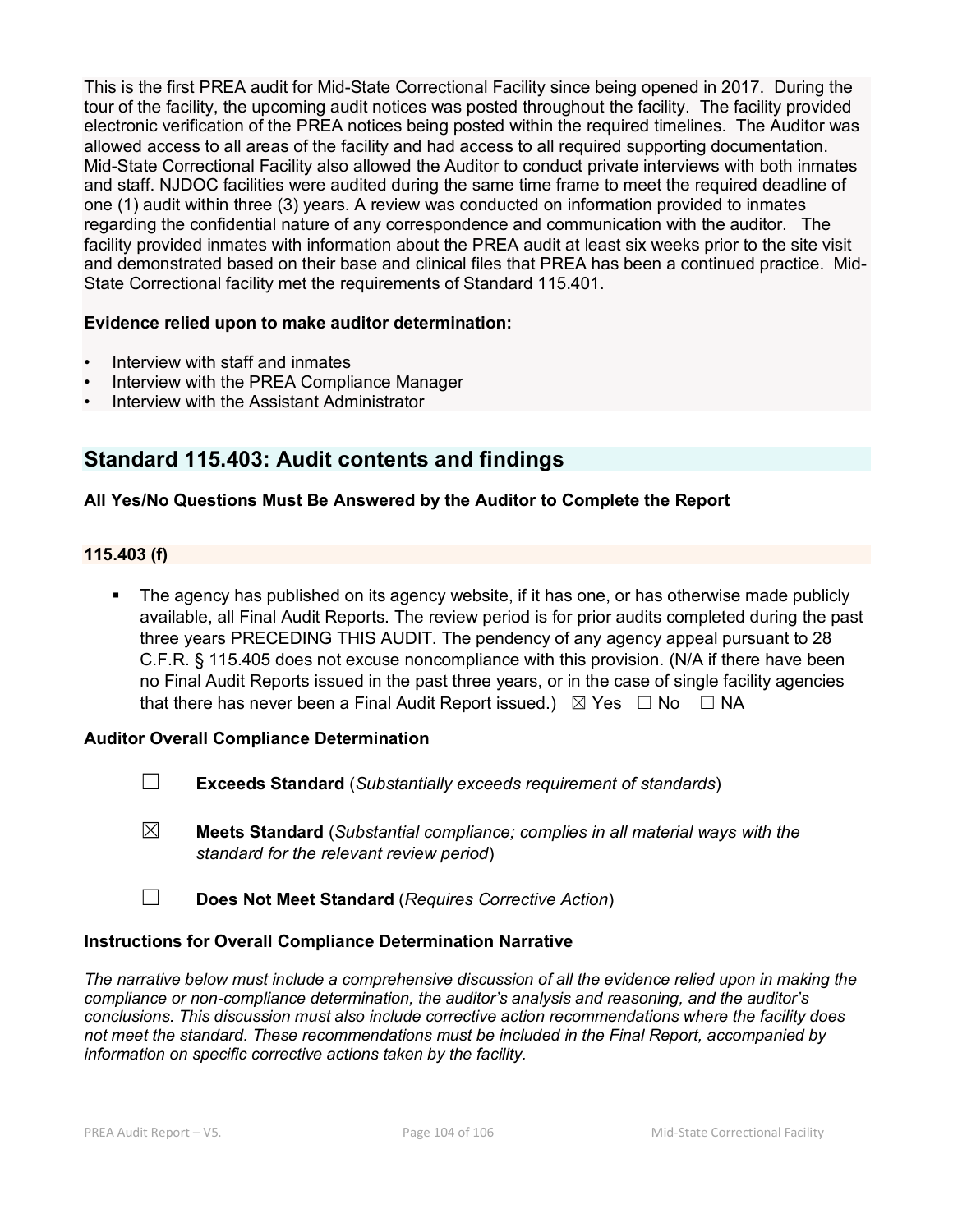This is the first PREA audit for Mid-State Correctional Facility since being opened in 2017. During the tour of the facility, the upcoming audit notices was posted throughout the facility. The facility provided electronic verification of the PREA notices being posted within the required timelines. The Auditor was allowed access to all areas of the facility and had access to all required supporting documentation. Mid-State Correctional Facility also allowed the Auditor to conduct private interviews with both inmates and staff. NJDOC facilities were audited during the same time frame to meet the required deadline of one (1) audit within three (3) years. A review was conducted on information provided to inmates regarding the confidential nature of any correspondence and communication with the auditor. The facility provided inmates with information about the PREA audit at least six weeks prior to the site visit and demonstrated based on their base and clinical files that PREA has been a continued practice. Mid-State Correctional facility met the requirements of Standard 115.401.

**Evidence relied upon to make auditor determination:**

- Interview with staff and inmates
- Interview with the PREA Compliance Manager
- Interview with the Assistant Administrator

## Standard 115.403: Audit contents and findings

**All Yes/No Questions Must Be Answered by the Auditor to Complete the Report**

**115.403 (f)**

- The agency has published on its agency website, if it has one, or has otherwise made publicly available, all Final Audit Reports. The review period is for prior audits completed during the past three years PRECEDING THIS AUDIT. The pendency of any agency appeal pursuant to 28 C.F.R. § 115.405 does not excuse noncompliance with this provision. (N/A if there have been no Final Audit Reports issued in the past three years, or in the case of single facility agencies that there has never been a Final Audit Report issued.) ☒ Yes ☐ No ☐ NA

**Auditor Overall Compliance Determination**

☐ **Exceeds Standard** (*Substantially exceeds requirement of standards*)

☒ **Meets Standard** (*Substantial compliance; complies in all material ways with the standard for the relevant review period*)

☐ **Does Not Meet Standard** (*Requires Corrective Action*)

**Instructions for Overall Compliance Determination Narrative**

*The narrative below must include a comprehensive discussion of all the evidence relied upon in making the compliance or non-compliance determination, the auditor's analysis and reasoning, and the auditor's conclusions. This discussion must also include corrective action recommendations where the facility does not meet the standard. These recommendations must be included in the Final Report, accompanied by information on specific corrective actions taken by the facility.*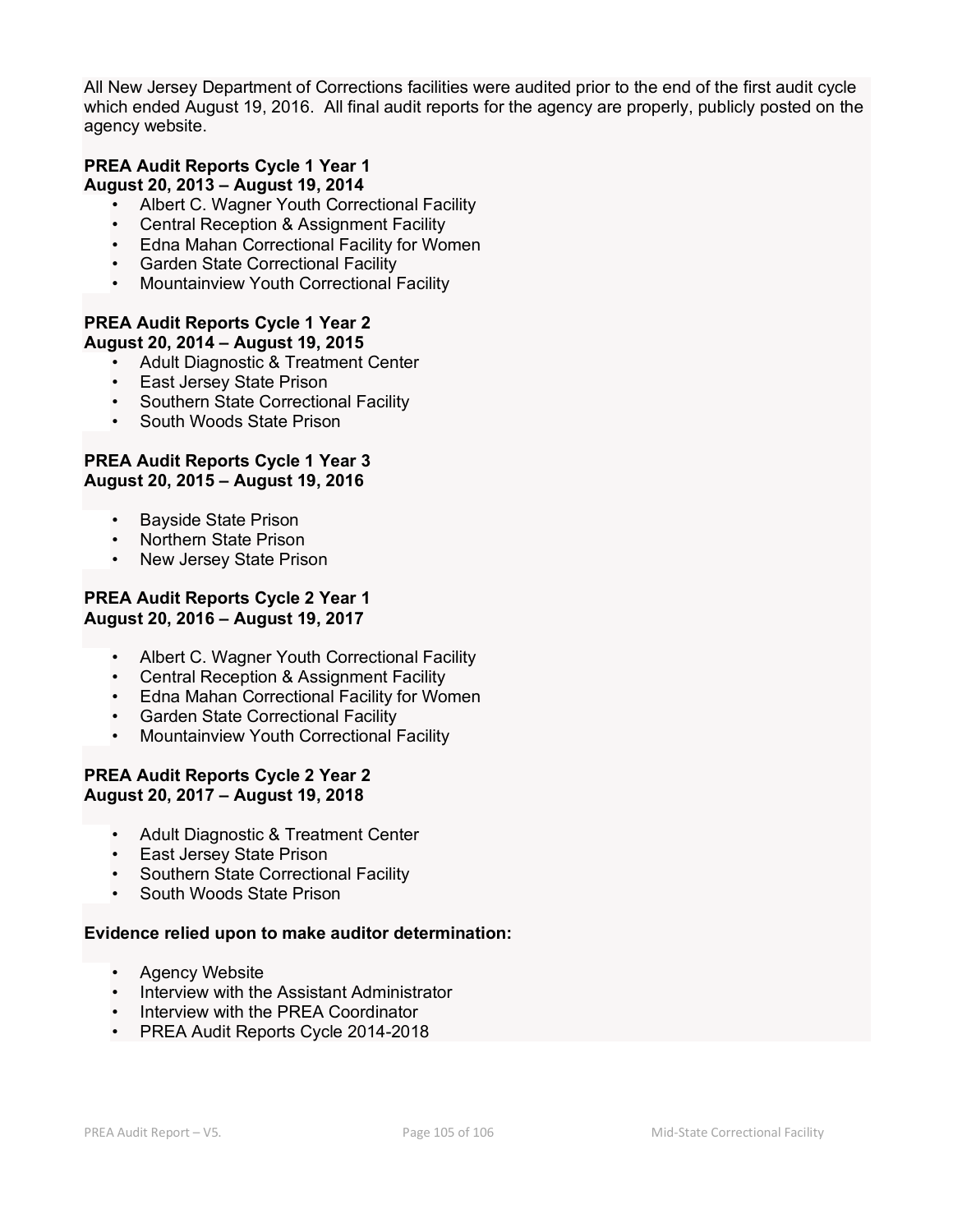All New Jersey Department of Corrections facilities were audited prior to the end of the first audit cycle which ended August 19, 2016. All final audit reports for the agency are properly, publicly posted on the agency website.

**PREA Audit Reports Cycle 1 Year 1**
**August 20, 2013 – August 19, 2014**

- Albert C. Wagner Youth Correctional Facility
- Central Reception & Assignment Facility
- Edna Mahan Correctional Facility for Women
- Garden State Correctional Facility
- Mountainview Youth Correctional Facility

**PREA Audit Reports Cycle 1 Year 2**
**August 20, 2014 – August 19, 2015**

- Adult Diagnostic & Treatment Center
- East Jersey State Prison
- Southern State Correctional Facility
- South Woods State Prison

**PREA Audit Reports Cycle 1 Year 3**
**August 20, 2015 – August 19, 2016**

- Bayside State Prison
- Northern State Prison
- New Jersey State Prison

**PREA Audit Reports Cycle 2 Year 1**
**August 20, 2016 – August 19, 2017**

- Albert C. Wagner Youth Correctional Facility
- Central Reception & Assignment Facility
- Edna Mahan Correctional Facility for Women
- Garden State Correctional Facility
- Mountainview Youth Correctional Facility

**PREA Audit Reports Cycle 2 Year 2**
**August 20, 2017 – August 19, 2018**

- Adult Diagnostic & Treatment Center
- East Jersey State Prison
- Southern State Correctional Facility
- South Woods State Prison

**Evidence relied upon to make auditor determination:**

- Agency Website
- Interview with the Assistant Administrator
- Interview with the PREA Coordinator
- PREA Audit Reports Cycle 2014-2018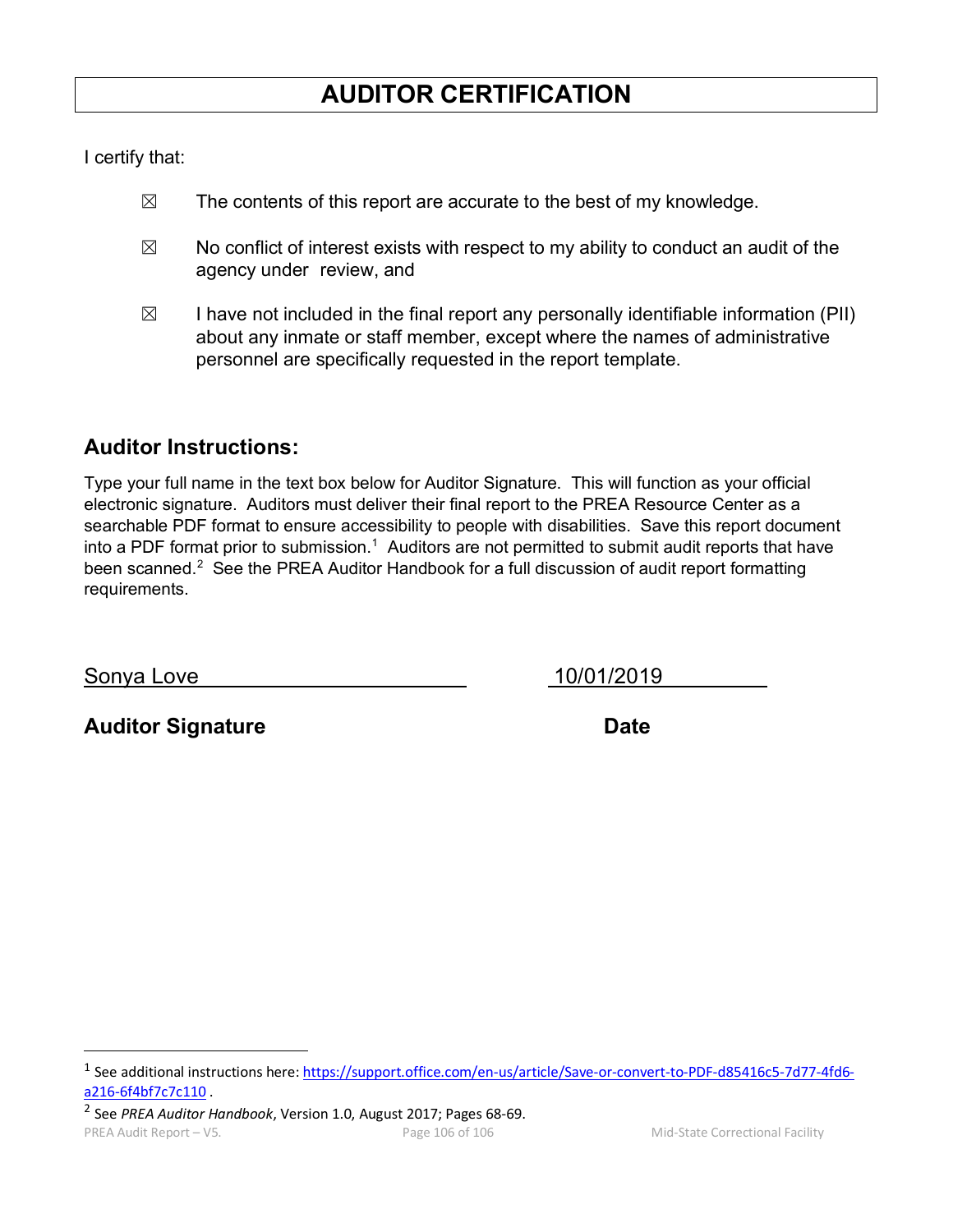# AUDITOR CERTIFICATION

I certify that:

☒ The contents of this report are accurate to the best of my knowledge.

☒ No conflict of interest exists with respect to my ability to conduct an audit of the agency under review, and

☒ I have not included in the final report any personally identifiable information (PII) about any inmate or staff member, except where the names of administrative personnel are specifically requested in the report template.

## Auditor Instructions:

Type your full name in the text box below for Auditor Signature. This will function as your official electronic signature. Auditors must deliver their final report to the PREA Resource Center as a searchable PDF format to ensure accessibility to people with disabilities. Save this report document into a PDF format prior to submission.[1] Auditors are not permitted to submit audit reports that have been scanned.[2] See the PREA Auditor Handbook for a full discussion of audit report formatting requirements.

Sonya Love 10/01/2019

**Auditor Signature** **Date**

---

[1] See additional instructions here: https://support.office.com/en-us/article/Save-or-convert-to-PDF-d85416c5-7d77-4fd6-a216-6f4bf7c7c110 .

[2] See *PREA Auditor Handbook*, Version 1.0, August 2017; Pages 68-69.